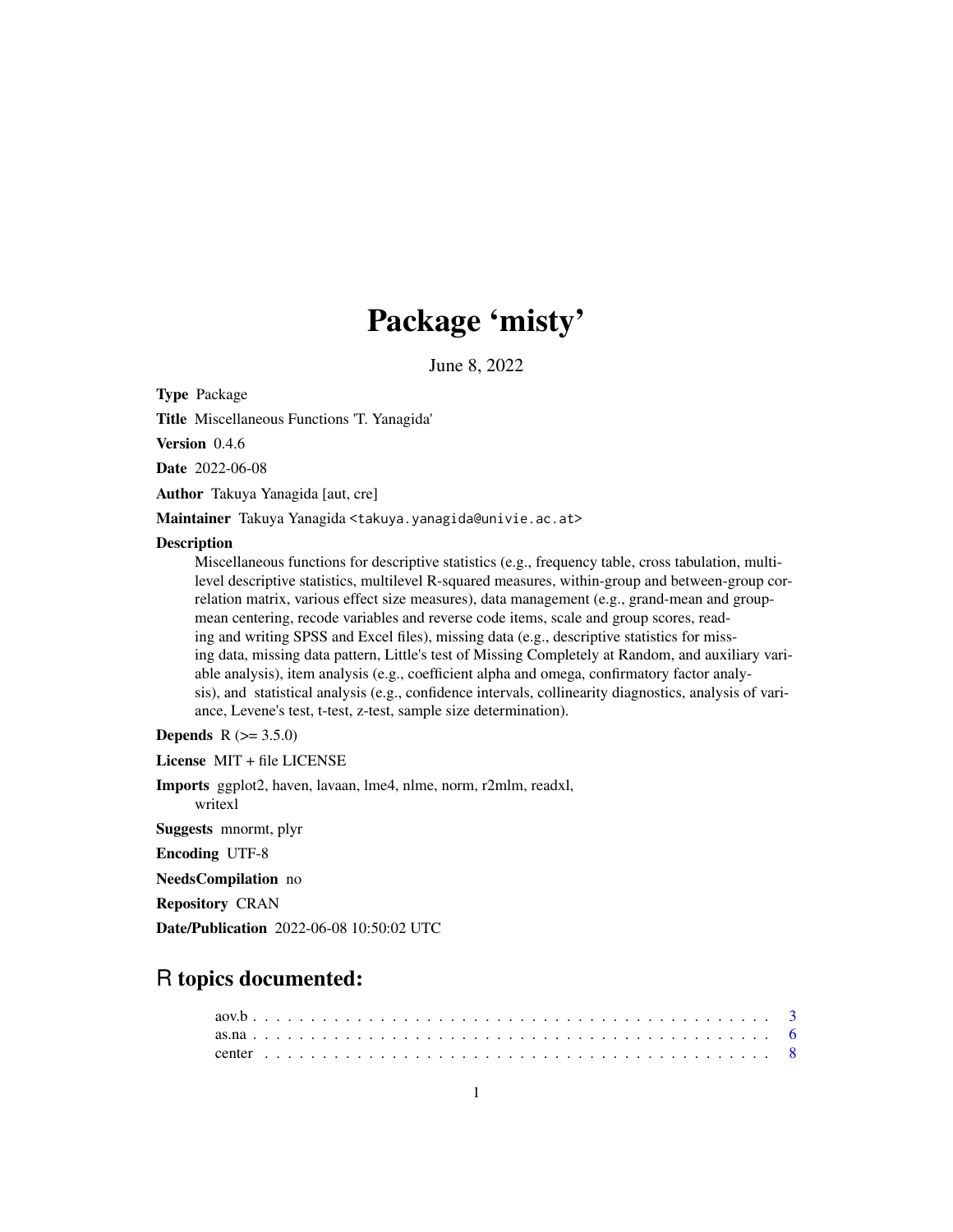# Package 'misty'

June 8, 2022

**Type** Package

**Title** Miscellaneous Functions 'T. Yanagida'

**Version** 0.4.6

**Date** 2022-06-08

**Author** Takuya Yanagida [aut, cre]

**Maintainer** Takuya Yanagida <takuya.yanagida@univie.ac.at>

**Description**

Miscellaneous functions for descriptive statistics (e.g., frequency table, cross tabulation, multilevel descriptive statistics, multilevel R-squared measures, within-group and between-group correlation matrix, various effect size measures), data management (e.g., grand-mean and group-mean centering, recode variables and reverse code items, scale and group scores, reading and writing SPSS and Excel files), missing data (e.g., descriptive statistics for missing data, missing data pattern, Little's test of Missing Completely at Random, and auxiliary variable analysis), item analysis (e.g., coefficient alpha and omega, confirmatory factor analysis), and statistical analysis (e.g., confidence intervals, collinearity diagnostics, analysis of variance, Levene's test, t-test, z-test, sample size determination).

**Depends** R (>= 3.5.0)

**License** MIT + file LICENSE

**Imports** ggplot2, haven, lavaan, lme4, nlme, norm, r2mlm, readxl, writexl

**Suggests** mnormt, plyr

**Encoding** UTF-8

**NeedsCompilation** no

**Repository** CRAN

**Date/Publication** 2022-06-08 10:50:02 UTC

## R topics documented:

| | |
|---|---|
| aov.b | 3 |
| as.na | 6 |
| center | 8 |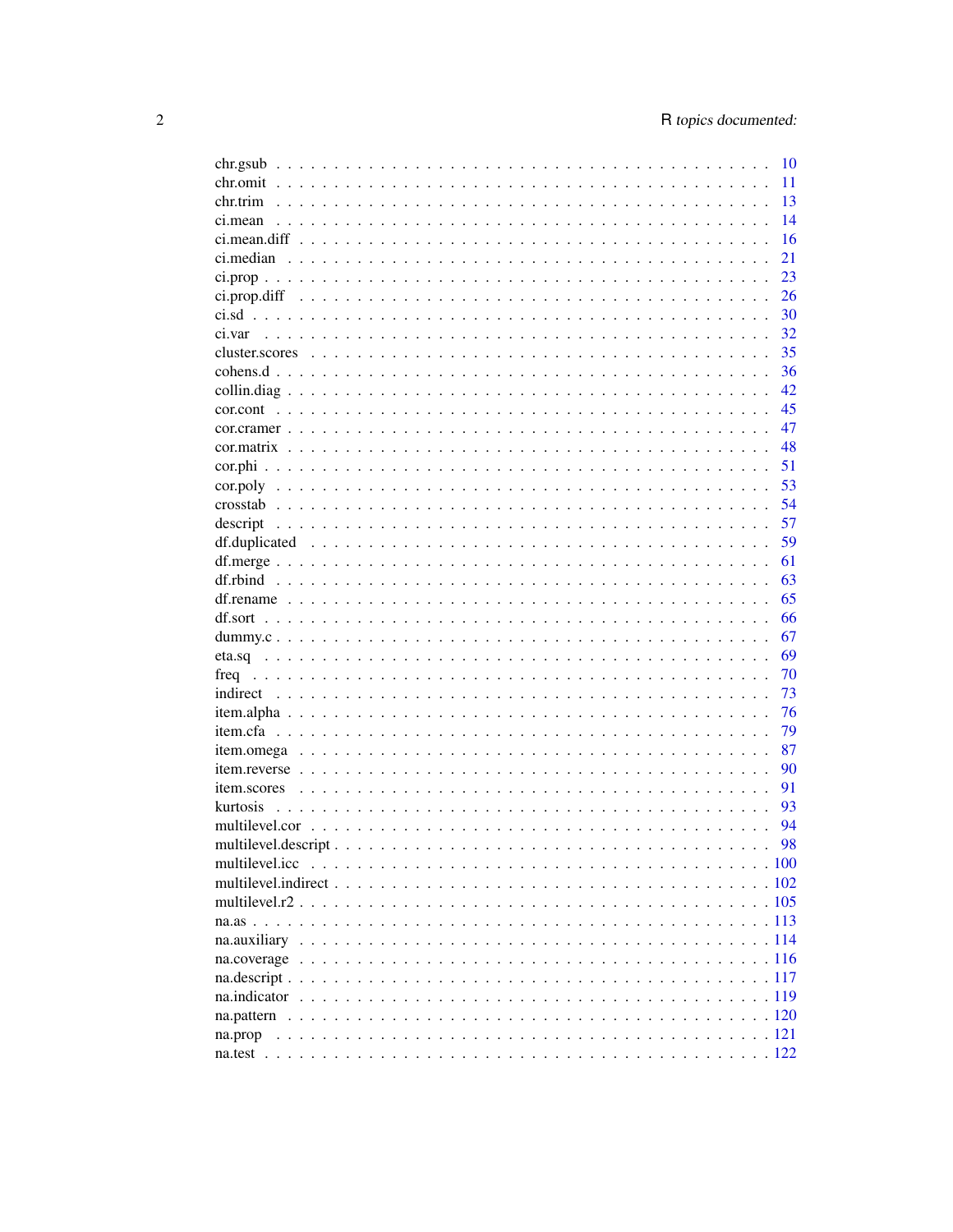chr.gsub . . . . . . . . . . . . . . . . . . . . . . . . . . . . . . . . . . . . . . . 10
chr.omit . . . . . . . . . . . . . . . . . . . . . . . . . . . . . . . . . . . . . . . 11
chr.trim . . . . . . . . . . . . . . . . . . . . . . . . . . . . . . . . . . . . . . . 13
ci.mean . . . . . . . . . . . . . . . . . . . . . . . . . . . . . . . . . . . . . . . 14
ci.mean.diff . . . . . . . . . . . . . . . . . . . . . . . . . . . . . . . . . . . . . 16
ci.median . . . . . . . . . . . . . . . . . . . . . . . . . . . . . . . . . . . . . . 21
ci.prop . . . . . . . . . . . . . . . . . . . . . . . . . . . . . . . . . . . . . . . 23
ci.prop.diff . . . . . . . . . . . . . . . . . . . . . . . . . . . . . . . . . . . . . 26
ci.sd . . . . . . . . . . . . . . . . . . . . . . . . . . . . . . . . . . . . . . . . 30
ci.var . . . . . . . . . . . . . . . . . . . . . . . . . . . . . . . . . . . . . . . . 32
cluster.scores . . . . . . . . . . . . . . . . . . . . . . . . . . . . . . . . . . . 35
cohens.d . . . . . . . . . . . . . . . . . . . . . . . . . . . . . . . . . . . . . . . 36
collin.diag . . . . . . . . . . . . . . . . . . . . . . . . . . . . . . . . . . . . . 42
cor.cont . . . . . . . . . . . . . . . . . . . . . . . . . . . . . . . . . . . . . . . 45
cor.cramer . . . . . . . . . . . . . . . . . . . . . . . . . . . . . . . . . . . . . . 47
cor.matrix . . . . . . . . . . . . . . . . . . . . . . . . . . . . . . . . . . . . . . 48
cor.phi . . . . . . . . . . . . . . . . . . . . . . . . . . . . . . . . . . . . . . . . 51
cor.poly . . . . . . . . . . . . . . . . . . . . . . . . . . . . . . . . . . . . . . . 53
crosstab . . . . . . . . . . . . . . . . . . . . . . . . . . . . . . . . . . . . . . . 54
descript . . . . . . . . . . . . . . . . . . . . . . . . . . . . . . . . . . . . . . . 57
df.duplicated . . . . . . . . . . . . . . . . . . . . . . . . . . . . . . . . . . . . 59
df.merge . . . . . . . . . . . . . . . . . . . . . . . . . . . . . . . . . . . . . . . 61
df.rbind . . . . . . . . . . . . . . . . . . . . . . . . . . . . . . . . . . . . . . . 63
df.rename . . . . . . . . . . . . . . . . . . . . . . . . . . . . . . . . . . . . . . 65
df.sort . . . . . . . . . . . . . . . . . . . . . . . . . . . . . . . . . . . . . . . . 66
dummy.c . . . . . . . . . . . . . . . . . . . . . . . . . . . . . . . . . . . . . . . 67
eta.sq . . . . . . . . . . . . . . . . . . . . . . . . . . . . . . . . . . . . . . . . 69
freq . . . . . . . . . . . . . . . . . . . . . . . . . . . . . . . . . . . . . . . . . 70
indirect . . . . . . . . . . . . . . . . . . . . . . . . . . . . . . . . . . . . . . . 73
item.alpha . . . . . . . . . . . . . . . . . . . . . . . . . . . . . . . . . . . . . . 76
item.cfa . . . . . . . . . . . . . . . . . . . . . . . . . . . . . . . . . . . . . . . 79
item.omega . . . . . . . . . . . . . . . . . . . . . . . . . . . . . . . . . . . . . . 87
item.reverse . . . . . . . . . . . . . . . . . . . . . . . . . . . . . . . . . . . . . 90
item.scores . . . . . . . . . . . . . . . . . . . . . . . . . . . . . . . . . . . . . 91
kurtosis . . . . . . . . . . . . . . . . . . . . . . . . . . . . . . . . . . . . . . . 93
multilevel.cor . . . . . . . . . . . . . . . . . . . . . . . . . . . . . . . . . . . . 94
multilevel.descript . . . . . . . . . . . . . . . . . . . . . . . . . . . . . . . . . 98
multilevel.icc . . . . . . . . . . . . . . . . . . . . . . . . . . . . . . . . . . . . 100
multilevel.indirect . . . . . . . . . . . . . . . . . . . . . . . . . . . . . . . . . 102
multilevel.r2 . . . . . . . . . . . . . . . . . . . . . . . . . . . . . . . . . . . . 105
na.as . . . . . . . . . . . . . . . . . . . . . . . . . . . . . . . . . . . . . . . . . 113
na.auxiliary . . . . . . . . . . . . . . . . . . . . . . . . . . . . . . . . . . . . . 114
na.coverage . . . . . . . . . . . . . . . . . . . . . . . . . . . . . . . . . . . . . 116
na.descript . . . . . . . . . . . . . . . . . . . . . . . . . . . . . . . . . . . . . 117
na.indicator . . . . . . . . . . . . . . . . . . . . . . . . . . . . . . . . . . . . . 119
na.pattern . . . . . . . . . . . . . . . . . . . . . . . . . . . . . . . . . . . . . . 120
na.prop . . . . . . . . . . . . . . . . . . . . . . . . . . . . . . . . . . . . . . . . 121
na.test . . . . . . . . . . . . . . . . . . . . . . . . . . . . . . . . . . . . . . . . 122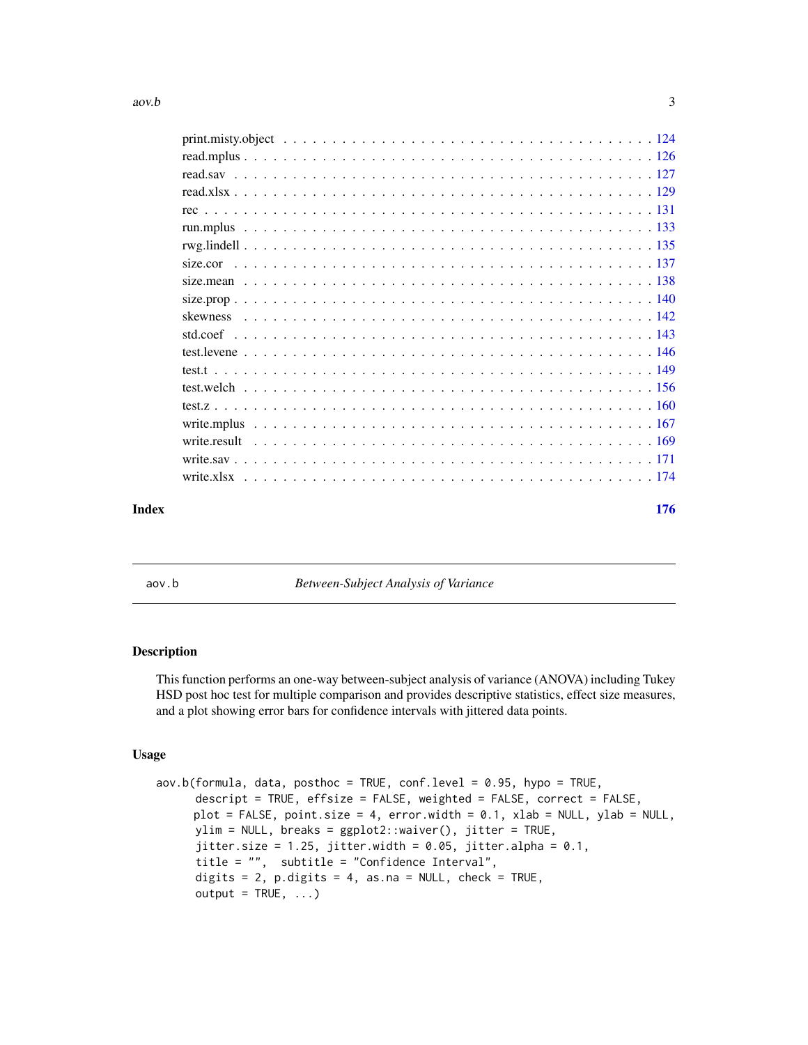print.misty.object . . . . . . . . . . . . . . . . . . . . . . . . . . . . . . . . . . . 124
read.mplus . . . . . . . . . . . . . . . . . . . . . . . . . . . . . . . . . . . . . . . 126
read.sav . . . . . . . . . . . . . . . . . . . . . . . . . . . . . . . . . . . . . . . . 127
read.xlsx . . . . . . . . . . . . . . . . . . . . . . . . . . . . . . . . . . . . . . . 129
rec . . . . . . . . . . . . . . . . . . . . . . . . . . . . . . . . . . . . . . . . . . 131
run.mplus . . . . . . . . . . . . . . . . . . . . . . . . . . . . . . . . . . . . . . . 133
rwg.lindell . . . . . . . . . . . . . . . . . . . . . . . . . . . . . . . . . . . . . . 135
size.cor . . . . . . . . . . . . . . . . . . . . . . . . . . . . . . . . . . . . . . . . 137
size.mean . . . . . . . . . . . . . . . . . . . . . . . . . . . . . . . . . . . . . . . 138
size.prop . . . . . . . . . . . . . . . . . . . . . . . . . . . . . . . . . . . . . . . 140
skewness . . . . . . . . . . . . . . . . . . . . . . . . . . . . . . . . . . . . . . . 142
std.coef . . . . . . . . . . . . . . . . . . . . . . . . . . . . . . . . . . . . . . . . 143
test.levene . . . . . . . . . . . . . . . . . . . . . . . . . . . . . . . . . . . . . . 146
test.t . . . . . . . . . . . . . . . . . . . . . . . . . . . . . . . . . . . . . . . . . 149
test.welch . . . . . . . . . . . . . . . . . . . . . . . . . . . . . . . . . . . . . . . 156
test.z . . . . . . . . . . . . . . . . . . . . . . . . . . . . . . . . . . . . . . . . . 160
write.mplus . . . . . . . . . . . . . . . . . . . . . . . . . . . . . . . . . . . . . . 167
write.result . . . . . . . . . . . . . . . . . . . . . . . . . . . . . . . . . . . . . . 169
write.sav . . . . . . . . . . . . . . . . . . . . . . . . . . . . . . . . . . . . . . . . 171
write.xlsx . . . . . . . . . . . . . . . . . . . . . . . . . . . . . . . . . . . . . . . 174

**Index** **176**

---

## aov.b — *Between-Subject Analysis of Variance*

### Description

This function performs an one-way between-subject analysis of variance (ANOVA) including Tukey HSD post hoc test for multiple comparison and provides descriptive statistics, effect size measures, and a plot showing error bars for confidence intervals with jittered data points.

### Usage

```
aov.b(formula, data, posthoc = TRUE, conf.level = 0.95, hypo = TRUE,
      descript = TRUE, effsize = FALSE, weighted = FALSE, correct = FALSE,
      plot = FALSE, point.size = 4, error.width = 0.1, xlab = NULL, ylab = NULL,
      ylim = NULL, breaks = ggplot2::waiver(), jitter = TRUE,
      jitter.size = 1.25, jitter.width = 0.05, jitter.alpha = 0.1,
      title = "",  subtitle = "Confidence Interval",
      digits = 2, p.digits = 4, as.na = NULL, check = TRUE,
      output = TRUE, ...)
```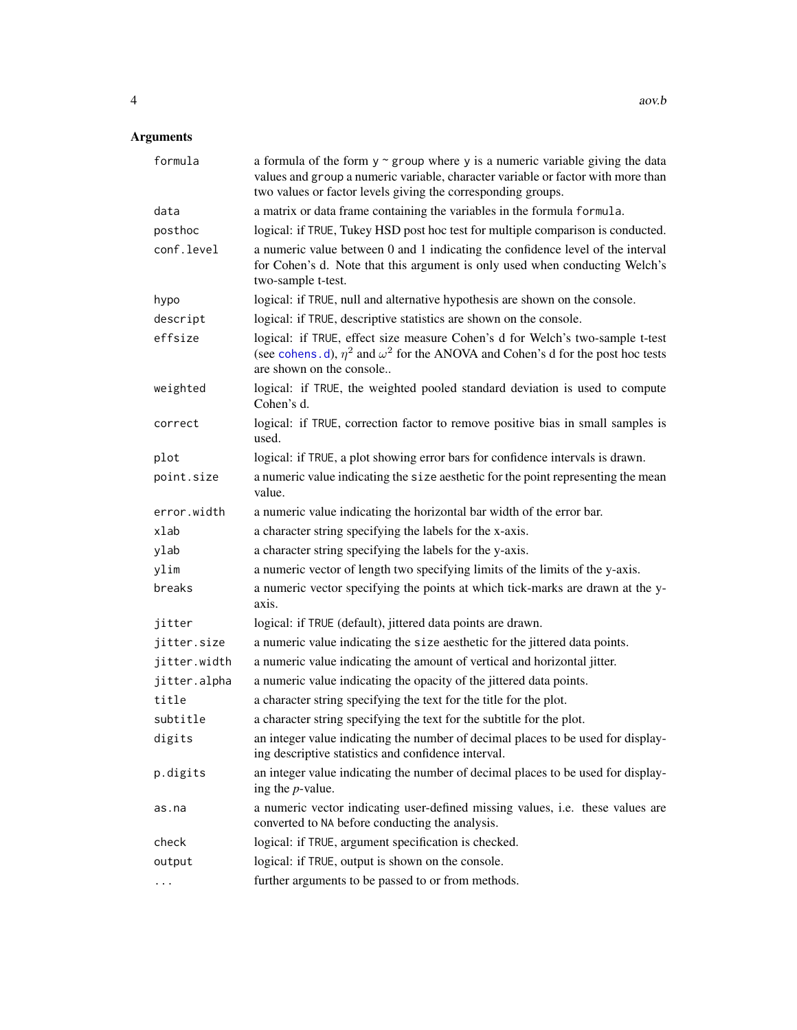## Arguments

| Argument | Description |
|---|---|
| `formula` | a formula of the form `y ~ group` where `y` is a numeric variable giving the data values and `group` a numeric variable, character variable or factor with more than two values or factor levels giving the corresponding groups. |
| `data` | a matrix or data frame containing the variables in the formula `formula`. |
| `posthoc` | logical: if `TRUE`, Tukey HSD post hoc test for multiple comparison is conducted. |
| `conf.level` | a numeric value between 0 and 1 indicating the confidence level of the interval for Cohen's d. Note that this argument is only used when conducting Welch's two-sample t-test. |
| `hypo` | logical: if `TRUE`, null and alternative hypothesis are shown on the console. |
| `descript` | logical: if `TRUE`, descriptive statistics are shown on the console. |
| `effsize` | logical: if `TRUE`, effect size measure Cohen's d for Welch's two-sample t-test (see `cohens.d`), $\eta^2$ and $\omega^2$ for the ANOVA and Cohen's d for the post hoc tests are shown on the console.. |
| `weighted` | logical: if `TRUE`, the weighted pooled standard deviation is used to compute Cohen's d. |
| `correct` | logical: if `TRUE`, correction factor to remove positive bias in small samples is used. |
| `plot` | logical: if `TRUE`, a plot showing error bars for confidence intervals is drawn. |
| `point.size` | a numeric value indicating the `size` aesthetic for the point representing the mean value. |
| `error.width` | a numeric value indicating the horizontal bar width of the error bar. |
| `xlab` | a character string specifying the labels for the x-axis. |
| `ylab` | a character string specifying the labels for the y-axis. |
| `ylim` | a numeric vector of length two specifying limits of the limits of the y-axis. |
| `breaks` | a numeric vector specifying the points at which tick-marks are drawn at the y-axis. |
| `jitter` | logical: if `TRUE` (default), jittered data points are drawn. |
| `jitter.size` | a numeric value indicating the `size` aesthetic for the jittered data points. |
| `jitter.width` | a numeric value indicating the amount of vertical and horizontal jitter. |
| `jitter.alpha` | a numeric value indicating the opacity of the jittered data points. |
| `title` | a character string specifying the text for the title for the plot. |
| `subtitle` | a character string specifying the text for the subtitle for the plot. |
| `digits` | an integer value indicating the number of decimal places to be used for displaying descriptive statistics and confidence interval. |
| `p.digits` | an integer value indicating the number of decimal places to be used for displaying the *p*-value. |
| `as.na` | a numeric vector indicating user-defined missing values, i.e. these values are converted to `NA` before conducting the analysis. |
| `check` | logical: if `TRUE`, argument specification is checked. |
| `output` | logical: if `TRUE`, output is shown on the console. |
| `...` | further arguments to be passed to or from methods. |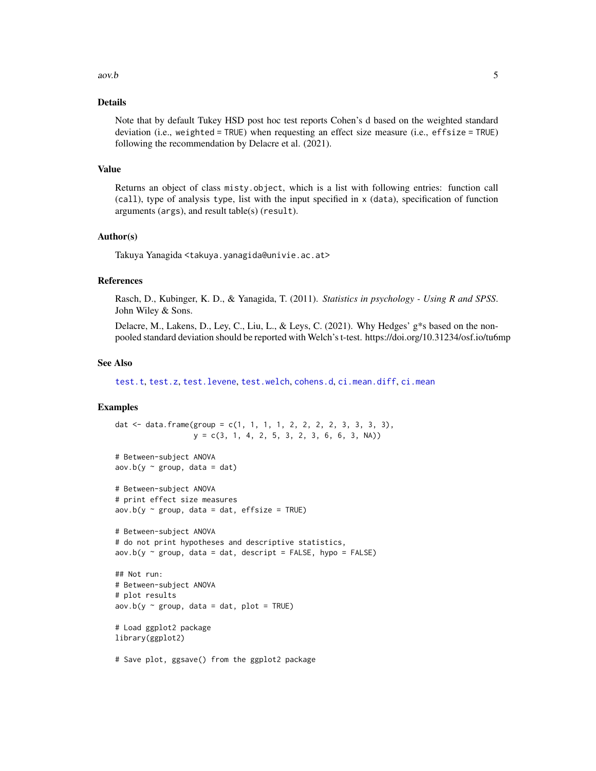## Details

Note that by default Tukey HSD post hoc test reports Cohen's d based on the weighted standard deviation (i.e., `weighted = TRUE`) when requesting an effect size measure (i.e., `effsize = TRUE`) following the recommendation by Delacre et al. (2021).

## Value

Returns an object of class `misty.object`, which is a list with following entries: function call (`call`), type of analysis `type`, list with the input specified in `x` (`data`), specification of function arguments (`args`), and result table(s) (`result`).

## Author(s)

Takuya Yanagida <takuya.yanagida@univie.ac.at>

## References

Rasch, D., Kubinger, K. D., & Yanagida, T. (2011). *Statistics in psychology - Using R and SPSS*. John Wiley & Sons.

Delacre, M., Lakens, D., Ley, C., Liu, L., & Leys, C. (2021). Why Hedges' g*s based on the non-pooled standard deviation should be reported with Welch's t-test. https://doi.org/10.31234/osf.io/tu6mp

## See Also

`test.t`, `test.z`, `test.levene`, `test.welch`, `cohens.d`, `ci.mean.diff`, `ci.mean`

## Examples

```
dat <- data.frame(group = c(1, 1, 1, 1, 2, 2, 2, 2, 3, 3, 3, 3),
                  y = c(3, 1, 4, 2, 5, 3, 2, 3, 6, 6, 3, NA))

# Between-subject ANOVA
aov.b(y ~ group, data = dat)

# Between-subject ANOVA
# print effect size measures
aov.b(y ~ group, data = dat, effsize = TRUE)

# Between-subject ANOVA
# do not print hypotheses and descriptive statistics,
aov.b(y ~ group, data = dat, descript = FALSE, hypo = FALSE)

## Not run:
# Between-subject ANOVA
# plot results
aov.b(y ~ group, data = dat, plot = TRUE)

# Load ggplot2 package
library(ggplot2)

# Save plot, ggsave() from the ggplot2 package
```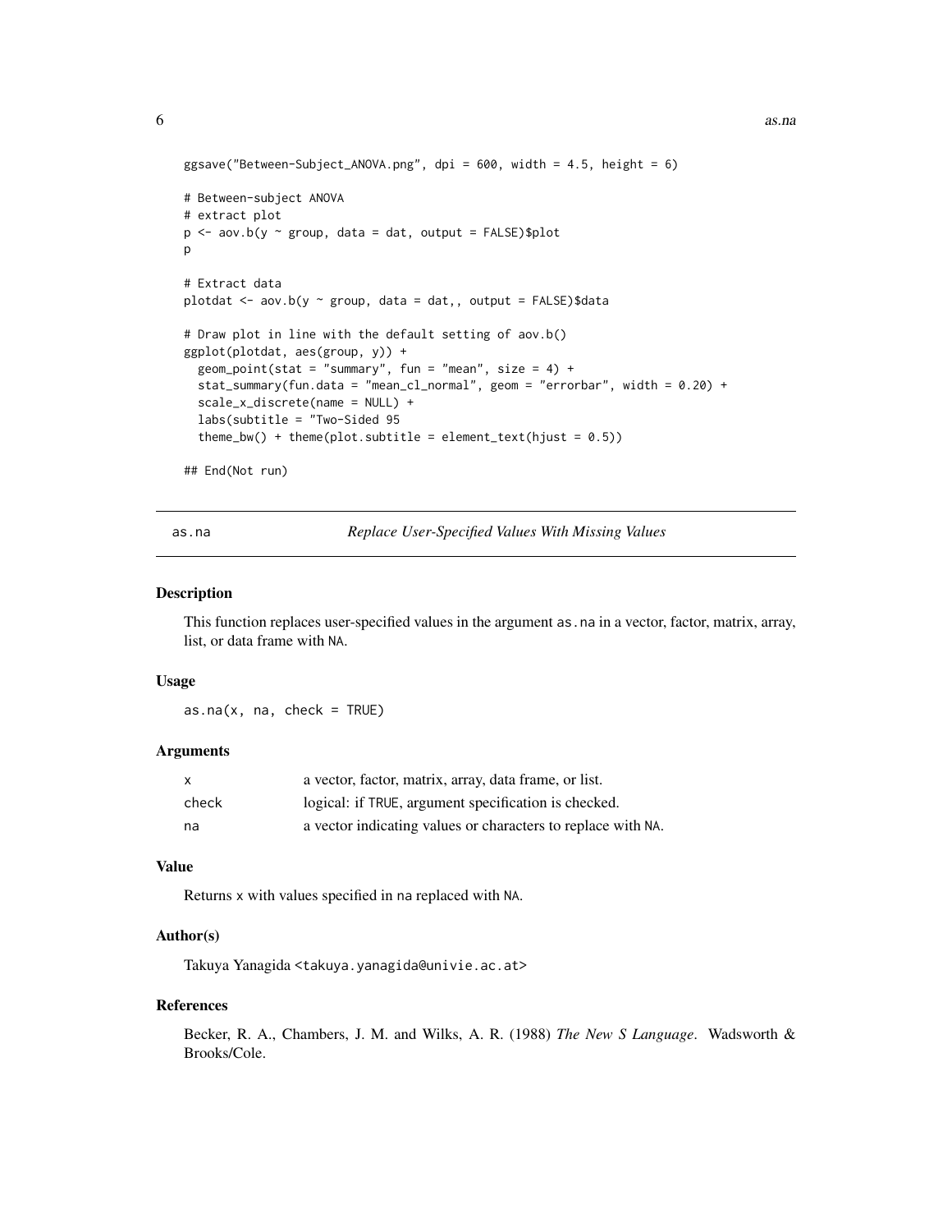```
ggsave("Between-Subject_ANOVA.png", dpi = 600, width = 4.5, height = 6)

# Between-subject ANOVA
# extract plot
p <- aov.b(y ~ group, data = dat, output = FALSE)$plot
p

# Extract data
plotdat <- aov.b(y ~ group, data = dat,, output = FALSE)$data

# Draw plot in line with the default setting of aov.b()
ggplot(plotdat, aes(group, y)) +
  geom_point(stat = "summary", fun = "mean", size = 4) +
  stat_summary(fun.data = "mean_cl_normal", geom = "errorbar", width = 0.20) +
  scale_x_discrete(name = NULL) +
  labs(subtitle = "Two-Sided 95
  theme_bw() + theme(plot.subtitle = element_text(hjust = 0.5))

## End(Not run)
```

---

## as.na — *Replace User-Specified Values With Missing Values*

---

### Description

This function replaces user-specified values in the argument as.na in a vector, factor, matrix, array, list, or data frame with NA.

### Usage

```
as.na(x, na, check = TRUE)
```

### Arguments

| | |
|---|---|
| x | a vector, factor, matrix, array, data frame, or list. |
| check | logical: if TRUE, argument specification is checked. |
| na | a vector indicating values or characters to replace with NA. |

### Value

Returns x with values specified in na replaced with NA.

### Author(s)

Takuya Yanagida <takuya.yanagida@univie.ac.at>

### References

Becker, R. A., Chambers, J. M. and Wilks, A. R. (1988) *The New S Language*. Wadsworth & Brooks/Cole.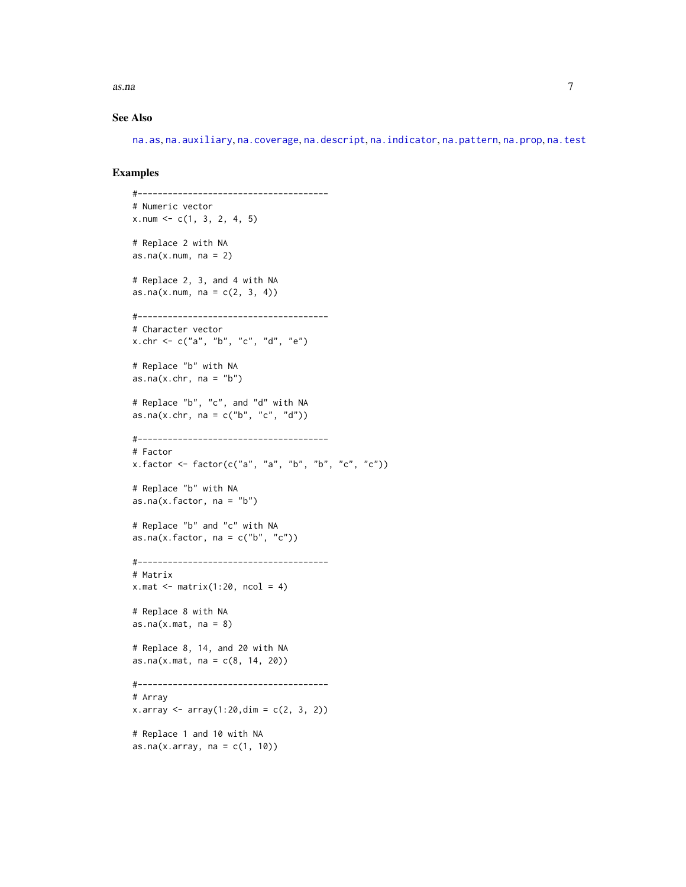### See Also

na.as, na.auxiliary, na.coverage, na.descript, na.indicator, na.pattern, na.prop, na.test

### Examples

```
#--------------------------------------
# Numeric vector
x.num <- c(1, 3, 2, 4, 5)

# Replace 2 with NA
as.na(x.num, na = 2)

# Replace 2, 3, and 4 with NA
as.na(x.num, na = c(2, 3, 4))

#--------------------------------------
# Character vector
x.chr <- c("a", "b", "c", "d", "e")

# Replace "b" with NA
as.na(x.chr, na = "b")

# Replace "b", "c", and "d" with NA
as.na(x.chr, na = c("b", "c", "d"))

#--------------------------------------
# Factor
x.factor <- factor(c("a", "a", "b", "b", "c", "c"))

# Replace "b" with NA
as.na(x.factor, na = "b")

# Replace "b" and "c" with NA
as.na(x.factor, na = c("b", "c"))

#--------------------------------------
# Matrix
x.mat <- matrix(1:20, ncol = 4)

# Replace 8 with NA
as.na(x.mat, na = 8)

# Replace 8, 14, and 20 with NA
as.na(x.mat, na = c(8, 14, 20))

#--------------------------------------
# Array
x.array <- array(1:20,dim = c(2, 3, 2))

# Replace 1 and 10 with NA
as.na(x.array, na = c(1, 10))
```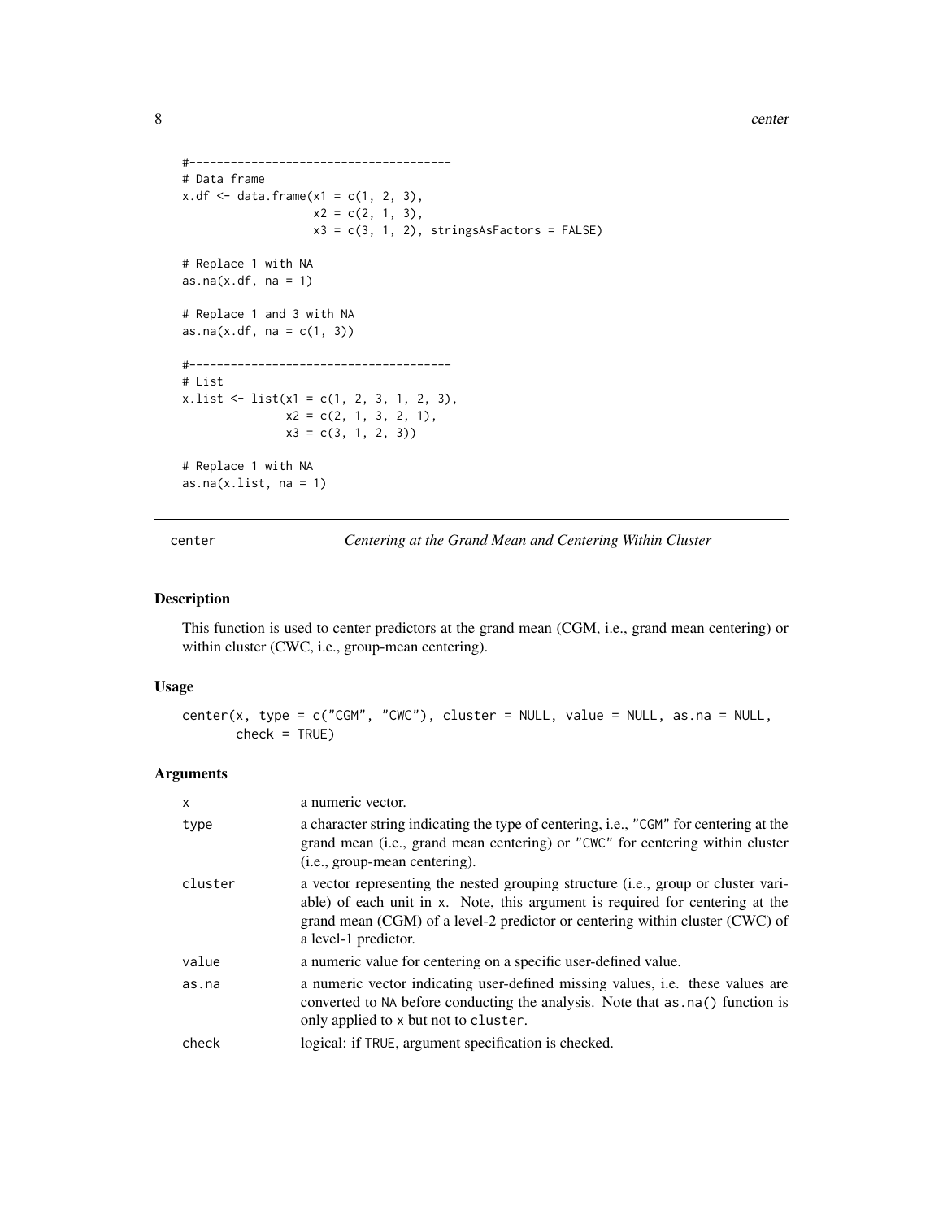```
#--------------------------------------
# Data frame
x.df <- data.frame(x1 = c(1, 2, 3),
                   x2 = c(2, 1, 3),
                   x3 = c(3, 1, 2), stringsAsFactors = FALSE)

# Replace 1 with NA
as.na(x.df, na = 1)

# Replace 1 and 3 with NA
as.na(x.df, na = c(1, 3))

#--------------------------------------
# List
x.list <- list(x1 = c(1, 2, 3, 1, 2, 3),
               x2 = c(2, 1, 3, 2, 1),
               x3 = c(3, 1, 2, 3))

# Replace 1 with NA
as.na(x.list, na = 1)
```

---

center — *Centering at the Grand Mean and Centering Within Cluster*

---

## Description

This function is used to center predictors at the grand mean (CGM, i.e., grand mean centering) or within cluster (CWC, i.e., group-mean centering).

## Usage

```
center(x, type = c("CGM", "CWC"), cluster = NULL, value = NULL, as.na = NULL,
       check = TRUE)
```

## Arguments

| | |
|---|---|
| `x` | a numeric vector. |
| `type` | a character string indicating the type of centering, i.e., `"CGM"` for centering at the grand mean (i.e., grand mean centering) or `"CWC"` for centering within cluster (i.e., group-mean centering). |
| `cluster` | a vector representing the nested grouping structure (i.e., group or cluster variable) of each unit in `x`. Note, this argument is required for centering at the grand mean (CGM) of a level-2 predictor or centering within cluster (CWC) of a level-1 predictor. |
| `value` | a numeric value for centering on a specific user-defined value. |
| `as.na` | a numeric vector indicating user-defined missing values, i.e. these values are converted to `NA` before conducting the analysis. Note that `as.na()` function is only applied to `x` but not to `cluster`. |
| `check` | logical: if `TRUE`, argument specification is checked. |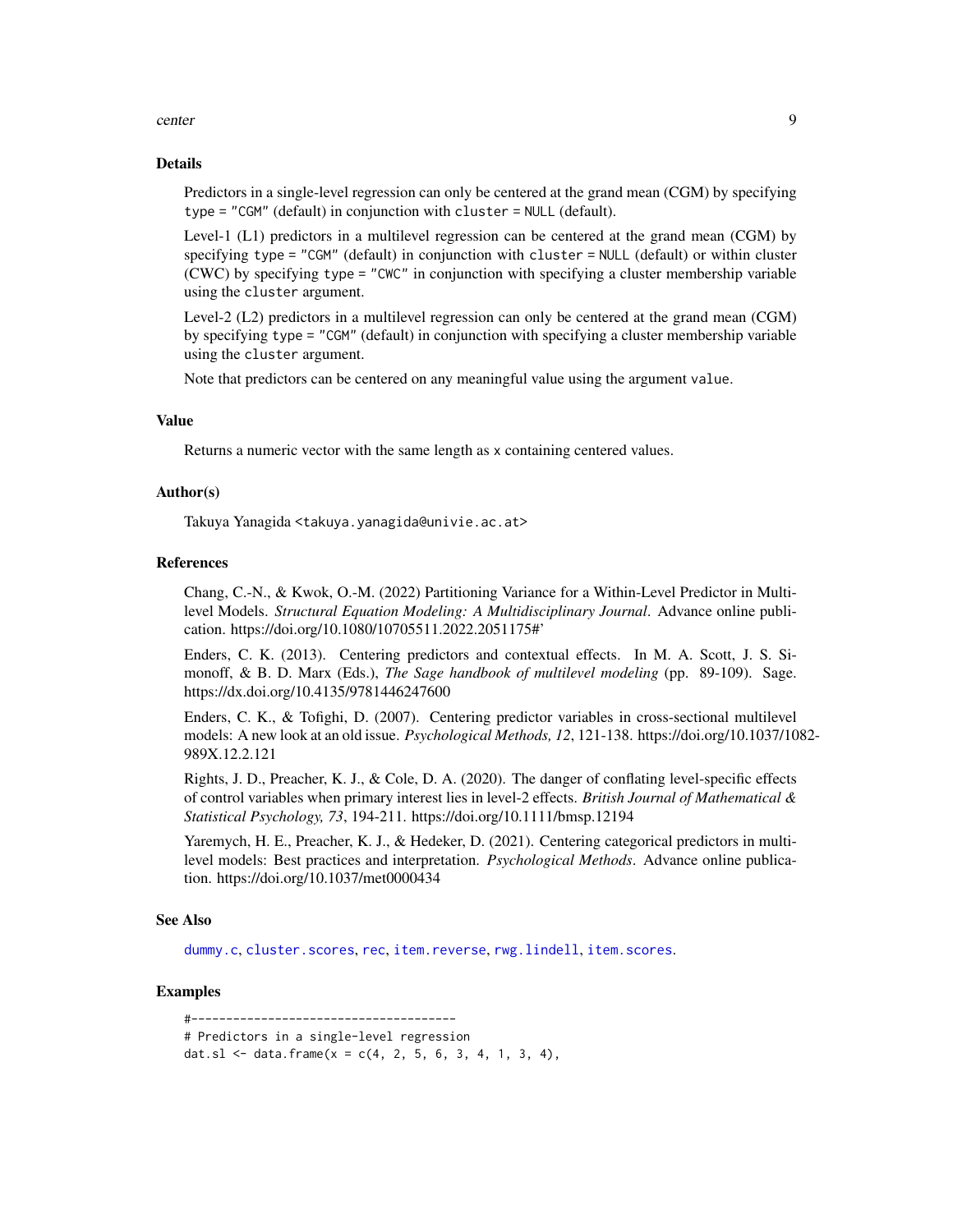## Details

Predictors in a single-level regression can only be centered at the grand mean (CGM) by specifying `type = "CGM"` (default) in conjunction with `cluster = NULL` (default).

Level-1 (L1) predictors in a multilevel regression can be centered at the grand mean (CGM) by specifying `type = "CGM"` (default) in conjunction with `cluster = NULL` (default) or within cluster (CWC) by specifying `type = "CWC"` in conjunction with specifying a cluster membership variable using the `cluster` argument.

Level-2 (L2) predictors in a multilevel regression can only be centered at the grand mean (CGM) by specifying `type = "CGM"` (default) in conjunction with specifying a cluster membership variable using the `cluster` argument.

Note that predictors can be centered on any meaningful value using the argument `value`.

## Value

Returns a numeric vector with the same length as `x` containing centered values.

## Author(s)

Takuya Yanagida <takuya.yanagida@univie.ac.at>

## References

Chang, C.-N., & Kwok, O.-M. (2022) Partitioning Variance for a Within-Level Predictor in Multilevel Models. *Structural Equation Modeling: A Multidisciplinary Journal*. Advance online publication. https://doi.org/10.1080/10705511.2022.2051175#'

Enders, C. K. (2013). Centering predictors and contextual effects. In M. A. Scott, J. S. Simonoff, & B. D. Marx (Eds.), *The Sage handbook of multilevel modeling* (pp. 89-109). Sage. https://dx.doi.org/10.4135/9781446247600

Enders, C. K., & Tofighi, D. (2007). Centering predictor variables in cross-sectional multilevel models: A new look at an old issue. *Psychological Methods, 12*, 121-138. https://doi.org/10.1037/1082-989X.12.2.121

Rights, J. D., Preacher, K. J., & Cole, D. A. (2020). The danger of conflating level-specific effects of control variables when primary interest lies in level-2 effects. *British Journal of Mathematical & Statistical Psychology, 73*, 194-211. https://doi.org/10.1111/bmsp.12194

Yaremych, H. E., Preacher, K. J., & Hedeker, D. (2021). Centering categorical predictors in multilevel models: Best practices and interpretation. *Psychological Methods*. Advance online publication. https://doi.org/10.1037/met0000434

## See Also

`dummy.c`, `cluster.scores`, `rec`, `item.reverse`, `rwg.lindell`, `item.scores`.

## Examples

```
#--------------------------------------
# Predictors in a single-level regression
dat.sl <- data.frame(x = c(4, 2, 5, 6, 3, 4, 1, 3, 4),
```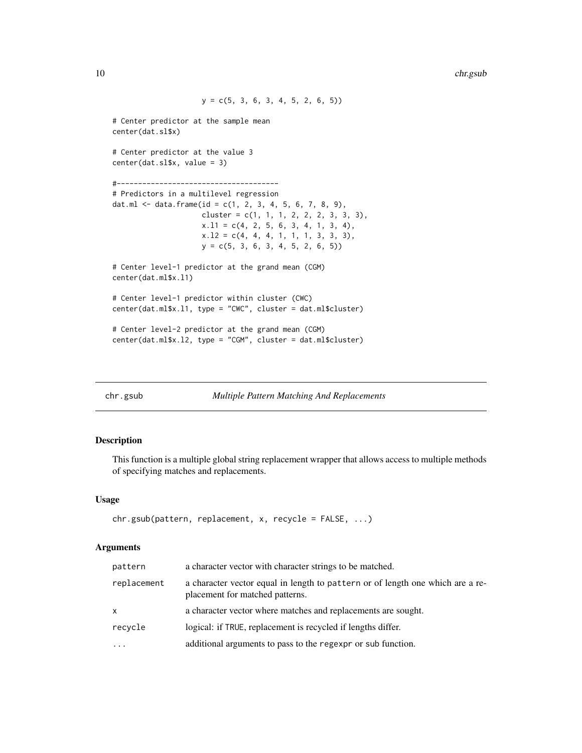```
                     y = c(5, 3, 6, 3, 4, 5, 2, 6, 5))

# Center predictor at the sample mean
center(dat.sl$x)

# Center predictor at the value 3
center(dat.sl$x, value = 3)

#--------------------------------------
# Predictors in a multilevel regression
dat.ml <- data.frame(id = c(1, 2, 3, 4, 5, 6, 7, 8, 9),
                     cluster = c(1, 1, 1, 2, 2, 2, 3, 3, 3),
                     x.l1 = c(4, 2, 5, 6, 3, 4, 1, 3, 4),
                     x.l2 = c(4, 4, 4, 1, 1, 1, 3, 3, 3),
                     y = c(5, 3, 6, 3, 4, 5, 2, 6, 5))

# Center level-1 predictor at the grand mean (CGM)
center(dat.ml$x.l1)

# Center level-1 predictor within cluster (CWC)
center(dat.ml$x.l1, type = "CWC", cluster = dat.ml$cluster)

# Center level-2 predictor at the grand mean (CGM)
center(dat.ml$x.l2, type = "CGM", cluster = dat.ml$cluster)
```

---

## chr.gsub — *Multiple Pattern Matching And Replacements*

### Description

This function is a multiple global string replacement wrapper that allows access to multiple methods of specifying matches and replacements.

### Usage

```
chr.gsub(pattern, replacement, x, recycle = FALSE, ...)
```

### Arguments

| | |
|---|---|
| `pattern` | a character vector with character strings to be matched. |
| `replacement` | a character vector equal in length to `pattern` or of length one which are a replacement for matched patterns. |
| `x` | a character vector where matches and replacements are sought. |
| `recycle` | logical: if `TRUE`, replacement is recycled if lengths differ. |
| `...` | additional arguments to pass to the `regexpr` or `sub` function. |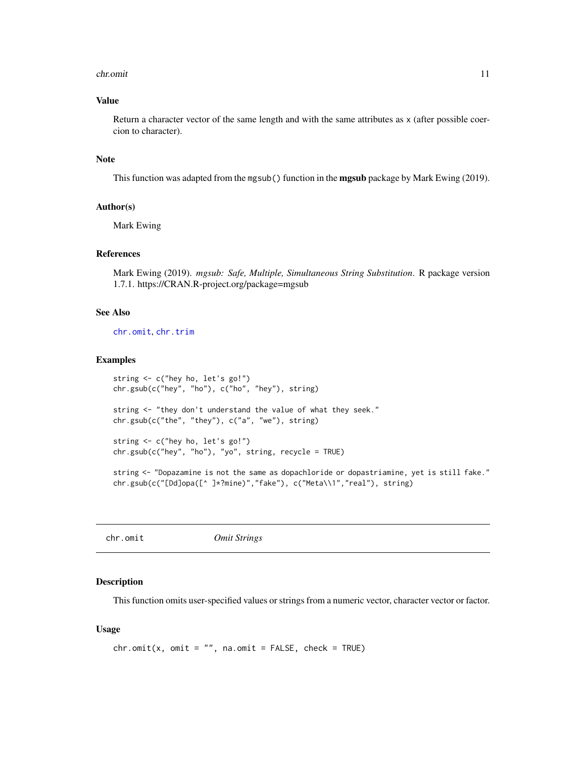## Value

Return a character vector of the same length and with the same attributes as x (after possible coercion to character).

## Note

This function was adapted from the `mgsub()` function in the **mgsub** package by Mark Ewing (2019).

## Author(s)

Mark Ewing

## References

Mark Ewing (2019). *mgsub: Safe, Multiple, Simultaneous String Substitution*. R package version 1.7.1. https://CRAN.R-project.org/package=mgsub

## See Also

`chr.omit`, `chr.trim`

## Examples

```
string <- c("hey ho, let's go!")
chr.gsub(c("hey", "ho"), c("ho", "hey"), string)

string <- "they don't understand the value of what they seek."
chr.gsub(c("the", "they"), c("a", "we"), string)

string <- c("hey ho, let's go!")
chr.gsub(c("hey", "ho"), "yo", string, recycle = TRUE)

string <- "Dopazamine is not the same as dopachloride or dopastriamine, yet is still fake."
chr.gsub(c("[Dd]opa([^ ]*?mine)","fake"), c("Meta\\1","real"), string)
```

---

# chr.omit — *Omit Strings*

## Description

This function omits user-specified values or strings from a numeric vector, character vector or factor.

## Usage

```
chr.omit(x, omit = "", na.omit = FALSE, check = TRUE)
```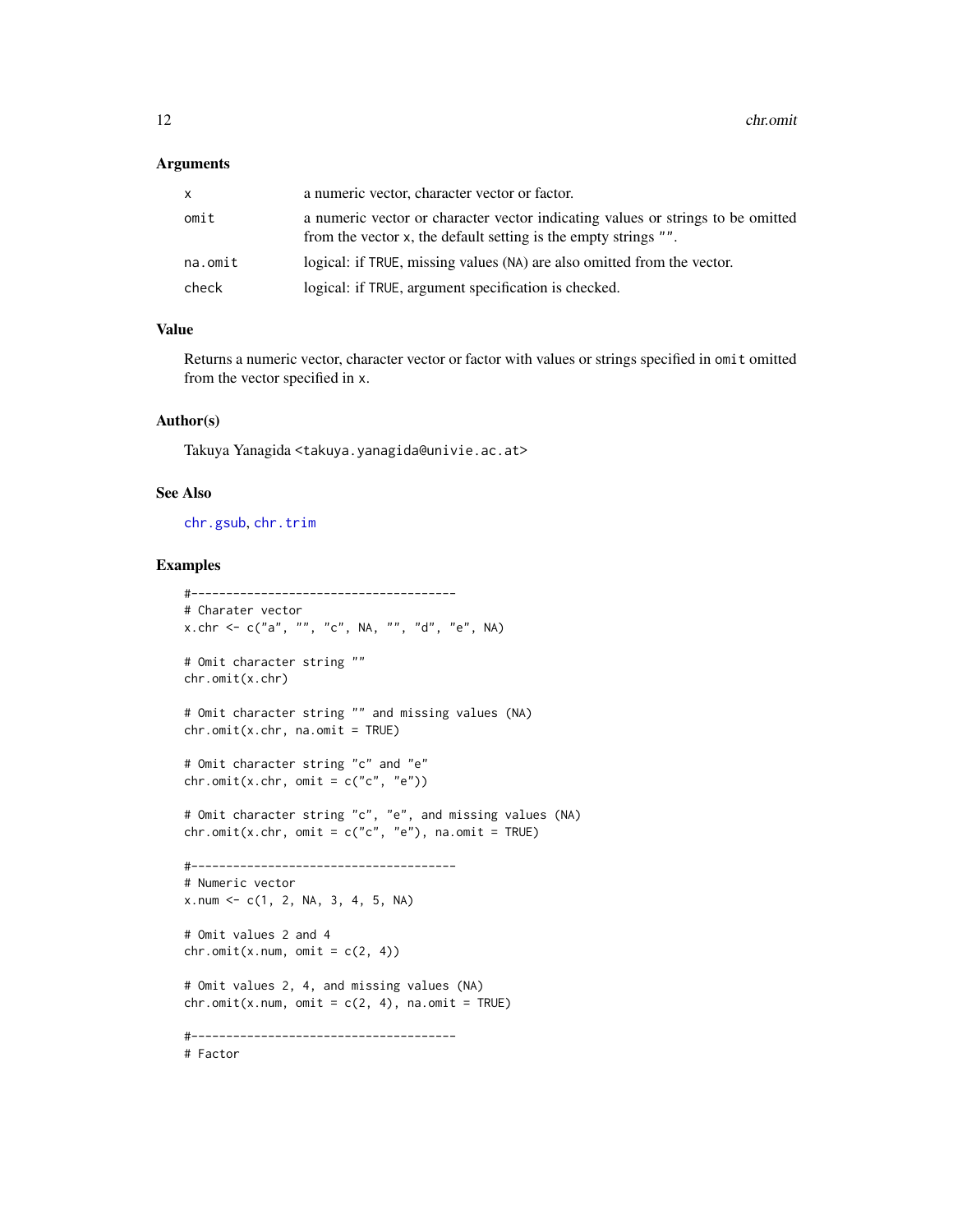### Arguments

| | |
|---|---|
| `x` | a numeric vector, character vector or factor. |
| `omit` | a numeric vector or character vector indicating values or strings to be omitted from the vector `x`, the default setting is the empty strings `""`. |
| `na.omit` | logical: if `TRUE`, missing values (`NA`) are also omitted from the vector. |
| `check` | logical: if `TRUE`, argument specification is checked. |

### Value

Returns a numeric vector, character vector or factor with values or strings specified in `omit` omitted from the vector specified in `x`.

### Author(s)

Takuya Yanagida <takuya.yanagida@univie.ac.at>

### See Also

`chr.gsub`, `chr.trim`

### Examples

```
#--------------------------------------
# Charater vector
x.chr <- c("a", "", "c", NA, "", "d", "e", NA)

# Omit character string ""
chr.omit(x.chr)

# Omit character string "" and missing values (NA)
chr.omit(x.chr, na.omit = TRUE)

# Omit character string "c" and "e"
chr.omit(x.chr, omit = c("c", "e"))

# Omit character string "c", "e", and missing values (NA)
chr.omit(x.chr, omit = c("c", "e"), na.omit = TRUE)

#--------------------------------------
# Numeric vector
x.num <- c(1, 2, NA, 3, 4, 5, NA)

# Omit values 2 and 4
chr.omit(x.num, omit = c(2, 4))

# Omit values 2, 4, and missing values (NA)
chr.omit(x.num, omit = c(2, 4), na.omit = TRUE)

#--------------------------------------
# Factor
```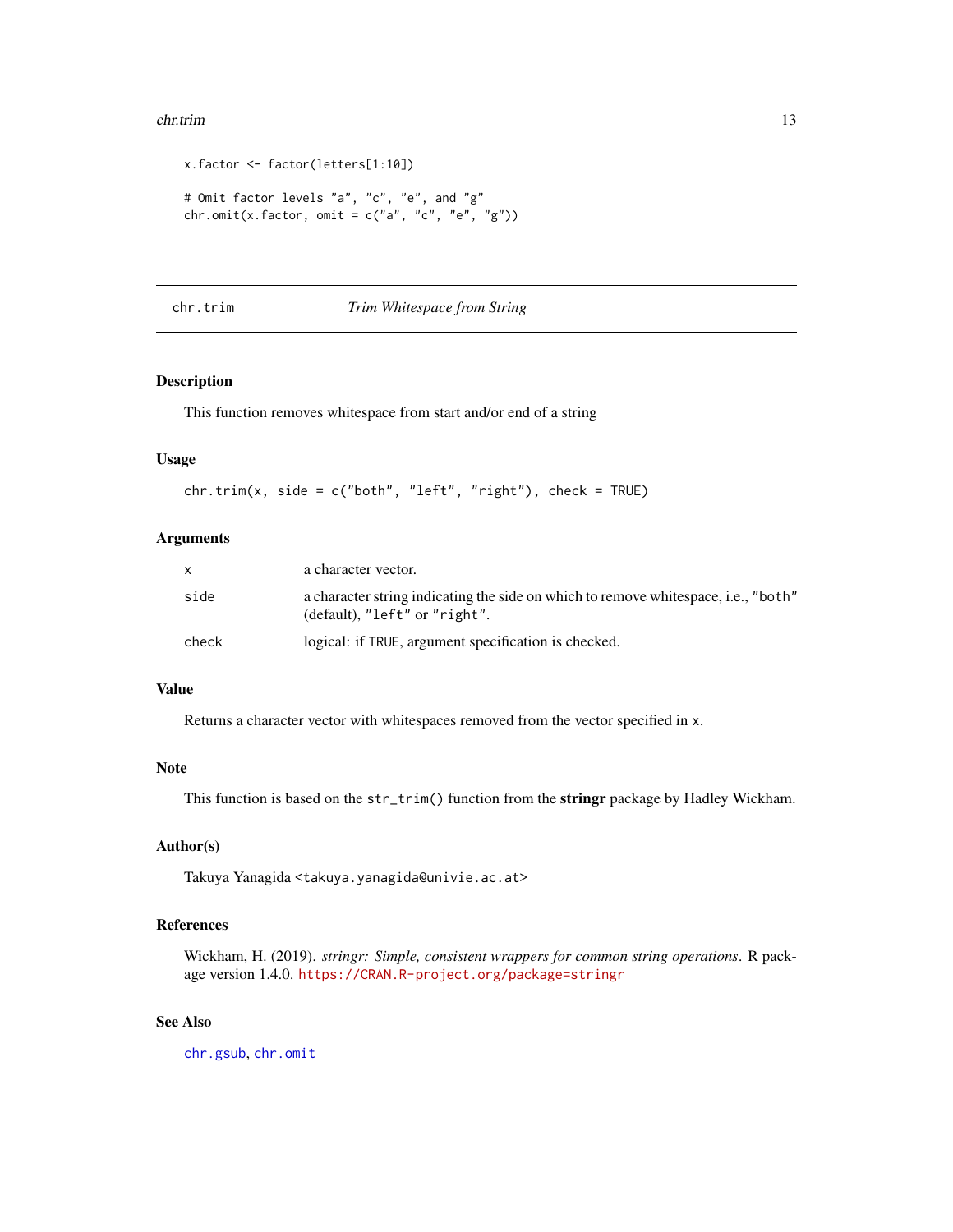```
x.factor <- factor(letters[1:10])

# Omit factor levels "a", "c", "e", and "g"
chr.omit(x.factor, omit = c("a", "c", "e", "g"))
```

---

## chr.trim — *Trim Whitespace from String*

### Description

This function removes whitespace from start and/or end of a string

### Usage

```
chr.trim(x, side = c("both", "left", "right"), check = TRUE)
```

### Arguments

| | |
|---|---|
| `x` | a character vector. |
| `side` | a character string indicating the side on which to remove whitespace, i.e., `"both"` (default), `"left"` or `"right"`. |
| `check` | logical: if `TRUE`, argument specification is checked. |

### Value

Returns a character vector with whitespaces removed from the vector specified in `x`.

### Note

This function is based on the `str_trim()` function from the **stringr** package by Hadley Wickham.

### Author(s)

Takuya Yanagida <takuya.yanagida@univie.ac.at>

### References

Wickham, H. (2019). *stringr: Simple, consistent wrappers for common string operations*. R package version 1.4.0. https://CRAN.R-project.org/package=stringr

### See Also

`chr.gsub`, `chr.omit`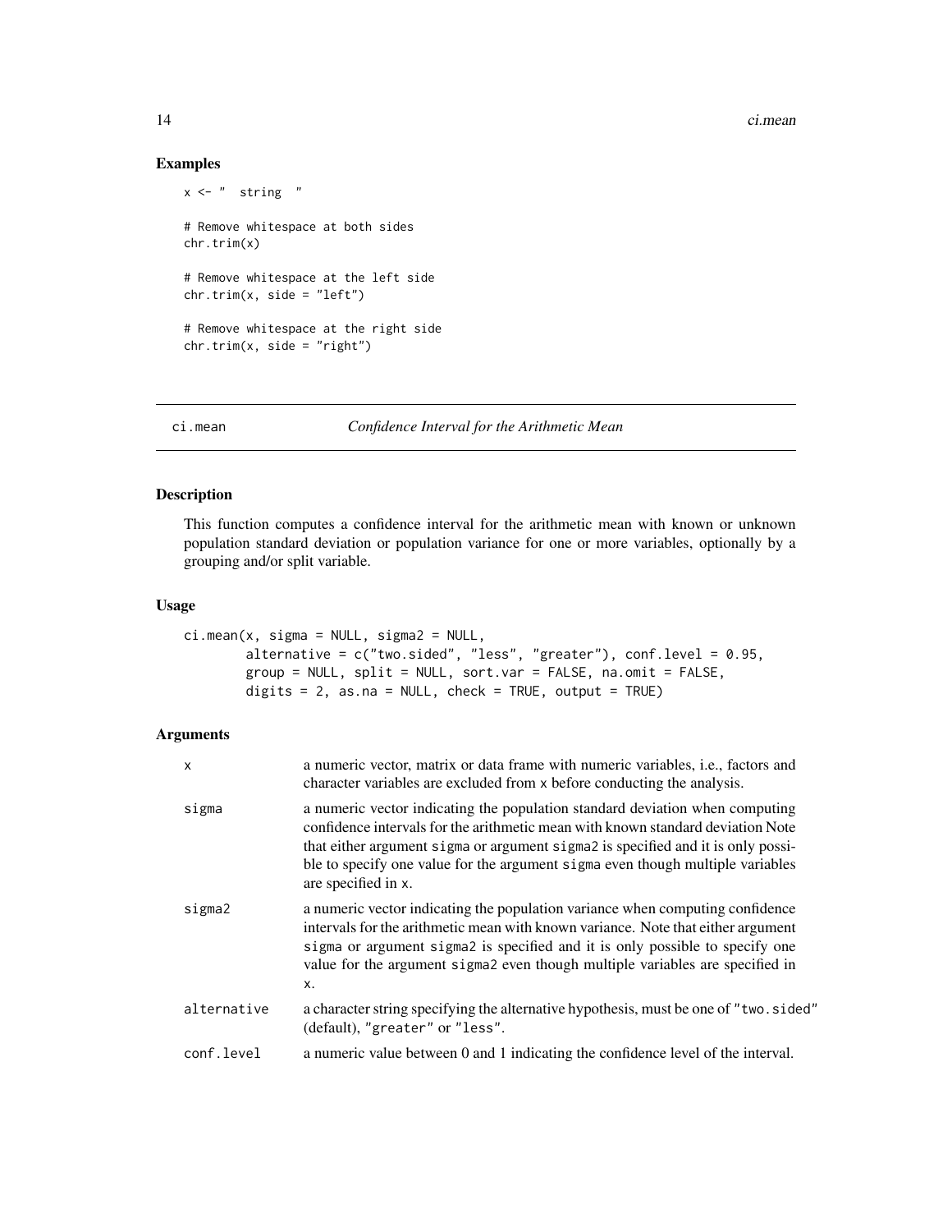## Examples

```
x <- "  string  "

# Remove whitespace at both sides
chr.trim(x)

# Remove whitespace at the left side
chr.trim(x, side = "left")

# Remove whitespace at the right side
chr.trim(x, side = "right")
```

---

# ci.mean *Confidence Interval for the Arithmetic Mean*

---

## Description

This function computes a confidence interval for the arithmetic mean with known or unknown population standard deviation or population variance for one or more variables, optionally by a grouping and/or split variable.

## Usage

```
ci.mean(x, sigma = NULL, sigma2 = NULL,
        alternative = c("two.sided", "less", "greater"), conf.level = 0.95,
        group = NULL, split = NULL, sort.var = FALSE, na.omit = FALSE,
        digits = 2, as.na = NULL, check = TRUE, output = TRUE)
```

## Arguments

| | |
|---|---|
| `x` | a numeric vector, matrix or data frame with numeric variables, i.e., factors and character variables are excluded from `x` before conducting the analysis. |
| `sigma` | a numeric vector indicating the population standard deviation when computing confidence intervals for the arithmetic mean with known standard deviation Note that either argument `sigma` or argument `sigma2` is specified and it is only possible to specify one value for the argument `sigma` even though multiple variables are specified in `x`. |
| `sigma2` | a numeric vector indicating the population variance when computing confidence intervals for the arithmetic mean with known variance. Note that either argument `sigma` or argument `sigma2` is specified and it is only possible to specify one value for the argument `sigma2` even though multiple variables are specified in `x`. |
| `alternative` | a character string specifying the alternative hypothesis, must be one of `"two.sided"` (default), `"greater"` or `"less"`. |
| `conf.level` | a numeric value between 0 and 1 indicating the confidence level of the interval. |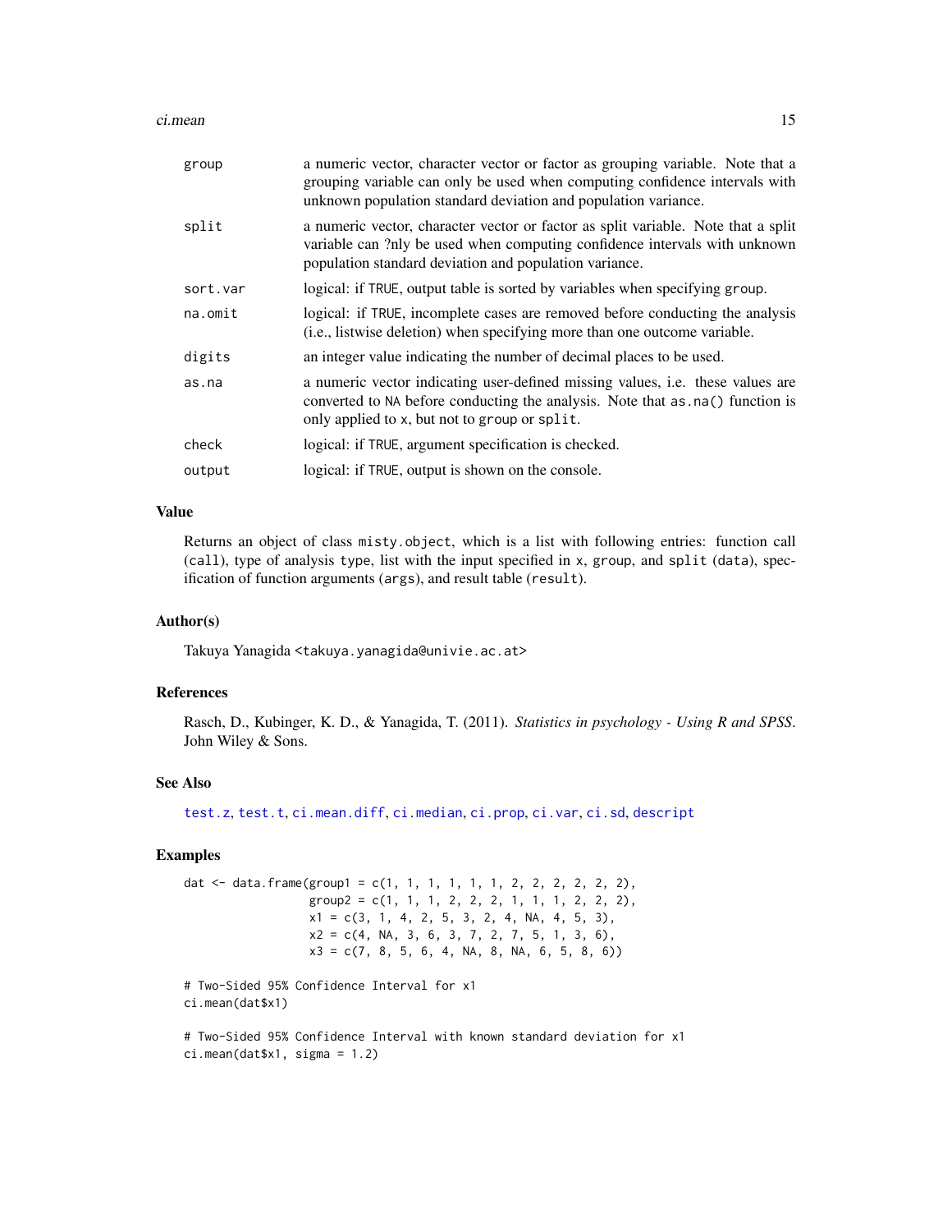| | |
|---|---|
| group | a numeric vector, character vector or factor as grouping variable. Note that a grouping variable can only be used when computing confidence intervals with unknown population standard deviation and population variance. |
| split | a numeric vector, character vector or factor as split variable. Note that a split variable can ?nly be used when computing confidence intervals with unknown population standard deviation and population variance. |
| sort.var | logical: if TRUE, output table is sorted by variables when specifying group. |
| na.omit | logical: if TRUE, incomplete cases are removed before conducting the analysis (i.e., listwise deletion) when specifying more than one outcome variable. |
| digits | an integer value indicating the number of decimal places to be used. |
| as.na | a numeric vector indicating user-defined missing values, i.e. these values are converted to NA before conducting the analysis. Note that as.na() function is only applied to x, but not to group or split. |
| check | logical: if TRUE, argument specification is checked. |
| output | logical: if TRUE, output is shown on the console. |

## Value

Returns an object of class misty.object, which is a list with following entries: function call (call), type of analysis type, list with the input specified in x, group, and split (data), specification of function arguments (args), and result table (result).

## Author(s)

Takuya Yanagida <takuya.yanagida@univie.ac.at>

## References

Rasch, D., Kubinger, K. D., & Yanagida, T. (2011). *Statistics in psychology - Using R and SPSS*. John Wiley & Sons.

## See Also

test.z, test.t, ci.mean.diff, ci.median, ci.prop, ci.var, ci.sd, descript

## Examples

```
dat <- data.frame(group1 = c(1, 1, 1, 1, 1, 1, 2, 2, 2, 2, 2, 2),
                  group2 = c(1, 1, 1, 2, 2, 2, 1, 1, 1, 2, 2, 2),
                  x1 = c(3, 1, 4, 2, 5, 3, 2, 4, NA, 4, 5, 3),
                  x2 = c(4, NA, 3, 6, 3, 7, 2, 7, 5, 1, 3, 6),
                  x3 = c(7, 8, 5, 6, 4, NA, 8, NA, 6, 5, 8, 6))

# Two-Sided 95% Confidence Interval for x1
ci.mean(dat$x1)

# Two-Sided 95% Confidence Interval with known standard deviation for x1
ci.mean(dat$x1, sigma = 1.2)
```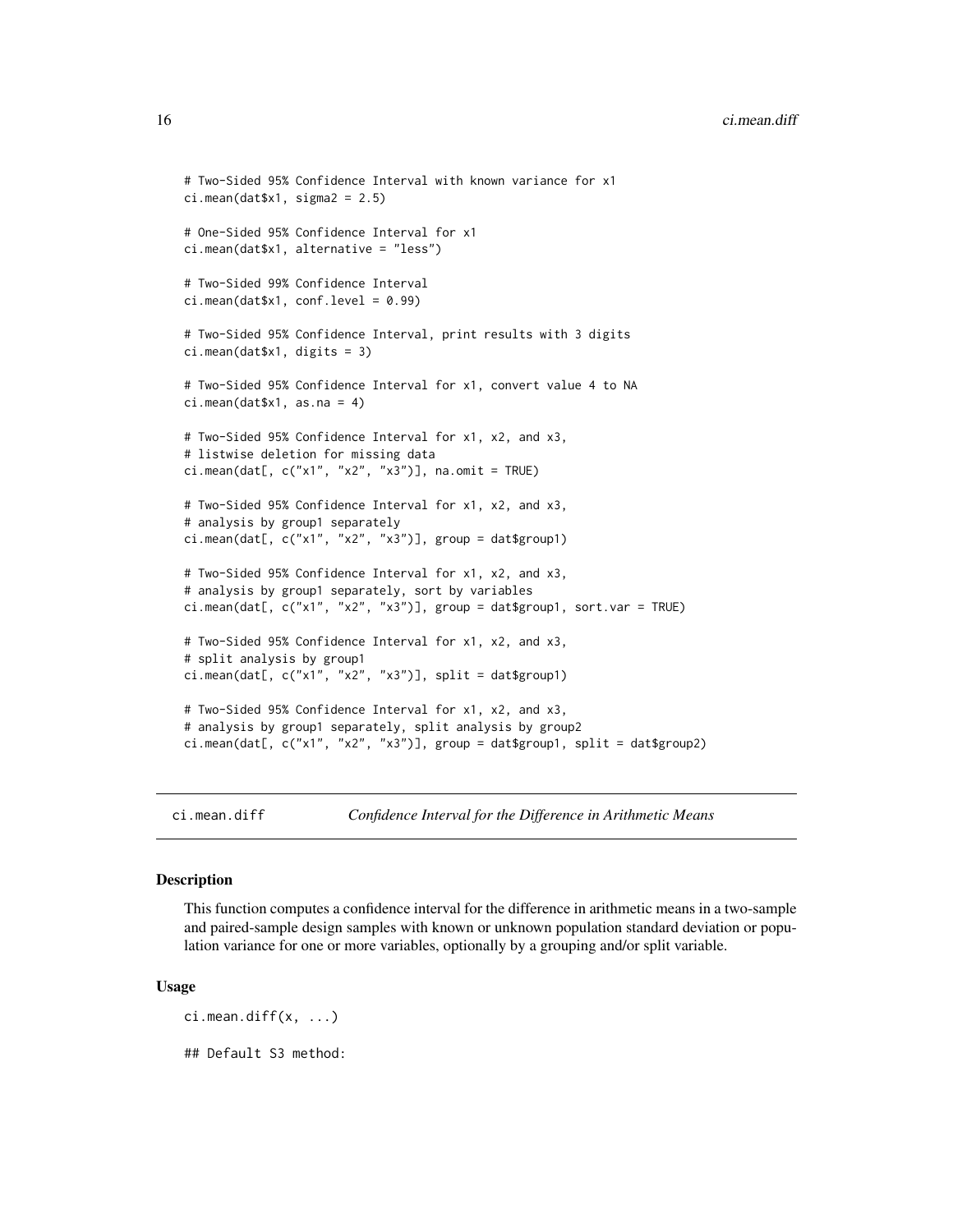```
# Two-Sided 95% Confidence Interval with known variance for x1
ci.mean(dat$x1, sigma2 = 2.5)

# One-Sided 95% Confidence Interval for x1
ci.mean(dat$x1, alternative = "less")

# Two-Sided 99% Confidence Interval
ci.mean(dat$x1, conf.level = 0.99)

# Two-Sided 95% Confidence Interval, print results with 3 digits
ci.mean(dat$x1, digits = 3)

# Two-Sided 95% Confidence Interval for x1, convert value 4 to NA
ci.mean(dat$x1, as.na = 4)

# Two-Sided 95% Confidence Interval for x1, x2, and x3,
# listwise deletion for missing data
ci.mean(dat[, c("x1", "x2", "x3")], na.omit = TRUE)

# Two-Sided 95% Confidence Interval for x1, x2, and x3,
# analysis by group1 separately
ci.mean(dat[, c("x1", "x2", "x3")], group = dat$group1)

# Two-Sided 95% Confidence Interval for x1, x2, and x3,
# analysis by group1 separately, sort by variables
ci.mean(dat[, c("x1", "x2", "x3")], group = dat$group1, sort.var = TRUE)

# Two-Sided 95% Confidence Interval for x1, x2, and x3,
# split analysis by group1
ci.mean(dat[, c("x1", "x2", "x3")], split = dat$group1)

# Two-Sided 95% Confidence Interval for x1, x2, and x3,
# analysis by group1 separately, split analysis by group2
ci.mean(dat[, c("x1", "x2", "x3")], group = dat$group1, split = dat$group2)
```

## ci.mean.diff — *Confidence Interval for the Difference in Arithmetic Means*

### Description

This function computes a confidence interval for the difference in arithmetic means in a two-sample and paired-sample design samples with known or unknown population standard deviation or population variance for one or more variables, optionally by a grouping and/or split variable.

### Usage

```
ci.mean.diff(x, ...)

## Default S3 method:
```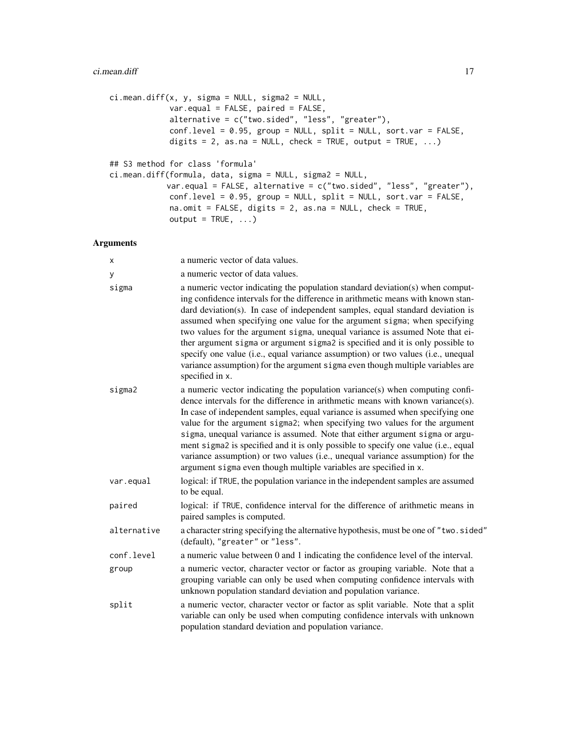```
ci.mean.diff(x, y, sigma = NULL, sigma2 = NULL,
             var.equal = FALSE, paired = FALSE,
             alternative = c("two.sided", "less", "greater"),
             conf.level = 0.95, group = NULL, split = NULL, sort.var = FALSE,
             digits = 2, as.na = NULL, check = TRUE, output = TRUE, ...)

## S3 method for class 'formula'
ci.mean.diff(formula, data, sigma = NULL, sigma2 = NULL,
            var.equal = FALSE, alternative = c("two.sided", "less", "greater"),
             conf.level = 0.95, group = NULL, split = NULL, sort.var = FALSE,
             na.omit = FALSE, digits = 2, as.na = NULL, check = TRUE,
             output = TRUE, ...)
```

## Arguments

| | |
|---|---|
| `x` | a numeric vector of data values. |
| `y` | a numeric vector of data values. |
| `sigma` | a numeric vector indicating the population standard deviation(s) when computing confidence intervals for the difference in arithmetic means with known standard deviation(s). In case of independent samples, equal standard deviation is assumed when specifying one value for the argument `sigma`; when specifying two values for the argument `sigma`, unequal variance is assumed Note that either argument `sigma` or argument `sigma2` is specified and it is only possible to specify one value (i.e., equal variance assumption) or two values (i.e., unequal variance assumption) for the argument `sigma` even though multiple variables are specified in `x`. |
| `sigma2` | a numeric vector indicating the population variance(s) when computing confidence intervals for the difference in arithmetic means with known variance(s). In case of independent samples, equal variance is assumed when specifying one value for the argument `sigma2`; when specifying two values for the argument `sigma`, unequal variance is assumed. Note that either argument `sigma` or argument `sigma2` is specified and it is only possible to specify one value (i.e., equal variance assumption) or two values (i.e., unequal variance assumption) for the argument `sigma` even though multiple variables are specified in `x`. |
| `var.equal` | logical: if `TRUE`, the population variance in the independent samples are assumed to be equal. |
| `paired` | logical: if `TRUE`, confidence interval for the difference of arithmetic means in paired samples is computed. |
| `alternative` | a character string specifying the alternative hypothesis, must be one of `"two.sided"` (default), `"greater"` or `"less"`. |
| `conf.level` | a numeric value between 0 and 1 indicating the confidence level of the interval. |
| `group` | a numeric vector, character vector or factor as grouping variable. Note that a grouping variable can only be used when computing confidence intervals with unknown population standard deviation and population variance. |
| `split` | a numeric vector, character vector or factor as split variable. Note that a split variable can only be used when computing confidence intervals with unknown population standard deviation and population variance. |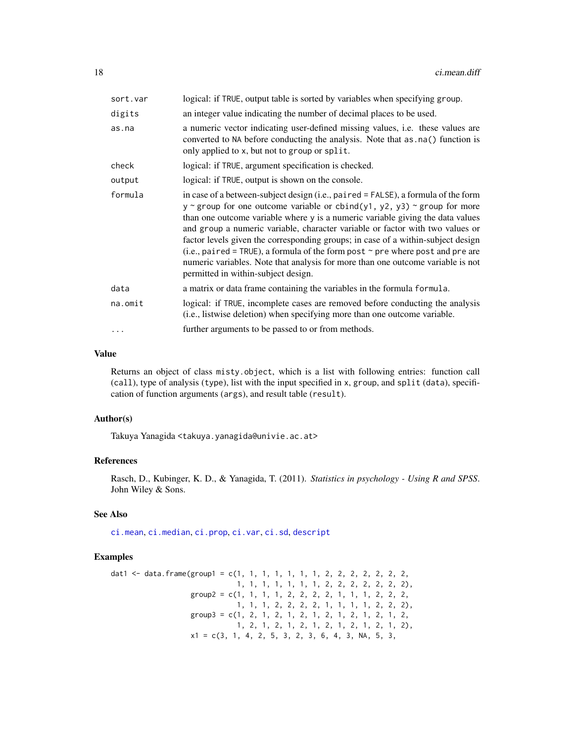| | |
|---|---|
| `sort.var` | logical: if TRUE, output table is sorted by variables when specifying group. |
| `digits` | an integer value indicating the number of decimal places to be used. |
| `as.na` | a numeric vector indicating user-defined missing values, i.e. these values are converted to NA before conducting the analysis. Note that as.na() function is only applied to x, but not to group or split. |
| `check` | logical: if TRUE, argument specification is checked. |
| `output` | logical: if TRUE, output is shown on the console. |
| `formula` | in case of a between-subject design (i.e., paired = FALSE), a formula of the form y ~ group for one outcome variable or cbind(y1, y2, y3) ~ group for more than one outcome variable where y is a numeric variable giving the data values and group a numeric variable, character variable or factor with two values or factor levels given the corresponding groups; in case of a within-subject design (i.e., paired = TRUE), a formula of the form post ~ pre where post and pre are numeric variables. Note that analysis for more than one outcome variable is not permitted in within-subject design. |
| `data` | a matrix or data frame containing the variables in the formula formula. |
| `na.omit` | logical: if TRUE, incomplete cases are removed before conducting the analysis (i.e., listwise deletion) when specifying more than one outcome variable. |
| `...` | further arguments to be passed to or from methods. |

## Value

Returns an object of class misty.object, which is a list with following entries: function call (call), type of analysis (type), list with the input specified in x, group, and split (data), specification of function arguments (args), and result table (result).

## Author(s)

Takuya Yanagida <takuya.yanagida@univie.ac.at>

## References

Rasch, D., Kubinger, K. D., & Yanagida, T. (2011). *Statistics in psychology - Using R and SPSS*. John Wiley & Sons.

## See Also

ci.mean, ci.median, ci.prop, ci.var, ci.sd, descript

## Examples

```
dat1 <- data.frame(group1 = c(1, 1, 1, 1, 1, 1, 1, 2, 2, 2, 2, 2, 2, 2,
                              1, 1, 1, 1, 1, 1, 1, 2, 2, 2, 2, 2, 2, 2),
                   group2 = c(1, 1, 1, 1, 2, 2, 2, 2, 1, 1, 1, 2, 2, 2,
                              1, 1, 1, 2, 2, 2, 2, 1, 1, 1, 1, 2, 2, 2),
                   group3 = c(1, 2, 1, 2, 1, 2, 1, 2, 1, 2, 1, 2, 1, 2,
                              1, 2, 1, 2, 1, 2, 1, 2, 1, 2, 1, 2, 1, 2),
                   x1 = c(3, 1, 4, 2, 5, 3, 2, 3, 6, 4, 3, NA, 5, 3,
```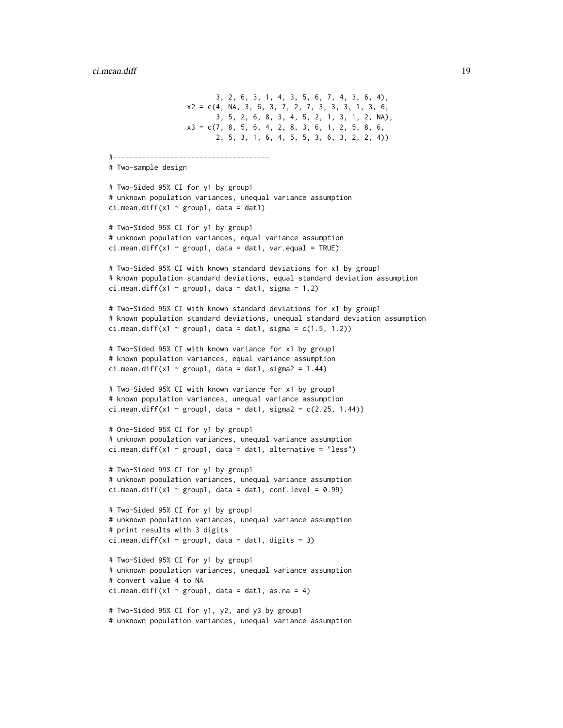```
                      3, 2, 6, 3, 1, 4, 3, 5, 6, 7, 4, 3, 6, 4),
                 x2 = c(4, NA, 3, 6, 3, 7, 2, 7, 3, 3, 3, 1, 3, 6,
                      3, 5, 2, 6, 8, 3, 4, 5, 2, 1, 3, 1, 2, NA),
                 x3 = c(7, 8, 5, 6, 4, 2, 8, 3, 6, 1, 2, 5, 8, 6,
                      2, 5, 3, 1, 6, 4, 5, 5, 3, 6, 3, 2, 2, 4))

#--------------------------------------
# Two-sample design

# Two-Sided 95% CI for y1 by group1
# unknown population variances, unequal variance assumption
ci.mean.diff(x1 ~ group1, data = dat1)

# Two-Sided 95% CI for y1 by group1
# unknown population variances, equal variance assumption
ci.mean.diff(x1 ~ group1, data = dat1, var.equal = TRUE)

# Two-Sided 95% CI with known standard deviations for x1 by group1
# known population standard deviations, equal standard deviation assumption
ci.mean.diff(x1 ~ group1, data = dat1, sigma = 1.2)

# Two-Sided 95% CI with known standard deviations for x1 by group1
# known population standard deviations, unequal standard deviation assumption
ci.mean.diff(x1 ~ group1, data = dat1, sigma = c(1.5, 1.2))

# Two-Sided 95% CI with known variance for x1 by group1
# known population variances, equal variance assumption
ci.mean.diff(x1 ~ group1, data = dat1, sigma2 = 1.44)

# Two-Sided 95% CI with known variance for x1 by group1
# known population variances, unequal variance assumption
ci.mean.diff(x1 ~ group1, data = dat1, sigma2 = c(2.25, 1.44))

# One-Sided 95% CI for y1 by group1
# unknown population variances, unequal variance assumption
ci.mean.diff(x1 ~ group1, data = dat1, alternative = "less")

# Two-Sided 99% CI for y1 by group1
# unknown population variances, unequal variance assumption
ci.mean.diff(x1 ~ group1, data = dat1, conf.level = 0.99)

# Two-Sided 95% CI for y1 by group1
# unknown population variances, unequal variance assumption
# print results with 3 digits
ci.mean.diff(x1 ~ group1, data = dat1, digits = 3)

# Two-Sided 95% CI for y1 by group1
# unknown population variances, unequal variance assumption
# convert value 4 to NA
ci.mean.diff(x1 ~ group1, data = dat1, as.na = 4)

# Two-Sided 95% CI for y1, y2, and y3 by group1
# unknown population variances, unequal variance assumption
```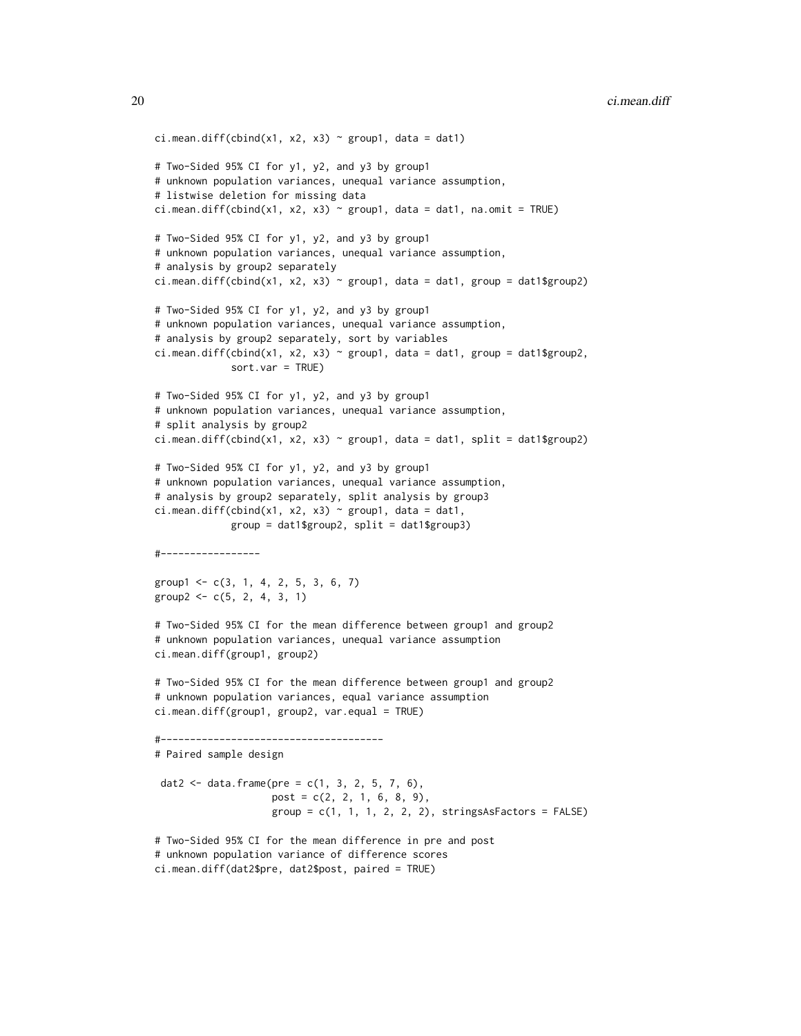```
ci.mean.diff(cbind(x1, x2, x3) ~ group1, data = dat1)

# Two-Sided 95% CI for y1, y2, and y3 by group1
# unknown population variances, unequal variance assumption,
# listwise deletion for missing data
ci.mean.diff(cbind(x1, x2, x3) ~ group1, data = dat1, na.omit = TRUE)

# Two-Sided 95% CI for y1, y2, and y3 by group1
# unknown population variances, unequal variance assumption,
# analysis by group2 separately
ci.mean.diff(cbind(x1, x2, x3) ~ group1, data = dat1, group = dat1$group2)

# Two-Sided 95% CI for y1, y2, and y3 by group1
# unknown population variances, unequal variance assumption,
# analysis by group2 separately, sort by variables
ci.mean.diff(cbind(x1, x2, x3) ~ group1, data = dat1, group = dat1$group2,
             sort.var = TRUE)

# Two-Sided 95% CI for y1, y2, and y3 by group1
# unknown population variances, unequal variance assumption,
# split analysis by group2
ci.mean.diff(cbind(x1, x2, x3) ~ group1, data = dat1, split = dat1$group2)

# Two-Sided 95% CI for y1, y2, and y3 by group1
# unknown population variances, unequal variance assumption,
# analysis by group2 separately, split analysis by group3
ci.mean.diff(cbind(x1, x2, x3) ~ group1, data = dat1,
             group = dat1$group2, split = dat1$group3)

#-----------------

group1 <- c(3, 1, 4, 2, 5, 3, 6, 7)
group2 <- c(5, 2, 4, 3, 1)

# Two-Sided 95% CI for the mean difference between group1 and group2
# unknown population variances, unequal variance assumption
ci.mean.diff(group1, group2)

# Two-Sided 95% CI for the mean difference between group1 and group2
# unknown population variances, equal variance assumption
ci.mean.diff(group1, group2, var.equal = TRUE)

#--------------------------------------
# Paired sample design

 dat2 <- data.frame(pre = c(1, 3, 2, 5, 7, 6),
                    post = c(2, 2, 1, 6, 8, 9),
                    group = c(1, 1, 1, 2, 2, 2), stringsAsFactors = FALSE)

# Two-Sided 95% CI for the mean difference in pre and post
# unknown population variance of difference scores
ci.mean.diff(dat2$pre, dat2$post, paired = TRUE)
```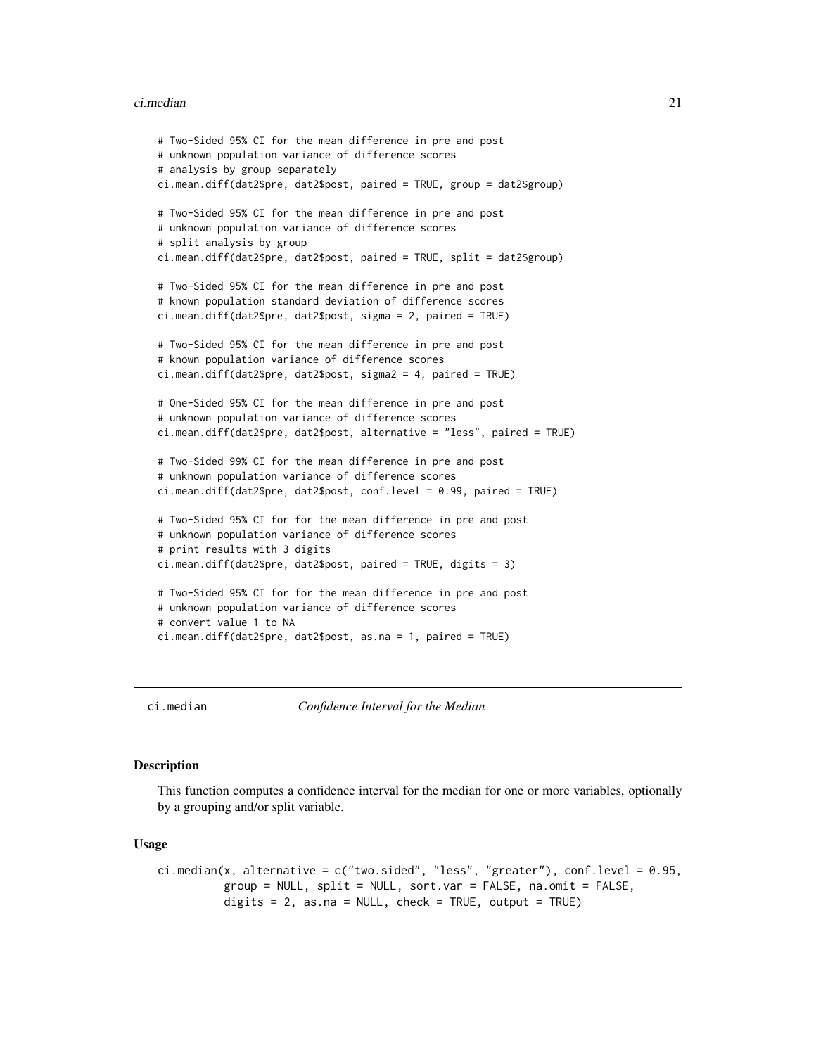```
# Two-Sided 95% CI for the mean difference in pre and post
# unknown population variance of difference scores
# analysis by group separately
ci.mean.diff(dat2$pre, dat2$post, paired = TRUE, group = dat2$group)

# Two-Sided 95% CI for the mean difference in pre and post
# unknown population variance of difference scores
# split analysis by group
ci.mean.diff(dat2$pre, dat2$post, paired = TRUE, split = dat2$group)

# Two-Sided 95% CI for the mean difference in pre and post
# known population standard deviation of difference scores
ci.mean.diff(dat2$pre, dat2$post, sigma = 2, paired = TRUE)

# Two-Sided 95% CI for the mean difference in pre and post
# known population variance of difference scores
ci.mean.diff(dat2$pre, dat2$post, sigma2 = 4, paired = TRUE)

# One-Sided 95% CI for the mean difference in pre and post
# unknown population variance of difference scores
ci.mean.diff(dat2$pre, dat2$post, alternative = "less", paired = TRUE)

# Two-Sided 99% CI for the mean difference in pre and post
# unknown population variance of difference scores
ci.mean.diff(dat2$pre, dat2$post, conf.level = 0.99, paired = TRUE)

# Two-Sided 95% CI for for the mean difference in pre and post
# unknown population variance of difference scores
# print results with 3 digits
ci.mean.diff(dat2$pre, dat2$post, paired = TRUE, digits = 3)

# Two-Sided 95% CI for for the mean difference in pre and post
# unknown population variance of difference scores
# convert value 1 to NA
ci.mean.diff(dat2$pre, dat2$post, as.na = 1, paired = TRUE)
```

---

## ci.median — *Confidence Interval for the Median*

### Description

This function computes a confidence interval for the median for one or more variables, optionally by a grouping and/or split variable.

### Usage

```
ci.median(x, alternative = c("two.sided", "less", "greater"), conf.level = 0.95,
          group = NULL, split = NULL, sort.var = FALSE, na.omit = FALSE,
          digits = 2, as.na = NULL, check = TRUE, output = TRUE)
```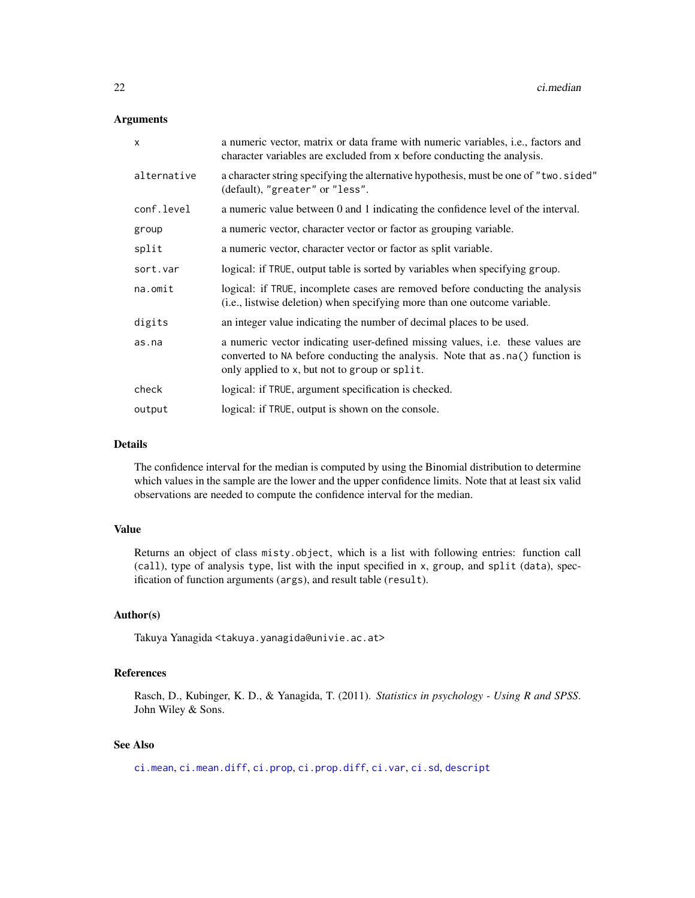## Arguments

| | |
|---|---|
| `x` | a numeric vector, matrix or data frame with numeric variables, i.e., factors and character variables are excluded from `x` before conducting the analysis. |
| `alternative` | a character string specifying the alternative hypothesis, must be one of `"two.sided"` (default), `"greater"` or `"less"`. |
| `conf.level` | a numeric value between 0 and 1 indicating the confidence level of the interval. |
| `group` | a numeric vector, character vector or factor as grouping variable. |
| `split` | a numeric vector, character vector or factor as split variable. |
| `sort.var` | logical: if `TRUE`, output table is sorted by variables when specifying `group`. |
| `na.omit` | logical: if `TRUE`, incomplete cases are removed before conducting the analysis (i.e., listwise deletion) when specifying more than one outcome variable. |
| `digits` | an integer value indicating the number of decimal places to be used. |
| `as.na` | a numeric vector indicating user-defined missing values, i.e. these values are converted to `NA` before conducting the analysis. Note that `as.na()` function is only applied to `x`, but not to `group` or `split`. |
| `check` | logical: if `TRUE`, argument specification is checked. |
| `output` | logical: if `TRUE`, output is shown on the console. |

## Details

The confidence interval for the median is computed by using the Binomial distribution to determine which values in the sample are the lower and the upper confidence limits. Note that at least six valid observations are needed to compute the confidence interval for the median.

## Value

Returns an object of class `misty.object`, which is a list with following entries: function call (`call`), type of analysis `type`, list with the input specified in `x`, `group`, and `split` (`data`), specification of function arguments (`args`), and result table (`result`).

## Author(s)

Takuya Yanagida <takuya.yanagida@univie.ac.at>

## References

Rasch, D., Kubinger, K. D., & Yanagida, T. (2011). *Statistics in psychology - Using R and SPSS*. John Wiley & Sons.

## See Also

`ci.mean`, `ci.mean.diff`, `ci.prop`, `ci.prop.diff`, `ci.var`, `ci.sd`, `descript`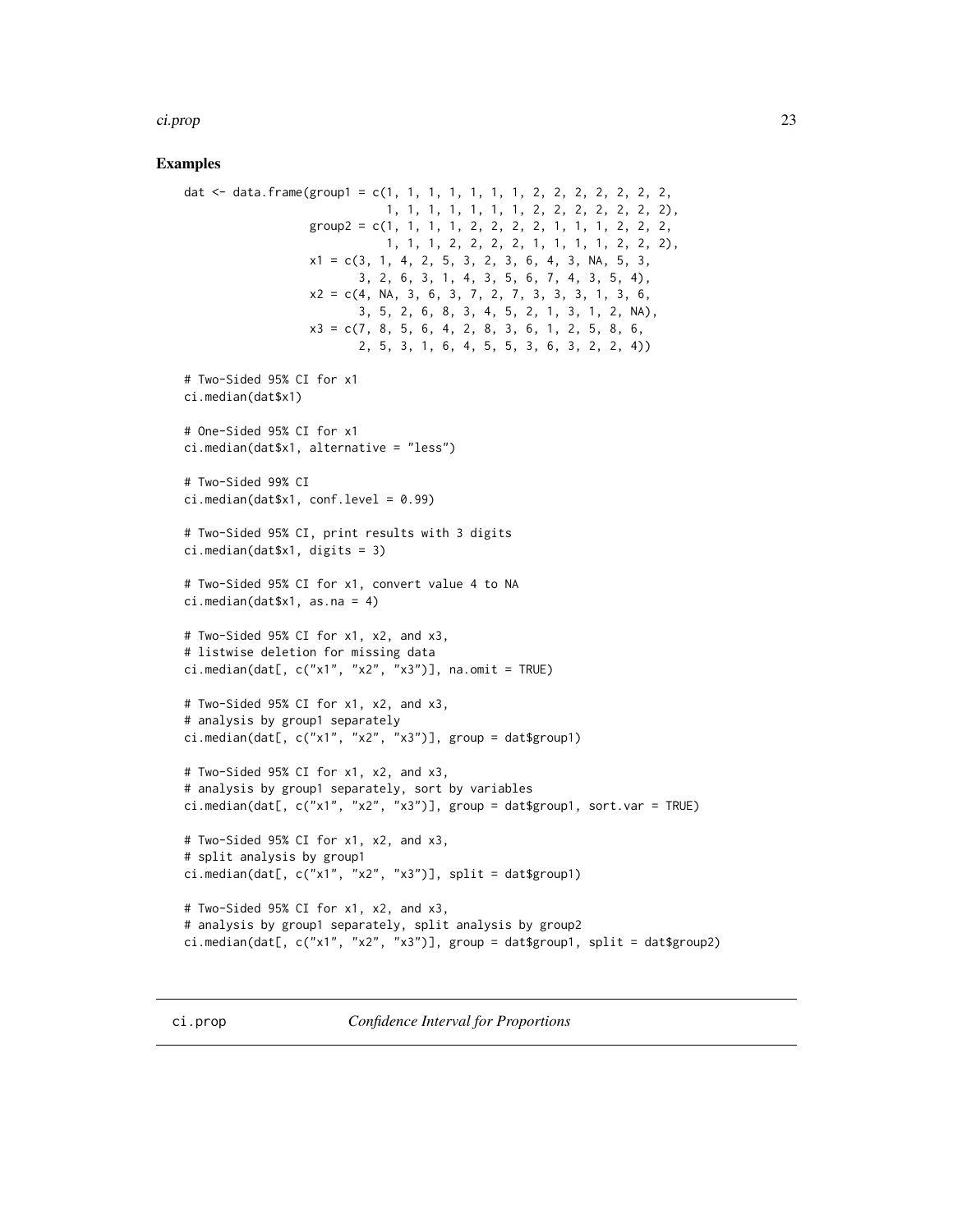## Examples

```
dat <- data.frame(group1 = c(1, 1, 1, 1, 1, 1, 1, 2, 2, 2, 2, 2, 2, 2,
                             1, 1, 1, 1, 1, 1, 1, 2, 2, 2, 2, 2, 2, 2),
                  group2 = c(1, 1, 1, 1, 2, 2, 2, 2, 1, 1, 1, 2, 2, 2,
                             1, 1, 1, 2, 2, 2, 2, 1, 1, 1, 1, 2, 2, 2),
                  x1 = c(3, 1, 4, 2, 5, 3, 2, 3, 6, 4, 3, NA, 5, 3,
                         3, 2, 6, 3, 1, 4, 3, 5, 6, 7, 4, 3, 5, 4),
                  x2 = c(4, NA, 3, 6, 3, 7, 2, 7, 3, 3, 3, 1, 3, 6,
                         3, 5, 2, 6, 8, 3, 4, 5, 2, 1, 3, 1, 2, NA),
                  x3 = c(7, 8, 5, 6, 4, 2, 8, 3, 6, 1, 2, 5, 8, 6,
                         2, 5, 3, 1, 6, 4, 5, 5, 3, 6, 3, 2, 2, 4))

# Two-Sided 95% CI for x1
ci.median(dat$x1)

# One-Sided 95% CI for x1
ci.median(dat$x1, alternative = "less")

# Two-Sided 99% CI
ci.median(dat$x1, conf.level = 0.99)

# Two-Sided 95% CI, print results with 3 digits
ci.median(dat$x1, digits = 3)

# Two-Sided 95% CI for x1, convert value 4 to NA
ci.median(dat$x1, as.na = 4)

# Two-Sided 95% CI for x1, x2, and x3,
# listwise deletion for missing data
ci.median(dat[, c("x1", "x2", "x3")], na.omit = TRUE)

# Two-Sided 95% CI for x1, x2, and x3,
# analysis by group1 separately
ci.median(dat[, c("x1", "x2", "x3")], group = dat$group1)

# Two-Sided 95% CI for x1, x2, and x3,
# analysis by group1 separately, sort by variables
ci.median(dat[, c("x1", "x2", "x3")], group = dat$group1, sort.var = TRUE)

# Two-Sided 95% CI for x1, x2, and x3,
# split analysis by group1
ci.median(dat[, c("x1", "x2", "x3")], split = dat$group1)

# Two-Sided 95% CI for x1, x2, and x3,
# analysis by group1 separately, split analysis by group2
ci.median(dat[, c("x1", "x2", "x3")], group = dat$group1, split = dat$group2)
```

# ci.prop    *Confidence Interval for Proportions*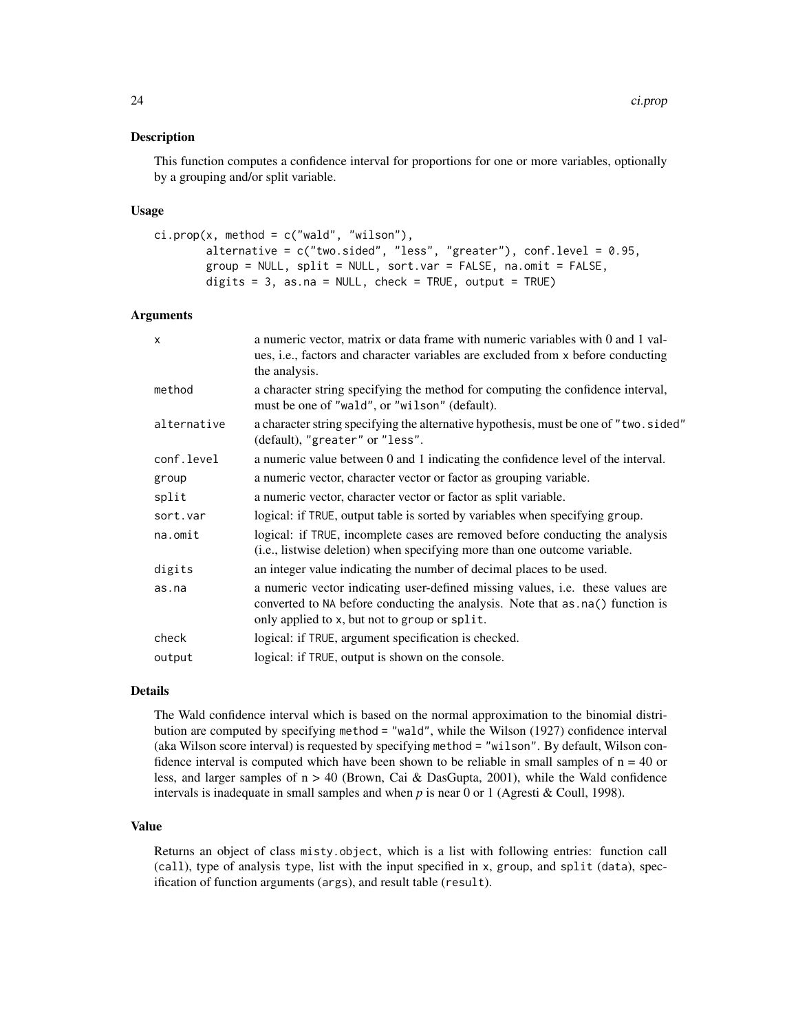## Description

This function computes a confidence interval for proportions for one or more variables, optionally by a grouping and/or split variable.

## Usage

```
ci.prop(x, method = c("wald", "wilson"),
        alternative = c("two.sided", "less", "greater"), conf.level = 0.95,
        group = NULL, split = NULL, sort.var = FALSE, na.omit = FALSE,
        digits = 3, as.na = NULL, check = TRUE, output = TRUE)
```

## Arguments

| | |
|---|---|
| `x` | a numeric vector, matrix or data frame with numeric variables with 0 and 1 values, i.e., factors and character variables are excluded from `x` before conducting the analysis. |
| `method` | a character string specifying the method for computing the confidence interval, must be one of `"wald"`, or `"wilson"` (default). |
| `alternative` | a character string specifying the alternative hypothesis, must be one of `"two.sided"` (default), `"greater"` or `"less"`. |
| `conf.level` | a numeric value between 0 and 1 indicating the confidence level of the interval. |
| `group` | a numeric vector, character vector or factor as grouping variable. |
| `split` | a numeric vector, character vector or factor as split variable. |
| `sort.var` | logical: if `TRUE`, output table is sorted by variables when specifying `group`. |
| `na.omit` | logical: if `TRUE`, incomplete cases are removed before conducting the analysis (i.e., listwise deletion) when specifying more than one outcome variable. |
| `digits` | an integer value indicating the number of decimal places to be used. |
| `as.na` | a numeric vector indicating user-defined missing values, i.e. these values are converted to `NA` before conducting the analysis. Note that `as.na()` function is only applied to `x`, but not to `group` or `split`. |
| `check` | logical: if `TRUE`, argument specification is checked. |
| `output` | logical: if `TRUE`, output is shown on the console. |

## Details

The Wald confidence interval which is based on the normal approximation to the binomial distribution are computed by specifying `method = "wald"`, while the Wilson (1927) confidence interval (aka Wilson score interval) is requested by specifying `method = "wilson"`. By default, Wilson confidence interval is computed which have been shown to be reliable in small samples of $n = 40$ or less, and larger samples of $n > 40$ (Brown, Cai & DasGupta, 2001), while the Wald confidence intervals is inadequate in small samples and when $p$ is near 0 or 1 (Agresti & Coull, 1998).

## Value

Returns an object of class `misty.object`, which is a list with following entries: function call (`call`), type of analysis `type`, list with the input specified in `x`, `group`, and `split` (`data`), specification of function arguments (`args`), and result table (`result`).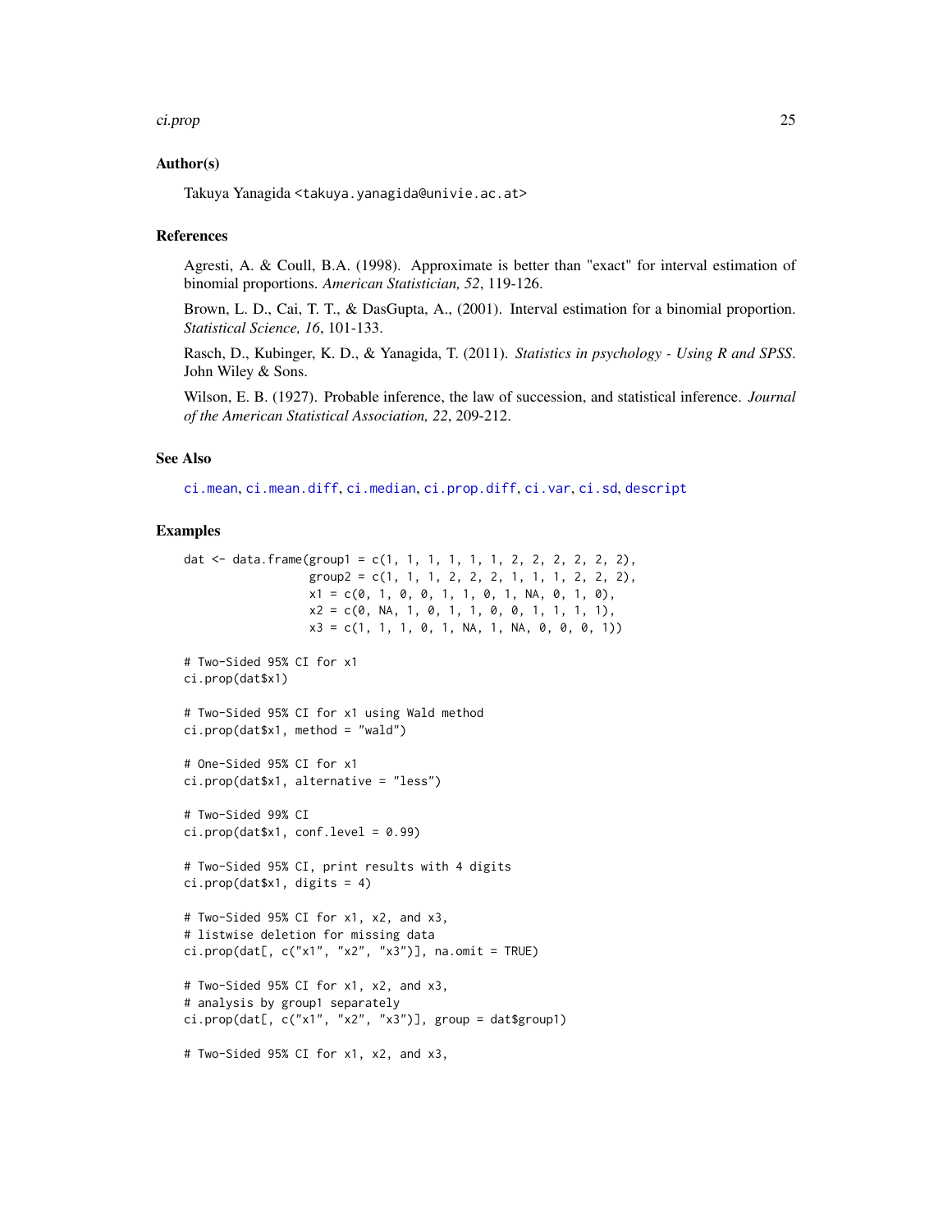### Author(s)

Takuya Yanagida <takuya.yanagida@univie.ac.at>

### References

Agresti, A. & Coull, B.A. (1998). Approximate is better than "exact" for interval estimation of binomial proportions. *American Statistician, 52*, 119-126.

Brown, L. D., Cai, T. T., & DasGupta, A., (2001). Interval estimation for a binomial proportion. *Statistical Science, 16*, 101-133.

Rasch, D., Kubinger, K. D., & Yanagida, T. (2011). *Statistics in psychology - Using R and SPSS*. John Wiley & Sons.

Wilson, E. B. (1927). Probable inference, the law of succession, and statistical inference. *Journal of the American Statistical Association, 22*, 209-212.

### See Also

ci.mean, ci.mean.diff, ci.median, ci.prop.diff, ci.var, ci.sd, descript

### Examples

```
dat <- data.frame(group1 = c(1, 1, 1, 1, 1, 1, 2, 2, 2, 2, 2, 2),
                  group2 = c(1, 1, 1, 2, 2, 2, 1, 1, 1, 2, 2, 2),
                  x1 = c(0, 1, 0, 0, 1, 1, 0, 1, NA, 0, 1, 0),
                  x2 = c(0, NA, 1, 0, 1, 1, 0, 0, 1, 1, 1, 1),
                  x3 = c(1, 1, 1, 0, 1, NA, 1, NA, 0, 0, 0, 1))

# Two-Sided 95% CI for x1
ci.prop(dat$x1)

# Two-Sided 95% CI for x1 using Wald method
ci.prop(dat$x1, method = "wald")

# One-Sided 95% CI for x1
ci.prop(dat$x1, alternative = "less")

# Two-Sided 99% CI
ci.prop(dat$x1, conf.level = 0.99)

# Two-Sided 95% CI, print results with 4 digits
ci.prop(dat$x1, digits = 4)

# Two-Sided 95% CI for x1, x2, and x3,
# listwise deletion for missing data
ci.prop(dat[, c("x1", "x2", "x3")], na.omit = TRUE)

# Two-Sided 95% CI for x1, x2, and x3,
# analysis by group1 separately
ci.prop(dat[, c("x1", "x2", "x3")], group = dat$group1)

# Two-Sided 95% CI for x1, x2, and x3,
```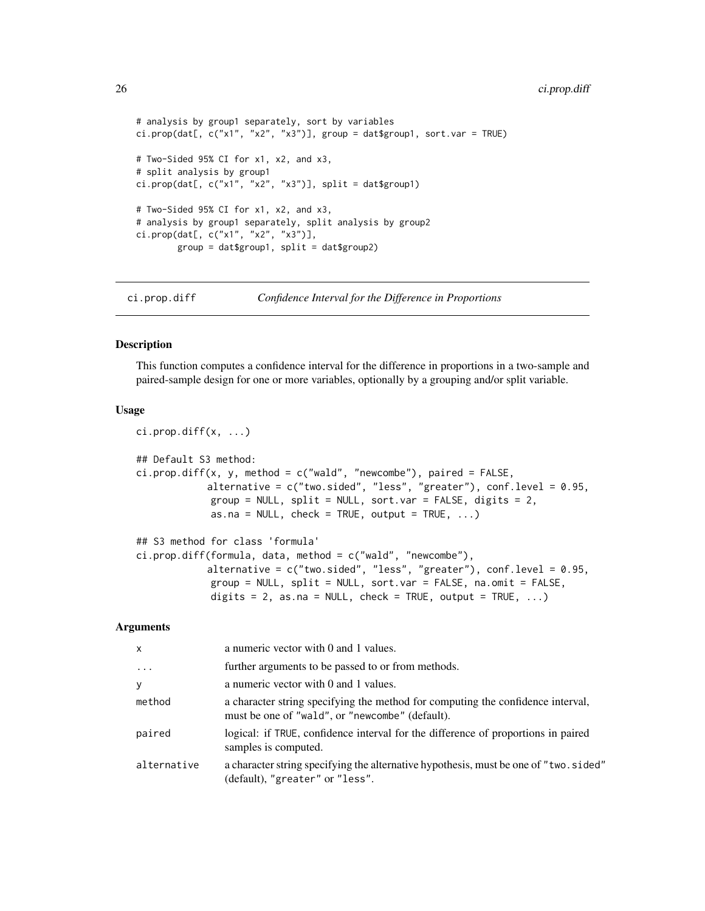```
# analysis by group1 separately, sort by variables
ci.prop(dat[, c("x1", "x2", "x3")], group = dat$group1, sort.var = TRUE)

# Two-Sided 95% CI for x1, x2, and x3,
# split analysis by group1
ci.prop(dat[, c("x1", "x2", "x3")], split = dat$group1)

# Two-Sided 95% CI for x1, x2, and x3,
# analysis by group1 separately, split analysis by group2
ci.prop(dat[, c("x1", "x2", "x3")],
        group = dat$group1, split = dat$group2)
```

## ci.prop.diff — *Confidence Interval for the Difference in Proportions*

### Description

This function computes a confidence interval for the difference in proportions in a two-sample and paired-sample design for one or more variables, optionally by a grouping and/or split variable.

### Usage

```
ci.prop.diff(x, ...)

## Default S3 method:
ci.prop.diff(x, y, method = c("wald", "newcombe"), paired = FALSE,
             alternative = c("two.sided", "less", "greater"), conf.level = 0.95,
             group = NULL, split = NULL, sort.var = FALSE, digits = 2,
             as.na = NULL, check = TRUE, output = TRUE, ...)

## S3 method for class 'formula'
ci.prop.diff(formula, data, method = c("wald", "newcombe"),
             alternative = c("two.sided", "less", "greater"), conf.level = 0.95,
             group = NULL, split = NULL, sort.var = FALSE, na.omit = FALSE,
             digits = 2, as.na = NULL, check = TRUE, output = TRUE, ...)
```

### Arguments

| | |
|---|---|
| x | a numeric vector with 0 and 1 values. |
| ... | further arguments to be passed to or from methods. |
| y | a numeric vector with 0 and 1 values. |
| method | a character string specifying the method for computing the confidence interval, must be one of "wald", or "newcombe" (default). |
| paired | logical: if TRUE, confidence interval for the difference of proportions in paired samples is computed. |
| alternative | a character string specifying the alternative hypothesis, must be one of "two.sided" (default), "greater" or "less". |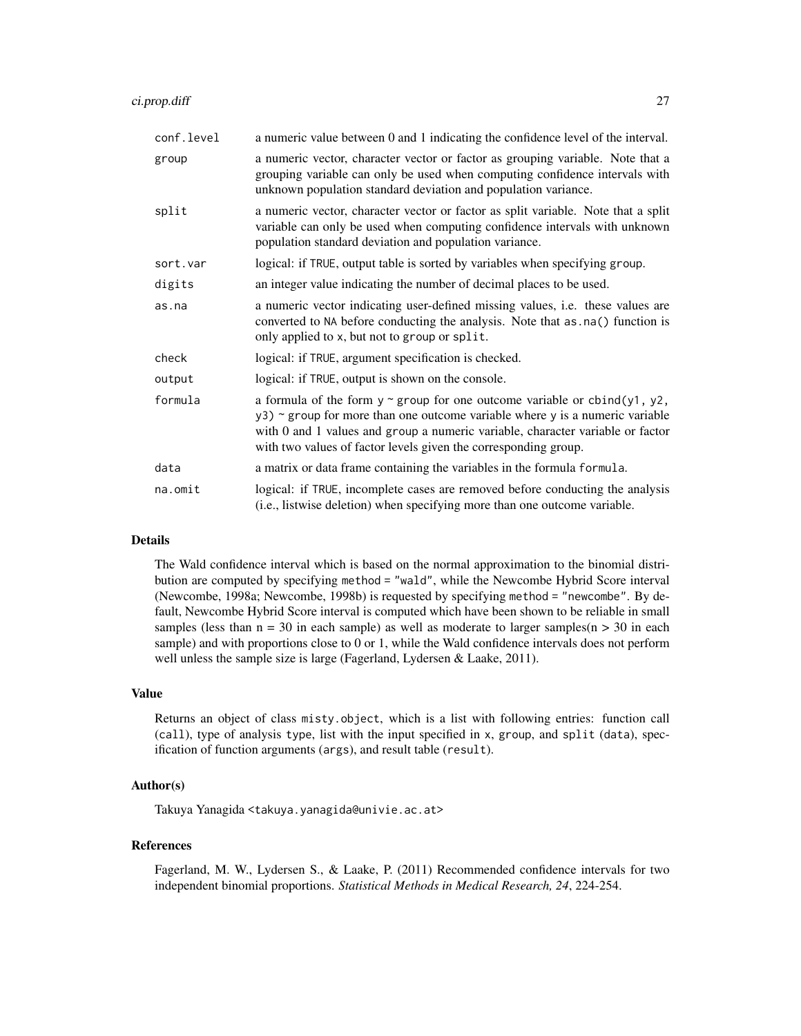| | |
|---|---|
| `conf.level` | a numeric value between 0 and 1 indicating the confidence level of the interval. |
| `group` | a numeric vector, character vector or factor as grouping variable. Note that a grouping variable can only be used when computing confidence intervals with unknown population standard deviation and population variance. |
| `split` | a numeric vector, character vector or factor as split variable. Note that a split variable can only be used when computing confidence intervals with unknown population standard deviation and population variance. |
| `sort.var` | logical: if `TRUE`, output table is sorted by variables when specifying `group`. |
| `digits` | an integer value indicating the number of decimal places to be used. |
| `as.na` | a numeric vector indicating user-defined missing values, i.e. these values are converted to `NA` before conducting the analysis. Note that `as.na()` function is only applied to `x`, but not to `group` or `split`. |
| `check` | logical: if `TRUE`, argument specification is checked. |
| `output` | logical: if `TRUE`, output is shown on the console. |
| `formula` | a formula of the form `y ~ group` for one outcome variable or `cbind(y1, y2, y3) ~ group` for more than one outcome variable where `y` is a numeric variable with 0 and 1 values and `group` a numeric variable, character variable or factor with two values of factor levels given the corresponding group. |
| `data` | a matrix or data frame containing the variables in the formula `formula`. |
| `na.omit` | logical: if `TRUE`, incomplete cases are removed before conducting the analysis (i.e., listwise deletion) when specifying more than one outcome variable. |

## Details

The Wald confidence interval which is based on the normal approximation to the binomial distribution are computed by specifying `method = "wald"`, while the Newcombe Hybrid Score interval (Newcombe, 1998a; Newcombe, 1998b) is requested by specifying `method = "newcombe"`. By default, Newcombe Hybrid Score interval is computed which have been shown to be reliable in small samples (less than n = 30 in each sample) as well as moderate to larger samples(n > 30 in each sample) and with proportions close to 0 or 1, while the Wald confidence intervals does not perform well unless the sample size is large (Fagerland, Lydersen & Laake, 2011).

## Value

Returns an object of class `misty.object`, which is a list with following entries: function call (`call`), type of analysis `type`, list with the input specified in `x`, `group`, and `split` (`data`), specification of function arguments (`args`), and result table (`result`).

## Author(s)

Takuya Yanagida <takuya.yanagida@univie.ac.at>

## References

Fagerland, M. W., Lydersen S., & Laake, P. (2011) Recommended confidence intervals for two independent binomial proportions. *Statistical Methods in Medical Research, 24*, 224-254.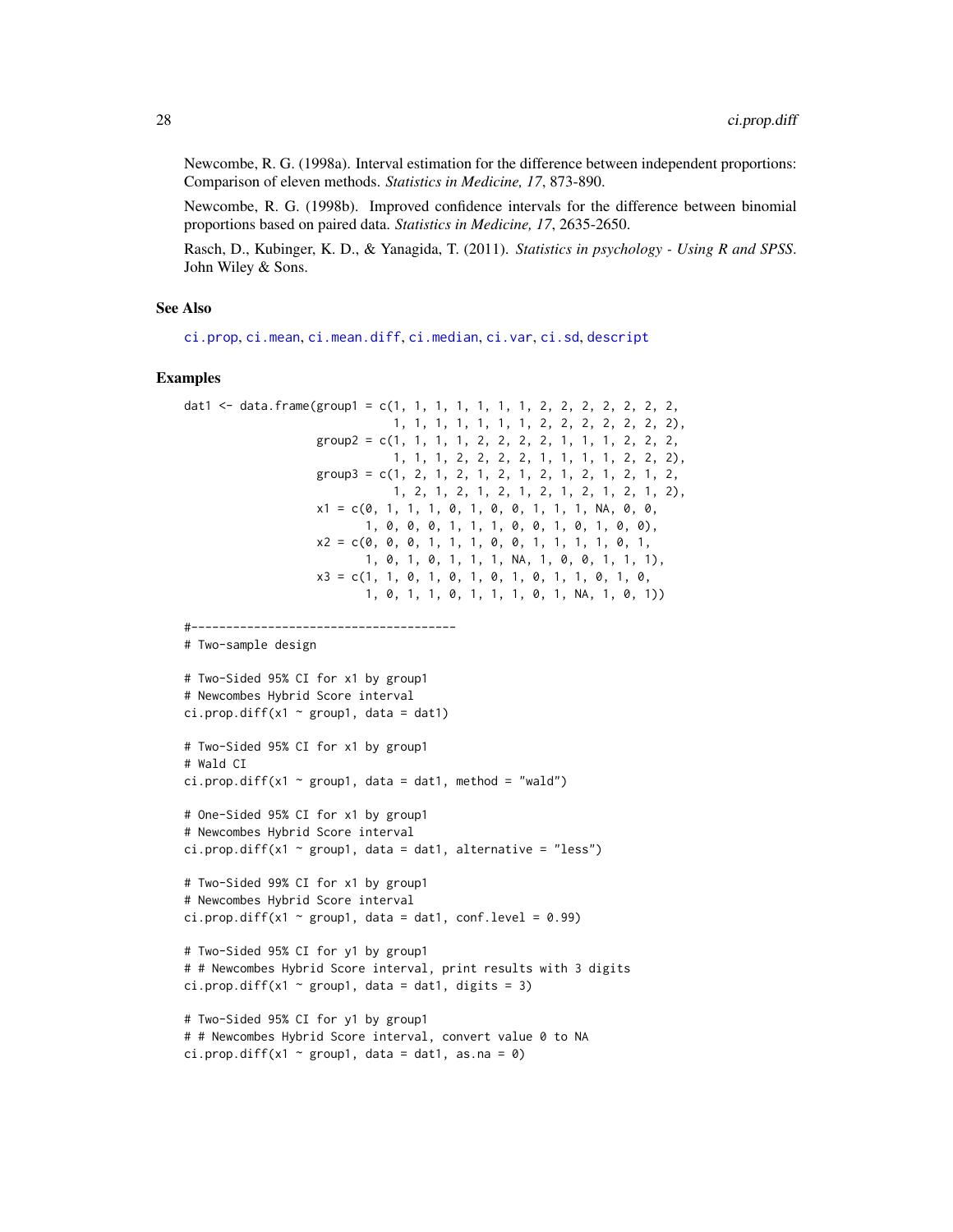Newcombe, R. G. (1998a). Interval estimation for the difference between independent proportions: Comparison of eleven methods. *Statistics in Medicine, 17*, 873-890.

Newcombe, R. G. (1998b). Improved confidence intervals for the difference between binomial proportions based on paired data. *Statistics in Medicine, 17*, 2635-2650.

Rasch, D., Kubinger, K. D., & Yanagida, T. (2011). *Statistics in psychology - Using R and SPSS*. John Wiley & Sons.

### See Also

ci.prop, ci.mean, ci.mean.diff, ci.median, ci.var, ci.sd, descript

### Examples

```
dat1 <- data.frame(group1 = c(1, 1, 1, 1, 1, 1, 1, 2, 2, 2, 2, 2, 2, 2,
                              1, 1, 1, 1, 1, 1, 1, 2, 2, 2, 2, 2, 2, 2),
                   group2 = c(1, 1, 1, 1, 2, 2, 2, 2, 1, 1, 1, 2, 2, 2,
                              1, 1, 1, 2, 2, 2, 2, 1, 1, 1, 1, 2, 2, 2),
                   group3 = c(1, 2, 1, 2, 1, 2, 1, 2, 1, 2, 1, 2, 1, 2,
                              1, 2, 1, 2, 1, 2, 1, 2, 1, 2, 1, 2, 1, 2),
                   x1 = c(0, 1, 1, 1, 0, 1, 0, 0, 1, 1, 1, NA, 0, 0,
                          1, 0, 0, 0, 1, 1, 1, 0, 0, 1, 0, 1, 0, 0),
                   x2 = c(0, 0, 0, 1, 1, 1, 0, 0, 1, 1, 1, 1, 0, 1,
                          1, 0, 1, 0, 1, 1, 1, NA, 1, 0, 0, 1, 1, 1),
                   x3 = c(1, 1, 0, 1, 0, 1, 0, 1, 0, 1, 1, 0, 1, 0,
                          1, 0, 1, 1, 0, 1, 1, 1, 0, 1, NA, 1, 0, 1))

#--------------------------------------
# Two-sample design

# Two-Sided 95% CI for x1 by group1
# Newcombes Hybrid Score interval
ci.prop.diff(x1 ~ group1, data = dat1)

# Two-Sided 95% CI for x1 by group1
# Wald CI
ci.prop.diff(x1 ~ group1, data = dat1, method = "wald")

# One-Sided 95% CI for x1 by group1
# Newcombes Hybrid Score interval
ci.prop.diff(x1 ~ group1, data = dat1, alternative = "less")

# Two-Sided 99% CI for x1 by group1
# Newcombes Hybrid Score interval
ci.prop.diff(x1 ~ group1, data = dat1, conf.level = 0.99)

# Two-Sided 95% CI for y1 by group1
# # Newcombes Hybrid Score interval, print results with 3 digits
ci.prop.diff(x1 ~ group1, data = dat1, digits = 3)

# Two-Sided 95% CI for y1 by group1
# # Newcombes Hybrid Score interval, convert value 0 to NA
ci.prop.diff(x1 ~ group1, data = dat1, as.na = 0)
```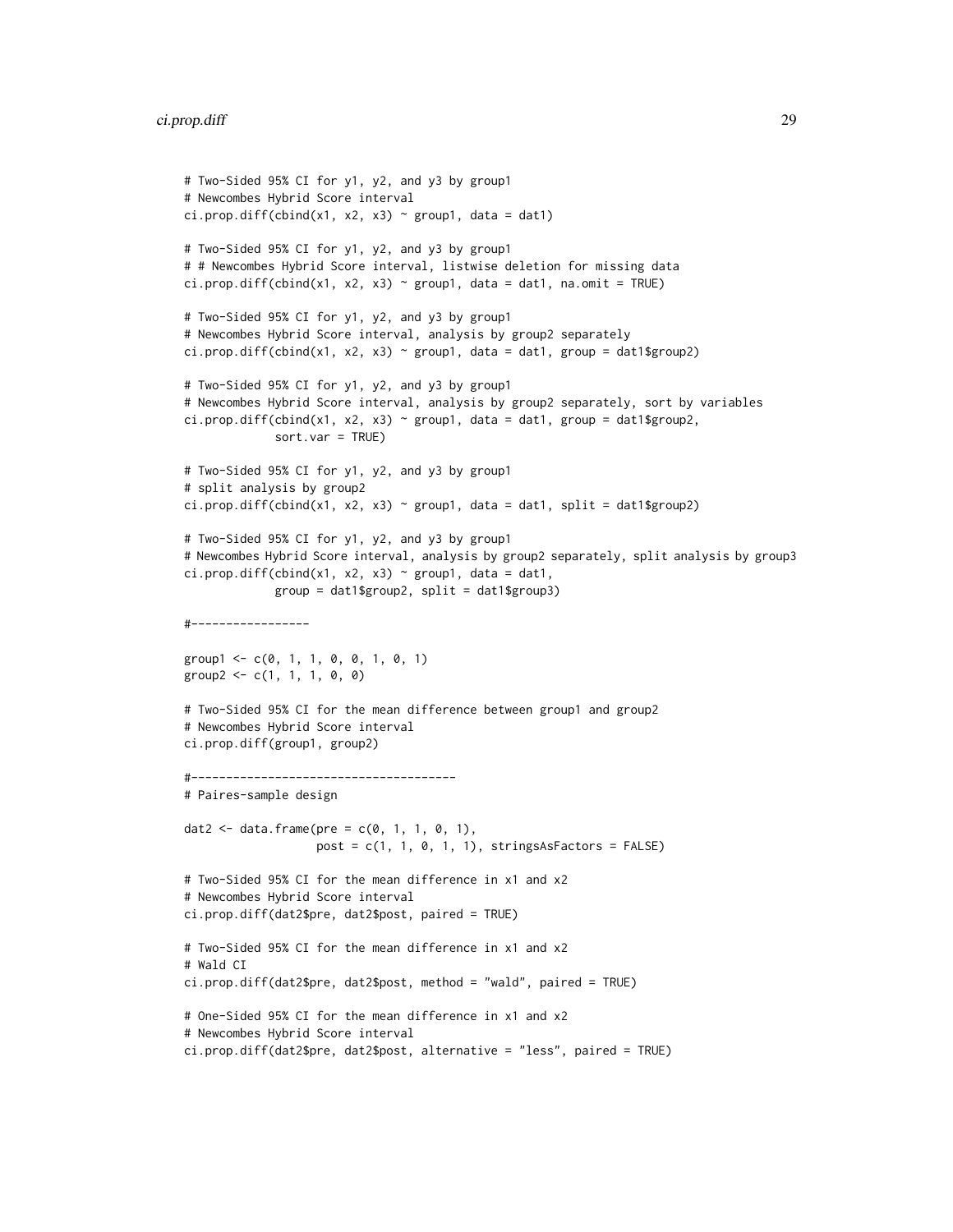```
# Two-Sided 95% CI for y1, y2, and y3 by group1
# Newcombes Hybrid Score interval
ci.prop.diff(cbind(x1, x2, x3) ~ group1, data = dat1)

# Two-Sided 95% CI for y1, y2, and y3 by group1
# # Newcombes Hybrid Score interval, listwise deletion for missing data
ci.prop.diff(cbind(x1, x2, x3) ~ group1, data = dat1, na.omit = TRUE)

# Two-Sided 95% CI for y1, y2, and y3 by group1
# Newcombes Hybrid Score interval, analysis by group2 separately
ci.prop.diff(cbind(x1, x2, x3) ~ group1, data = dat1, group = dat1$group2)

# Two-Sided 95% CI for y1, y2, and y3 by group1
# Newcombes Hybrid Score interval, analysis by group2 separately, sort by variables
ci.prop.diff(cbind(x1, x2, x3) ~ group1, data = dat1, group = dat1$group2,
             sort.var = TRUE)

# Two-Sided 95% CI for y1, y2, and y3 by group1
# split analysis by group2
ci.prop.diff(cbind(x1, x2, x3) ~ group1, data = dat1, split = dat1$group2)

# Two-Sided 95% CI for y1, y2, and y3 by group1
# Newcombes Hybrid Score interval, analysis by group2 separately, split analysis by group3
ci.prop.diff(cbind(x1, x2, x3) ~ group1, data = dat1,
             group = dat1$group2, split = dat1$group3)

#-----------------

group1 <- c(0, 1, 1, 0, 0, 1, 0, 1)
group2 <- c(1, 1, 1, 0, 0)

# Two-Sided 95% CI for the mean difference between group1 and group2
# Newcombes Hybrid Score interval
ci.prop.diff(group1, group2)

#--------------------------------------
# Paires-sample design

dat2 <- data.frame(pre = c(0, 1, 1, 0, 1),
                   post = c(1, 1, 0, 1, 1), stringsAsFactors = FALSE)

# Two-Sided 95% CI for the mean difference in x1 and x2
# Newcombes Hybrid Score interval
ci.prop.diff(dat2$pre, dat2$post, paired = TRUE)

# Two-Sided 95% CI for the mean difference in x1 and x2
# Wald CI
ci.prop.diff(dat2$pre, dat2$post, method = "wald", paired = TRUE)

# One-Sided 95% CI for the mean difference in x1 and x2
# Newcombes Hybrid Score interval
ci.prop.diff(dat2$pre, dat2$post, alternative = "less", paired = TRUE)
```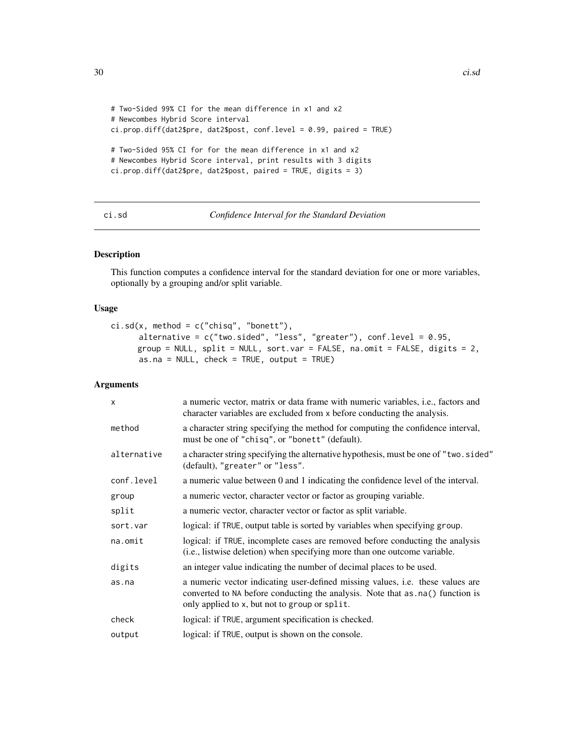```
# Two-Sided 99% CI for the mean difference in x1 and x2
# Newcombes Hybrid Score interval
ci.prop.diff(dat2$pre, dat2$post, conf.level = 0.99, paired = TRUE)

# Two-Sided 95% CI for for the mean difference in x1 and x2
# Newcombes Hybrid Score interval, print results with 3 digits
ci.prop.diff(dat2$pre, dat2$post, paired = TRUE, digits = 3)
```

---

## ci.sd *Confidence Interval for the Standard Deviation*

---

### Description

This function computes a confidence interval for the standard deviation for one or more variables, optionally by a grouping and/or split variable.

### Usage

```
ci.sd(x, method = c("chisq", "bonett"),
      alternative = c("two.sided", "less", "greater"), conf.level = 0.95,
      group = NULL, split = NULL, sort.var = FALSE, na.omit = FALSE, digits = 2,
      as.na = NULL, check = TRUE, output = TRUE)
```

### Arguments

| | |
|---|---|
| `x` | a numeric vector, matrix or data frame with numeric variables, i.e., factors and character variables are excluded from `x` before conducting the analysis. |
| `method` | a character string specifying the method for computing the confidence interval, must be one of `"chisq"`, or `"bonett"` (default). |
| `alternative` | a character string specifying the alternative hypothesis, must be one of `"two.sided"` (default), `"greater"` or `"less"`. |
| `conf.level` | a numeric value between 0 and 1 indicating the confidence level of the interval. |
| `group` | a numeric vector, character vector or factor as grouping variable. |
| `split` | a numeric vector, character vector or factor as split variable. |
| `sort.var` | logical: if `TRUE`, output table is sorted by variables when specifying `group`. |
| `na.omit` | logical: if `TRUE`, incomplete cases are removed before conducting the analysis (i.e., listwise deletion) when specifying more than one outcome variable. |
| `digits` | an integer value indicating the number of decimal places to be used. |
| `as.na` | a numeric vector indicating user-defined missing values, i.e. these values are converted to `NA` before conducting the analysis. Note that `as.na()` function is only applied to `x`, but not to `group` or `split`. |
| `check` | logical: if `TRUE`, argument specification is checked. |
| `output` | logical: if `TRUE`, output is shown on the console. |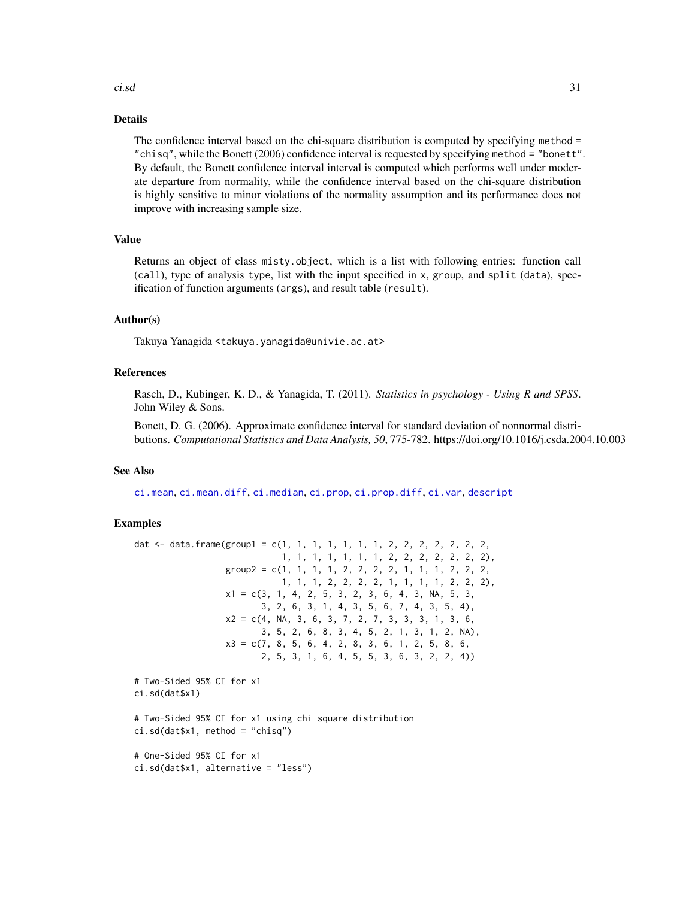## Details

The confidence interval based on the chi-square distribution is computed by specifying `method = "chisq"`, while the Bonett (2006) confidence interval is requested by specifying `method = "bonett"`. By default, the Bonett confidence interval interval is computed which performs well under moderate departure from normality, while the confidence interval based on the chi-square distribution is highly sensitive to minor violations of the normality assumption and its performance does not improve with increasing sample size.

## Value

Returns an object of class `misty.object`, which is a list with following entries: function call (`call`), type of analysis `type`, list with the input specified in `x`, `group`, and `split` (`data`), specification of function arguments (`args`), and result table (`result`).

## Author(s)

Takuya Yanagida <takuya.yanagida@univie.ac.at>

## References

Rasch, D., Kubinger, K. D., & Yanagida, T. (2011). *Statistics in psychology - Using R and SPSS*. John Wiley & Sons.

Bonett, D. G. (2006). Approximate confidence interval for standard deviation of nonnormal distributions. *Computational Statistics and Data Analysis, 50*, 775-782. https://doi.org/10.1016/j.csda.2004.10.003

## See Also

ci.mean, ci.mean.diff, ci.median, ci.prop, ci.prop.diff, ci.var, descript

## Examples

```
dat <- data.frame(group1 = c(1, 1, 1, 1, 1, 1, 1, 2, 2, 2, 2, 2, 2, 2,
                             1, 1, 1, 1, 1, 1, 1, 2, 2, 2, 2, 2, 2, 2),
                  group2 = c(1, 1, 1, 1, 2, 2, 2, 2, 1, 1, 1, 2, 2, 2,
                             1, 1, 1, 2, 2, 2, 2, 1, 1, 1, 1, 2, 2, 2),
                  x1 = c(3, 1, 4, 2, 5, 3, 2, 3, 6, 4, 3, NA, 5, 3,
                         3, 2, 6, 3, 1, 4, 3, 5, 6, 7, 4, 3, 5, 4),
                  x2 = c(4, NA, 3, 6, 3, 7, 2, 7, 3, 3, 3, 1, 3, 6,
                         3, 5, 2, 6, 8, 3, 4, 5, 2, 1, 3, 1, 2, NA),
                  x3 = c(7, 8, 5, 6, 4, 2, 8, 3, 6, 1, 2, 5, 8, 6,
                         2, 5, 3, 1, 6, 4, 5, 5, 3, 6, 3, 2, 2, 4))

# Two-Sided 95% CI for x1
ci.sd(dat$x1)

# Two-Sided 95% CI for x1 using chi square distribution
ci.sd(dat$x1, method = "chisq")

# One-Sided 95% CI for x1
ci.sd(dat$x1, alternative = "less")
```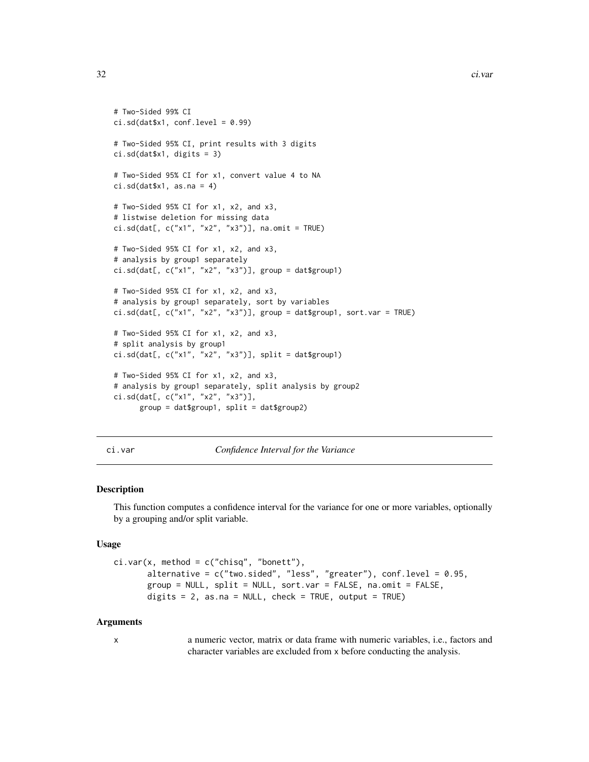```
# Two-Sided 99% CI
ci.sd(dat$x1, conf.level = 0.99)

# Two-Sided 95% CI, print results with 3 digits
ci.sd(dat$x1, digits = 3)

# Two-Sided 95% CI for x1, convert value 4 to NA
ci.sd(dat$x1, as.na = 4)

# Two-Sided 95% CI for x1, x2, and x3,
# listwise deletion for missing data
ci.sd(dat[, c("x1", "x2", "x3")], na.omit = TRUE)

# Two-Sided 95% CI for x1, x2, and x3,
# analysis by group1 separately
ci.sd(dat[, c("x1", "x2", "x3")], group = dat$group1)

# Two-Sided 95% CI for x1, x2, and x3,
# analysis by group1 separately, sort by variables
ci.sd(dat[, c("x1", "x2", "x3")], group = dat$group1, sort.var = TRUE)

# Two-Sided 95% CI for x1, x2, and x3,
# split analysis by group1
ci.sd(dat[, c("x1", "x2", "x3")], split = dat$group1)

# Two-Sided 95% CI for x1, x2, and x3,
# analysis by group1 separately, split analysis by group2
ci.sd(dat[, c("x1", "x2", "x3")],
      group = dat$group1, split = dat$group2)
```

## ci.var — *Confidence Interval for the Variance*

### Description

This function computes a confidence interval for the variance for one or more variables, optionally by a grouping and/or split variable.

### Usage

```
ci.var(x, method = c("chisq", "bonett"),
       alternative = c("two.sided", "less", "greater"), conf.level = 0.95,
       group = NULL, split = NULL, sort.var = FALSE, na.omit = FALSE,
       digits = 2, as.na = NULL, check = TRUE, output = TRUE)
```

### Arguments

x — a numeric vector, matrix or data frame with numeric variables, i.e., factors and character variables are excluded from x before conducting the analysis.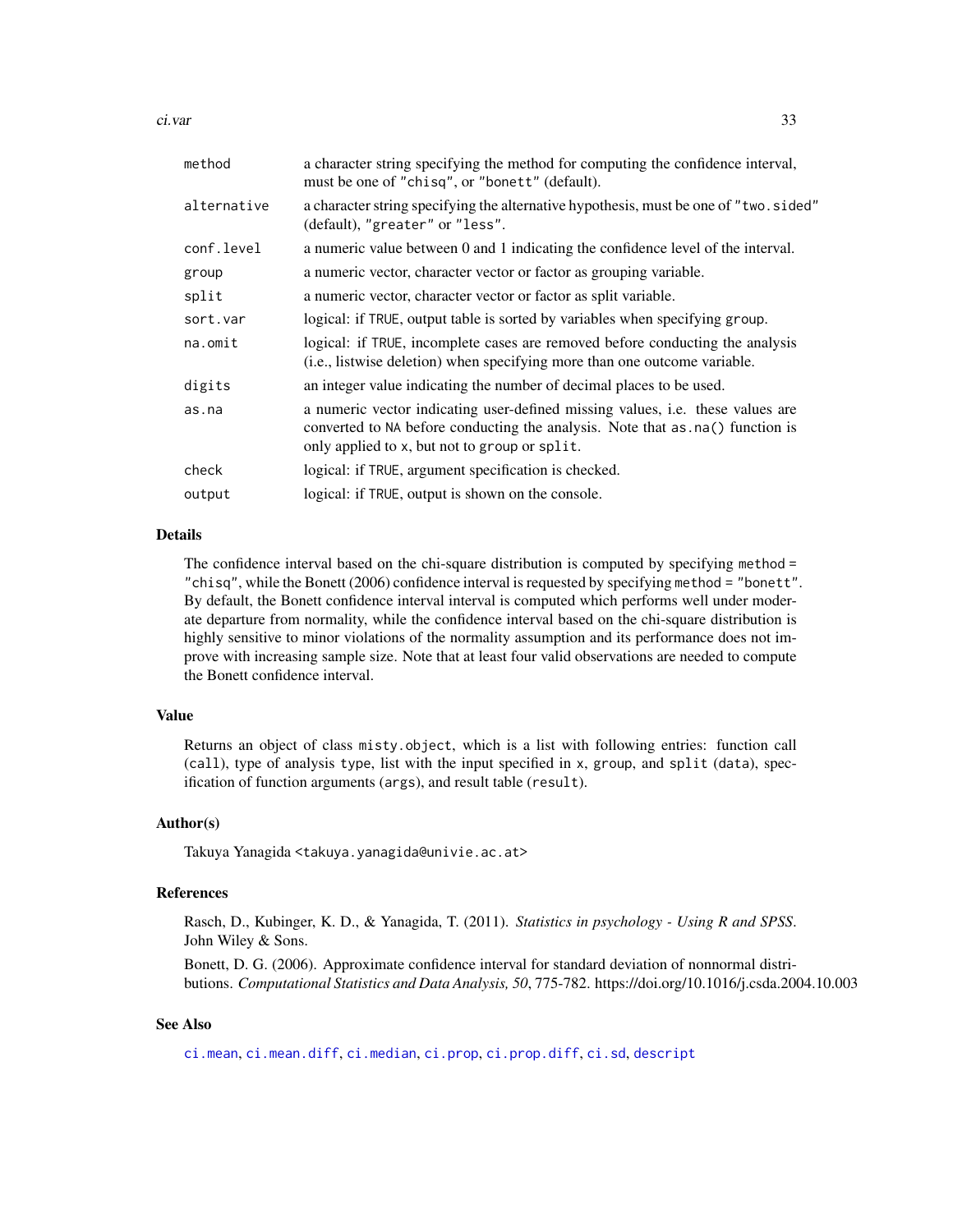| | |
|---|---|
| `method` | a character string specifying the method for computing the confidence interval, must be one of `"chisq"`, or `"bonett"` (default). |
| `alternative` | a character string specifying the alternative hypothesis, must be one of `"two.sided"` (default), `"greater"` or `"less"`. |
| `conf.level` | a numeric value between 0 and 1 indicating the confidence level of the interval. |
| `group` | a numeric vector, character vector or factor as grouping variable. |
| `split` | a numeric vector, character vector or factor as split variable. |
| `sort.var` | logical: if `TRUE`, output table is sorted by variables when specifying `group`. |
| `na.omit` | logical: if `TRUE`, incomplete cases are removed before conducting the analysis (i.e., listwise deletion) when specifying more than one outcome variable. |
| `digits` | an integer value indicating the number of decimal places to be used. |
| `as.na` | a numeric vector indicating user-defined missing values, i.e. these values are converted to `NA` before conducting the analysis. Note that `as.na()` function is only applied to `x`, but not to `group` or `split`. |
| `check` | logical: if `TRUE`, argument specification is checked. |
| `output` | logical: if `TRUE`, output is shown on the console. |

## Details

The confidence interval based on the chi-square distribution is computed by specifying `method = "chisq"`, while the Bonett (2006) confidence interval is requested by specifying `method = "bonett"`. By default, the Bonett confidence interval interval is computed which performs well under moderate departure from normality, while the confidence interval based on the chi-square distribution is highly sensitive to minor violations of the normality assumption and its performance does not improve with increasing sample size. Note that at least four valid observations are needed to compute the Bonett confidence interval.

## Value

Returns an object of class `misty.object`, which is a list with following entries: function call (`call`), type of analysis `type`, list with the input specified in `x`, `group`, and `split` (`data`), specification of function arguments (`args`), and result table (`result`).

## Author(s)

Takuya Yanagida <takuya.yanagida@univie.ac.at>

## References

Rasch, D., Kubinger, K. D., & Yanagida, T. (2011). *Statistics in psychology - Using R and SPSS*. John Wiley & Sons.

Bonett, D. G. (2006). Approximate confidence interval for standard deviation of nonnormal distributions. *Computational Statistics and Data Analysis, 50*, 775-782. https://doi.org/10.1016/j.csda.2004.10.003

## See Also

`ci.mean`, `ci.mean.diff`, `ci.median`, `ci.prop`, `ci.prop.diff`, `ci.sd`, `descript`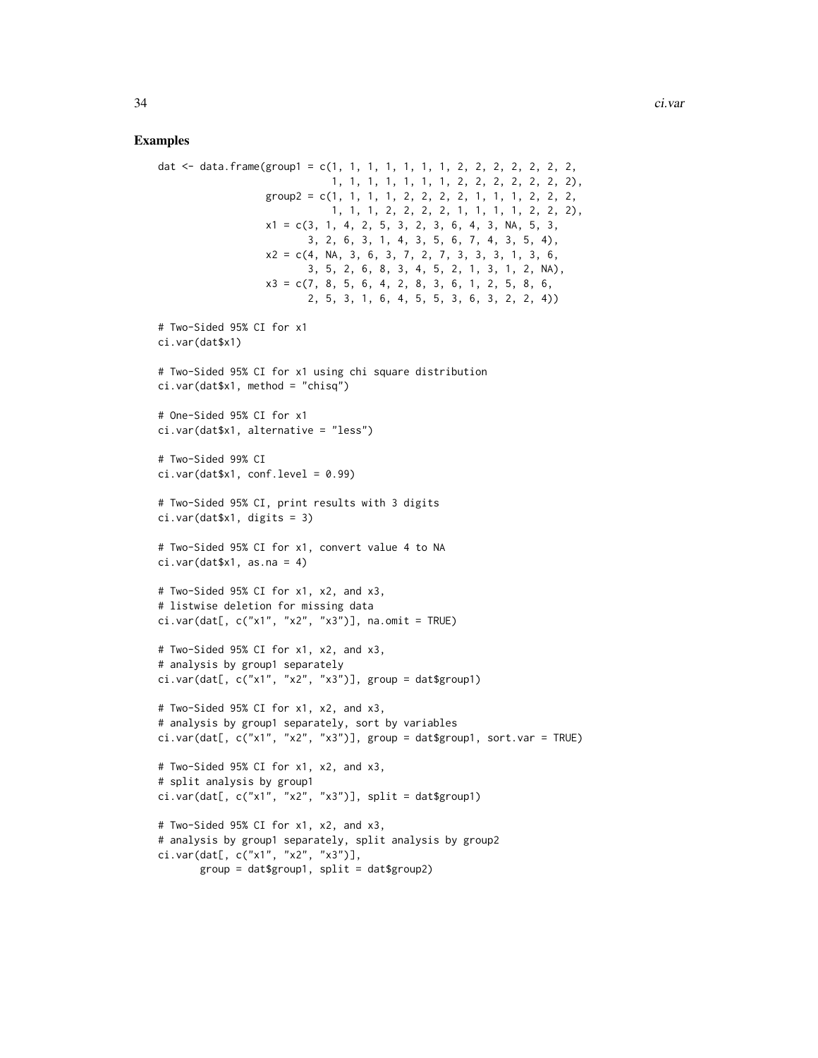## Examples

```
dat <- data.frame(group1 = c(1, 1, 1, 1, 1, 1, 1, 2, 2, 2, 2, 2, 2, 2,
                             1, 1, 1, 1, 1, 1, 1, 2, 2, 2, 2, 2, 2, 2),
                  group2 = c(1, 1, 1, 1, 2, 2, 2, 2, 1, 1, 1, 2, 2, 2,
                             1, 1, 1, 2, 2, 2, 2, 1, 1, 1, 1, 2, 2, 2),
                  x1 = c(3, 1, 4, 2, 5, 3, 2, 3, 6, 4, 3, NA, 5, 3,
                         3, 2, 6, 3, 1, 4, 3, 5, 6, 7, 4, 3, 5, 4),
                  x2 = c(4, NA, 3, 6, 3, 7, 2, 7, 3, 3, 3, 1, 3, 6,
                         3, 5, 2, 6, 8, 3, 4, 5, 2, 1, 3, 1, 2, NA),
                  x3 = c(7, 8, 5, 6, 4, 2, 8, 3, 6, 1, 2, 5, 8, 6,
                         2, 5, 3, 1, 6, 4, 5, 5, 3, 6, 3, 2, 2, 4))

# Two-Sided 95% CI for x1
ci.var(dat$x1)

# Two-Sided 95% CI for x1 using chi square distribution
ci.var(dat$x1, method = "chisq")

# One-Sided 95% CI for x1
ci.var(dat$x1, alternative = "less")

# Two-Sided 99% CI
ci.var(dat$x1, conf.level = 0.99)

# Two-Sided 95% CI, print results with 3 digits
ci.var(dat$x1, digits = 3)

# Two-Sided 95% CI for x1, convert value 4 to NA
ci.var(dat$x1, as.na = 4)

# Two-Sided 95% CI for x1, x2, and x3,
# listwise deletion for missing data
ci.var(dat[, c("x1", "x2", "x3")], na.omit = TRUE)

# Two-Sided 95% CI for x1, x2, and x3,
# analysis by group1 separately
ci.var(dat[, c("x1", "x2", "x3")], group = dat$group1)

# Two-Sided 95% CI for x1, x2, and x3,
# analysis by group1 separately, sort by variables
ci.var(dat[, c("x1", "x2", "x3")], group = dat$group1, sort.var = TRUE)

# Two-Sided 95% CI for x1, x2, and x3,
# split analysis by group1
ci.var(dat[, c("x1", "x2", "x3")], split = dat$group1)

# Two-Sided 95% CI for x1, x2, and x3,
# analysis by group1 separately, split analysis by group2
ci.var(dat[, c("x1", "x2", "x3")],
       group = dat$group1, split = dat$group2)
```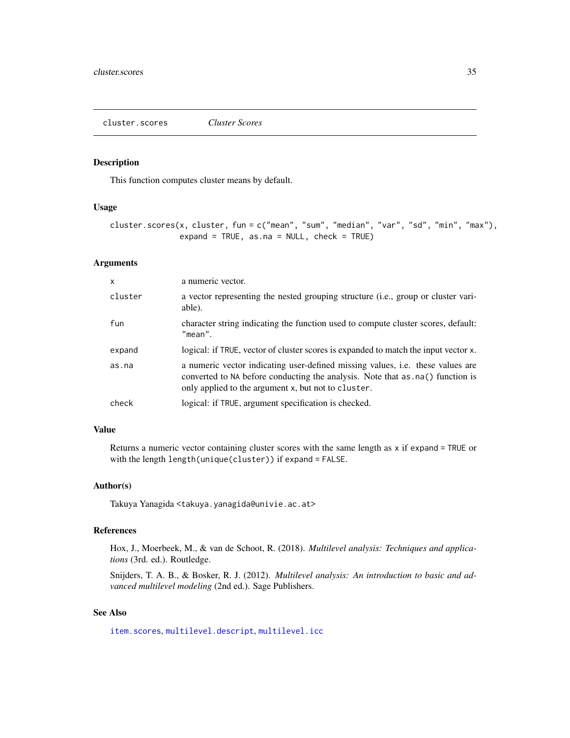## cluster.scores *Cluster Scores*

### Description

This function computes cluster means by default.

### Usage

```
cluster.scores(x, cluster, fun = c("mean", "sum", "median", "var", "sd", "min", "max"),
               expand = TRUE, as.na = NULL, check = TRUE)
```

### Arguments

| | |
|---|---|
| `x` | a numeric vector. |
| `cluster` | a vector representing the nested grouping structure (i.e., group or cluster variable). |
| `fun` | character string indicating the function used to compute cluster scores, default: `"mean"`. |
| `expand` | logical: if `TRUE`, vector of cluster scores is expanded to match the input vector `x`. |
| `as.na` | a numeric vector indicating user-defined missing values, i.e. these values are converted to `NA` before conducting the analysis. Note that `as.na()` function is only applied to the argument `x`, but not to `cluster`. |
| `check` | logical: if `TRUE`, argument specification is checked. |

### Value

Returns a numeric vector containing cluster scores with the same length as `x` if `expand = TRUE` or with the length `length(unique(cluster))` if `expand = FALSE`.

### Author(s)

Takuya Yanagida <takuya.yanagida@univie.ac.at>

### References

Hox, J., Moerbeek, M., & van de Schoot, R. (2018). *Multilevel analysis: Techniques and applications* (3rd. ed.). Routledge.

Snijders, T. A. B., & Bosker, R. J. (2012). *Multilevel analysis: An introduction to basic and advanced multilevel modeling* (2nd ed.). Sage Publishers.

### See Also

`item.scores`, `multilevel.descript`, `multilevel.icc`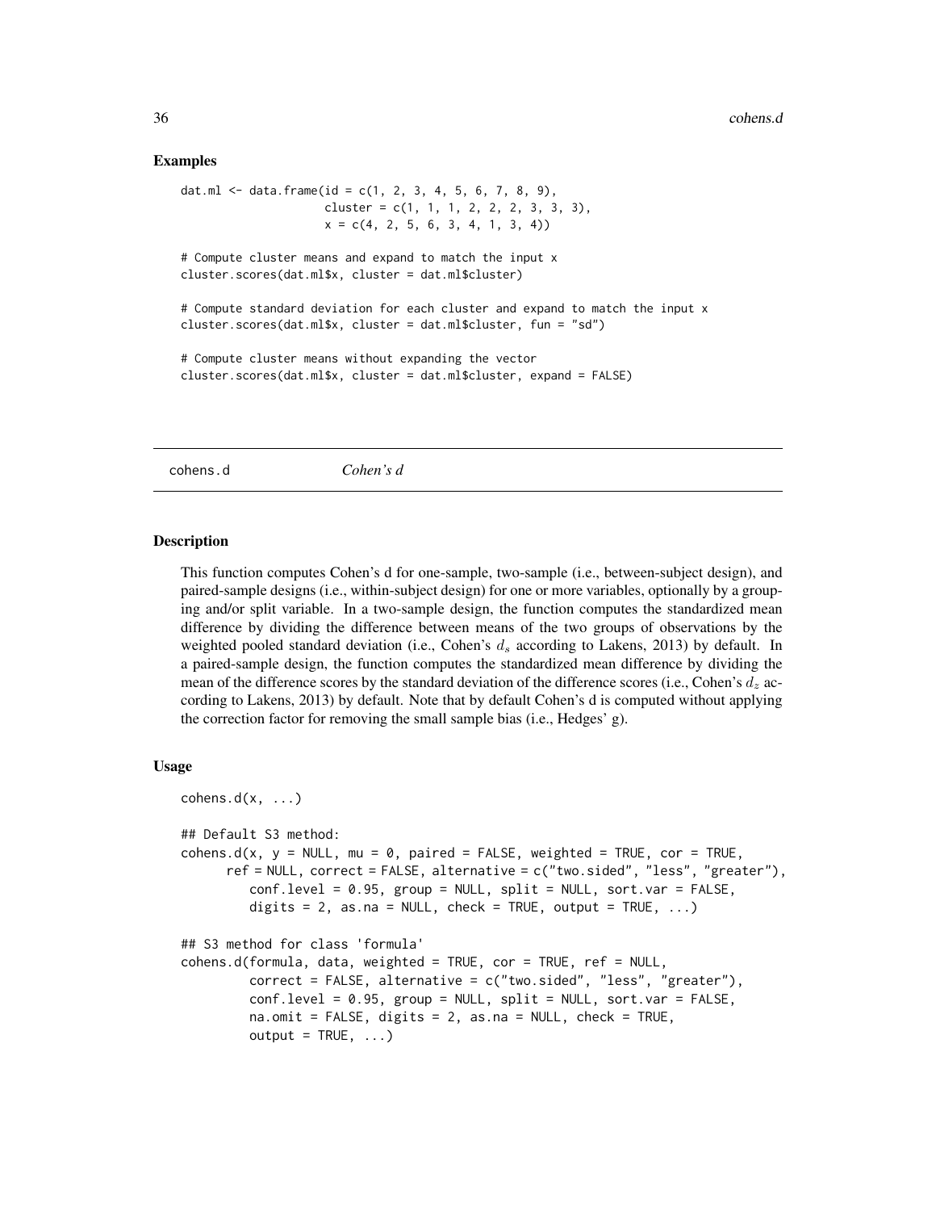## Examples

```
dat.ml <- data.frame(id = c(1, 2, 3, 4, 5, 6, 7, 8, 9),
                     cluster = c(1, 1, 1, 2, 2, 2, 3, 3, 3),
                     x = c(4, 2, 5, 6, 3, 4, 1, 3, 4))

# Compute cluster means and expand to match the input x
cluster.scores(dat.ml$x, cluster = dat.ml$cluster)

# Compute standard deviation for each cluster and expand to match the input x
cluster.scores(dat.ml$x, cluster = dat.ml$cluster, fun = "sd")

# Compute cluster means without expanding the vector
cluster.scores(dat.ml$x, cluster = dat.ml$cluster, expand = FALSE)
```

---

# cohens.d    *Cohen's d*

---

## Description

This function computes Cohen's d for one-sample, two-sample (i.e., between-subject design), and paired-sample designs (i.e., within-subject design) for one or more variables, optionally by a grouping and/or split variable. In a two-sample design, the function computes the standardized mean difference by dividing the difference between means of the two groups of observations by the weighted pooled standard deviation (i.e., Cohen's $d_s$ according to Lakens, 2013) by default. In a paired-sample design, the function computes the standardized mean difference by dividing the mean of the difference scores by the standard deviation of the difference scores (i.e., Cohen's $d_z$ according to Lakens, 2013) by default. Note that by default Cohen's d is computed without applying the correction factor for removing the small sample bias (i.e., Hedges' g).

## Usage

```
cohens.d(x, ...)

## Default S3 method:
cohens.d(x, y = NULL, mu = 0, paired = FALSE, weighted = TRUE, cor = TRUE,
      ref = NULL, correct = FALSE, alternative = c("two.sided", "less", "greater"),
         conf.level = 0.95, group = NULL, split = NULL, sort.var = FALSE,
         digits = 2, as.na = NULL, check = TRUE, output = TRUE, ...)

## S3 method for class 'formula'
cohens.d(formula, data, weighted = TRUE, cor = TRUE, ref = NULL,
         correct = FALSE, alternative = c("two.sided", "less", "greater"),
         conf.level = 0.95, group = NULL, split = NULL, sort.var = FALSE,
         na.omit = FALSE, digits = 2, as.na = NULL, check = TRUE,
         output = TRUE, ...)
```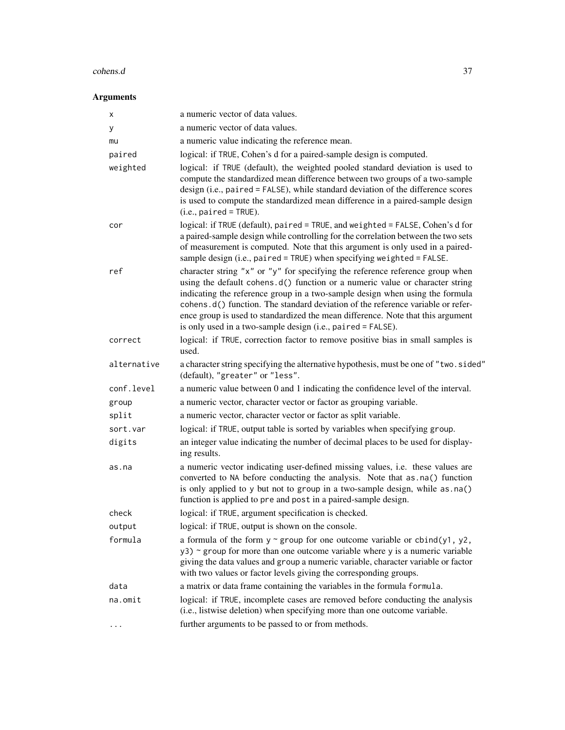## Arguments

| | |
|---|---|
| `x` | a numeric vector of data values. |
| `y` | a numeric vector of data values. |
| `mu` | a numeric value indicating the reference mean. |
| `paired` | logical: if `TRUE`, Cohen's d for a paired-sample design is computed. |
| `weighted` | logical: if `TRUE` (default), the weighted pooled standard deviation is used to compute the standardized mean difference between two groups of a two-sample design (i.e., `paired = FALSE`), while standard deviation of the difference scores is used to compute the standardized mean difference in a paired-sample design (i.e., `paired = TRUE`). |
| `cor` | logical: if `TRUE` (default), `paired = TRUE`, and `weighted = FALSE`, Cohen's d for a paired-sample design while controlling for the correlation between the two sets of measurement is computed. Note that this argument is only used in a paired-sample design (i.e., `paired = TRUE`) when specifying `weighted = FALSE`. |
| `ref` | character string `"x"` or `"y"` for specifying the reference reference group when using the default `cohens.d()` function or a numeric value or character string indicating the reference group in a two-sample design when using the formula `cohens.d()` function. The standard deviation of the reference variable or reference group is used to standardized the mean difference. Note that this argument is only used in a two-sample design (i.e., `paired = FALSE`). |
| `correct` | logical: if `TRUE`, correction factor to remove positive bias in small samples is used. |
| `alternative` | a character string specifying the alternative hypothesis, must be one of `"two.sided"` (default), `"greater"` or `"less"`. |
| `conf.level` | a numeric value between 0 and 1 indicating the confidence level of the interval. |
| `group` | a numeric vector, character vector or factor as grouping variable. |
| `split` | a numeric vector, character vector or factor as split variable. |
| `sort.var` | logical: if `TRUE`, output table is sorted by variables when specifying `group`. |
| `digits` | an integer value indicating the number of decimal places to be used for displaying results. |
| `as.na` | a numeric vector indicating user-defined missing values, i.e. these values are converted to `NA` before conducting the analysis. Note that `as.na()` function is only applied to `y` but not to `group` in a two-sample design, while `as.na()` function is applied to `pre` and `post` in a paired-sample design. |
| `check` | logical: if `TRUE`, argument specification is checked. |
| `output` | logical: if `TRUE`, output is shown on the console. |
| `formula` | a formula of the form `y ~ group` for one outcome variable or `cbind(y1, y2, y3) ~ group` for more than one outcome variable where `y` is a numeric variable giving the data values and `group` a numeric variable, character variable or factor with two values or factor levels giving the corresponding groups. |
| `data` | a matrix or data frame containing the variables in the formula `formula`. |
| `na.omit` | logical: if `TRUE`, incomplete cases are removed before conducting the analysis (i.e., listwise deletion) when specifying more than one outcome variable. |
| `...` | further arguments to be passed to or from methods. |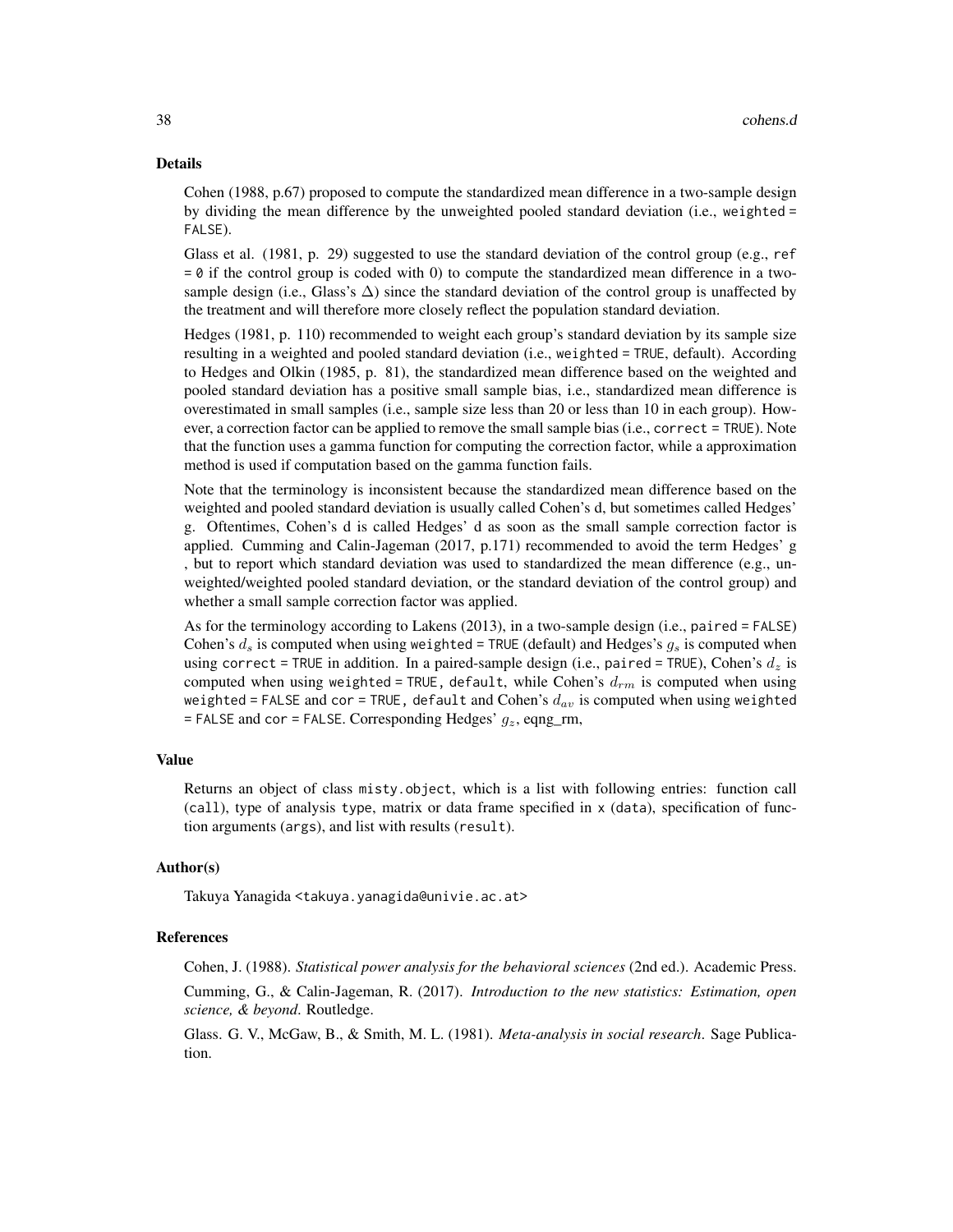## Details

Cohen (1988, p.67) proposed to compute the standardized mean difference in a two-sample design by dividing the mean difference by the unweighted pooled standard deviation (i.e., `weighted = FALSE`).

Glass et al. (1981, p. 29) suggested to use the standard deviation of the control group (e.g., `ref = 0` if the control group is coded with 0) to compute the standardized mean difference in a two-sample design (i.e., Glass's $\Delta$) since the standard deviation of the control group is unaffected by the treatment and will therefore more closely reflect the population standard deviation.

Hedges (1981, p. 110) recommended to weight each group's standard deviation by its sample size resulting in a weighted and pooled standard deviation (i.e., `weighted = TRUE`, default). According to Hedges and Olkin (1985, p. 81), the standardized mean difference based on the weighted and pooled standard deviation has a positive small sample bias, i.e., standardized mean difference is overestimated in small samples (i.e., sample size less than 20 or less than 10 in each group). However, a correction factor can be applied to remove the small sample bias (i.e., `correct = TRUE`). Note that the function uses a gamma function for computing the correction factor, while a approximation method is used if computation based on the gamma function fails.

Note that the terminology is inconsistent because the standardized mean difference based on the weighted and pooled standard deviation is usually called Cohen's d, but sometimes called Hedges' g. Oftentimes, Cohen's d is called Hedges' d as soon as the small sample correction factor is applied. Cumming and Calin-Jageman (2017, p.171) recommended to avoid the term Hedges' g , but to report which standard deviation was used to standardized the mean difference (e.g., unweighted/weighted pooled standard deviation, or the standard deviation of the control group) and whether a small sample correction factor was applied.

As for the terminology according to Lakens (2013), in a two-sample design (i.e., `paired = FALSE`) Cohen's $d_s$ is computed when using `weighted = TRUE` (default) and Hedges's $g_s$ is computed when using `correct = TRUE` in addition. In a paired-sample design (i.e., `paired = TRUE`), Cohen's $d_z$ is computed when using `weighted = TRUE, default`, while Cohen's $d_{rm}$ is computed when using `weighted = FALSE` and `cor = TRUE, default` and Cohen's $d_{av}$ is computed when using `weighted = FALSE` and `cor = FALSE`. Corresponding Hedges' $g_z$, eqng_rm,

## Value

Returns an object of class `misty.object`, which is a list with following entries: function call (`call`), type of analysis `type`, matrix or data frame specified in `x` (`data`), specification of function arguments (`args`), and list with results (`result`).

## Author(s)

Takuya Yanagida <takuya.yanagida@univie.ac.at>

## References

Cohen, J. (1988). *Statistical power analysis for the behavioral sciences* (2nd ed.). Academic Press.

Cumming, G., & Calin-Jageman, R. (2017). *Introduction to the new statistics: Estimation, open science, & beyond.* Routledge.

Glass. G. V., McGaw, B., & Smith, M. L. (1981). *Meta-analysis in social research*. Sage Publication.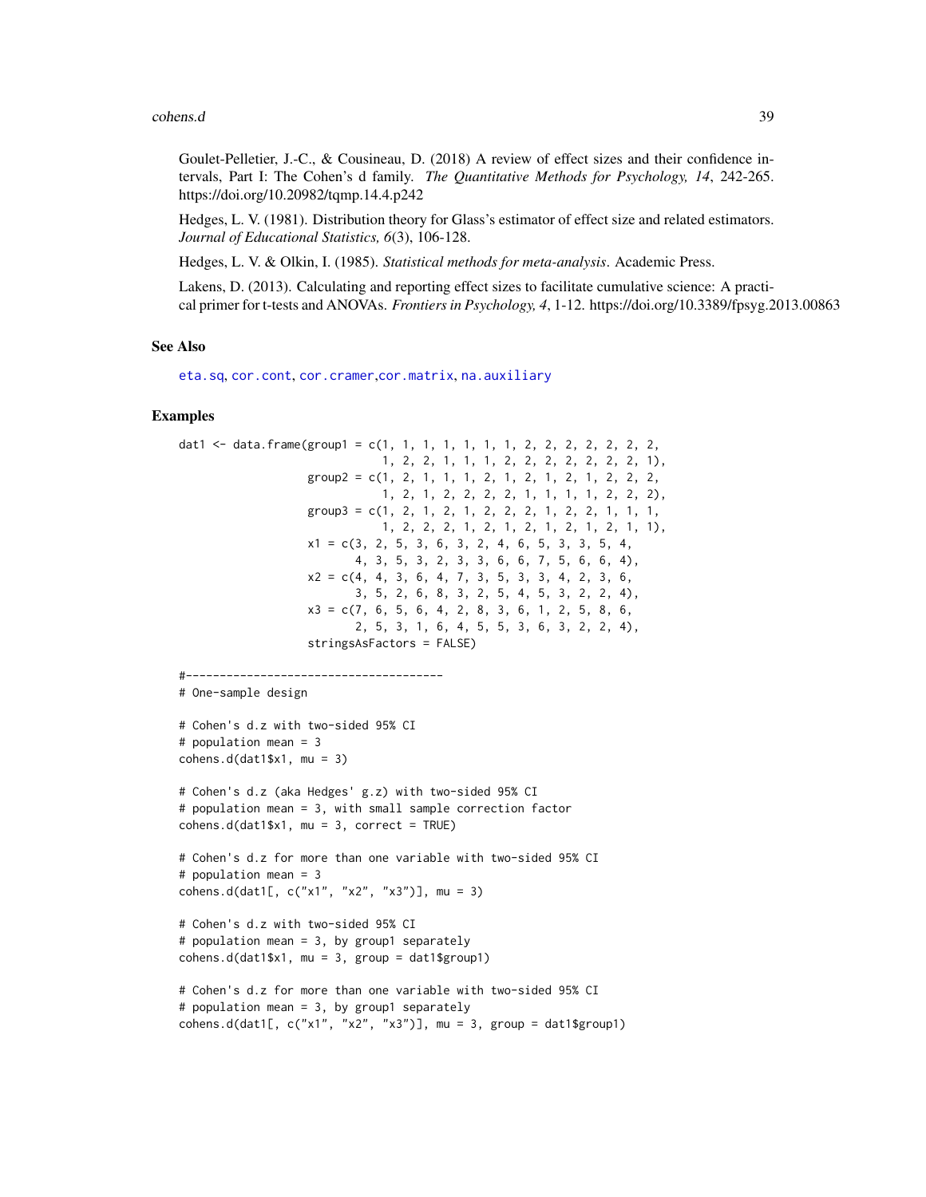Goulet-Pelletier, J.-C., & Cousineau, D. (2018) A review of effect sizes and their confidence intervals, Part I: The Cohen's d family. *The Quantitative Methods for Psychology, 14*, 242-265. https://doi.org/10.20982/tqmp.14.4.p242

Hedges, L. V. (1981). Distribution theory for Glass's estimator of effect size and related estimators. *Journal of Educational Statistics, 6*(3), 106-128.

Hedges, L. V. & Olkin, I. (1985). *Statistical methods for meta-analysis*. Academic Press.

Lakens, D. (2013). Calculating and reporting effect sizes to facilitate cumulative science: A practical primer for t-tests and ANOVAs. *Frontiers in Psychology, 4*, 1-12. https://doi.org/10.3389/fpsyg.2013.00863

## See Also

eta.sq, cor.cont, cor.cramer,cor.matrix, na.auxiliary

## Examples

```
dat1 <- data.frame(group1 = c(1, 1, 1, 1, 1, 1, 1, 2, 2, 2, 2, 2, 2, 2,
                              1, 2, 2, 1, 1, 1, 2, 2, 2, 2, 2, 2, 2, 1),
                   group2 = c(1, 2, 1, 1, 1, 2, 1, 2, 1, 2, 1, 2, 2, 2,
                              1, 2, 1, 2, 2, 2, 2, 1, 1, 1, 1, 2, 2, 2),
                   group3 = c(1, 2, 1, 2, 1, 2, 2, 2, 1, 2, 2, 1, 1, 1,
                              1, 2, 2, 2, 1, 2, 1, 2, 1, 2, 1, 2, 1, 1),
                   x1 = c(3, 2, 5, 3, 6, 3, 2, 4, 6, 5, 3, 3, 5, 4,
                          4, 3, 5, 3, 2, 3, 3, 6, 6, 7, 5, 6, 6, 4),
                   x2 = c(4, 4, 3, 6, 4, 7, 3, 5, 3, 3, 4, 2, 3, 6,
                          3, 5, 2, 6, 8, 3, 2, 5, 4, 5, 3, 2, 2, 4),
                   x3 = c(7, 6, 5, 6, 4, 2, 8, 3, 6, 1, 2, 5, 8, 6,
                          2, 5, 3, 1, 6, 4, 5, 5, 3, 6, 3, 2, 2, 4),
                   stringsAsFactors = FALSE)

#--------------------------------------
# One-sample design

# Cohen's d.z with two-sided 95% CI
# population mean = 3
cohens.d(dat1$x1, mu = 3)

# Cohen's d.z (aka Hedges' g.z) with two-sided 95% CI
# population mean = 3, with small sample correction factor
cohens.d(dat1$x1, mu = 3, correct = TRUE)

# Cohen's d.z for more than one variable with two-sided 95% CI
# population mean = 3
cohens.d(dat1[, c("x1", "x2", "x3")], mu = 3)

# Cohen's d.z with two-sided 95% CI
# population mean = 3, by group1 separately
cohens.d(dat1$x1, mu = 3, group = dat1$group1)

# Cohen's d.z for more than one variable with two-sided 95% CI
# population mean = 3, by group1 separately
cohens.d(dat1[, c("x1", "x2", "x3")], mu = 3, group = dat1$group1)
```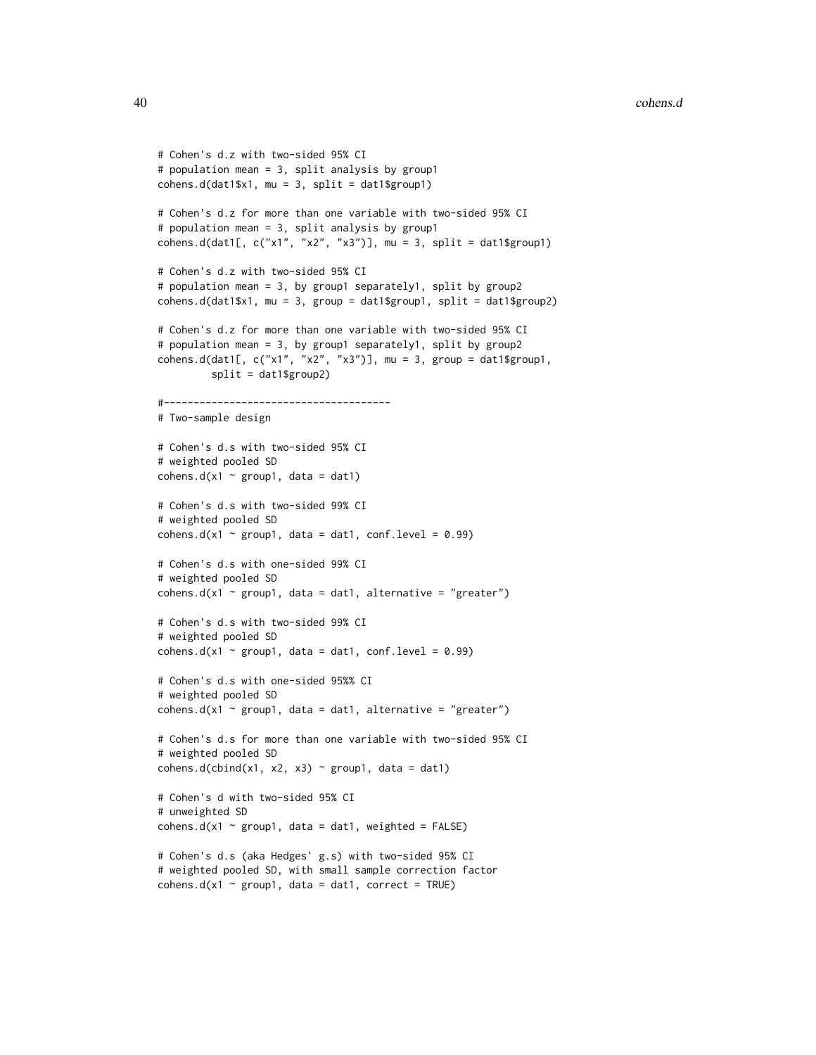```
# Cohen's d.z with two-sided 95% CI
# population mean = 3, split analysis by group1
cohens.d(dat1$x1, mu = 3, split = dat1$group1)

# Cohen's d.z for more than one variable with two-sided 95% CI
# population mean = 3, split analysis by group1
cohens.d(dat1[, c("x1", "x2", "x3")], mu = 3, split = dat1$group1)

# Cohen's d.z with two-sided 95% CI
# population mean = 3, by group1 separately1, split by group2
cohens.d(dat1$x1, mu = 3, group = dat1$group1, split = dat1$group2)

# Cohen's d.z for more than one variable with two-sided 95% CI
# population mean = 3, by group1 separately1, split by group2
cohens.d(dat1[, c("x1", "x2", "x3")], mu = 3, group = dat1$group1,
         split = dat1$group2)

#--------------------------------------
# Two-sample design

# Cohen's d.s with two-sided 95% CI
# weighted pooled SD
cohens.d(x1 ~ group1, data = dat1)

# Cohen's d.s with two-sided 99% CI
# weighted pooled SD
cohens.d(x1 ~ group1, data = dat1, conf.level = 0.99)

# Cohen's d.s with one-sided 99% CI
# weighted pooled SD
cohens.d(x1 ~ group1, data = dat1, alternative = "greater")

# Cohen's d.s with two-sided 99% CI
# weighted pooled SD
cohens.d(x1 ~ group1, data = dat1, conf.level = 0.99)

# Cohen's d.s with one-sided 95%% CI
# weighted pooled SD
cohens.d(x1 ~ group1, data = dat1, alternative = "greater")

# Cohen's d.s for more than one variable with two-sided 95% CI
# weighted pooled SD
cohens.d(cbind(x1, x2, x3) ~ group1, data = dat1)

# Cohen's d with two-sided 95% CI
# unweighted SD
cohens.d(x1 ~ group1, data = dat1, weighted = FALSE)

# Cohen's d.s (aka Hedges' g.s) with two-sided 95% CI
# weighted pooled SD, with small sample correction factor
cohens.d(x1 ~ group1, data = dat1, correct = TRUE)
```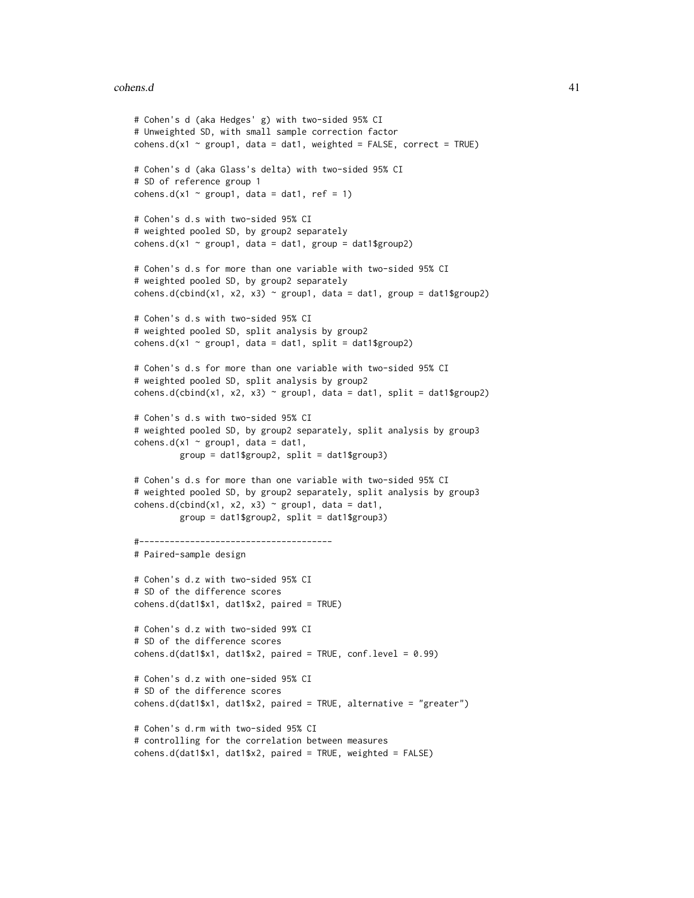```
# Cohen's d (aka Hedges' g) with two-sided 95% CI
# Unweighted SD, with small sample correction factor
cohens.d(x1 ~ group1, data = dat1, weighted = FALSE, correct = TRUE)

# Cohen's d (aka Glass's delta) with two-sided 95% CI
# SD of reference group 1
cohens.d(x1 ~ group1, data = dat1, ref = 1)

# Cohen's d.s with two-sided 95% CI
# weighted pooled SD, by group2 separately
cohens.d(x1 ~ group1, data = dat1, group = dat1$group2)

# Cohen's d.s for more than one variable with two-sided 95% CI
# weighted pooled SD, by group2 separately
cohens.d(cbind(x1, x2, x3) ~ group1, data = dat1, group = dat1$group2)

# Cohen's d.s with two-sided 95% CI
# weighted pooled SD, split analysis by group2
cohens.d(x1 ~ group1, data = dat1, split = dat1$group2)

# Cohen's d.s for more than one variable with two-sided 95% CI
# weighted pooled SD, split analysis by group2
cohens.d(cbind(x1, x2, x3) ~ group1, data = dat1, split = dat1$group2)

# Cohen's d.s with two-sided 95% CI
# weighted pooled SD, by group2 separately, split analysis by group3
cohens.d(x1 ~ group1, data = dat1,
         group = dat1$group2, split = dat1$group3)

# Cohen's d.s for more than one variable with two-sided 95% CI
# weighted pooled SD, by group2 separately, split analysis by group3
cohens.d(cbind(x1, x2, x3) ~ group1, data = dat1,
         group = dat1$group2, split = dat1$group3)

#--------------------------------------
# Paired-sample design

# Cohen's d.z with two-sided 95% CI
# SD of the difference scores
cohens.d(dat1$x1, dat1$x2, paired = TRUE)

# Cohen's d.z with two-sided 99% CI
# SD of the difference scores
cohens.d(dat1$x1, dat1$x2, paired = TRUE, conf.level = 0.99)

# Cohen's d.z with one-sided 95% CI
# SD of the difference scores
cohens.d(dat1$x1, dat1$x2, paired = TRUE, alternative = "greater")

# Cohen's d.rm with two-sided 95% CI
# controlling for the correlation between measures
cohens.d(dat1$x1, dat1$x2, paired = TRUE, weighted = FALSE)
```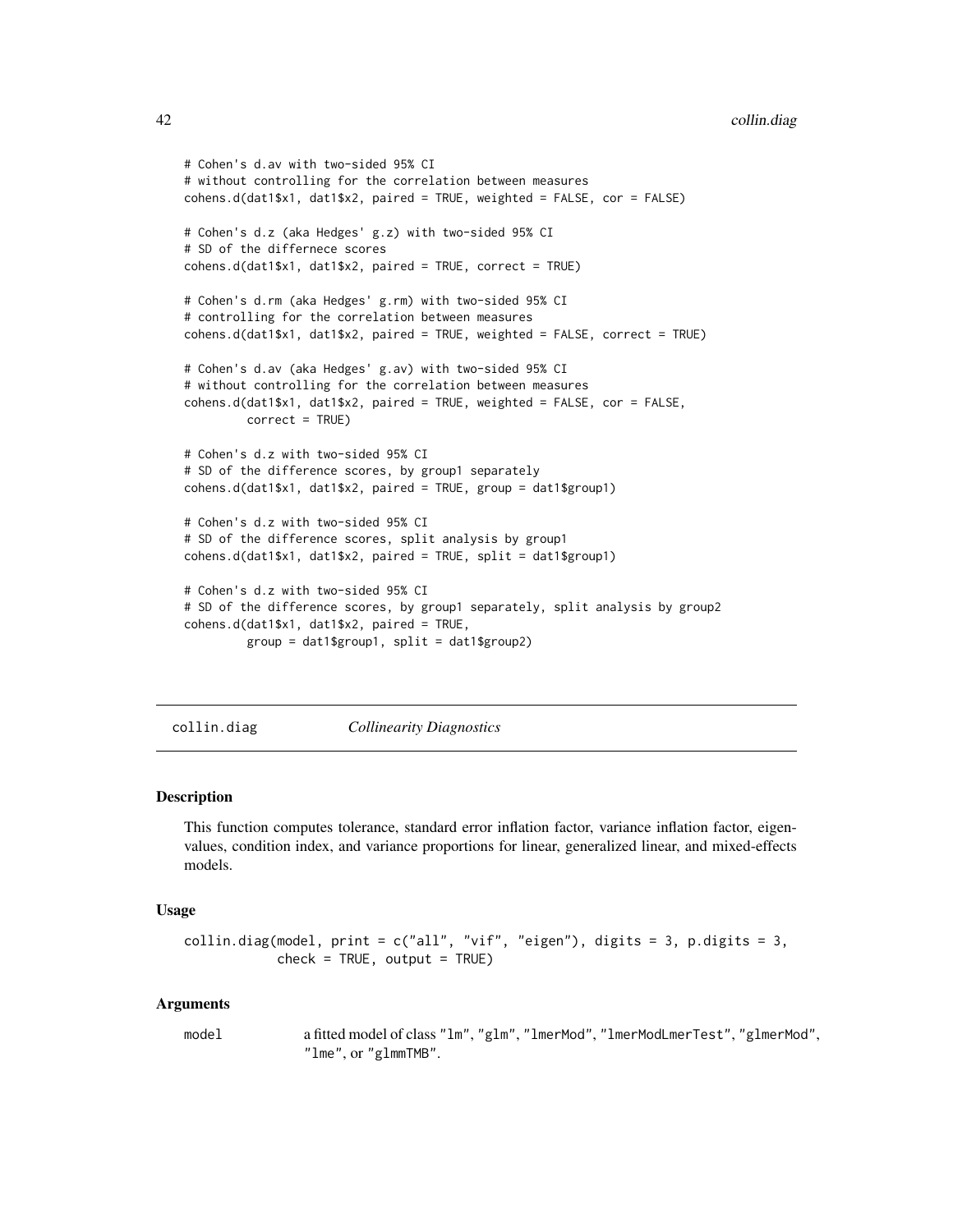```
# Cohen's d.av with two-sided 95% CI
# without controlling for the correlation between measures
cohens.d(dat1$x1, dat1$x2, paired = TRUE, weighted = FALSE, cor = FALSE)

# Cohen's d.z (aka Hedges' g.z) with two-sided 95% CI
# SD of the differnece scores
cohens.d(dat1$x1, dat1$x2, paired = TRUE, correct = TRUE)

# Cohen's d.rm (aka Hedges' g.rm) with two-sided 95% CI
# controlling for the correlation between measures
cohens.d(dat1$x1, dat1$x2, paired = TRUE, weighted = FALSE, correct = TRUE)

# Cohen's d.av (aka Hedges' g.av) with two-sided 95% CI
# without controlling for the correlation between measures
cohens.d(dat1$x1, dat1$x2, paired = TRUE, weighted = FALSE, cor = FALSE,
         correct = TRUE)

# Cohen's d.z with two-sided 95% CI
# SD of the difference scores, by group1 separately
cohens.d(dat1$x1, dat1$x2, paired = TRUE, group = dat1$group1)

# Cohen's d.z with two-sided 95% CI
# SD of the difference scores, split analysis by group1
cohens.d(dat1$x1, dat1$x2, paired = TRUE, split = dat1$group1)

# Cohen's d.z with two-sided 95% CI
# SD of the difference scores, by group1 separately, split analysis by group2
cohens.d(dat1$x1, dat1$x2, paired = TRUE,
         group = dat1$group1, split = dat1$group2)
```

## collin.diag — *Collinearity Diagnostics*

### Description

This function computes tolerance, standard error inflation factor, variance inflation factor, eigenvalues, condition index, and variance proportions for linear, generalized linear, and mixed-effects models.

### Usage

```
collin.diag(model, print = c("all", "vif", "eigen"), digits = 3, p.digits = 3,
            check = TRUE, output = TRUE)
```

### Arguments

| | |
|---|---|
| model | a fitted model of class "lm", "glm", "lmerMod", "lmerModLmerTest", "glmerMod", "lme", or "glmmTMB". |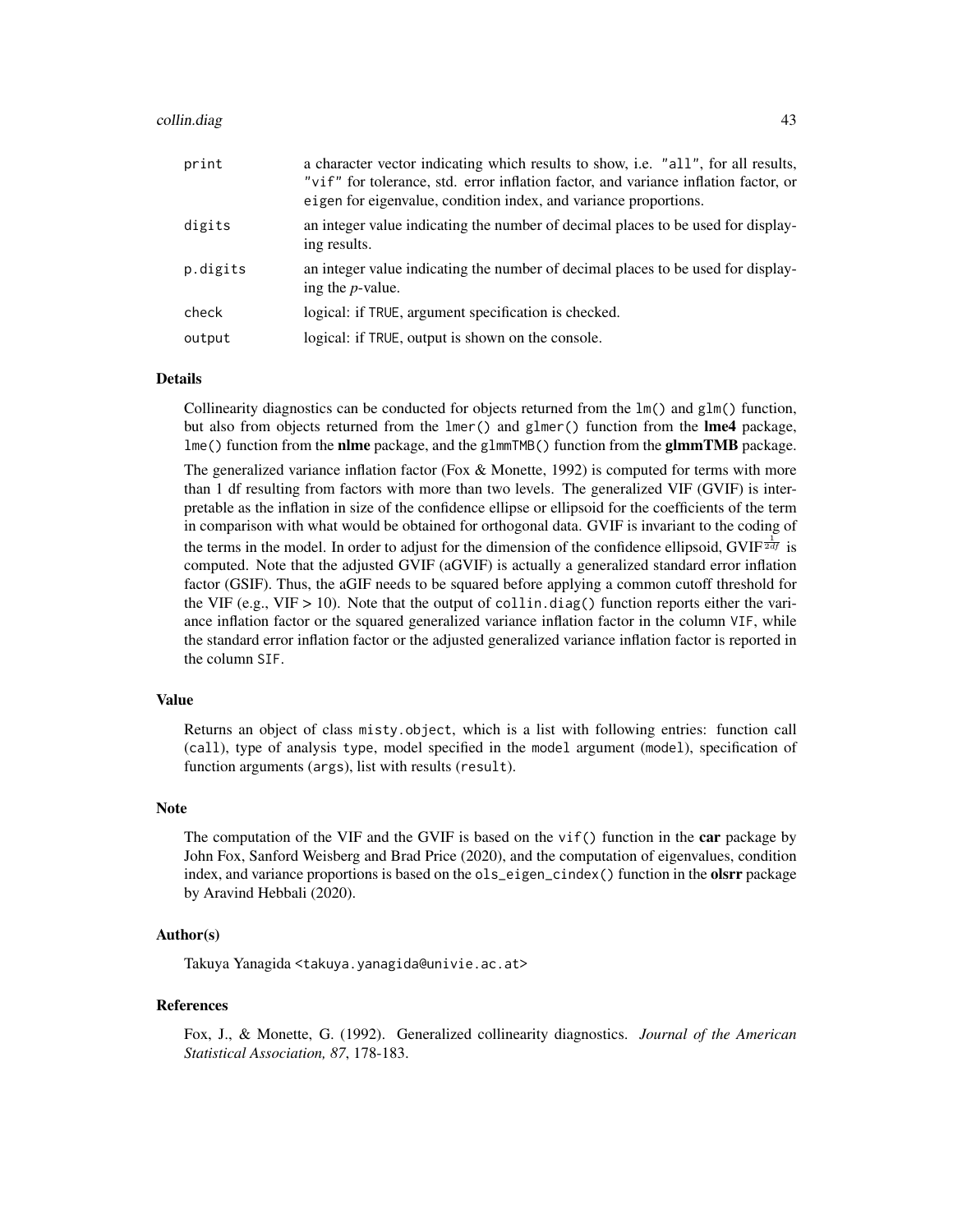| | |
|---|---|
| `print` | a character vector indicating which results to show, i.e. `"all"`, for all results, `"vif"` for tolerance, std. error inflation factor, and variance inflation factor, or `eigen` for eigenvalue, condition index, and variance proportions. |
| `digits` | an integer value indicating the number of decimal places to be used for displaying results. |
| `p.digits` | an integer value indicating the number of decimal places to be used for displaying the *p*-value. |
| `check` | logical: if `TRUE`, argument specification is checked. |
| `output` | logical: if `TRUE`, output is shown on the console. |

## Details

Collinearity diagnostics can be conducted for objects returned from the `lm()` and `glm()` function, but also from objects returned from the `lmer()` and `glmer()` function from the **lme4** package, `lme()` function from the **nlme** package, and the `glmmTMB()` function from the **glmmTMB** package.

The generalized variance inflation factor (Fox & Monette, 1992) is computed for terms with more than 1 df resulting from factors with more than two levels. The generalized VIF (GVIF) is interpretable as the inflation in size of the confidence ellipse or ellipsoid for the coefficients of the term in comparison with what would be obtained for orthogonal data. GVIF is invariant to the coding of the terms in the model. In order to adjust for the dimension of the confidence ellipsoid, $\mathrm{GVIF}^{\frac{1}{2df}}$ is computed. Note that the adjusted GVIF (aGVIF) is actually a generalized standard error inflation factor (GSIF). Thus, the aGIF needs to be squared before applying a common cutoff threshold for the VIF (e.g., VIF > 10). Note that the output of `collin.diag()` function reports either the variance inflation factor or the squared generalized variance inflation factor in the column `VIF`, while the standard error inflation factor or the adjusted generalized variance inflation factor is reported in the column `SIF`.

## Value

Returns an object of class `misty.object`, which is a list with following entries: function call (`call`), type of analysis `type`, model specified in the `model` argument (`model`), specification of function arguments (`args`), list with results (`result`).

## Note

The computation of the VIF and the GVIF is based on the `vif()` function in the **car** package by John Fox, Sanford Weisberg and Brad Price (2020), and the computation of eigenvalues, condition index, and variance proportions is based on the `ols_eigen_cindex()` function in the **olsrr** package by Aravind Hebbali (2020).

## Author(s)

Takuya Yanagida <takuya.yanagida@univie.ac.at>

## References

Fox, J., & Monette, G. (1992). Generalized collinearity diagnostics. *Journal of the American Statistical Association, 87*, 178-183.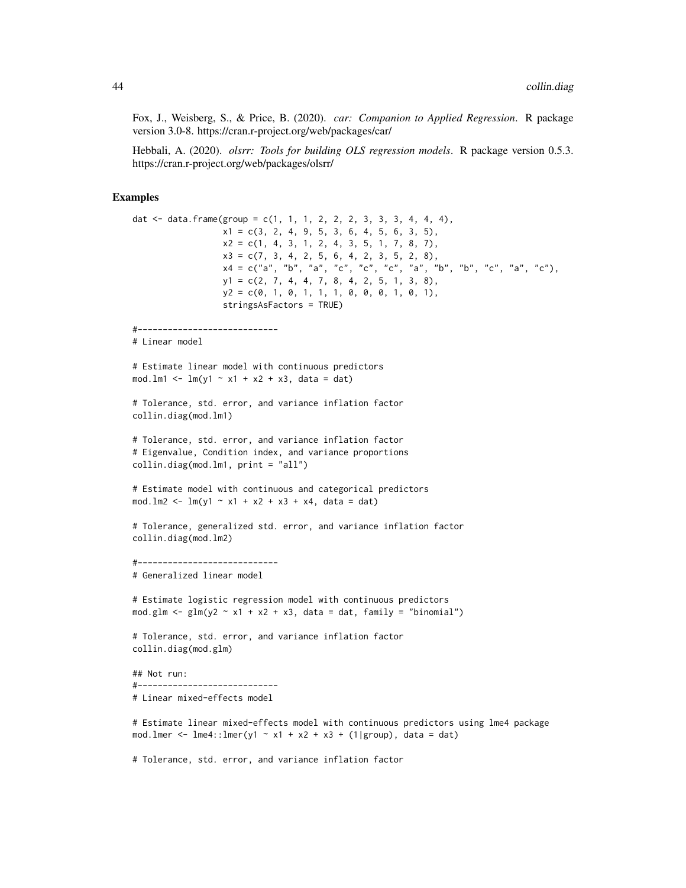Fox, J., Weisberg, S., & Price, B. (2020). *car: Companion to Applied Regression*. R package version 3.0-8. https://cran.r-project.org/web/packages/car/

Hebbali, A. (2020). *olsrr: Tools for building OLS regression models*. R package version 0.5.3. https://cran.r-project.org/web/packages/olsrr/

## Examples

```
dat <- data.frame(group = c(1, 1, 1, 2, 2, 2, 3, 3, 3, 4, 4, 4),
                  x1 = c(3, 2, 4, 9, 5, 3, 6, 4, 5, 6, 3, 5),
                  x2 = c(1, 4, 3, 1, 2, 4, 3, 5, 1, 7, 8, 7),
                  x3 = c(7, 3, 4, 2, 5, 6, 4, 2, 3, 5, 2, 8),
                  x4 = c("a", "b", "a", "c", "c", "c", "a", "b", "b", "c", "a", "c"),
                  y1 = c(2, 7, 4, 4, 7, 8, 4, 2, 5, 1, 3, 8),
                  y2 = c(0, 1, 0, 1, 1, 1, 0, 0, 0, 1, 0, 1),
                  stringsAsFactors = TRUE)

#----------------------------
# Linear model

# Estimate linear model with continuous predictors
mod.lm1 <- lm(y1 ~ x1 + x2 + x3, data = dat)

# Tolerance, std. error, and variance inflation factor
collin.diag(mod.lm1)

# Tolerance, std. error, and variance inflation factor
# Eigenvalue, Condition index, and variance proportions
collin.diag(mod.lm1, print = "all")

# Estimate model with continuous and categorical predictors
mod.lm2 <- lm(y1 ~ x1 + x2 + x3 + x4, data = dat)

# Tolerance, generalized std. error, and variance inflation factor
collin.diag(mod.lm2)

#----------------------------
# Generalized linear model

# Estimate logistic regression model with continuous predictors
mod.glm <- glm(y2 ~ x1 + x2 + x3, data = dat, family = "binomial")

# Tolerance, std. error, and variance inflation factor
collin.diag(mod.glm)

## Not run:
#----------------------------
# Linear mixed-effects model

# Estimate linear mixed-effects model with continuous predictors using lme4 package
mod.lmer <- lme4::lmer(y1 ~ x1 + x2 + x3 + (1|group), data = dat)

# Tolerance, std. error, and variance inflation factor
```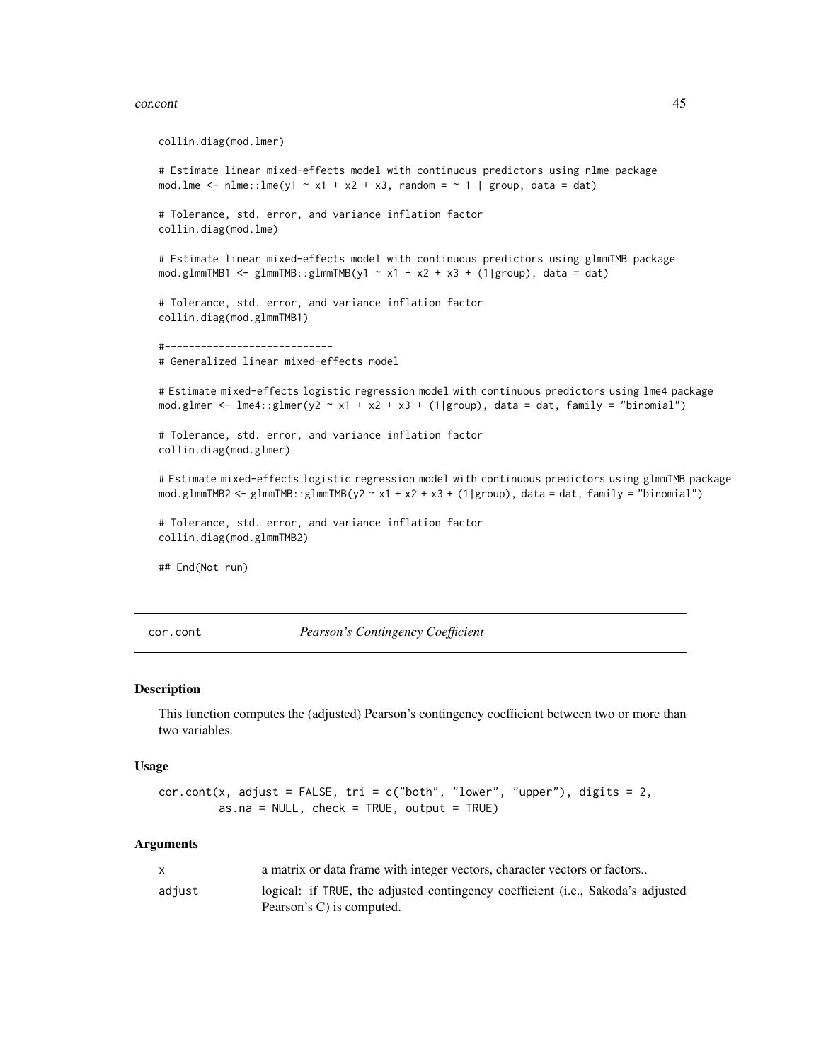```
collin.diag(mod.lmer)

# Estimate linear mixed-effects model with continuous predictors using nlme package
mod.lme <- nlme::lme(y1 ~ x1 + x2 + x3, random = ~ 1 | group, data = dat)

# Tolerance, std. error, and variance inflation factor
collin.diag(mod.lme)

# Estimate linear mixed-effects model with continuous predictors using glmmTMB package
mod.glmmTMB1 <- glmmTMB::glmmTMB(y1 ~ x1 + x2 + x3 + (1|group), data = dat)

# Tolerance, std. error, and variance inflation factor
collin.diag(mod.glmmTMB1)

#----------------------------
# Generalized linear mixed-effects model

# Estimate mixed-effects logistic regression model with continuous predictors using lme4 package
mod.glmer <- lme4::glmer(y2 ~ x1 + x2 + x3 + (1|group), data = dat, family = "binomial")

# Tolerance, std. error, and variance inflation factor
collin.diag(mod.glmer)

# Estimate mixed-effects logistic regression model with continuous predictors using glmmTMB package
mod.glmmTMB2 <- glmmTMB::glmmTMB(y2 ~ x1 + x2 + x3 + (1|group), data = dat, family = "binomial")

# Tolerance, std. error, and variance inflation factor
collin.diag(mod.glmmTMB2)

## End(Not run)
```

---

## cor.cont — *Pearson's Contingency Coefficient*

---

### Description

This function computes the (adjusted) Pearson's contingency coefficient between two or more than two variables.

### Usage

```
cor.cont(x, adjust = FALSE, tri = c("both", "lower", "upper"), digits = 2,
         as.na = NULL, check = TRUE, output = TRUE)
```

### Arguments

| | |
|---|---|
| `x` | a matrix or data frame with integer vectors, character vectors or factors.. |
| `adjust` | logical: if `TRUE`, the adjusted contingency coefficient (i.e., Sakoda's adjusted Pearson's C) is computed. |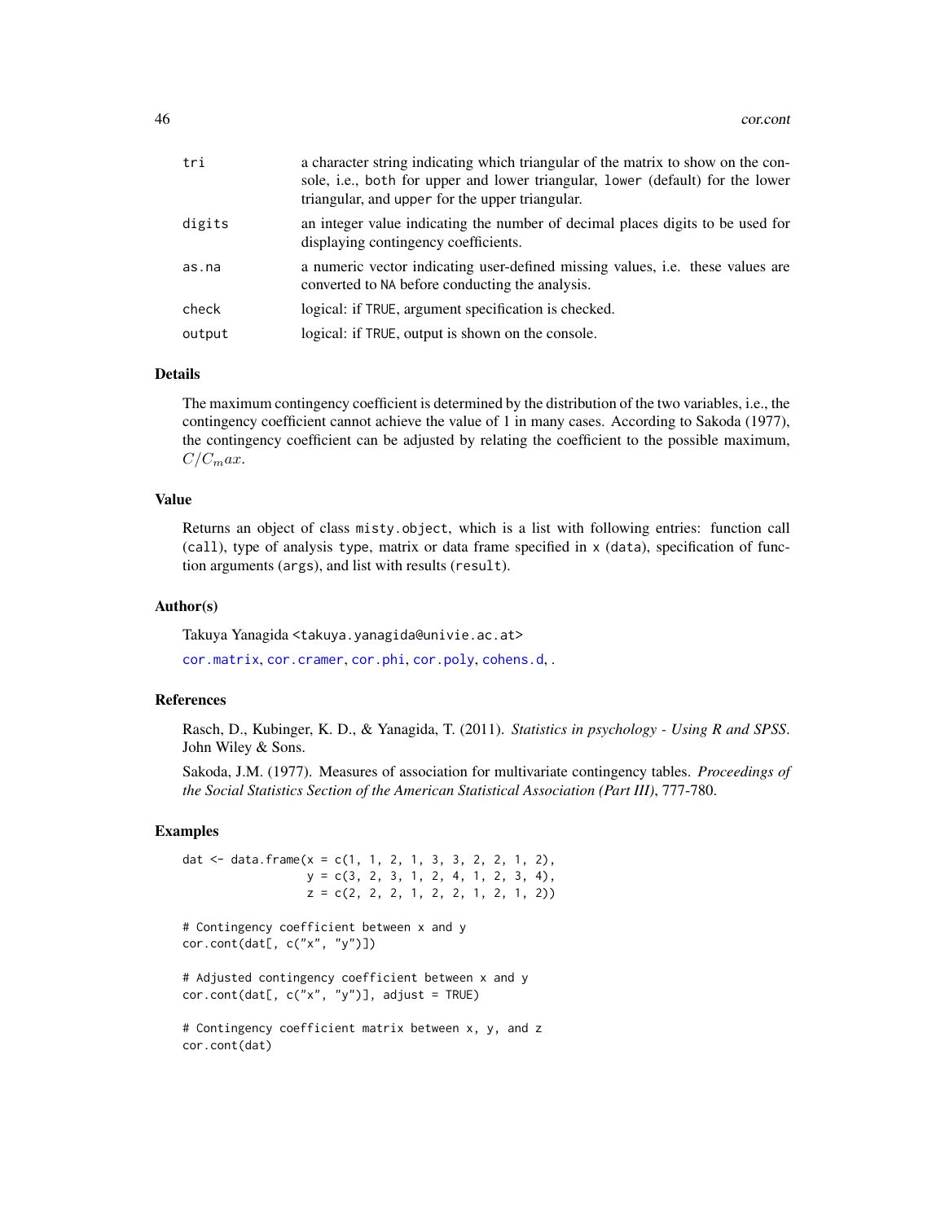| | |
|---|---|
| tri | a character string indicating which triangular of the matrix to show on the console, i.e., both for upper and lower triangular, lower (default) for the lower triangular, and upper for the upper triangular. |
| digits | an integer value indicating the number of decimal places digits to be used for displaying contingency coefficients. |
| as.na | a numeric vector indicating user-defined missing values, i.e. these values are converted to NA before conducting the analysis. |
| check | logical: if TRUE, argument specification is checked. |
| output | logical: if TRUE, output is shown on the console. |

## Details

The maximum contingency coefficient is determined by the distribution of the two variables, i.e., the contingency coefficient cannot achieve the value of 1 in many cases. According to Sakoda (1977), the contingency coefficient can be adjusted by relating the coefficient to the possible maximum, $C/C_max$.

## Value

Returns an object of class misty.object, which is a list with following entries: function call (call), type of analysis type, matrix or data frame specified in x (data), specification of function arguments (args), and list with results (result).

## Author(s)

Takuya Yanagida <takuya.yanagida@univie.ac.at>

cor.matrix, cor.cramer, cor.phi, cor.poly, cohens.d, .

## References

Rasch, D., Kubinger, K. D., & Yanagida, T. (2011). *Statistics in psychology - Using R and SPSS*. John Wiley & Sons.

Sakoda, J.M. (1977). Measures of association for multivariate contingency tables. *Proceedings of the Social Statistics Section of the American Statistical Association (Part III)*, 777-780.

## Examples

```
dat <- data.frame(x = c(1, 1, 2, 1, 3, 3, 2, 2, 1, 2),
                  y = c(3, 2, 3, 1, 2, 4, 1, 2, 3, 4),
                  z = c(2, 2, 2, 1, 2, 2, 1, 2, 1, 2))

# Contingency coefficient between x and y
cor.cont(dat[, c("x", "y")])

# Adjusted contingency coefficient between x and y
cor.cont(dat[, c("x", "y")], adjust = TRUE)

# Contingency coefficient matrix between x, y, and z
cor.cont(dat)
```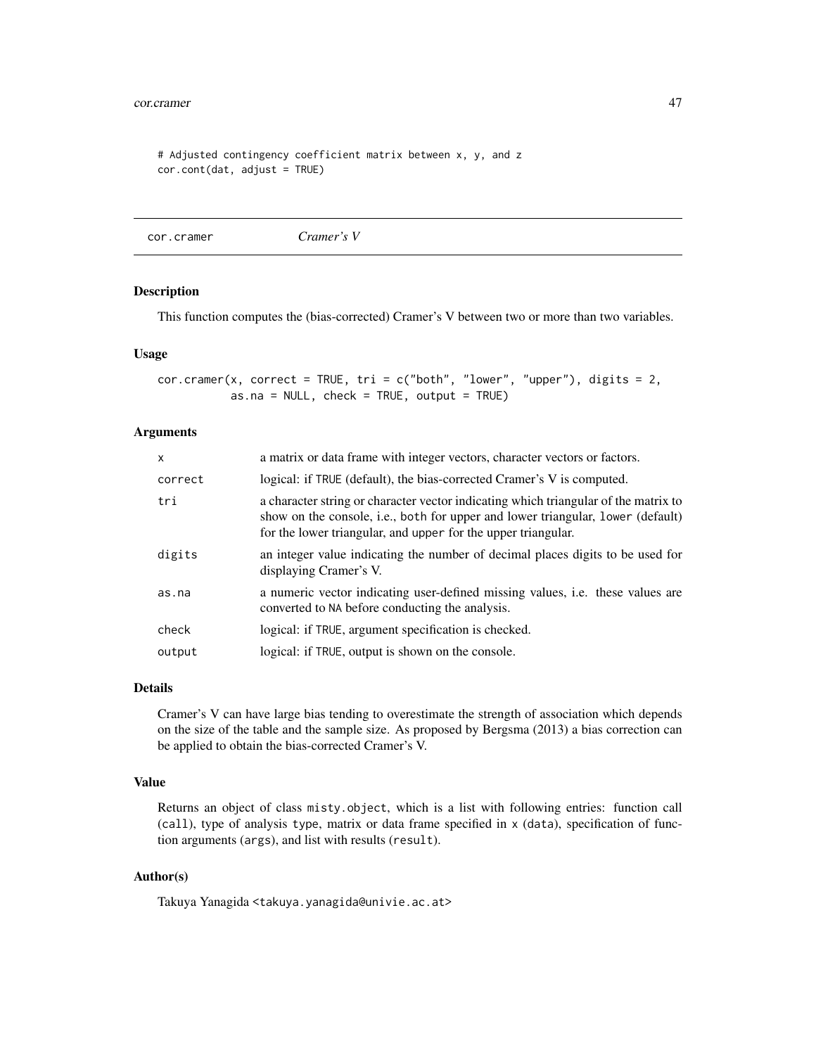```
# Adjusted contingency coefficient matrix between x, y, and z
cor.cont(dat, adjust = TRUE)
```

## cor.cramer *Cramer's V*

### Description

This function computes the (bias-corrected) Cramer's V between two or more than two variables.

### Usage

```
cor.cramer(x, correct = TRUE, tri = c("both", "lower", "upper"), digits = 2,
           as.na = NULL, check = TRUE, output = TRUE)
```

### Arguments

| | |
|---|---|
| `x` | a matrix or data frame with integer vectors, character vectors or factors. |
| `correct` | logical: if `TRUE` (default), the bias-corrected Cramer's V is computed. |
| `tri` | a character string or character vector indicating which triangular of the matrix to show on the console, i.e., `both` for upper and lower triangular, `lower` (default) for the lower triangular, and `upper` for the upper triangular. |
| `digits` | an integer value indicating the number of decimal places digits to be used for displaying Cramer's V. |
| `as.na` | a numeric vector indicating user-defined missing values, i.e. these values are converted to `NA` before conducting the analysis. |
| `check` | logical: if `TRUE`, argument specification is checked. |
| `output` | logical: if `TRUE`, output is shown on the console. |

### Details

Cramer's V can have large bias tending to overestimate the strength of association which depends on the size of the table and the sample size. As proposed by Bergsma (2013) a bias correction can be applied to obtain the bias-corrected Cramer's V.

### Value

Returns an object of class `misty.object`, which is a list with following entries: function call (`call`), type of analysis `type`, matrix or data frame specified in `x` (`data`), specification of function arguments (`args`), and list with results (`result`).

### Author(s)

Takuya Yanagida <takuya.yanagida@univie.ac.at>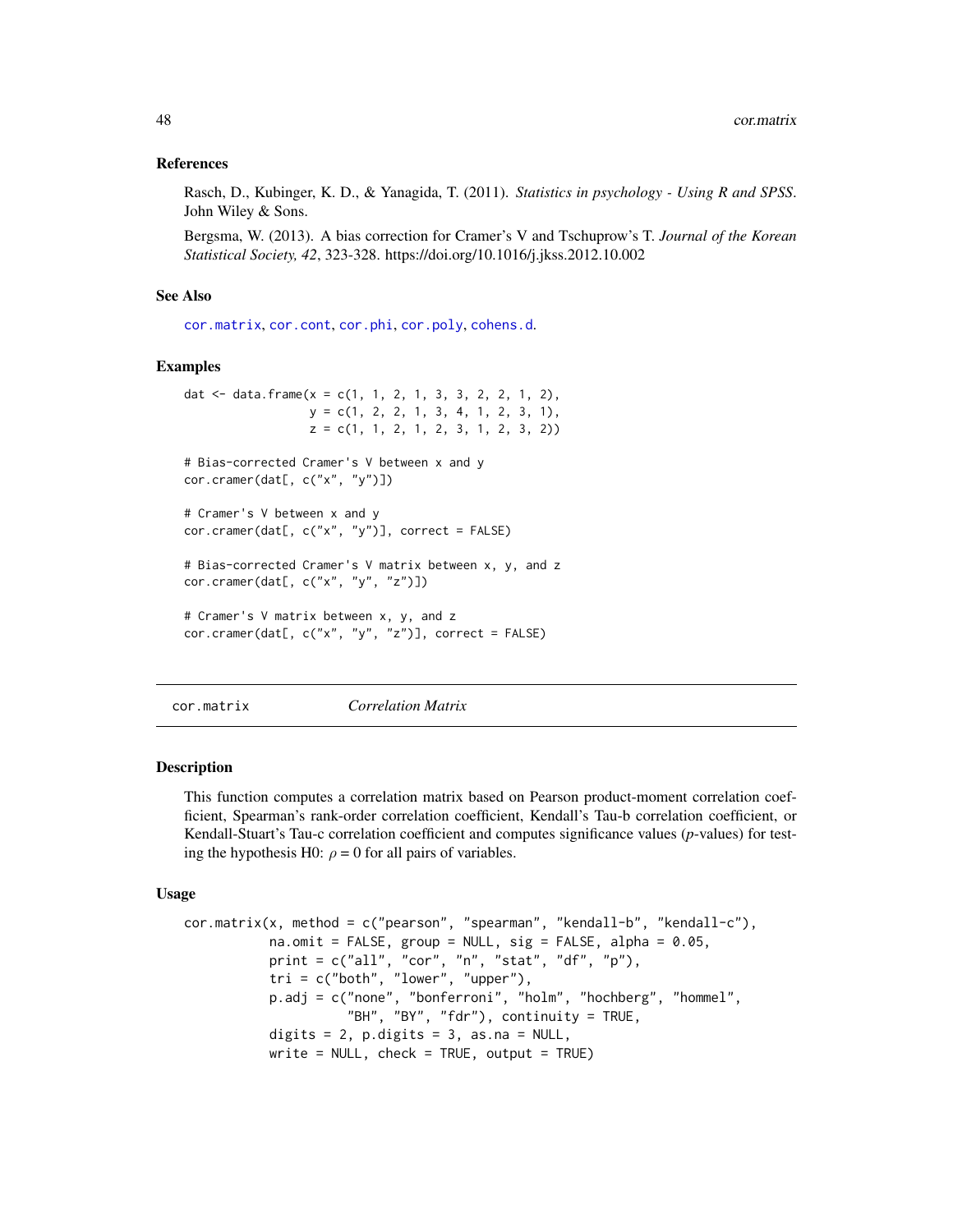### References

Rasch, D., Kubinger, K. D., & Yanagida, T. (2011). *Statistics in psychology - Using R and SPSS*. John Wiley & Sons.

Bergsma, W. (2013). A bias correction for Cramer's V and Tschuprow's T. *Journal of the Korean Statistical Society, 42*, 323-328. https://doi.org/10.1016/j.jkss.2012.10.002

### See Also

cor.matrix, cor.cont, cor.phi, cor.poly, cohens.d.

### Examples

```
dat <- data.frame(x = c(1, 1, 2, 1, 3, 3, 2, 2, 1, 2),
                  y = c(1, 2, 2, 1, 3, 4, 1, 2, 3, 1),
                  z = c(1, 1, 2, 1, 2, 3, 1, 2, 3, 2))

# Bias-corrected Cramer's V between x and y
cor.cramer(dat[, c("x", "y")])

# Cramer's V between x and y
cor.cramer(dat[, c("x", "y")], correct = FALSE)

# Bias-corrected Cramer's V matrix between x, y, and z
cor.cramer(dat[, c("x", "y", "z")])

# Cramer's V matrix between x, y, and z
cor.cramer(dat[, c("x", "y", "z")], correct = FALSE)
```

---

## cor.matrix *Correlation Matrix*

### Description

This function computes a correlation matrix based on Pearson product-moment correlation coefficient, Spearman's rank-order correlation coefficient, Kendall's Tau-b correlation coefficient, or Kendall-Stuart's Tau-c correlation coefficient and computes significance values (*p*-values) for testing the hypothesis H0: $\rho = 0$ for all pairs of variables.

### Usage

```
cor.matrix(x, method = c("pearson", "spearman", "kendall-b", "kendall-c"),
           na.omit = FALSE, group = NULL, sig = FALSE, alpha = 0.05,
           print = c("all", "cor", "n", "stat", "df", "p"),
           tri = c("both", "lower", "upper"),
           p.adj = c("none", "bonferroni", "holm", "hochberg", "hommel",
                     "BH", "BY", "fdr"), continuity = TRUE,
           digits = 2, p.digits = 3, as.na = NULL,
           write = NULL, check = TRUE, output = TRUE)
```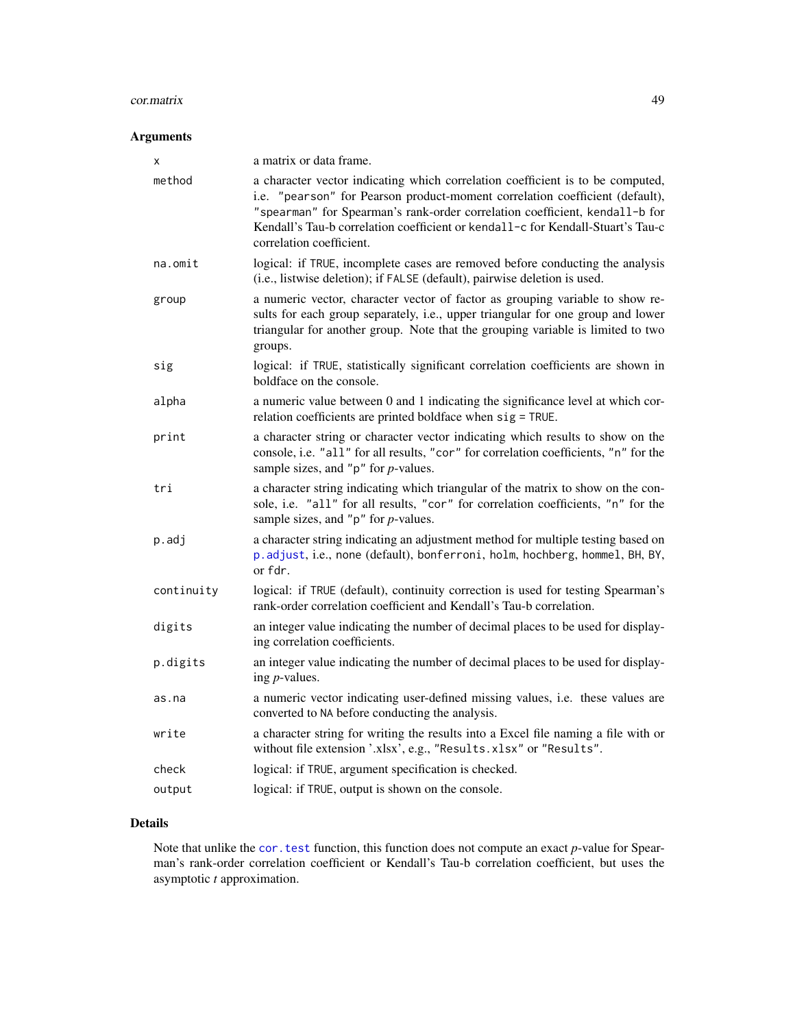## Arguments

| | |
|---|---|
| `x` | a matrix or data frame. |
| `method` | a character vector indicating which correlation coefficient is to be computed, i.e. `"pearson"` for Pearson product-moment correlation coefficient (default), `"spearman"` for Spearman's rank-order correlation coefficient, `kendall-b` for Kendall's Tau-b correlation coefficient or `kendall-c` for Kendall-Stuart's Tau-c correlation coefficient. |
| `na.omit` | logical: if `TRUE`, incomplete cases are removed before conducting the analysis (i.e., listwise deletion); if `FALSE` (default), pairwise deletion is used. |
| `group` | a numeric vector, character vector of factor as grouping variable to show results for each group separately, i.e., upper triangular for one group and lower triangular for another group. Note that the grouping variable is limited to two groups. |
| `sig` | logical: if `TRUE`, statistically significant correlation coefficients are shown in boldface on the console. |
| `alpha` | a numeric value between 0 and 1 indicating the significance level at which correlation coefficients are printed boldface when `sig = TRUE`. |
| `print` | a character string or character vector indicating which results to show on the console, i.e. `"all"` for all results, `"cor"` for correlation coefficients, `"n"` for the sample sizes, and `"p"` for *p*-values. |
| `tri` | a character string indicating which triangular of the matrix to show on the console, i.e. `"all"` for all results, `"cor"` for correlation coefficients, `"n"` for the sample sizes, and `"p"` for *p*-values. |
| `p.adj` | a character string indicating an adjustment method for multiple testing based on `p.adjust`, i.e., `none` (default), `bonferroni`, `holm`, `hochberg`, `hommel`, `BH`, `BY`, or `fdr`. |
| `continuity` | logical: if `TRUE` (default), continuity correction is used for testing Spearman's rank-order correlation coefficient and Kendall's Tau-b correlation. |
| `digits` | an integer value indicating the number of decimal places to be used for displaying correlation coefficients. |
| `p.digits` | an integer value indicating the number of decimal places to be used for displaying *p*-values. |
| `as.na` | a numeric vector indicating user-defined missing values, i.e. these values are converted to `NA` before conducting the analysis. |
| `write` | a character string for writing the results into a Excel file naming a file with or without file extension '.xlsx', e.g., `"Results.xlsx"` or `"Results"`. |
| `check` | logical: if `TRUE`, argument specification is checked. |
| `output` | logical: if `TRUE`, output is shown on the console. |

## Details

Note that unlike the `cor.test` function, this function does not compute an exact *p*-value for Spearman's rank-order correlation coefficient or Kendall's Tau-b correlation coefficient, but uses the asymptotic *t* approximation.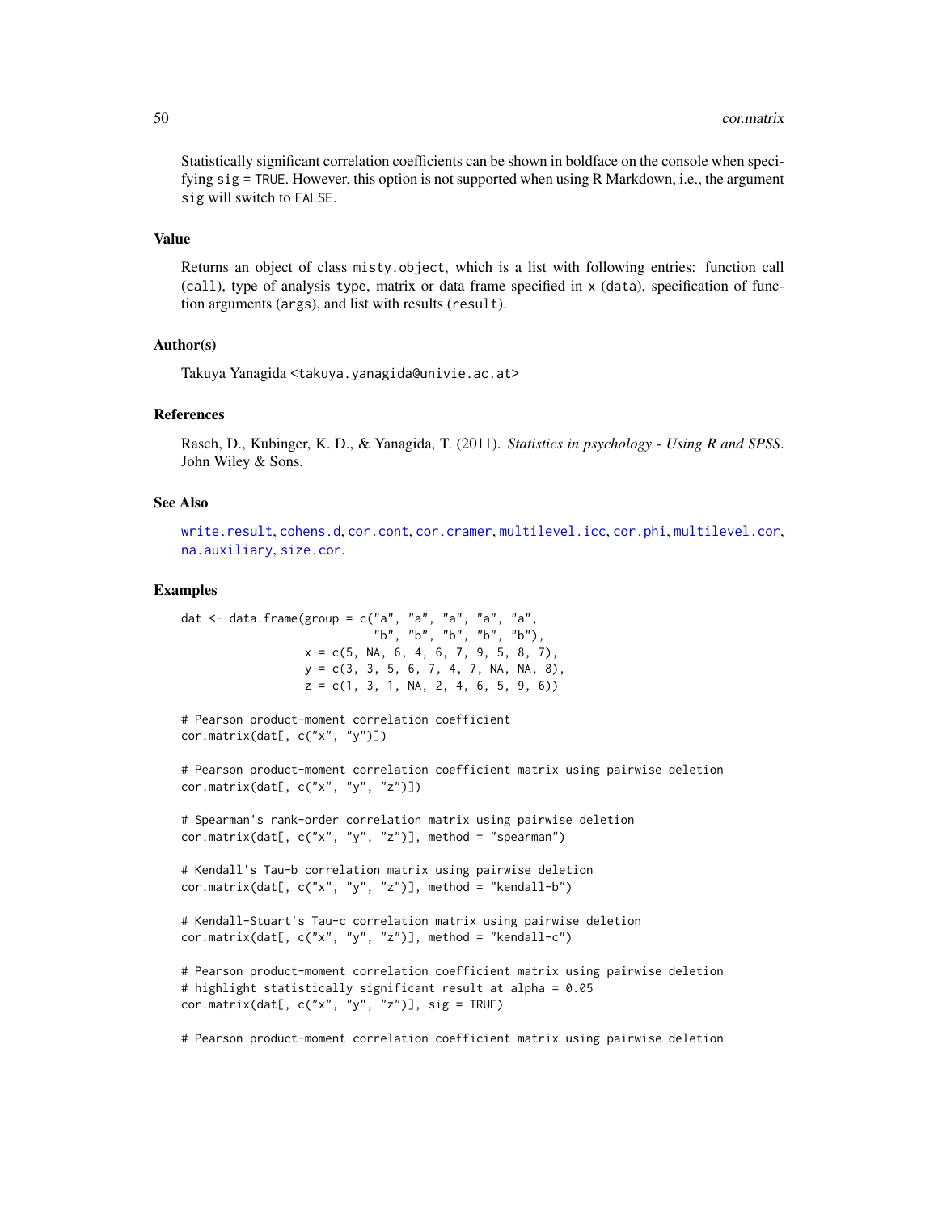Statistically significant correlation coefficients can be shown in boldface on the console when specifying `sig = TRUE`. However, this option is not supported when using R Markdown, i.e., the argument `sig` will switch to `FALSE`.

## Value

Returns an object of class `misty.object`, which is a list with following entries: function call (`call`), type of analysis `type`, matrix or data frame specified in `x` (`data`), specification of function arguments (`args`), and list with results (`result`).

## Author(s)

Takuya Yanagida <takuya.yanagida@univie.ac.at>

## References

Rasch, D., Kubinger, K. D., & Yanagida, T. (2011). *Statistics in psychology - Using R and SPSS*. John Wiley & Sons.

## See Also

`write.result`, `cohens.d`, `cor.cont`, `cor.cramer`, `multilevel.icc`, `cor.phi`, `multilevel.cor`, `na.auxiliary`, `size.cor`.

## Examples

```
dat <- data.frame(group = c("a", "a", "a", "a", "a",
                            "b", "b", "b", "b", "b"),
                  x = c(5, NA, 6, 4, 6, 7, 9, 5, 8, 7),
                  y = c(3, 3, 5, 6, 7, 4, 7, NA, NA, 8),
                  z = c(1, 3, 1, NA, 2, 4, 6, 5, 9, 6))

# Pearson product-moment correlation coefficient
cor.matrix(dat[, c("x", "y")])

# Pearson product-moment correlation coefficient matrix using pairwise deletion
cor.matrix(dat[, c("x", "y", "z")])

# Spearman's rank-order correlation matrix using pairwise deletion
cor.matrix(dat[, c("x", "y", "z")], method = "spearman")

# Kendall's Tau-b correlation matrix using pairwise deletion
cor.matrix(dat[, c("x", "y", "z")], method = "kendall-b")

# Kendall-Stuart's Tau-c correlation matrix using pairwise deletion
cor.matrix(dat[, c("x", "y", "z")], method = "kendall-c")

# Pearson product-moment correlation coefficient matrix using pairwise deletion
# highlight statistically significant result at alpha = 0.05
cor.matrix(dat[, c("x", "y", "z")], sig = TRUE)

# Pearson product-moment correlation coefficient matrix using pairwise deletion
```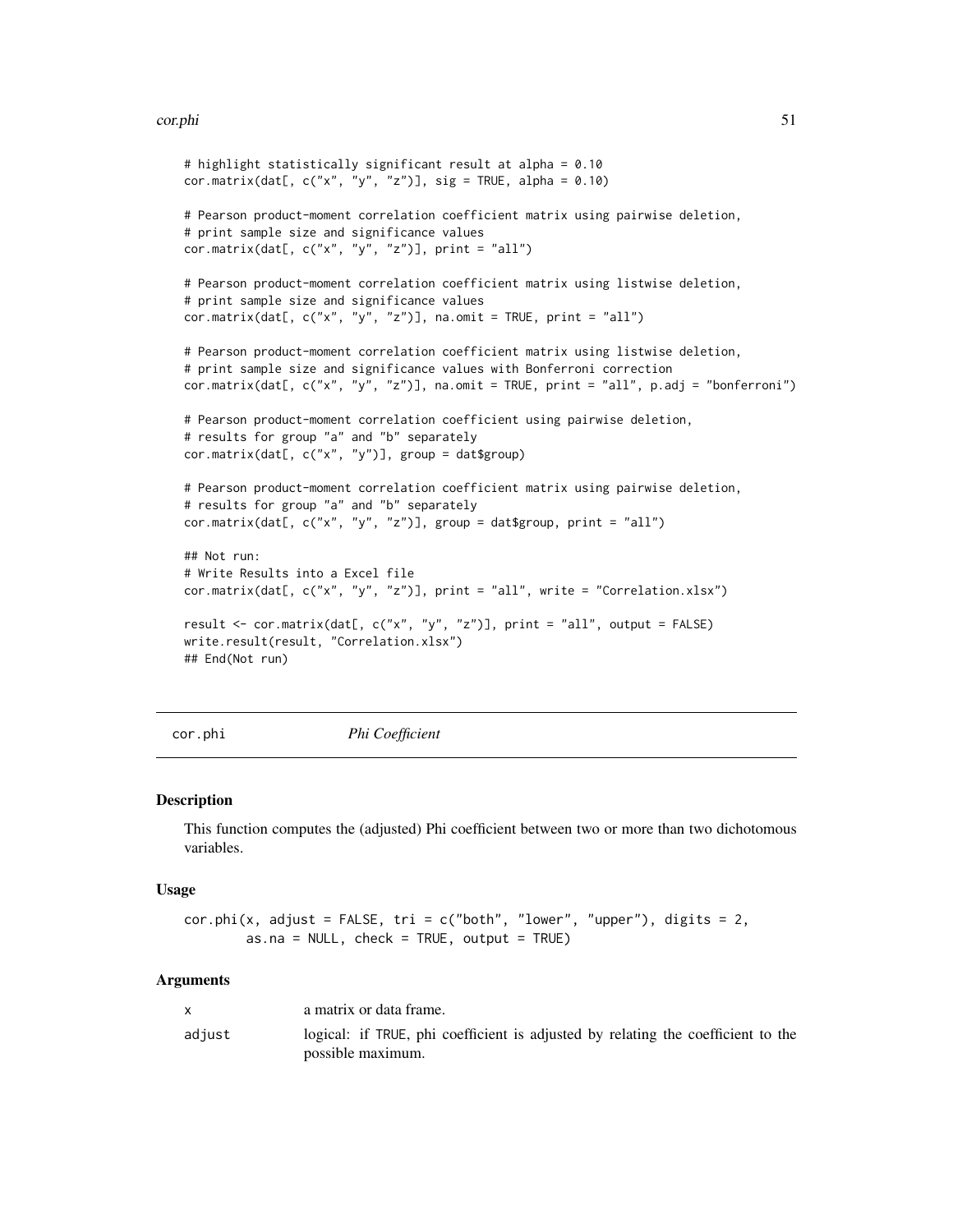```
# highlight statistically significant result at alpha = 0.10
cor.matrix(dat[, c("x", "y", "z")], sig = TRUE, alpha = 0.10)

# Pearson product-moment correlation coefficient matrix using pairwise deletion,
# print sample size and significance values
cor.matrix(dat[, c("x", "y", "z")], print = "all")

# Pearson product-moment correlation coefficient matrix using listwise deletion,
# print sample size and significance values
cor.matrix(dat[, c("x", "y", "z")], na.omit = TRUE, print = "all")

# Pearson product-moment correlation coefficient matrix using listwise deletion,
# print sample size and significance values with Bonferroni correction
cor.matrix(dat[, c("x", "y", "z")], na.omit = TRUE, print = "all", p.adj = "bonferroni")

# Pearson product-moment correlation coefficient using pairwise deletion,
# results for group "a" and "b" separately
cor.matrix(dat[, c("x", "y")], group = dat$group)

# Pearson product-moment correlation coefficient matrix using pairwise deletion,
# results for group "a" and "b" separately
cor.matrix(dat[, c("x", "y", "z")], group = dat$group, print = "all")

## Not run:
# Write Results into a Excel file
cor.matrix(dat[, c("x", "y", "z")], print = "all", write = "Correlation.xlsx")

result <- cor.matrix(dat[, c("x", "y", "z")], print = "all", output = FALSE)
write.result(result, "Correlation.xlsx")
## End(Not run)
```

## cor.phi — *Phi Coefficient*

### Description

This function computes the (adjusted) Phi coefficient between two or more than two dichotomous variables.

### Usage

```
cor.phi(x, adjust = FALSE, tri = c("both", "lower", "upper"), digits = 2,
        as.na = NULL, check = TRUE, output = TRUE)
```

### Arguments

| | |
|---|---|
| `x` | a matrix or data frame. |
| `adjust` | logical: if `TRUE`, phi coefficient is adjusted by relating the coefficient to the possible maximum. |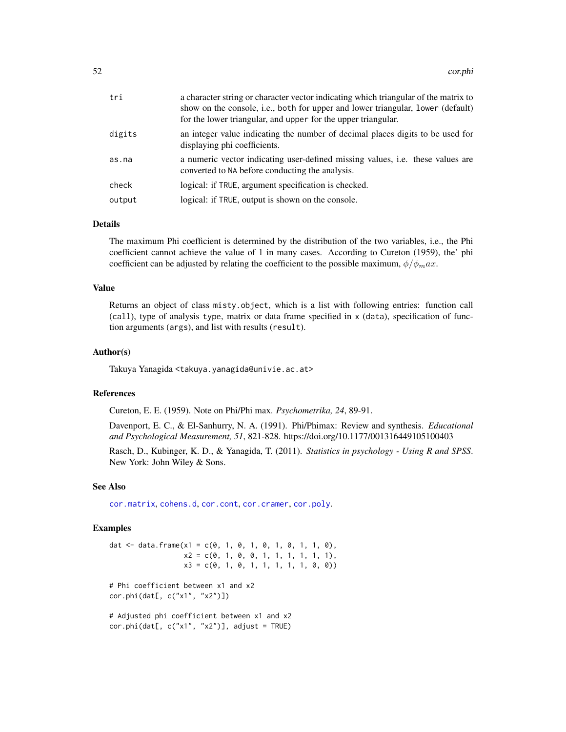| | |
|---|---|
| tri | a character string or character vector indicating which triangular of the matrix to show on the console, i.e., both for upper and lower triangular, lower (default) for the lower triangular, and upper for the upper triangular. |
| digits | an integer value indicating the number of decimal places digits to be used for displaying phi coefficients. |
| as.na | a numeric vector indicating user-defined missing values, i.e. these values are converted to NA before conducting the analysis. |
| check | logical: if TRUE, argument specification is checked. |
| output | logical: if TRUE, output is shown on the console. |

## Details

The maximum Phi coefficient is determined by the distribution of the two variables, i.e., the Phi coefficient cannot achieve the value of 1 in many cases. According to Cureton (1959), the' phi coefficient can be adjusted by relating the coefficient to the possible maximum, $\phi/\phi_max$.

## Value

Returns an object of class misty.object, which is a list with following entries: function call (call), type of analysis type, matrix or data frame specified in x (data), specification of function arguments (args), and list with results (result).

## Author(s)

Takuya Yanagida <takuya.yanagida@univie.ac.at>

## References

Cureton, E. E. (1959). Note on Phi/Phi max. *Psychometrika, 24*, 89-91.

Davenport, E. C., & El-Sanhurry, N. A. (1991). Phi/Phimax: Review and synthesis. *Educational and Psychological Measurement, 51*, 821-828. https://doi.org/10.1177/001316449105100403

Rasch, D., Kubinger, K. D., & Yanagida, T. (2011). *Statistics in psychology - Using R and SPSS*. New York: John Wiley & Sons.

## See Also

cor.matrix, cohens.d, cor.cont, cor.cramer, cor.poly.

## Examples

```
dat <- data.frame(x1 = c(0, 1, 0, 1, 0, 1, 0, 1, 1, 0),
                  x2 = c(0, 1, 0, 0, 1, 1, 1, 1, 1, 1),
                  x3 = c(0, 1, 0, 1, 1, 1, 1, 1, 0, 0))

# Phi coefficient between x1 and x2
cor.phi(dat[, c("x1", "x2")])

# Adjusted phi coefficient between x1 and x2
cor.phi(dat[, c("x1", "x2")], adjust = TRUE)
```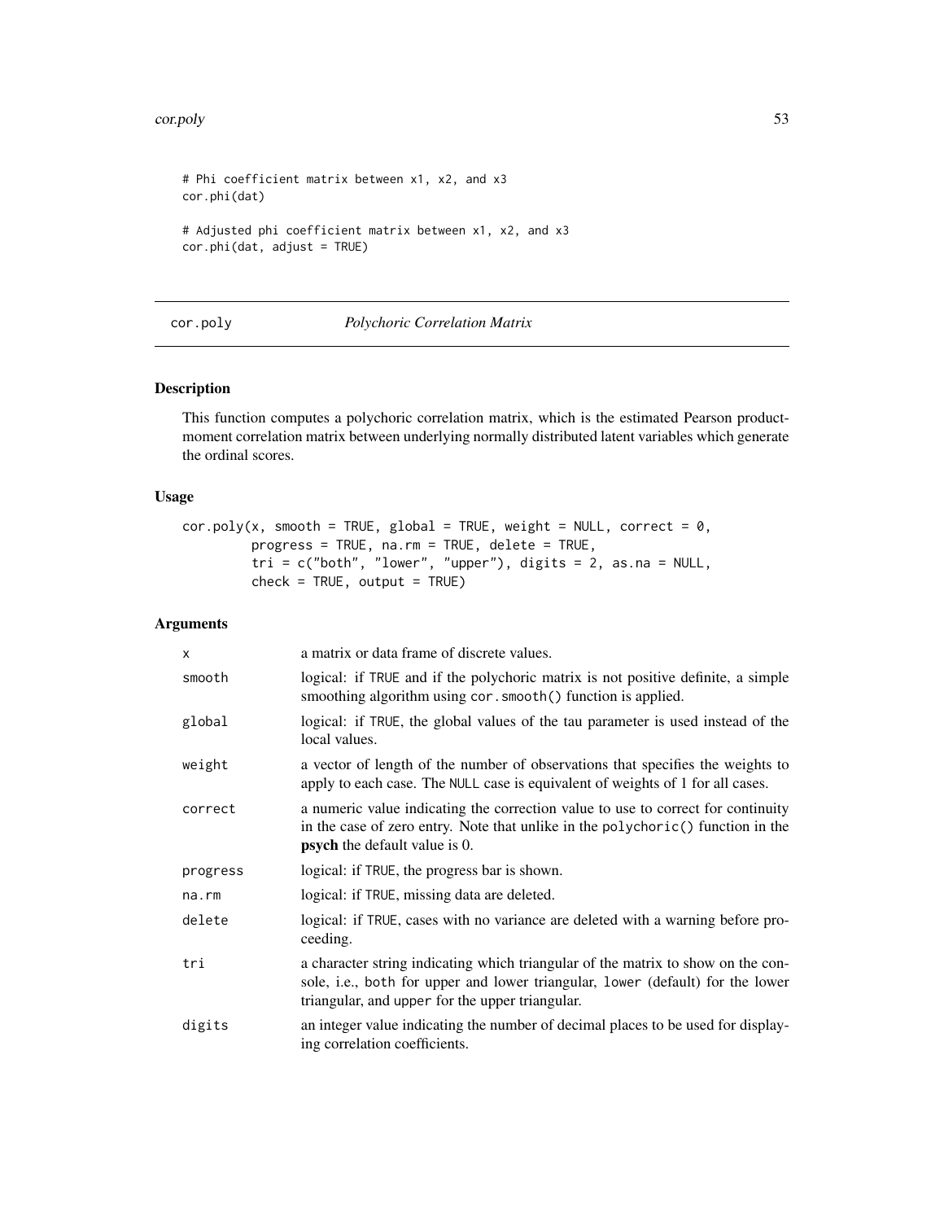```
# Phi coefficient matrix between x1, x2, and x3
cor.phi(dat)

# Adjusted phi coefficient matrix between x1, x2, and x3
cor.phi(dat, adjust = TRUE)
```

---

## cor.poly — *Polychoric Correlation Matrix*

---

### Description

This function computes a polychoric correlation matrix, which is the estimated Pearson product-moment correlation matrix between underlying normally distributed latent variables which generate the ordinal scores.

### Usage

```
cor.poly(x, smooth = TRUE, global = TRUE, weight = NULL, correct = 0,
         progress = TRUE, na.rm = TRUE, delete = TRUE,
         tri = c("both", "lower", "upper"), digits = 2, as.na = NULL,
         check = TRUE, output = TRUE)
```

### Arguments

| | |
|---|---|
| `x` | a matrix or data frame of discrete values. |
| `smooth` | logical: if `TRUE` and if the polychoric matrix is not positive definite, a simple smoothing algorithm using `cor.smooth()` function is applied. |
| `global` | logical: if `TRUE`, the global values of the tau parameter is used instead of the local values. |
| `weight` | a vector of length of the number of observations that specifies the weights to apply to each case. The `NULL` case is equivalent of weights of 1 for all cases. |
| `correct` | a numeric value indicating the correction value to use to correct for continuity in the case of zero entry. Note that unlike in the `polychoric()` function in the **psych** the default value is 0. |
| `progress` | logical: if `TRUE`, the progress bar is shown. |
| `na.rm` | logical: if `TRUE`, missing data are deleted. |
| `delete` | logical: if `TRUE`, cases with no variance are deleted with a warning before proceeding. |
| `tri` | a character string indicating which triangular of the matrix to show on the console, i.e., `both` for upper and lower triangular, `lower` (default) for the lower triangular, and `upper` for the upper triangular. |
| `digits` | an integer value indicating the number of decimal places to be used for displaying correlation coefficients. |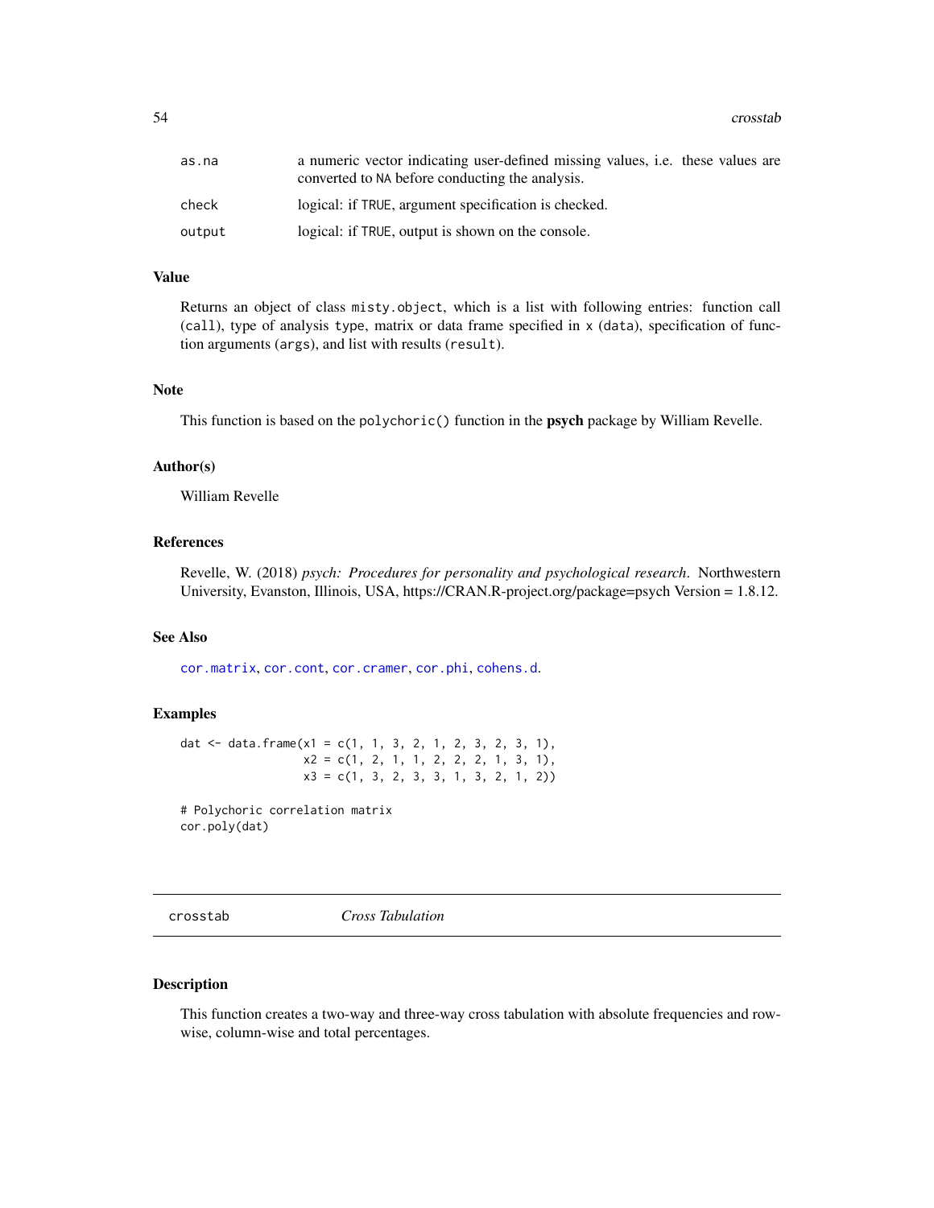| | |
|---|---|
| as.na | a numeric vector indicating user-defined missing values, i.e. these values are converted to NA before conducting the analysis. |
| check | logical: if TRUE, argument specification is checked. |
| output | logical: if TRUE, output is shown on the console. |

### Value

Returns an object of class misty.object, which is a list with following entries: function call (call), type of analysis type, matrix or data frame specified in x (data), specification of function arguments (args), and list with results (result).

### Note

This function is based on the polychoric() function in the **psych** package by William Revelle.

### Author(s)

William Revelle

### References

Revelle, W. (2018) *psych: Procedures for personality and psychological research*. Northwestern University, Evanston, Illinois, USA, https://CRAN.R-project.org/package=psych Version = 1.8.12.

### See Also

cor.matrix, cor.cont, cor.cramer, cor.phi, cohens.d.

### Examples

```
dat <- data.frame(x1 = c(1, 1, 3, 2, 1, 2, 3, 2, 3, 1),
                  x2 = c(1, 2, 1, 1, 2, 2, 2, 1, 3, 1),
                  x3 = c(1, 3, 2, 3, 3, 1, 3, 2, 1, 2))

# Polychoric correlation matrix
cor.poly(dat)
```

---

## crosstab *Cross Tabulation*

### Description

This function creates a two-way and three-way cross tabulation with absolute frequencies and row-wise, column-wise and total percentages.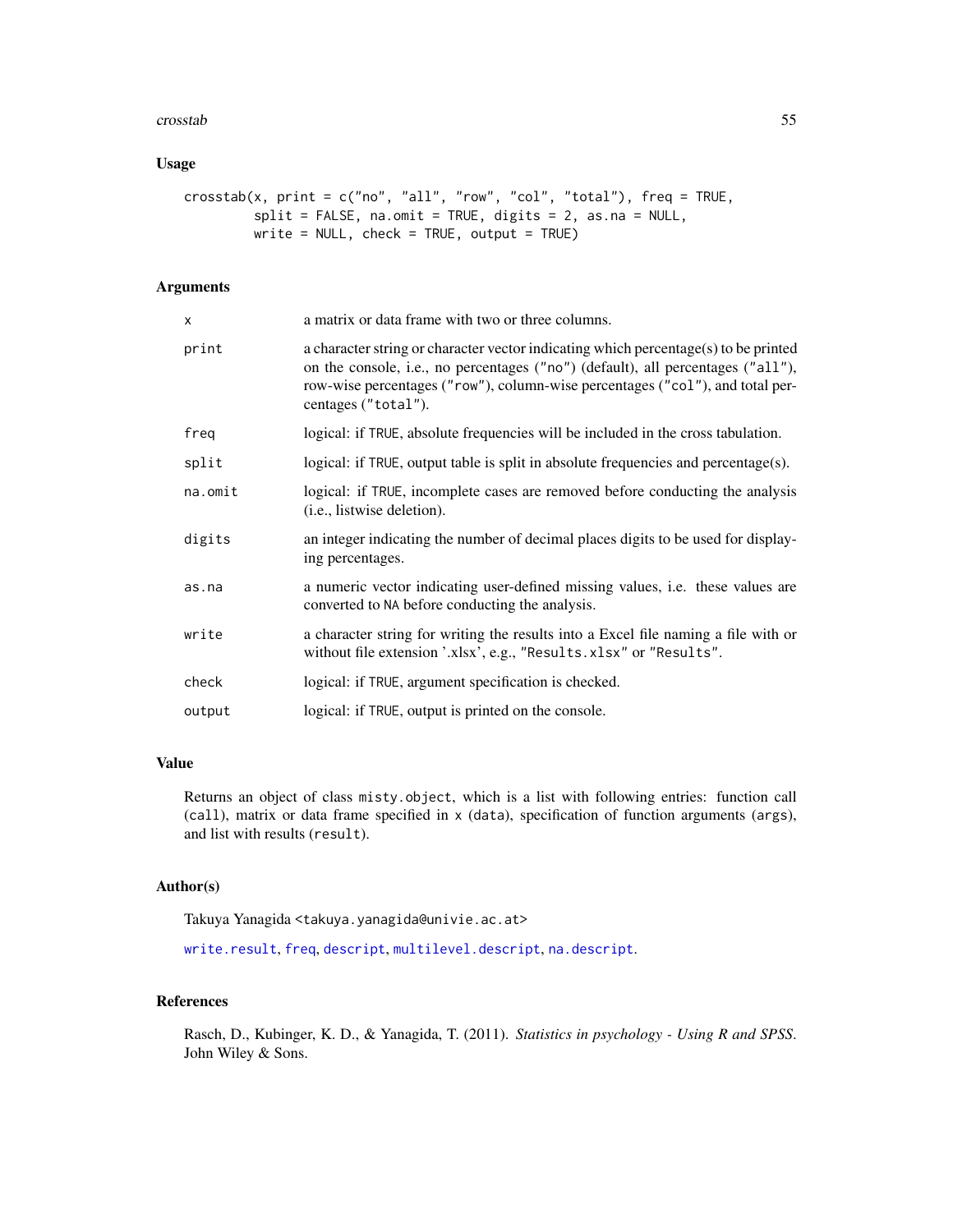## Usage

```
crosstab(x, print = c("no", "all", "row", "col", "total"), freq = TRUE,
         split = FALSE, na.omit = TRUE, digits = 2, as.na = NULL,
         write = NULL, check = TRUE, output = TRUE)
```

## Arguments

| | |
|---|---|
| x | a matrix or data frame with two or three columns. |
| print | a character string or character vector indicating which percentage(s) to be printed on the console, i.e., no percentages ("no") (default), all percentages ("all"), row-wise percentages ("row"), column-wise percentages ("col"), and total percentages ("total"). |
| freq | logical: if TRUE, absolute frequencies will be included in the cross tabulation. |
| split | logical: if TRUE, output table is split in absolute frequencies and percentage(s). |
| na.omit | logical: if TRUE, incomplete cases are removed before conducting the analysis (i.e., listwise deletion). |
| digits | an integer indicating the number of decimal places digits to be used for displaying percentages. |
| as.na | a numeric vector indicating user-defined missing values, i.e. these values are converted to NA before conducting the analysis. |
| write | a character string for writing the results into a Excel file naming a file with or without file extension '.xlsx', e.g., "Results.xlsx" or "Results". |
| check | logical: if TRUE, argument specification is checked. |
| output | logical: if TRUE, output is printed on the console. |

## Value

Returns an object of class misty.object, which is a list with following entries: function call (call), matrix or data frame specified in x (data), specification of function arguments (args), and list with results (result).

## Author(s)

Takuya Yanagida <takuya.yanagida@univie.ac.at>

write.result, freq, descript, multilevel.descript, na.descript.

## References

Rasch, D., Kubinger, K. D., & Yanagida, T. (2011). *Statistics in psychology - Using R and SPSS*. John Wiley & Sons.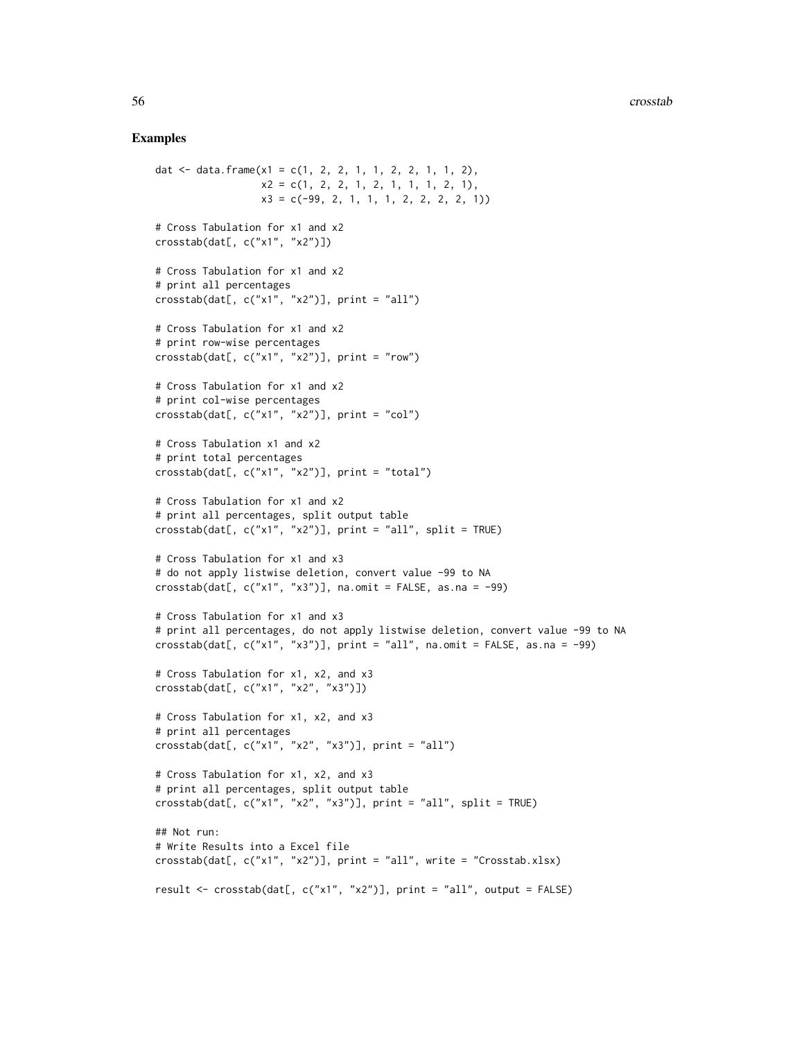## Examples

```
dat <- data.frame(x1 = c(1, 2, 2, 1, 1, 2, 2, 1, 1, 2),
                  x2 = c(1, 2, 2, 1, 2, 1, 1, 1, 2, 1),
                  x3 = c(-99, 2, 1, 1, 1, 2, 2, 2, 2, 1))

# Cross Tabulation for x1 and x2
crosstab(dat[, c("x1", "x2")])

# Cross Tabulation for x1 and x2
# print all percentages
crosstab(dat[, c("x1", "x2")], print = "all")

# Cross Tabulation for x1 and x2
# print row-wise percentages
crosstab(dat[, c("x1", "x2")], print = "row")

# Cross Tabulation for x1 and x2
# print col-wise percentages
crosstab(dat[, c("x1", "x2")], print = "col")

# Cross Tabulation x1 and x2
# print total percentages
crosstab(dat[, c("x1", "x2")], print = "total")

# Cross Tabulation for x1 and x2
# print all percentages, split output table
crosstab(dat[, c("x1", "x2")], print = "all", split = TRUE)

# Cross Tabulation for x1 and x3
# do not apply listwise deletion, convert value -99 to NA
crosstab(dat[, c("x1", "x3")], na.omit = FALSE, as.na = -99)

# Cross Tabulation for x1 and x3
# print all percentages, do not apply listwise deletion, convert value -99 to NA
crosstab(dat[, c("x1", "x3")], print = "all", na.omit = FALSE, as.na = -99)

# Cross Tabulation for x1, x2, and x3
crosstab(dat[, c("x1", "x2", "x3")])

# Cross Tabulation for x1, x2, and x3
# print all percentages
crosstab(dat[, c("x1", "x2", "x3")], print = "all")

# Cross Tabulation for x1, x2, and x3
# print all percentages, split output table
crosstab(dat[, c("x1", "x2", "x3")], print = "all", split = TRUE)

## Not run:
# Write Results into a Excel file
crosstab(dat[, c("x1", "x2")], print = "all", write = "Crosstab.xlsx)

result <- crosstab(dat[, c("x1", "x2")], print = "all", output = FALSE)
```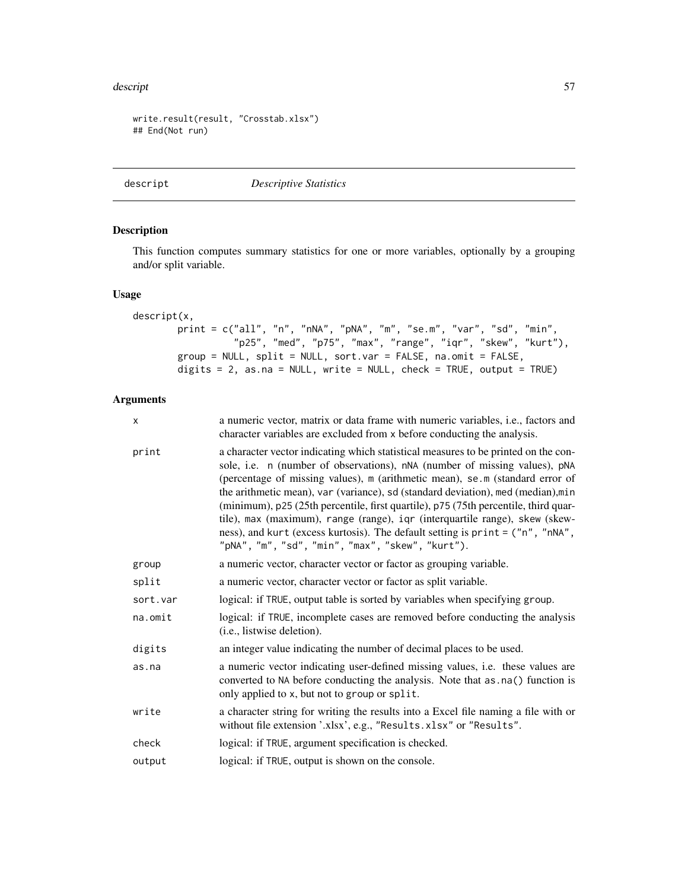```
write.result(result, "Crosstab.xlsx")
## End(Not run)
```

## descript *Descriptive Statistics*

### Description

This function computes summary statistics for one or more variables, optionally by a grouping and/or split variable.

### Usage

```
descript(x,
        print = c("all", "n", "nNA", "pNA", "m", "se.m", "var", "sd", "min",
                  "p25", "med", "p75", "max", "range", "iqr", "skew", "kurt"),
        group = NULL, split = NULL, sort.var = FALSE, na.omit = FALSE,
        digits = 2, as.na = NULL, write = NULL, check = TRUE, output = TRUE)
```

### Arguments

| | |
|---|---|
| `x` | a numeric vector, matrix or data frame with numeric variables, i.e., factors and character variables are excluded from `x` before conducting the analysis. |
| `print` | a character vector indicating which statistical measures to be printed on the console, i.e. `n` (number of observations), `nNA` (number of missing values), `pNA` (percentage of missing values), `m` (arithmetic mean), `se.m` (standard error of the arithmetic mean), `var` (variance), `sd` (standard deviation), `med` (median),`min` (minimum), `p25` (25th percentile, first quartile), `p75` (75th percentile, third quartile), `max` (maximum), `range` (range), `iqr` (interquartile range), `skew` (skewness), and `kurt` (excess kurtosis). The default setting is `print = ("n", "nNA", "pNA", "m", "sd", "min", "max", "skew", "kurt")`. |
| `group` | a numeric vector, character vector or factor as grouping variable. |
| `split` | a numeric vector, character vector or factor as split variable. |
| `sort.var` | logical: if `TRUE`, output table is sorted by variables when specifying `group`. |
| `na.omit` | logical: if `TRUE`, incomplete cases are removed before conducting the analysis (i.e., listwise deletion). |
| `digits` | an integer value indicating the number of decimal places to be used. |
| `as.na` | a numeric vector indicating user-defined missing values, i.e. these values are converted to `NA` before conducting the analysis. Note that `as.na()` function is only applied to `x`, but not to `group` or `split`. |
| `write` | a character string for writing the results into a Excel file naming a file with or without file extension '.xlsx', e.g., `"Results.xlsx"` or `"Results"`. |
| `check` | logical: if `TRUE`, argument specification is checked. |
| `output` | logical: if `TRUE`, output is shown on the console. |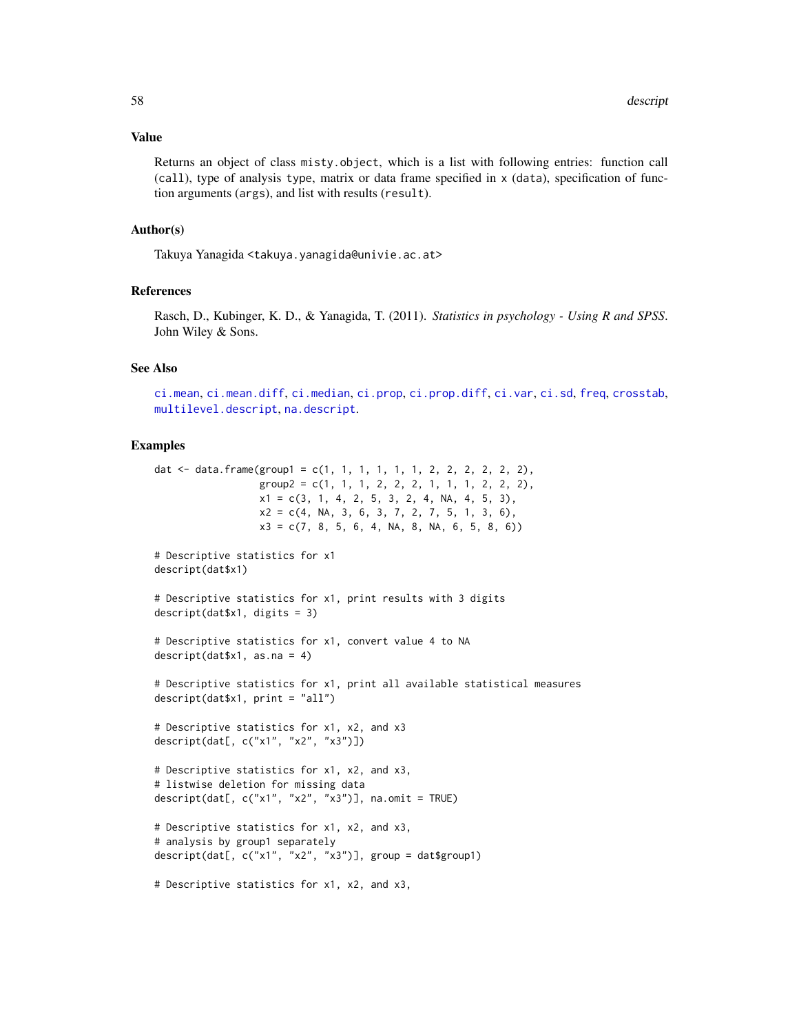## Value

Returns an object of class misty.object, which is a list with following entries: function call (call), type of analysis type, matrix or data frame specified in x (data), specification of function arguments (args), and list with results (result).

## Author(s)

Takuya Yanagida <takuya.yanagida@univie.ac.at>

## References

Rasch, D., Kubinger, K. D., & Yanagida, T. (2011). *Statistics in psychology - Using R and SPSS*. John Wiley & Sons.

## See Also

ci.mean, ci.mean.diff, ci.median, ci.prop, ci.prop.diff, ci.var, ci.sd, freq, crosstab, multilevel.descript, na.descript.

## Examples

```
dat <- data.frame(group1 = c(1, 1, 1, 1, 1, 1, 2, 2, 2, 2, 2, 2),
                  group2 = c(1, 1, 1, 2, 2, 2, 1, 1, 1, 2, 2, 2),
                  x1 = c(3, 1, 4, 2, 5, 3, 2, 4, NA, 4, 5, 3),
                  x2 = c(4, NA, 3, 6, 3, 7, 2, 7, 5, 1, 3, 6),
                  x3 = c(7, 8, 5, 6, 4, NA, 8, NA, 6, 5, 8, 6))

# Descriptive statistics for x1
descript(dat$x1)

# Descriptive statistics for x1, print results with 3 digits
descript(dat$x1, digits = 3)

# Descriptive statistics for x1, convert value 4 to NA
descript(dat$x1, as.na = 4)

# Descriptive statistics for x1, print all available statistical measures
descript(dat$x1, print = "all")

# Descriptive statistics for x1, x2, and x3
descript(dat[, c("x1", "x2", "x3")])

# Descriptive statistics for x1, x2, and x3,
# listwise deletion for missing data
descript(dat[, c("x1", "x2", "x3")], na.omit = TRUE)

# Descriptive statistics for x1, x2, and x3,
# analysis by group1 separately
descript(dat[, c("x1", "x2", "x3")], group = dat$group1)

# Descriptive statistics for x1, x2, and x3,
```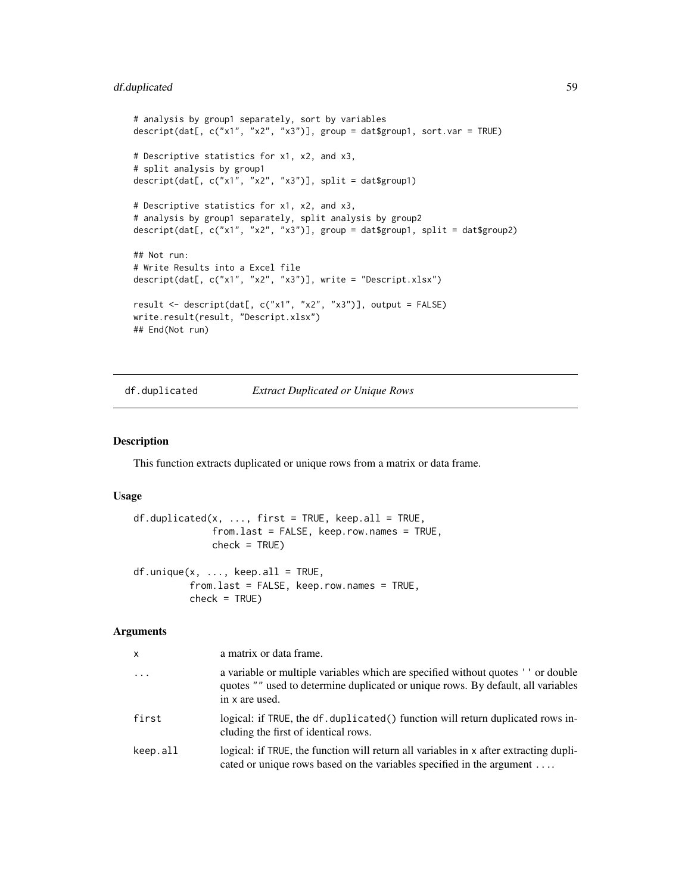```
# analysis by group1 separately, sort by variables
descript(dat[, c("x1", "x2", "x3")], group = dat$group1, sort.var = TRUE)

# Descriptive statistics for x1, x2, and x3,
# split analysis by group1
descript(dat[, c("x1", "x2", "x3")], split = dat$group1)

# Descriptive statistics for x1, x2, and x3,
# analysis by group1 separately, split analysis by group2
descript(dat[, c("x1", "x2", "x3")], group = dat$group1, split = dat$group2)

## Not run:
# Write Results into a Excel file
descript(dat[, c("x1", "x2", "x3")], write = "Descript.xlsx")

result <- descript(dat[, c("x1", "x2", "x3")], output = FALSE)
write.result(result, "Descript.xlsx")
## End(Not run)
```

## df.duplicated *Extract Duplicated or Unique Rows*

### Description

This function extracts duplicated or unique rows from a matrix or data frame.

### Usage

```
df.duplicated(x, ..., first = TRUE, keep.all = TRUE,
              from.last = FALSE, keep.row.names = TRUE,
              check = TRUE)

df.unique(x, ..., keep.all = TRUE,
          from.last = FALSE, keep.row.names = TRUE,
          check = TRUE)
```

### Arguments

| | |
|---|---|
| `x` | a matrix or data frame. |
| `...` | a variable or multiple variables which are specified without quotes `''` or double quotes `""` used to determine duplicated or unique rows. By default, all variables in `x` are used. |
| `first` | logical: if `TRUE`, the `df.duplicated()` function will return duplicated rows including the first of identical rows. |
| `keep.all` | logical: if `TRUE`, the function will return all variables in `x` after extracting duplicated or unique rows based on the variables specified in the argument `...`. |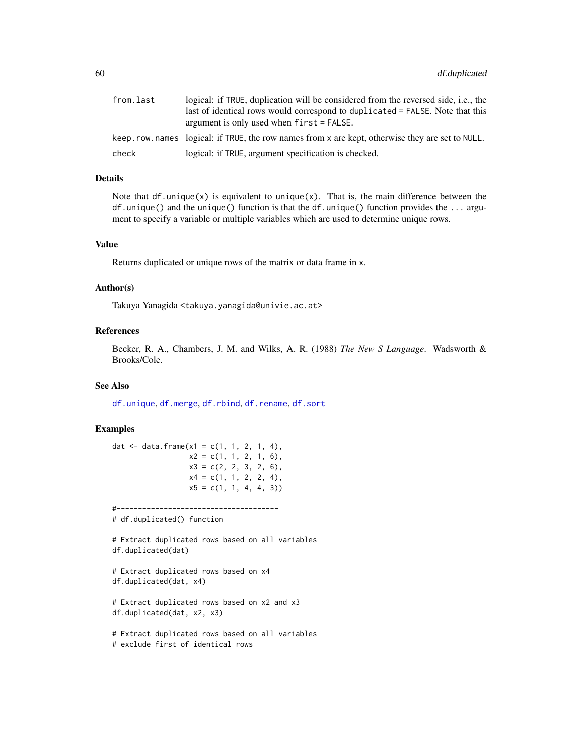| | |
|---|---|
| `from.last` | logical: if `TRUE`, duplication will be considered from the reversed side, i.e., the last of identical rows would correspond to `duplicated = FALSE`. Note that this argument is only used when `first = FALSE`. |
| `keep.row.names` | logical: if `TRUE`, the row names from `x` are kept, otherwise they are set to `NULL`. |
| `check` | logical: if `TRUE`, argument specification is checked. |

## Details

Note that `df.unique(x)` is equivalent to `unique(x)`. That is, the main difference between the `df.unique()` and the `unique()` function is that the `df.unique()` function provides the `...` argument to specify a variable or multiple variables which are used to determine unique rows.

## Value

Returns duplicated or unique rows of the matrix or data frame in `x`.

## Author(s)

Takuya Yanagida <takuya.yanagida@univie.ac.at>

## References

Becker, R. A., Chambers, J. M. and Wilks, A. R. (1988) *The New S Language*. Wadsworth & Brooks/Cole.

## See Also

`df.unique`, `df.merge`, `df.rbind`, `df.rename`, `df.sort`

## Examples

```
dat <- data.frame(x1 = c(1, 1, 2, 1, 4),
                  x2 = c(1, 1, 2, 1, 6),
                  x3 = c(2, 2, 3, 2, 6),
                  x4 = c(1, 1, 2, 2, 4),
                  x5 = c(1, 1, 4, 4, 3))

#--------------------------------------
# df.duplicated() function

# Extract duplicated rows based on all variables
df.duplicated(dat)

# Extract duplicated rows based on x4
df.duplicated(dat, x4)

# Extract duplicated rows based on x2 and x3
df.duplicated(dat, x2, x3)

# Extract duplicated rows based on all variables
# exclude first of identical rows
```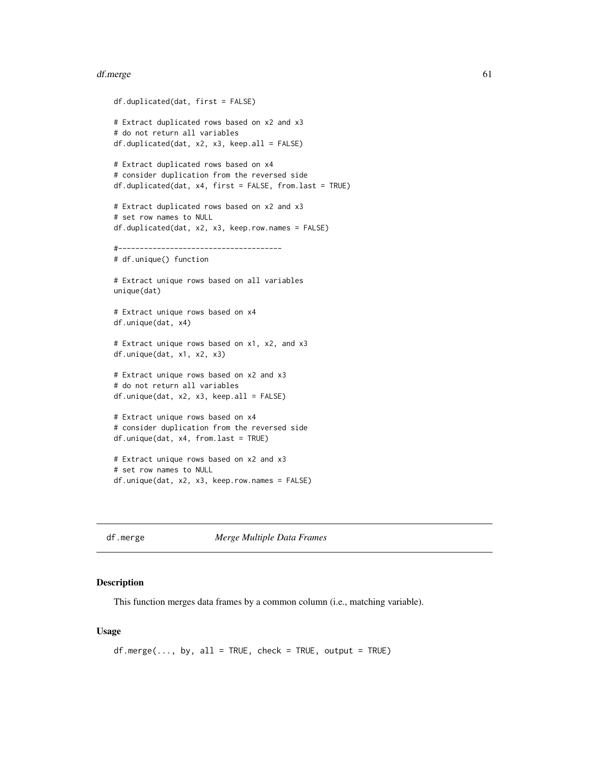```
df.duplicated(dat, first = FALSE)

# Extract duplicated rows based on x2 and x3
# do not return all variables
df.duplicated(dat, x2, x3, keep.all = FALSE)

# Extract duplicated rows based on x4
# consider duplication from the reversed side
df.duplicated(dat, x4, first = FALSE, from.last = TRUE)

# Extract duplicated rows based on x2 and x3
# set row names to NULL
df.duplicated(dat, x2, x3, keep.row.names = FALSE)

#--------------------------------------
# df.unique() function

# Extract unique rows based on all variables
unique(dat)

# Extract unique rows based on x4
df.unique(dat, x4)

# Extract unique rows based on x1, x2, and x3
df.unique(dat, x1, x2, x3)

# Extract unique rows based on x2 and x3
# do not return all variables
df.unique(dat, x2, x3, keep.all = FALSE)

# Extract unique rows based on x4
# consider duplication from the reversed side
df.unique(dat, x4, from.last = TRUE)

# Extract unique rows based on x2 and x3
# set row names to NULL
df.unique(dat, x2, x3, keep.row.names = FALSE)
```

## df.merge *Merge Multiple Data Frames*

### Description

This function merges data frames by a common column (i.e., matching variable).

### Usage

```
df.merge(..., by, all = TRUE, check = TRUE, output = TRUE)
```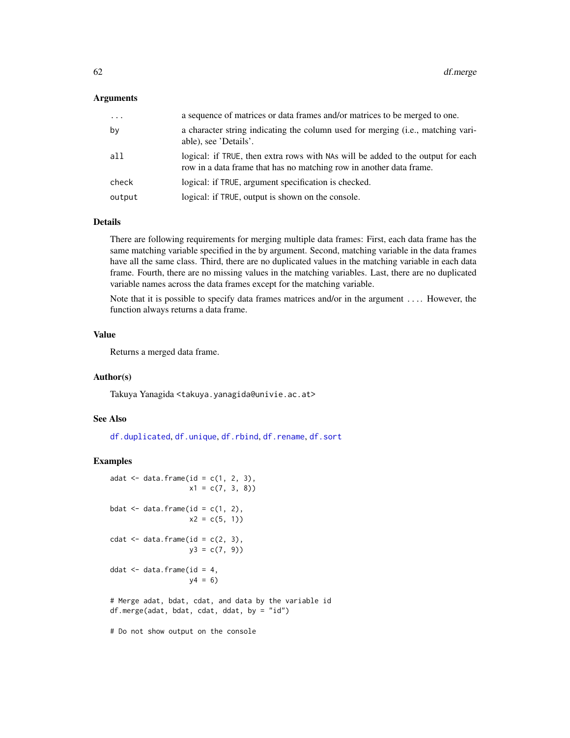### Arguments

| | |
|---|---|
| `...` | a sequence of matrices or data frames and/or matrices to be merged to one. |
| `by` | a character string indicating the column used for merging (i.e., matching variable), see 'Details'. |
| `all` | logical: if `TRUE`, then extra rows with `NA`s will be added to the output for each row in a data frame that has no matching row in another data frame. |
| `check` | logical: if `TRUE`, argument specification is checked. |
| `output` | logical: if `TRUE`, output is shown on the console. |

### Details

There are following requirements for merging multiple data frames: First, each data frame has the same matching variable specified in the by argument. Second, matching variable in the data frames have all the same class. Third, there are no duplicated values in the matching variable in each data frame. Fourth, there are no missing values in the matching variables. Last, there are no duplicated variable names across the data frames except for the matching variable.

Note that it is possible to specify data frames matrices and/or in the argument `...`. However, the function always returns a data frame.

### Value

Returns a merged data frame.

### Author(s)

Takuya Yanagida <takuya.yanagida@univie.ac.at>

### See Also

`df.duplicated`, `df.unique`, `df.rbind`, `df.rename`, `df.sort`

### Examples

```
adat <- data.frame(id = c(1, 2, 3),
                   x1 = c(7, 3, 8))

bdat <- data.frame(id = c(1, 2),
                   x2 = c(5, 1))

cdat <- data.frame(id = c(2, 3),
                   y3 = c(7, 9))

ddat <- data.frame(id = 4,
                   y4 = 6)

# Merge adat, bdat, cdat, and data by the variable id
df.merge(adat, bdat, cdat, ddat, by = "id")

# Do not show output on the console
```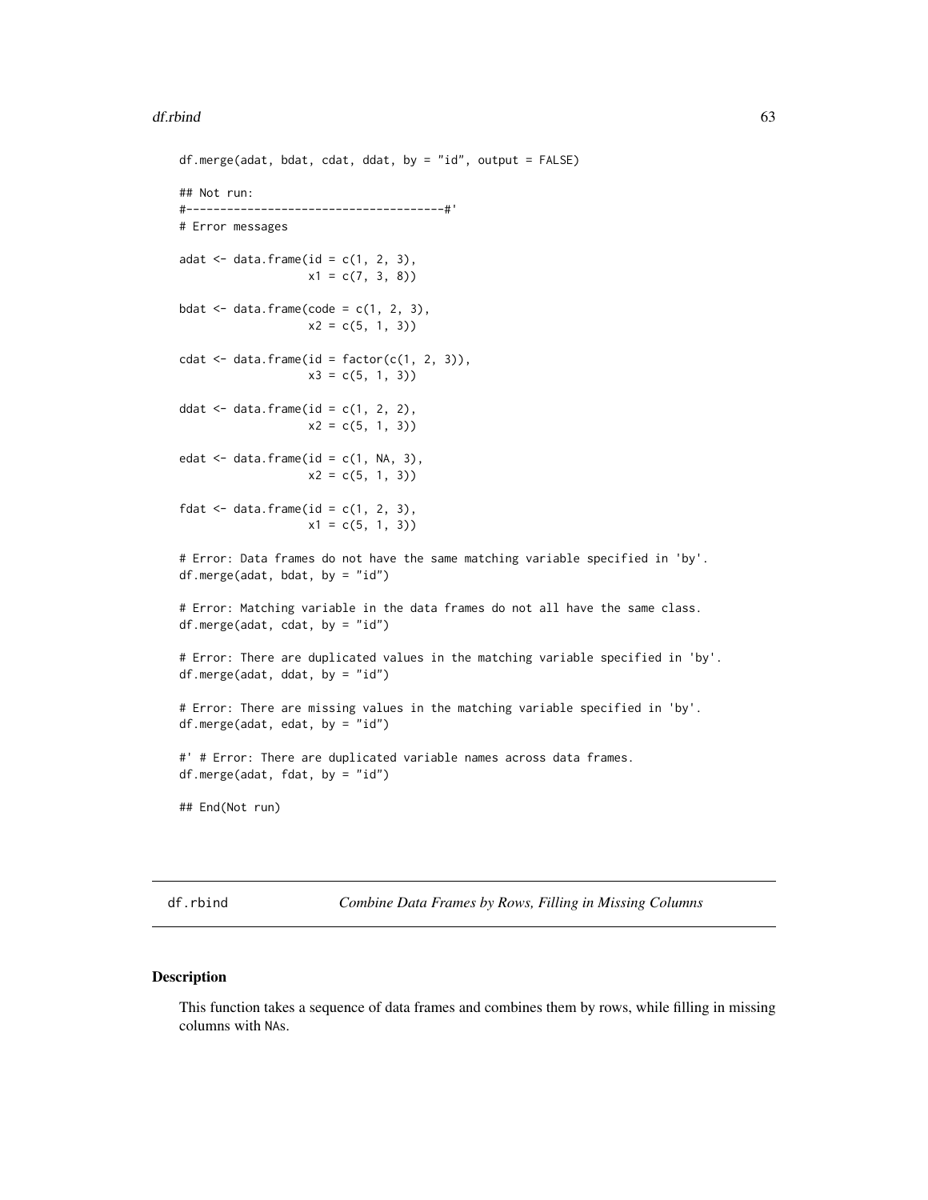```
df.merge(adat, bdat, cdat, ddat, by = "id", output = FALSE)

## Not run:
#-------------------------------------#'
# Error messages

adat <- data.frame(id = c(1, 2, 3),
                   x1 = c(7, 3, 8))

bdat <- data.frame(code = c(1, 2, 3),
                   x2 = c(5, 1, 3))

cdat <- data.frame(id = factor(c(1, 2, 3)),
                   x3 = c(5, 1, 3))

ddat <- data.frame(id = c(1, 2, 2),
                   x2 = c(5, 1, 3))

edat <- data.frame(id = c(1, NA, 3),
                   x2 = c(5, 1, 3))

fdat <- data.frame(id = c(1, 2, 3),
                   x1 = c(5, 1, 3))

# Error: Data frames do not have the same matching variable specified in 'by'.
df.merge(adat, bdat, by = "id")

# Error: Matching variable in the data frames do not all have the same class.
df.merge(adat, cdat, by = "id")

# Error: There are duplicated values in the matching variable specified in 'by'.
df.merge(adat, ddat, by = "id")

# Error: There are missing values in the matching variable specified in 'by'.
df.merge(adat, edat, by = "id")

#' # Error: There are duplicated variable names across data frames.
df.merge(adat, fdat, by = "id")

## End(Not run)
```

---

`df.rbind` *Combine Data Frames by Rows, Filling in Missing Columns*

---

## Description

This function takes a sequence of data frames and combines them by rows, while filling in missing columns with NAs.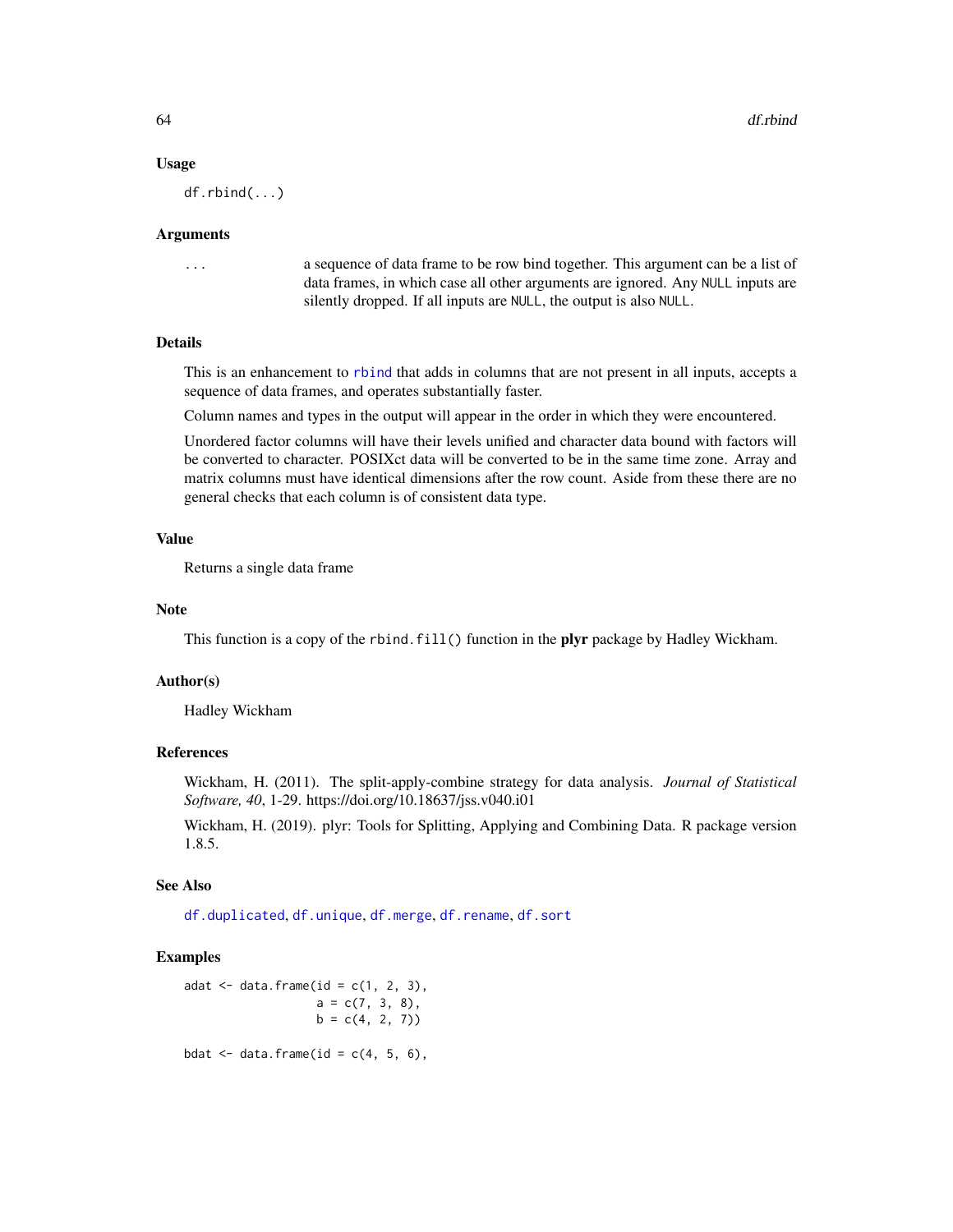### Usage

```
df.rbind(...)
```

### Arguments

`...` a sequence of data frame to be row bind together. This argument can be a list of data frames, in which case all other arguments are ignored. Any `NULL` inputs are silently dropped. If all inputs are `NULL`, the output is also `NULL`.

### Details

This is an enhancement to `rbind` that adds in columns that are not present in all inputs, accepts a sequence of data frames, and operates substantially faster.

Column names and types in the output will appear in the order in which they were encountered.

Unordered factor columns will have their levels unified and character data bound with factors will be converted to character. POSIXct data will be converted to be in the same time zone. Array and matrix columns must have identical dimensions after the row count. Aside from these there are no general checks that each column is of consistent data type.

### Value

Returns a single data frame

### Note

This function is a copy of the `rbind.fill()` function in the **plyr** package by Hadley Wickham.

### Author(s)

Hadley Wickham

### References

Wickham, H. (2011). The split-apply-combine strategy for data analysis. *Journal of Statistical Software, 40*, 1-29. https://doi.org/10.18637/jss.v040.i01

Wickham, H. (2019). plyr: Tools for Splitting, Applying and Combining Data. R package version 1.8.5.

### See Also

`df.duplicated`, `df.unique`, `df.merge`, `df.rename`, `df.sort`

### Examples

```
adat <- data.frame(id = c(1, 2, 3),
                   a = c(7, 3, 8),
                   b = c(4, 2, 7))

bdat <- data.frame(id = c(4, 5, 6),
```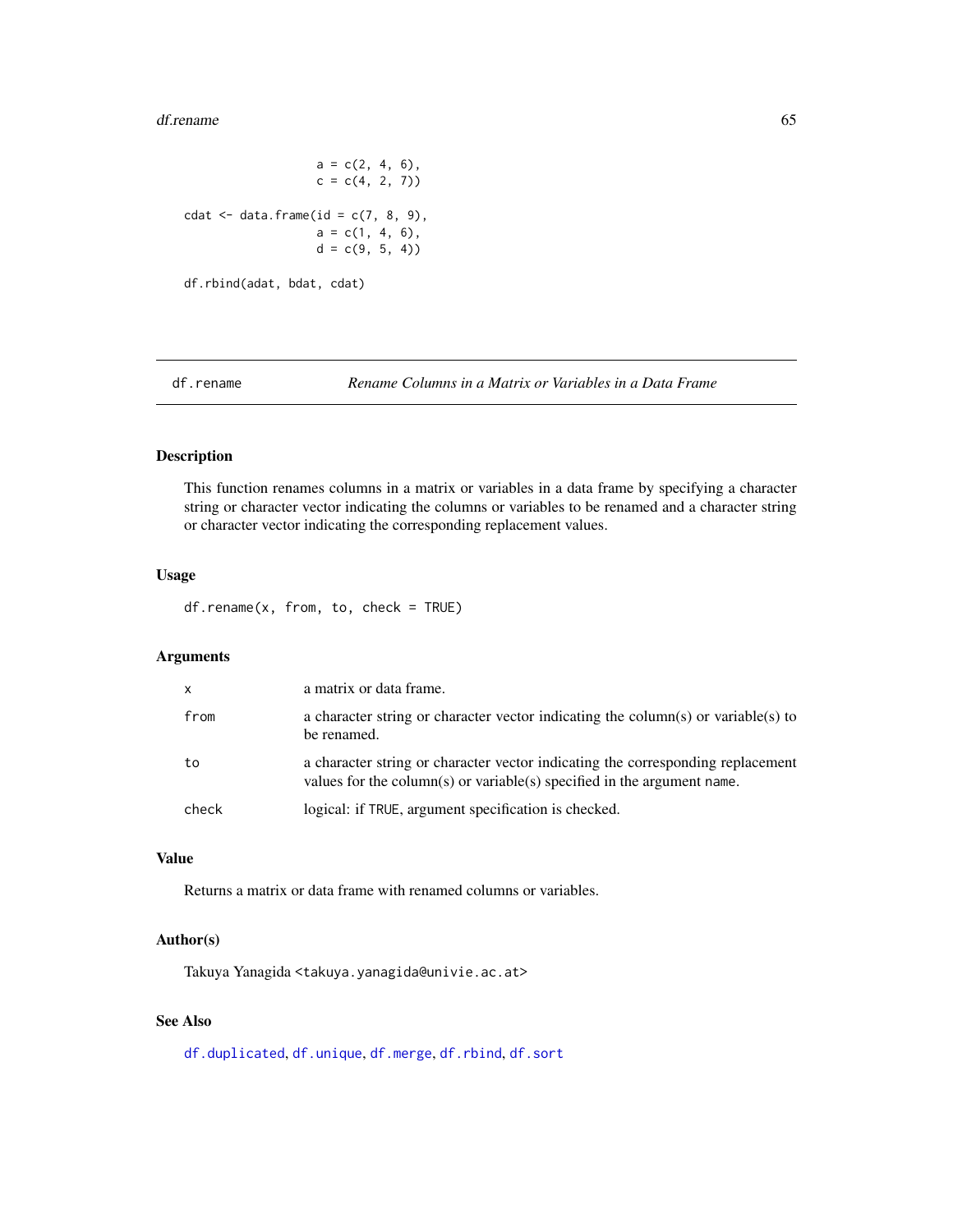```
                 a = c(2, 4, 6),
                 c = c(4, 2, 7))

cdat <- data.frame(id = c(7, 8, 9),
                   a = c(1, 4, 6),
                   d = c(9, 5, 4))

df.rbind(adat, bdat, cdat)
```

## df.rename — *Rename Columns in a Matrix or Variables in a Data Frame*

### Description

This function renames columns in a matrix or variables in a data frame by specifying a character string or character vector indicating the columns or variables to be renamed and a character string or character vector indicating the corresponding replacement values.

### Usage

```
df.rename(x, from, to, check = TRUE)
```

### Arguments

| | |
|---|---|
| `x` | a matrix or data frame. |
| `from` | a character string or character vector indicating the column(s) or variable(s) to be renamed. |
| `to` | a character string or character vector indicating the corresponding replacement values for the column(s) or variable(s) specified in the argument `name`. |
| `check` | logical: if `TRUE`, argument specification is checked. |

### Value

Returns a matrix or data frame with renamed columns or variables.

### Author(s)

Takuya Yanagida <takuya.yanagida@univie.ac.at>

### See Also

`df.duplicated`, `df.unique`, `df.merge`, `df.rbind`, `df.sort`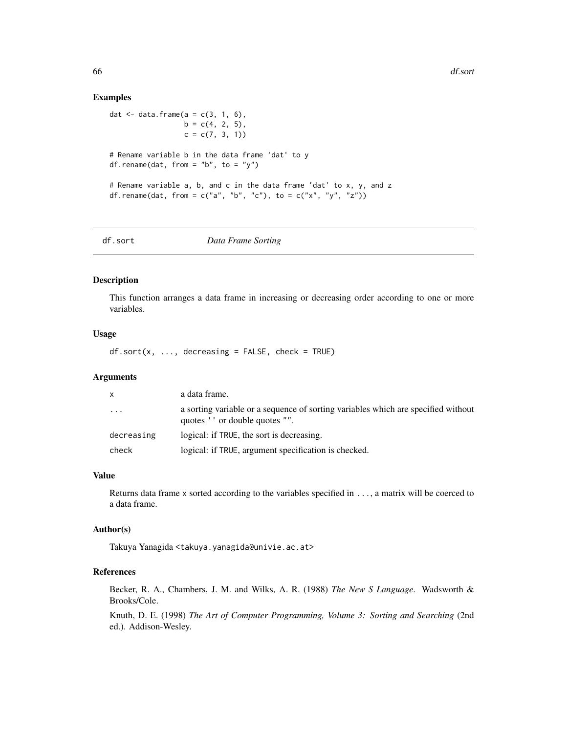## Examples

```
dat <- data.frame(a = c(3, 1, 6),
                  b = c(4, 2, 5),
                  c = c(7, 3, 1))

# Rename variable b in the data frame 'dat' to y
df.rename(dat, from = "b", to = "y")

# Rename variable a, b, and c in the data frame 'dat' to x, y, and z
df.rename(dat, from = c("a", "b", "c"), to = c("x", "y", "z"))
```

---

# df.sort *Data Frame Sorting*

## Description

This function arranges a data frame in increasing or decreasing order according to one or more variables.

## Usage

```
df.sort(x, ..., decreasing = FALSE, check = TRUE)
```

## Arguments

| | |
|---|---|
| `x` | a data frame. |
| `...` | a sorting variable or a sequence of sorting variables which are specified without quotes `''` or double quotes `""`. |
| `decreasing` | logical: if `TRUE`, the sort is decreasing. |
| `check` | logical: if `TRUE`, argument specification is checked. |

## Value

Returns data frame `x` sorted according to the variables specified in `...`, a matrix will be coerced to a data frame.

## Author(s)

Takuya Yanagida <takuya.yanagida@univie.ac.at>

## References

Becker, R. A., Chambers, J. M. and Wilks, A. R. (1988) *The New S Language*. Wadsworth & Brooks/Cole.

Knuth, D. E. (1998) *The Art of Computer Programming, Volume 3: Sorting and Searching* (2nd ed.). Addison-Wesley.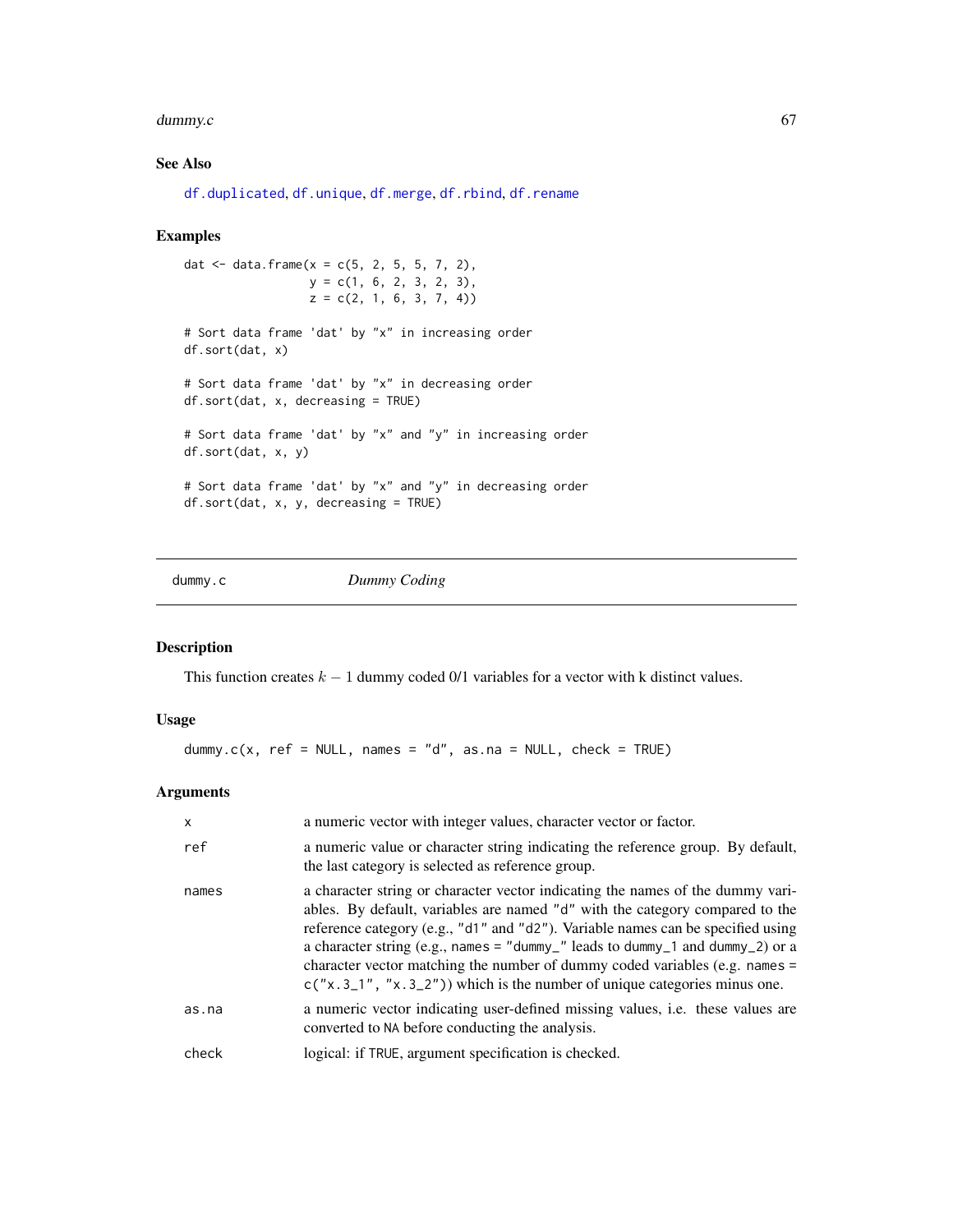## See Also

df.duplicated, df.unique, df.merge, df.rbind, df.rename

## Examples

```
dat <- data.frame(x = c(5, 2, 5, 5, 7, 2),
                  y = c(1, 6, 2, 3, 2, 3),
                  z = c(2, 1, 6, 3, 7, 4))

# Sort data frame 'dat' by "x" in increasing order
df.sort(dat, x)

# Sort data frame 'dat' by "x" in decreasing order
df.sort(dat, x, decreasing = TRUE)

# Sort data frame 'dat' by "x" and "y" in increasing order
df.sort(dat, x, y)

# Sort data frame 'dat' by "x" and "y" in decreasing order
df.sort(dat, x, y, decreasing = TRUE)
```

---

# dummy.c *Dummy Coding*

## Description

This function creates $k - 1$ dummy coded 0/1 variables for a vector with k distinct values.

## Usage

```
dummy.c(x, ref = NULL, names = "d", as.na = NULL, check = TRUE)
```

## Arguments

| | |
|---|---|
| x | a numeric vector with integer values, character vector or factor. |
| ref | a numeric value or character string indicating the reference group. By default, the last category is selected as reference group. |
| names | a character string or character vector indicating the names of the dummy variables. By default, variables are named "d" with the category compared to the reference category (e.g., "d1" and "d2"). Variable names can be specified using a character string (e.g., names = "dummy_" leads to dummy_1 and dummy_2) or a character vector matching the number of dummy coded variables (e.g. names = c("x.3_1", "x.3_2")) which is the number of unique categories minus one. |
| as.na | a numeric vector indicating user-defined missing values, i.e. these values are converted to NA before conducting the analysis. |
| check | logical: if TRUE, argument specification is checked. |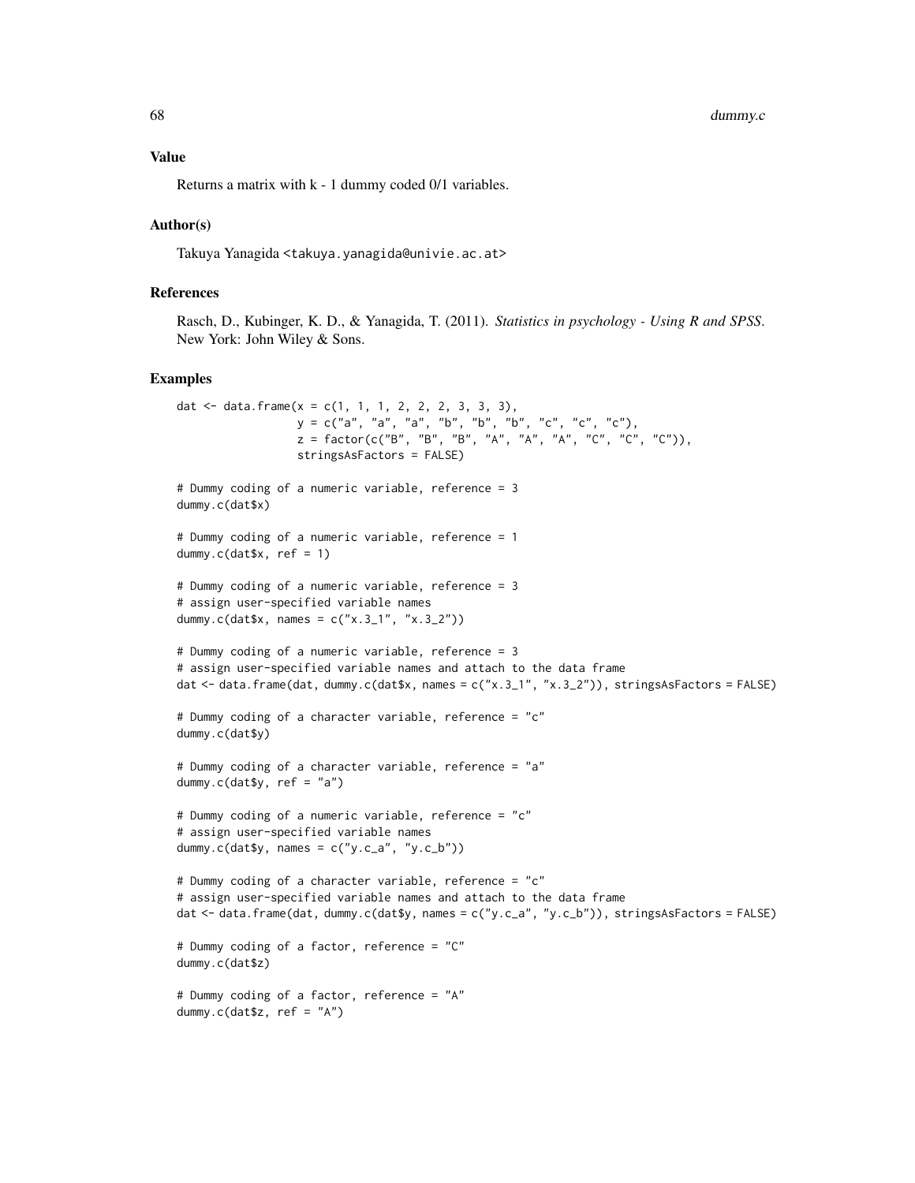## Value

Returns a matrix with k - 1 dummy coded 0/1 variables.

## Author(s)

Takuya Yanagida <takuya.yanagida@univie.ac.at>

## References

Rasch, D., Kubinger, K. D., & Yanagida, T. (2011). *Statistics in psychology - Using R and SPSS*. New York: John Wiley & Sons.

## Examples

```
dat <- data.frame(x = c(1, 1, 1, 2, 2, 2, 3, 3, 3),
                  y = c("a", "a", "a", "b", "b", "b", "c", "c", "c"),
                  z = factor(c("B", "B", "B", "A", "A", "A", "C", "C", "C")),
                  stringsAsFactors = FALSE)

# Dummy coding of a numeric variable, reference = 3
dummy.c(dat$x)

# Dummy coding of a numeric variable, reference = 1
dummy.c(dat$x, ref = 1)

# Dummy coding of a numeric variable, reference = 3
# assign user-specified variable names
dummy.c(dat$x, names = c("x.3_1", "x.3_2"))

# Dummy coding of a numeric variable, reference = 3
# assign user-specified variable names and attach to the data frame
dat <- data.frame(dat, dummy.c(dat$x, names = c("x.3_1", "x.3_2")), stringsAsFactors = FALSE)

# Dummy coding of a character variable, reference = "c"
dummy.c(dat$y)

# Dummy coding of a character variable, reference = "a"
dummy.c(dat$y, ref = "a")

# Dummy coding of a numeric variable, reference = "c"
# assign user-specified variable names
dummy.c(dat$y, names = c("y.c_a", "y.c_b"))

# Dummy coding of a character variable, reference = "c"
# assign user-specified variable names and attach to the data frame
dat <- data.frame(dat, dummy.c(dat$y, names = c("y.c_a", "y.c_b")), stringsAsFactors = FALSE)

# Dummy coding of a factor, reference = "C"
dummy.c(dat$z)

# Dummy coding of a factor, reference = "A"
dummy.c(dat$z, ref = "A")
```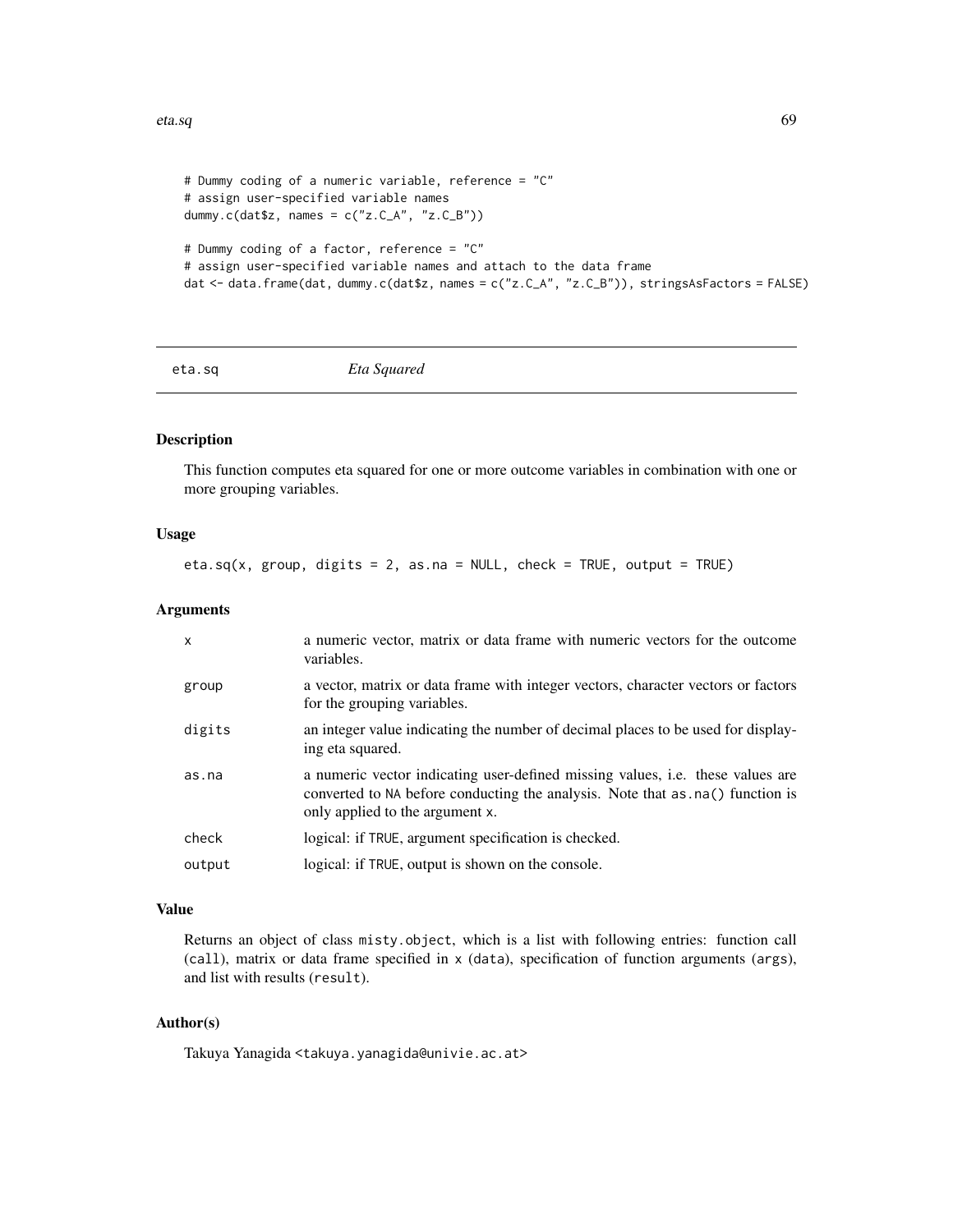```
# Dummy coding of a numeric variable, reference = "C"
# assign user-specified variable names
dummy.c(dat$z, names = c("z.C_A", "z.C_B"))

# Dummy coding of a factor, reference = "C"
# assign user-specified variable names and attach to the data frame
dat <- data.frame(dat, dummy.c(dat$z, names = c("z.C_A", "z.C_B")), stringsAsFactors = FALSE)
```

## eta.sq *Eta Squared*

### Description

This function computes eta squared for one or more outcome variables in combination with one or more grouping variables.

### Usage

```
eta.sq(x, group, digits = 2, as.na = NULL, check = TRUE, output = TRUE)
```

### Arguments

| | |
|---|---|
| `x` | a numeric vector, matrix or data frame with numeric vectors for the outcome variables. |
| `group` | a vector, matrix or data frame with integer vectors, character vectors or factors for the grouping variables. |
| `digits` | an integer value indicating the number of decimal places to be used for displaying eta squared. |
| `as.na` | a numeric vector indicating user-defined missing values, i.e. these values are converted to `NA` before conducting the analysis. Note that `as.na()` function is only applied to the argument `x`. |
| `check` | logical: if `TRUE`, argument specification is checked. |
| `output` | logical: if `TRUE`, output is shown on the console. |

### Value

Returns an object of class `misty.object`, which is a list with following entries: function call (`call`), matrix or data frame specified in `x` (`data`), specification of function arguments (`args`), and list with results (`result`).

### Author(s)

Takuya Yanagida <takuya.yanagida@univie.ac.at>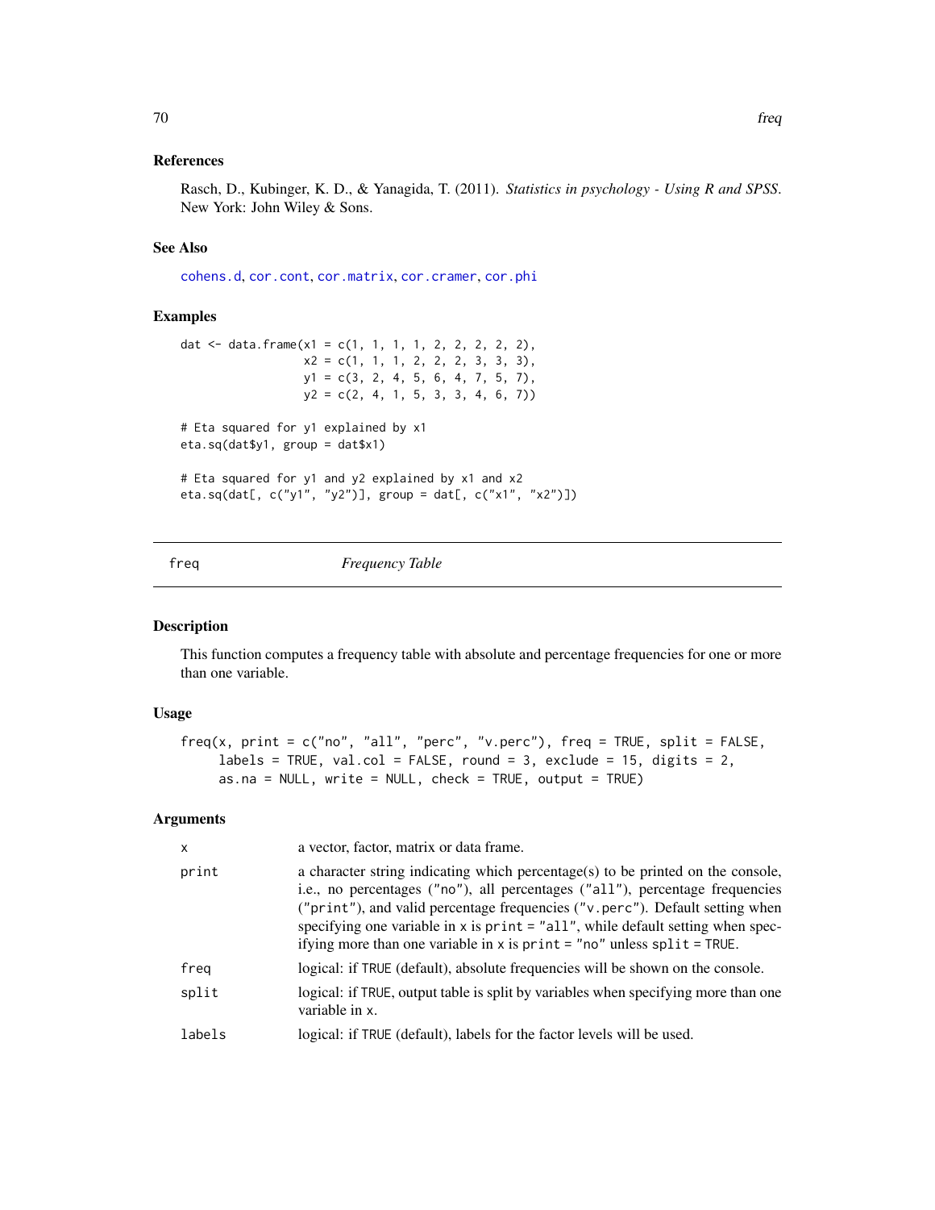### References

Rasch, D., Kubinger, K. D., & Yanagida, T. (2011). *Statistics in psychology - Using R and SPSS*. New York: John Wiley & Sons.

### See Also

cohens.d, cor.cont, cor.matrix, cor.cramer, cor.phi

### Examples

```
dat <- data.frame(x1 = c(1, 1, 1, 1, 2, 2, 2, 2, 2),
                  x2 = c(1, 1, 1, 2, 2, 2, 3, 3, 3),
                  y1 = c(3, 2, 4, 5, 6, 4, 7, 5, 7),
                  y2 = c(2, 4, 1, 5, 3, 3, 4, 6, 7))

# Eta squared for y1 explained by x1
eta.sq(dat$y1, group = dat$x1)

# Eta squared for y1 and y2 explained by x1 and x2
eta.sq(dat[, c("y1", "y2")], group = dat[, c("x1", "x2")])
```

---

## freq — *Frequency Table*

---

### Description

This function computes a frequency table with absolute and percentage frequencies for one or more than one variable.

### Usage

```
freq(x, print = c("no", "all", "perc", "v.perc"), freq = TRUE, split = FALSE,
     labels = TRUE, val.col = FALSE, round = 3, exclude = 15, digits = 2,
     as.na = NULL, write = NULL, check = TRUE, output = TRUE)
```

### Arguments

| | |
|---|---|
| x | a vector, factor, matrix or data frame. |
| print | a character string indicating which percentage(s) to be printed on the console, i.e., no percentages ("no"), all percentages ("all"), percentage frequencies ("print"), and valid percentage frequencies ("v.perc"). Default setting when specifying one variable in x is print = "all", while default setting when specifying more than one variable in x is print = "no" unless split = TRUE. |
| freq | logical: if TRUE (default), absolute frequencies will be shown on the console. |
| split | logical: if TRUE, output table is split by variables when specifying more than one variable in x. |
| labels | logical: if TRUE (default), labels for the factor levels will be used. |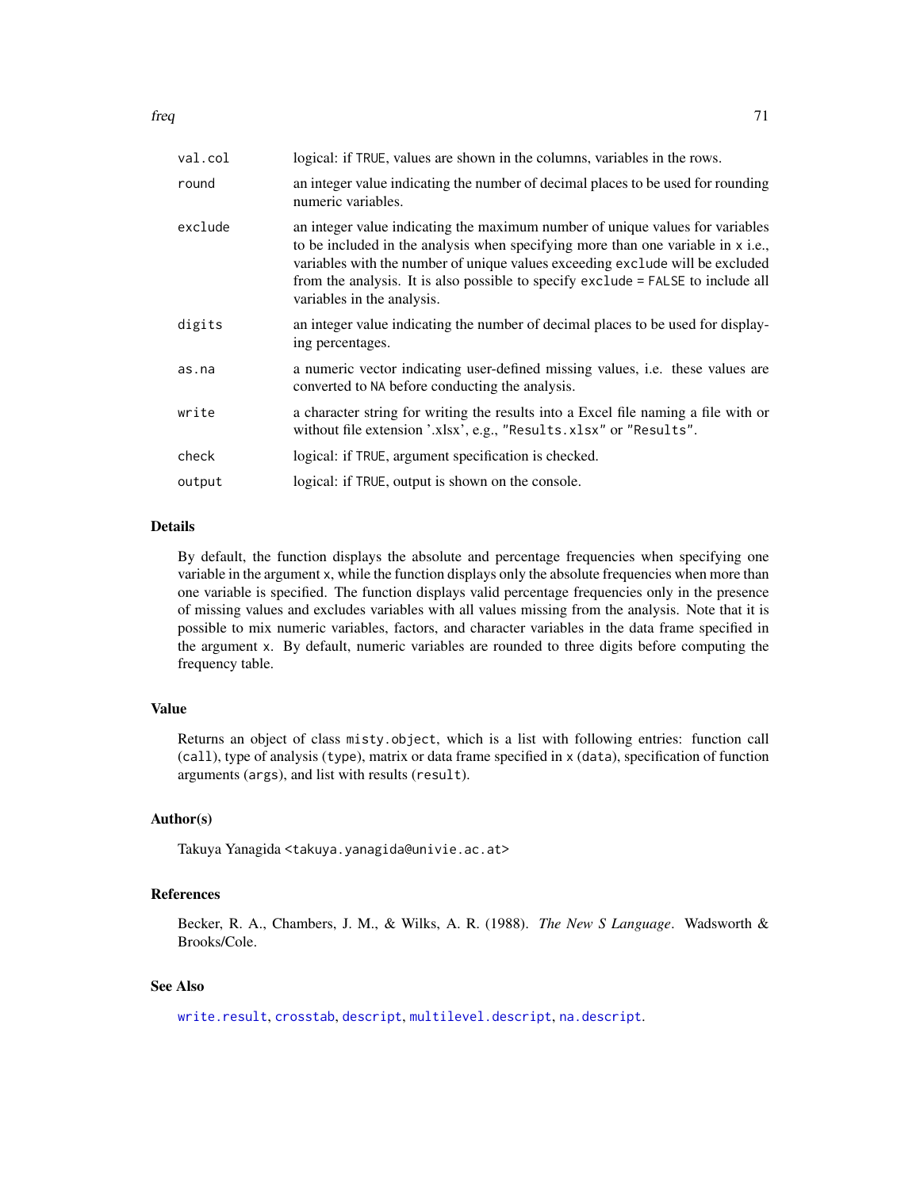| | |
|---|---|
| `val.col` | logical: if `TRUE`, values are shown in the columns, variables in the rows. |
| `round` | an integer value indicating the number of decimal places to be used for rounding numeric variables. |
| `exclude` | an integer value indicating the maximum number of unique values for variables to be included in the analysis when specifying more than one variable in `x` i.e., variables with the number of unique values exceeding `exclude` will be excluded from the analysis. It is also possible to specify `exclude = FALSE` to include all variables in the analysis. |
| `digits` | an integer value indicating the number of decimal places to be used for displaying percentages. |
| `as.na` | a numeric vector indicating user-defined missing values, i.e. these values are converted to `NA` before conducting the analysis. |
| `write` | a character string for writing the results into a Excel file naming a file with or without file extension '.xlsx', e.g., `"Results.xlsx"` or `"Results"`. |
| `check` | logical: if `TRUE`, argument specification is checked. |
| `output` | logical: if `TRUE`, output is shown on the console. |

## Details

By default, the function displays the absolute and percentage frequencies when specifying one variable in the argument `x`, while the function displays only the absolute frequencies when more than one variable is specified. The function displays valid percentage frequencies only in the presence of missing values and excludes variables with all values missing from the analysis. Note that it is possible to mix numeric variables, factors, and character variables in the data frame specified in the argument `x`. By default, numeric variables are rounded to three digits before computing the frequency table.

## Value

Returns an object of class `misty.object`, which is a list with following entries: function call (`call`), type of analysis (`type`), matrix or data frame specified in `x` (`data`), specification of function arguments (`args`), and list with results (`result`).

## Author(s)

Takuya Yanagida <takuya.yanagida@univie.ac.at>

## References

Becker, R. A., Chambers, J. M., & Wilks, A. R. (1988). *The New S Language*. Wadsworth & Brooks/Cole.

## See Also

`write.result`, `crosstab`, `descript`, `multilevel.descript`, `na.descript`.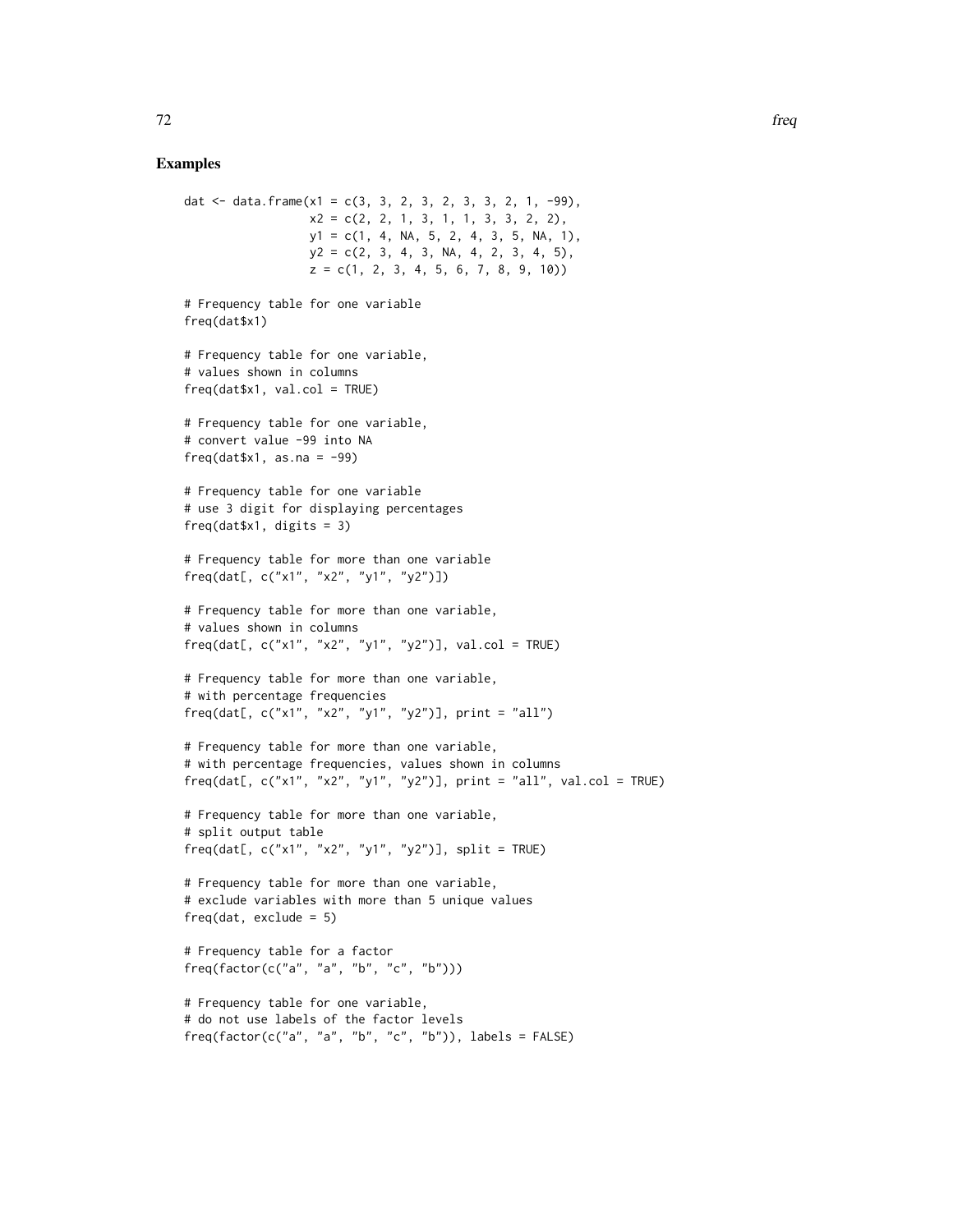## Examples

```
dat <- data.frame(x1 = c(3, 3, 2, 3, 2, 3, 3, 2, 1, -99),
                  x2 = c(2, 2, 1, 3, 1, 1, 3, 3, 2, 2),
                  y1 = c(1, 4, NA, 5, 2, 4, 3, 5, NA, 1),
                  y2 = c(2, 3, 4, 3, NA, 4, 2, 3, 4, 5),
                  z = c(1, 2, 3, 4, 5, 6, 7, 8, 9, 10))

# Frequency table for one variable
freq(dat$x1)

# Frequency table for one variable,
# values shown in columns
freq(dat$x1, val.col = TRUE)

# Frequency table for one variable,
# convert value -99 into NA
freq(dat$x1, as.na = -99)

# Frequency table for one variable
# use 3 digit for displaying percentages
freq(dat$x1, digits = 3)

# Frequency table for more than one variable
freq(dat[, c("x1", "x2", "y1", "y2")])

# Frequency table for more than one variable,
# values shown in columns
freq(dat[, c("x1", "x2", "y1", "y2")], val.col = TRUE)

# Frequency table for more than one variable,
# with percentage frequencies
freq(dat[, c("x1", "x2", "y1", "y2")], print = "all")

# Frequency table for more than one variable,
# with percentage frequencies, values shown in columns
freq(dat[, c("x1", "x2", "y1", "y2")], print = "all", val.col = TRUE)

# Frequency table for more than one variable,
# split output table
freq(dat[, c("x1", "x2", "y1", "y2")], split = TRUE)

# Frequency table for more than one variable,
# exclude variables with more than 5 unique values
freq(dat, exclude = 5)

# Frequency table for a factor
freq(factor(c("a", "a", "b", "c", "b")))

# Frequency table for one variable,
# do not use labels of the factor levels
freq(factor(c("a", "a", "b", "c", "b")), labels = FALSE)
```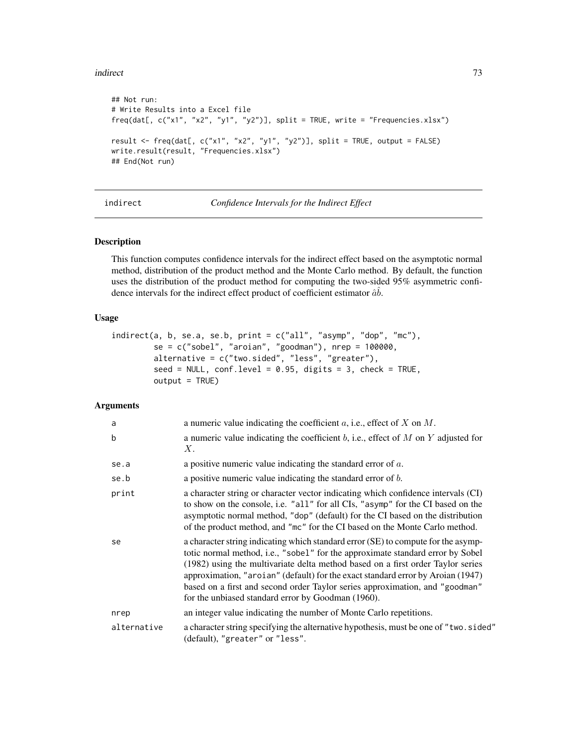```
## Not run:
# Write Results into a Excel file
freq(dat[, c("x1", "x2", "y1", "y2")], split = TRUE, write = "Frequencies.xlsx")

result <- freq(dat[, c("x1", "x2", "y1", "y2")], split = TRUE, output = FALSE)
write.result(result, "Frequencies.xlsx")
## End(Not run)
```

## indirect — *Confidence Intervals for the Indirect Effect*

### Description

This function computes confidence intervals for the indirect effect based on the asymptotic normal method, distribution of the product method and the Monte Carlo method. By default, the function uses the distribution of the product method for computing the two-sided 95% asymmetric confidence intervals for the indirect effect product of coefficient estimator $\hat{a}\hat{b}$.

### Usage

```
indirect(a, b, se.a, se.b, print = c("all", "asymp", "dop", "mc"),
         se = c("sobel", "aroian", "goodman"), nrep = 100000,
         alternative = c("two.sided", "less", "greater"),
         seed = NULL, conf.level = 0.95, digits = 3, check = TRUE,
         output = TRUE)
```

### Arguments

| | |
|---|---|
| `a` | a numeric value indicating the coefficient $a$, i.e., effect of $X$ on $M$. |
| `b` | a numeric value indicating the coefficient $b$, i.e., effect of $M$ on $Y$ adjusted for $X$. |
| `se.a` | a positive numeric value indicating the standard error of $a$. |
| `se.b` | a positive numeric value indicating the standard error of $b$. |
| `print` | a character string or character vector indicating which confidence intervals (CI) to show on the console, i.e. "all" for all CIs, "asymp" for the CI based on the asymptotic normal method, "dop" (default) for the CI based on the distribution of the product method, and "mc" for the CI based on the Monte Carlo method. |
| `se` | a character string indicating which standard error (SE) to compute for the asymptotic normal method, i.e., "sobel" for the approximate standard error by Sobel (1982) using the multivariate delta method based on a first order Taylor series approximation, "aroian" (default) for the exact standard error by Aroian (1947) based on a first and second order Taylor series approximation, and "goodman" for the unbiased standard error by Goodman (1960). |
| `nrep` | an integer value indicating the number of Monte Carlo repetitions. |
| `alternative` | a character string specifying the alternative hypothesis, must be one of "two.sided" (default), "greater" or "less". |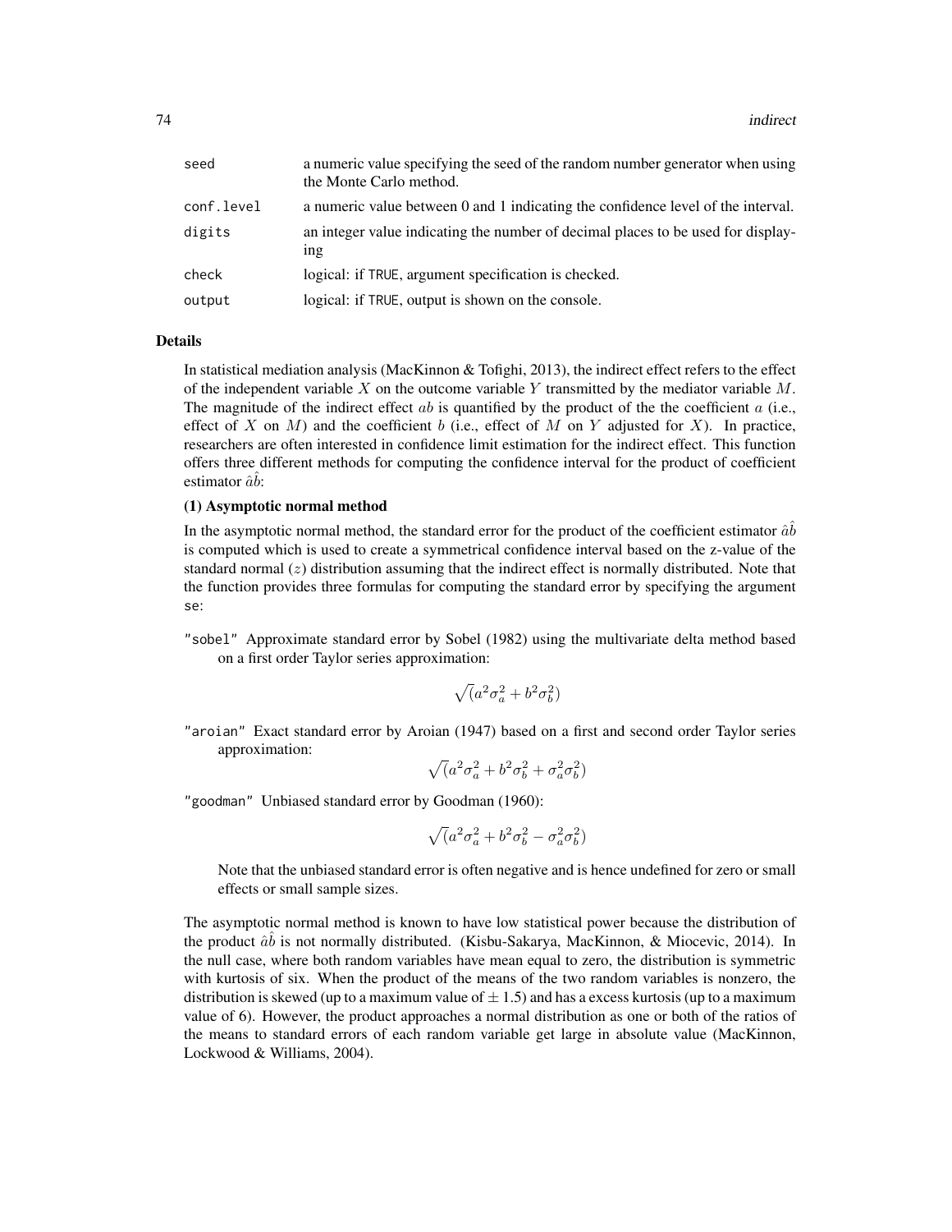| | |
|---|---|
| seed | a numeric value specifying the seed of the random number generator when using the Monte Carlo method. |
| conf.level | a numeric value between 0 and 1 indicating the confidence level of the interval. |
| digits | an integer value indicating the number of decimal places to be used for displaying |
| check | logical: if TRUE, argument specification is checked. |
| output | logical: if TRUE, output is shown on the console. |

### Details

In statistical mediation analysis (MacKinnon & Tofighi, 2013), the indirect effect refers to the effect of the independent variable $X$ on the outcome variable $Y$ transmitted by the mediator variable $M$. The magnitude of the indirect effect $ab$ is quantified by the product of the the coefficient $a$ (i.e., effect of $X$ on $M$) and the coefficient $b$ (i.e., effect of $M$ on $Y$ adjusted for $X$). In practice, researchers are often interested in confidence limit estimation for the indirect effect. This function offers three different methods for computing the confidence interval for the product of coefficient estimator $\hat{a}\hat{b}$:

**(1) Asymptotic normal method**

In the asymptotic normal method, the standard error for the product of the coefficient estimator $\hat{a}\hat{b}$ is computed which is used to create a symmetrical confidence interval based on the z-value of the standard normal ($z$) distribution assuming that the indirect effect is normally distributed. Note that the function provides three formulas for computing the standard error by specifying the argument `se`:

"sobel" Approximate standard error by Sobel (1982) using the multivariate delta method based on a first order Taylor series approximation:

$$\sqrt(a^2\sigma_a^2 + b^2\sigma_b^2)$$

"aroian" Exact standard error by Aroian (1947) based on a first and second order Taylor series approximation:

$$\sqrt(a^2\sigma_a^2 + b^2\sigma_b^2 + \sigma_a^2\sigma_b^2)$$

"goodman" Unbiased standard error by Goodman (1960):

$$\sqrt(a^2\sigma_a^2 + b^2\sigma_b^2 - \sigma_a^2\sigma_b^2)$$

Note that the unbiased standard error is often negative and is hence undefined for zero or small effects or small sample sizes.

The asymptotic normal method is known to have low statistical power because the distribution of the product $\hat{a}\hat{b}$ is not normally distributed. (Kisbu-Sakarya, MacKinnon, & Miocevic, 2014). In the null case, where both random variables have mean equal to zero, the distribution is symmetric with kurtosis of six. When the product of the means of the two random variables is nonzero, the distribution is skewed (up to a maximum value of $\pm$ 1.5) and has a excess kurtosis (up to a maximum value of 6). However, the product approaches a normal distribution as one or both of the ratios of the means to standard errors of each random variable get large in absolute value (MacKinnon, Lockwood & Williams, 2004).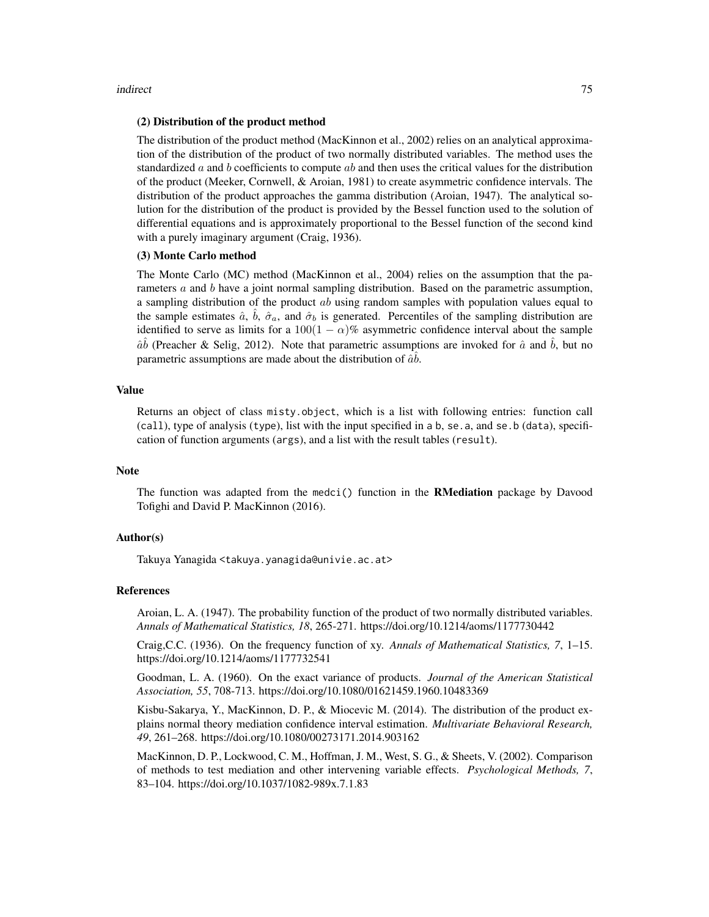**(2) Distribution of the product method**

The distribution of the product method (MacKinnon et al., 2002) relies on an analytical approximation of the distribution of the product of two normally distributed variables. The method uses the standardized $a$ and $b$ coefficients to compute $ab$ and then uses the critical values for the distribution of the product (Meeker, Cornwell, & Aroian, 1981) to create asymmetric confidence intervals. The distribution of the product approaches the gamma distribution (Aroian, 1947). The analytical solution for the distribution of the product is provided by the Bessel function used to the solution of differential equations and is approximately proportional to the Bessel function of the second kind with a purely imaginary argument (Craig, 1936).

**(3) Monte Carlo method**

The Monte Carlo (MC) method (MacKinnon et al., 2004) relies on the assumption that the parameters $a$ and $b$ have a joint normal sampling distribution. Based on the parametric assumption, a sampling distribution of the product $ab$ using random samples with population values equal to the sample estimates $\hat{a}$, $\hat{b}$, $\hat{\sigma}_a$, and $\hat{\sigma}_b$ is generated. Percentiles of the sampling distribution are identified to serve as limits for a $100(1-\alpha)$% asymmetric confidence interval about the sample $\hat{a}\hat{b}$ (Preacher & Selig, 2012). Note that parametric assumptions are invoked for $\hat{a}$ and $\hat{b}$, but no parametric assumptions are made about the distribution of $\hat{a}\hat{b}$.

## Value

Returns an object of class `misty.object`, which is a list with following entries: function call (`call`), type of analysis (`type`), list with the input specified in `a` `b`, `se.a`, and `se.b` (`data`), specification of function arguments (`args`), and a list with the result tables (`result`).

## Note

The function was adapted from the `medci()` function in the **RMediation** package by Davood Tofighi and David P. MacKinnon (2016).

## Author(s)

Takuya Yanagida <takuya.yanagida@univie.ac.at>

## References

Aroian, L. A. (1947). The probability function of the product of two normally distributed variables. *Annals of Mathematical Statistics, 18*, 265-271. https://doi.org/10.1214/aoms/1177730442

Craig,C.C. (1936). On the frequency function of xy. *Annals of Mathematical Statistics, 7*, 1–15. https://doi.org/10.1214/aoms/1177732541

Goodman, L. A. (1960). On the exact variance of products. *Journal of the American Statistical Association, 55*, 708-713. https://doi.org/10.1080/01621459.1960.10483369

Kisbu-Sakarya, Y., MacKinnon, D. P., & Miocevic M. (2014). The distribution of the product explains normal theory mediation confidence interval estimation. *Multivariate Behavioral Research, 49*, 261–268. https://doi.org/10.1080/00273171.2014.903162

MacKinnon, D. P., Lockwood, C. M., Hoffman, J. M., West, S. G., & Sheets, V. (2002). Comparison of methods to test mediation and other intervening variable effects. *Psychological Methods, 7*, 83–104. https://doi.org/10.1037/1082-989x.7.1.83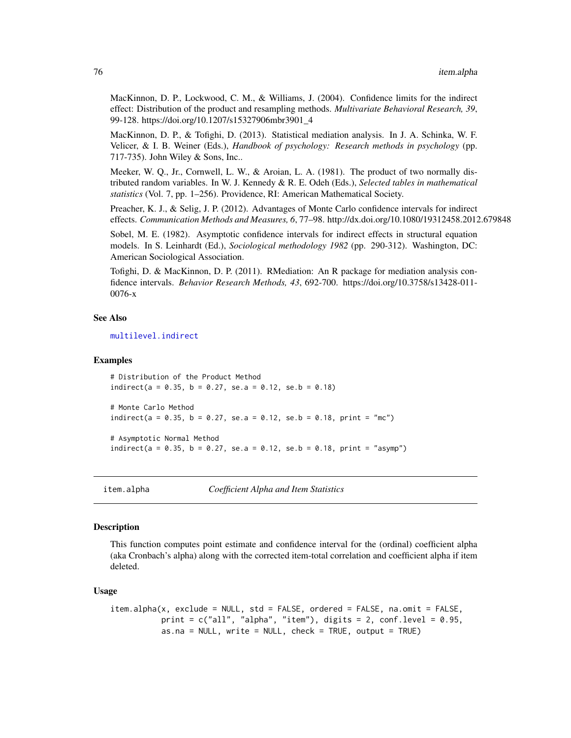MacKinnon, D. P., Lockwood, C. M., & Williams, J. (2004). Confidence limits for the indirect effect: Distribution of the product and resampling methods. *Multivariate Behavioral Research, 39*, 99-128. https://doi.org/10.1207/s15327906mbr3901_4

MacKinnon, D. P., & Tofighi, D. (2013). Statistical mediation analysis. In J. A. Schinka, W. F. Velicer, & I. B. Weiner (Eds.), *Handbook of psychology: Research methods in psychology* (pp. 717-735). John Wiley & Sons, Inc..

Meeker, W. Q., Jr., Cornwell, L. W., & Aroian, L. A. (1981). The product of two normally distributed random variables. In W. J. Kennedy & R. E. Odeh (Eds.), *Selected tables in mathematical statistics* (Vol. 7, pp. 1–256). Providence, RI: American Mathematical Society.

Preacher, K. J., & Selig, J. P. (2012). Advantages of Monte Carlo confidence intervals for indirect effects. *Communication Methods and Measures, 6*, 77–98. http://dx.doi.org/10.1080/19312458.2012.679848

Sobel, M. E. (1982). Asymptotic confidence intervals for indirect effects in structural equation models. In S. Leinhardt (Ed.), *Sociological methodology 1982* (pp. 290-312). Washington, DC: American Sociological Association.

Tofighi, D. & MacKinnon, D. P. (2011). RMediation: An R package for mediation analysis confidence intervals. *Behavior Research Methods, 43*, 692-700. https://doi.org/10.3758/s13428-011-0076-x

### See Also

multilevel.indirect

### Examples

```
# Distribution of the Product Method
indirect(a = 0.35, b = 0.27, se.a = 0.12, se.b = 0.18)

# Monte Carlo Method
indirect(a = 0.35, b = 0.27, se.a = 0.12, se.b = 0.18, print = "mc")

# Asymptotic Normal Method
indirect(a = 0.35, b = 0.27, se.a = 0.12, se.b = 0.18, print = "asymp")
```

## item.alpha *Coefficient Alpha and Item Statistics*

### Description

This function computes point estimate and confidence interval for the (ordinal) coefficient alpha (aka Cronbach's alpha) along with the corrected item-total correlation and coefficient alpha if item deleted.

### Usage

```
item.alpha(x, exclude = NULL, std = FALSE, ordered = FALSE, na.omit = FALSE,
           print = c("all", "alpha", "item"), digits = 2, conf.level = 0.95,
           as.na = NULL, write = NULL, check = TRUE, output = TRUE)
```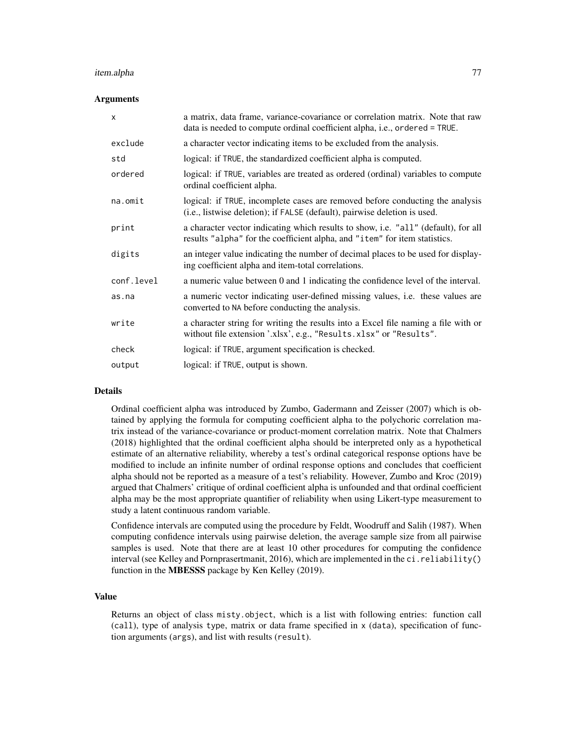## Arguments

| | |
|---|---|
| `x` | a matrix, data frame, variance-covariance or correlation matrix. Note that raw data is needed to compute ordinal coefficient alpha, i.e., `ordered = TRUE`. |
| `exclude` | a character vector indicating items to be excluded from the analysis. |
| `std` | logical: if `TRUE`, the standardized coefficient alpha is computed. |
| `ordered` | logical: if `TRUE`, variables are treated as ordered (ordinal) variables to compute ordinal coefficient alpha. |
| `na.omit` | logical: if `TRUE`, incomplete cases are removed before conducting the analysis (i.e., listwise deletion); if `FALSE` (default), pairwise deletion is used. |
| `print` | a character vector indicating which results to show, i.e. `"all"` (default), for all results `"alpha"` for the coefficient alpha, and `"item"` for item statistics. |
| `digits` | an integer value indicating the number of decimal places to be used for displaying coefficient alpha and item-total correlations. |
| `conf.level` | a numeric value between 0 and 1 indicating the confidence level of the interval. |
| `as.na` | a numeric vector indicating user-defined missing values, i.e. these values are converted to `NA` before conducting the analysis. |
| `write` | a character string for writing the results into a Excel file naming a file with or without file extension '.xlsx', e.g., `"Results.xlsx"` or `"Results"`. |
| `check` | logical: if `TRUE`, argument specification is checked. |
| `output` | logical: if `TRUE`, output is shown. |

## Details

Ordinal coefficient alpha was introduced by Zumbo, Gadermann and Zeisser (2007) which is obtained by applying the formula for computing coefficient alpha to the polychoric correlation matrix instead of the variance-covariance or product-moment correlation matrix. Note that Chalmers (2018) highlighted that the ordinal coefficient alpha should be interpreted only as a hypothetical estimate of an alternative reliability, whereby a test's ordinal categorical response options have be modified to include an infinite number of ordinal response options and concludes that coefficient alpha should not be reported as a measure of a test's reliability. However, Zumbo and Kroc (2019) argued that Chalmers' critique of ordinal coefficient alpha is unfounded and that ordinal coefficient alpha may be the most appropriate quantifier of reliability when using Likert-type measurement to study a latent continuous random variable.

Confidence intervals are computed using the procedure by Feldt, Woodruff and Salih (1987). When computing confidence intervals using pairwise deletion, the average sample size from all pairwise samples is used. Note that there are at least 10 other procedures for computing the confidence interval (see Kelley and Pornprasertmanit, 2016), which are implemented in the `ci.reliability()` function in the **MBESSS** package by Ken Kelley (2019).

## Value

Returns an object of class `misty.object`, which is a list with following entries: function call (`call`), type of analysis `type`, matrix or data frame specified in `x` (`data`), specification of function arguments (`args`), and list with results (`result`).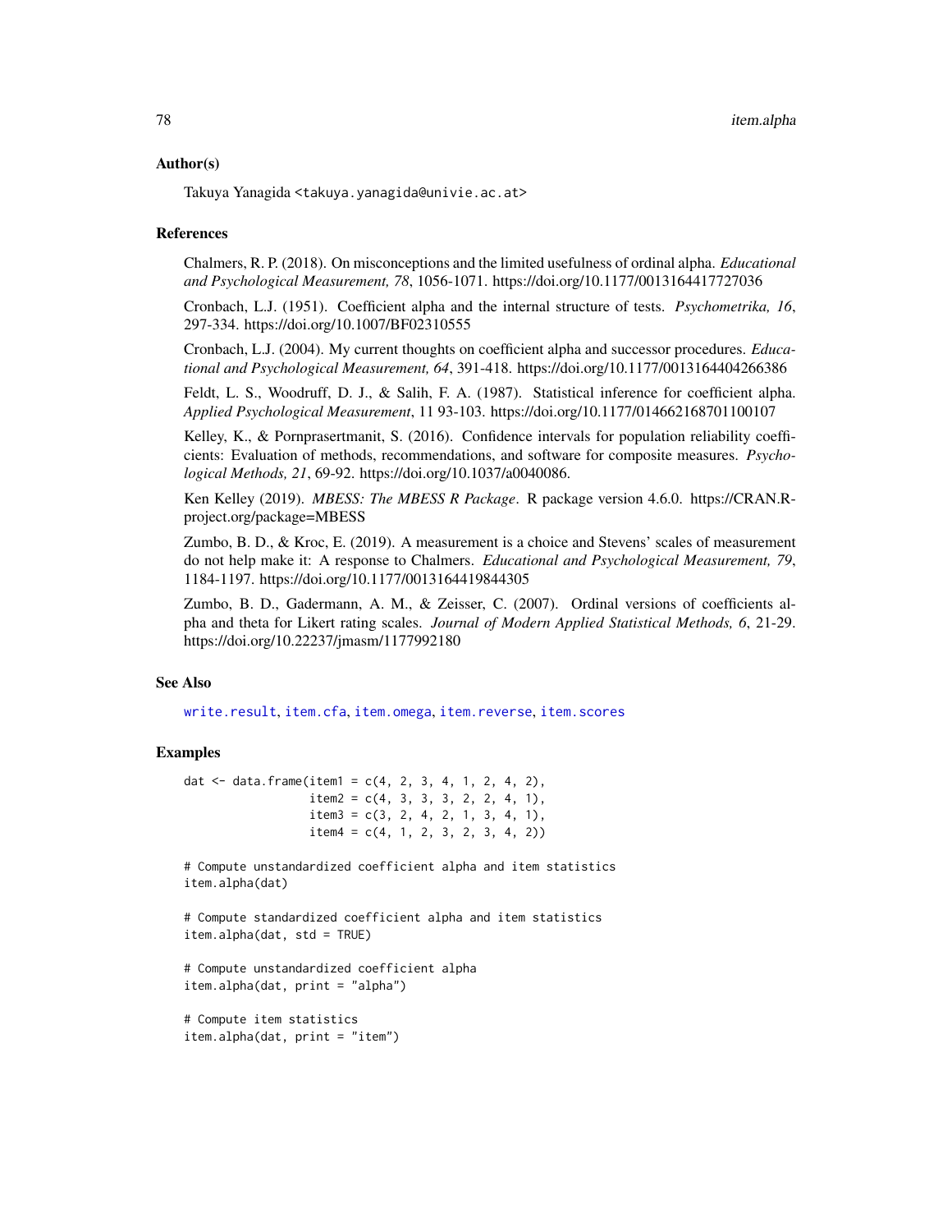## Author(s)

Takuya Yanagida <takuya.yanagida@univie.ac.at>

## References

Chalmers, R. P. (2018). On misconceptions and the limited usefulness of ordinal alpha. *Educational and Psychological Measurement, 78*, 1056-1071. https://doi.org/10.1177/0013164417727036

Cronbach, L.J. (1951). Coefficient alpha and the internal structure of tests. *Psychometrika, 16*, 297-334. https://doi.org/10.1007/BF02310555

Cronbach, L.J. (2004). My current thoughts on coefficient alpha and successor procedures. *Educational and Psychological Measurement, 64*, 391-418. https://doi.org/10.1177/0013164404266386

Feldt, L. S., Woodruff, D. J., & Salih, F. A. (1987). Statistical inference for coefficient alpha. *Applied Psychological Measurement*, 11 93-103. https://doi.org/10.1177/014662168701100107

Kelley, K., & Pornprasertmanit, S. (2016). Confidence intervals for population reliability coefficients: Evaluation of methods, recommendations, and software for composite measures. *Psychological Methods, 21*, 69-92. https://doi.org/10.1037/a0040086.

Ken Kelley (2019). *MBESS: The MBESS R Package*. R package version 4.6.0. https://CRAN.R-project.org/package=MBESS

Zumbo, B. D., & Kroc, E. (2019). A measurement is a choice and Stevens' scales of measurement do not help make it: A response to Chalmers. *Educational and Psychological Measurement, 79*, 1184-1197. https://doi.org/10.1177/0013164419844305

Zumbo, B. D., Gadermann, A. M., & Zeisser, C. (2007). Ordinal versions of coefficients alpha and theta for Likert rating scales. *Journal of Modern Applied Statistical Methods, 6*, 21-29. https://doi.org/10.22237/jmasm/1177992180

## See Also

write.result, item.cfa, item.omega, item.reverse, item.scores

## Examples

```
dat <- data.frame(item1 = c(4, 2, 3, 4, 1, 2, 4, 2),
                  item2 = c(4, 3, 3, 3, 2, 2, 4, 1),
                  item3 = c(3, 2, 4, 2, 1, 3, 4, 1),
                  item4 = c(4, 1, 2, 3, 2, 3, 4, 2))

# Compute unstandardized coefficient alpha and item statistics
item.alpha(dat)

# Compute standardized coefficient alpha and item statistics
item.alpha(dat, std = TRUE)

# Compute unstandardized coefficient alpha
item.alpha(dat, print = "alpha")

# Compute item statistics
item.alpha(dat, print = "item")
```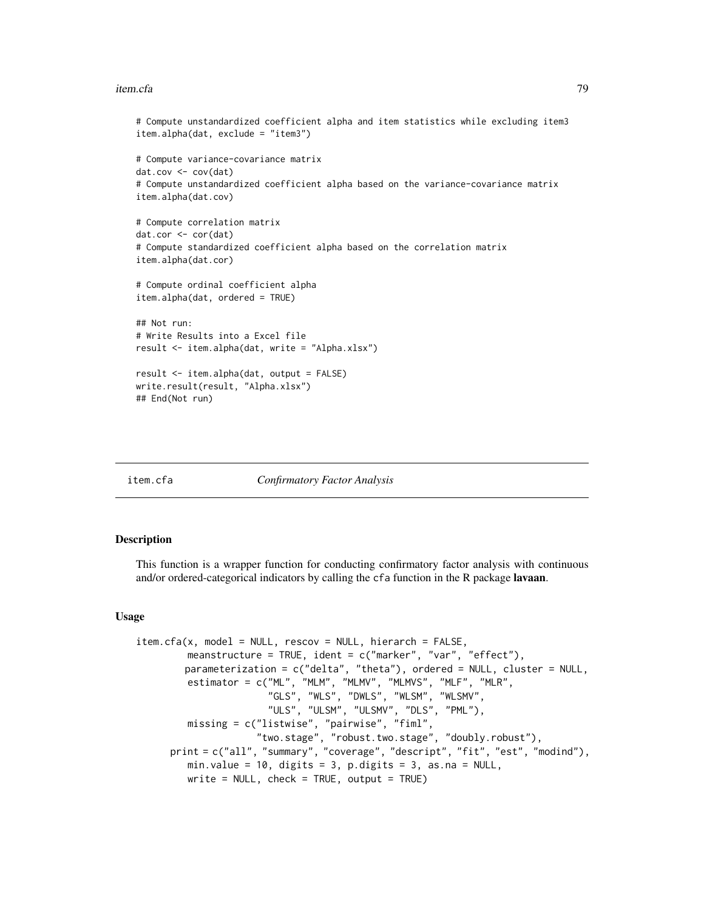```
# Compute unstandardized coefficient alpha and item statistics while excluding item3
item.alpha(dat, exclude = "item3")

# Compute variance-covariance matrix
dat.cov <- cov(dat)
# Compute unstandardized coefficient alpha based on the variance-covariance matrix
item.alpha(dat.cov)

# Compute correlation matrix
dat.cor <- cor(dat)
# Compute standardized coefficient alpha based on the correlation matrix
item.alpha(dat.cor)

# Compute ordinal coefficient alpha
item.alpha(dat, ordered = TRUE)

## Not run:
# Write Results into a Excel file
result <- item.alpha(dat, write = "Alpha.xlsx")

result <- item.alpha(dat, output = FALSE)
write.result(result, "Alpha.xlsx")
## End(Not run)
```

# item.cfa *Confirmatory Factor Analysis*

## Description

This function is a wrapper function for conducting confirmatory factor analysis with continuous and/or ordered-categorical indicators by calling the `cfa` function in the R package **lavaan**.

## Usage

```
item.cfa(x, model = NULL, rescov = NULL, hierarch = FALSE,
         meanstructure = TRUE, ident = c("marker", "var", "effect"),
         parameterization = c("delta", "theta"), ordered = NULL, cluster = NULL,
         estimator = c("ML", "MLM", "MLMV", "MLMVS", "MLF", "MLR",
                       "GLS", "WLS", "DWLS", "WLSM", "WLSMV",
                       "ULS", "ULSM", "ULSMV", "DLS", "PML"),
         missing = c("listwise", "pairwise", "fiml",
                     "two.stage", "robust.two.stage", "doubly.robust"),
      print = c("all", "summary", "coverage", "descript", "fit", "est", "modind"),
         min.value = 10, digits = 3, p.digits = 3, as.na = NULL,
         write = NULL, check = TRUE, output = TRUE)
```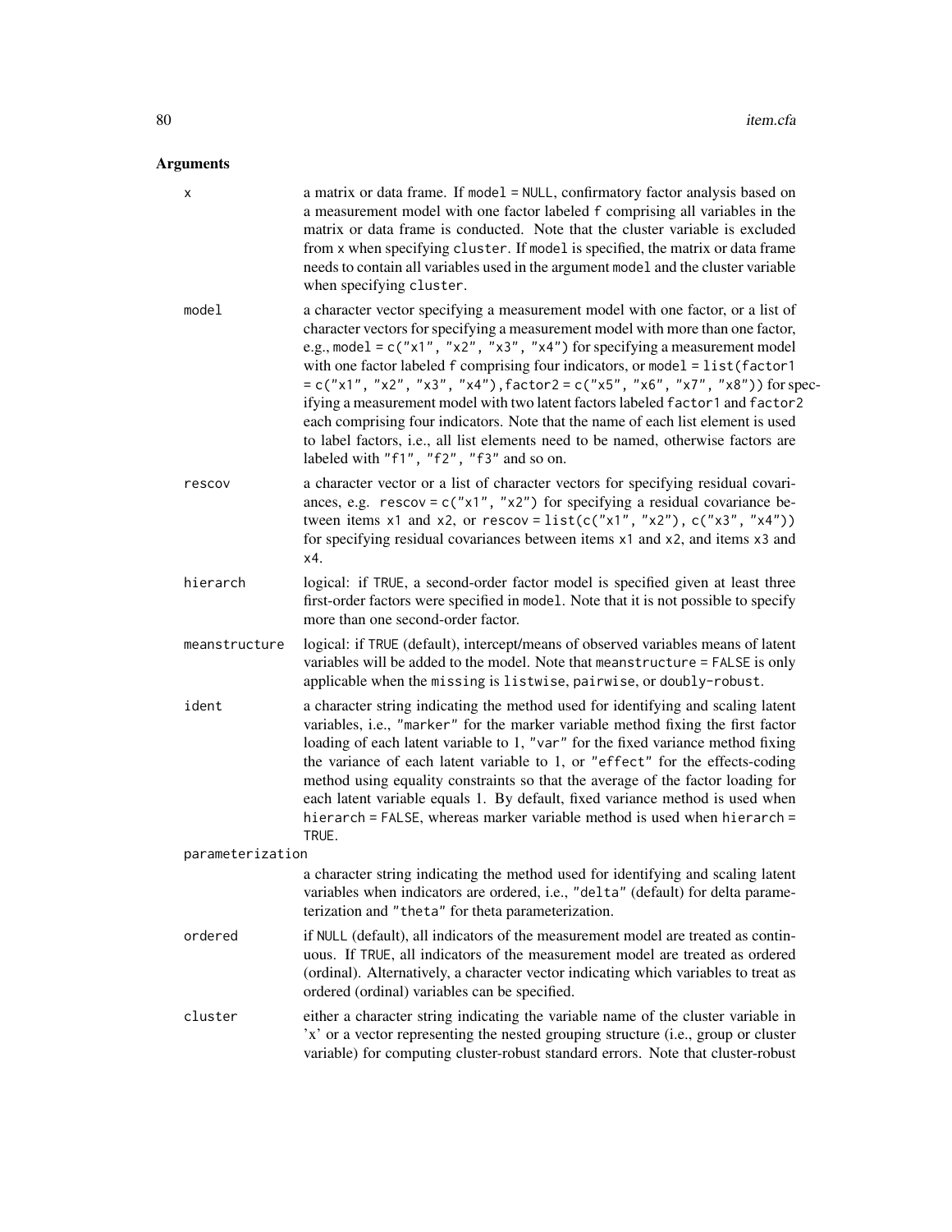## Arguments

**x**
a matrix or data frame. If `model = NULL`, confirmatory factor analysis based on a measurement model with one factor labeled `f` comprising all variables in the matrix or data frame is conducted. Note that the cluster variable is excluded from `x` when specifying `cluster`. If `model` is specified, the matrix or data frame needs to contain all variables used in the argument `model` and the cluster variable when specifying `cluster`.

**model**
a character vector specifying a measurement model with one factor, or a list of character vectors for specifying a measurement model with more than one factor, e.g., `model = c("x1", "x2", "x3", "x4")` for specifying a measurement model with one factor labeled `f` comprising four indicators, or `model = list(factor1 = c("x1", "x2", "x3", "x4"),factor2 = c("x5", "x6", "x7", "x8"))` for specifying a measurement model with two latent factors labeled `factor1` and `factor2` each comprising four indicators. Note that the name of each list element is used to label factors, i.e., all list elements need to be named, otherwise factors are labeled with `"f1", "f2", "f3"` and so on.

**rescov**
a character vector or a list of character vectors for specifying residual covariances, e.g. `rescov = c("x1", "x2")` for specifying a residual covariance between items `x1` and `x2`, or `rescov = list(c("x1", "x2"), c("x3", "x4"))` for specifying residual covariances between items `x1` and `x2`, and items `x3` and `x4`.

**hierarch**
logical: if `TRUE`, a second-order factor model is specified given at least three first-order factors were specified in `model`. Note that it is not possible to specify more than one second-order factor.

**meanstructure**
logical: if `TRUE` (default), intercept/means of observed variables means of latent variables will be added to the model. Note that `meanstructure = FALSE` is only applicable when the `missing` is `listwise`, `pairwise`, or `doubly-robust`.

**ident**
a character string indicating the method used for identifying and scaling latent variables, i.e., `"marker"` for the marker variable method fixing the first factor loading of each latent variable to 1, `"var"` for the fixed variance method fixing the variance of each latent variable to 1, or `"effect"` for the effects-coding method using equality constraints so that the average of the factor loading for each latent variable equals 1. By default, fixed variance method is used when `hierarch = FALSE`, whereas marker variable method is used when `hierarch = TRUE`.

**parameterization**
a character string indicating the method used for identifying and scaling latent variables when indicators are ordered, i.e., `"delta"` (default) for delta parameterization and `"theta"` for theta parameterization.

**ordered**
if `NULL` (default), all indicators of the measurement model are treated as continuous. If `TRUE`, all indicators of the measurement model are treated as ordered (ordinal). Alternatively, a character vector indicating which variables to treat as ordered (ordinal) variables can be specified.

**cluster**
either a character string indicating the variable name of the cluster variable in 'x' or a vector representing the nested grouping structure (i.e., group or cluster variable) for computing cluster-robust standard errors. Note that cluster-robust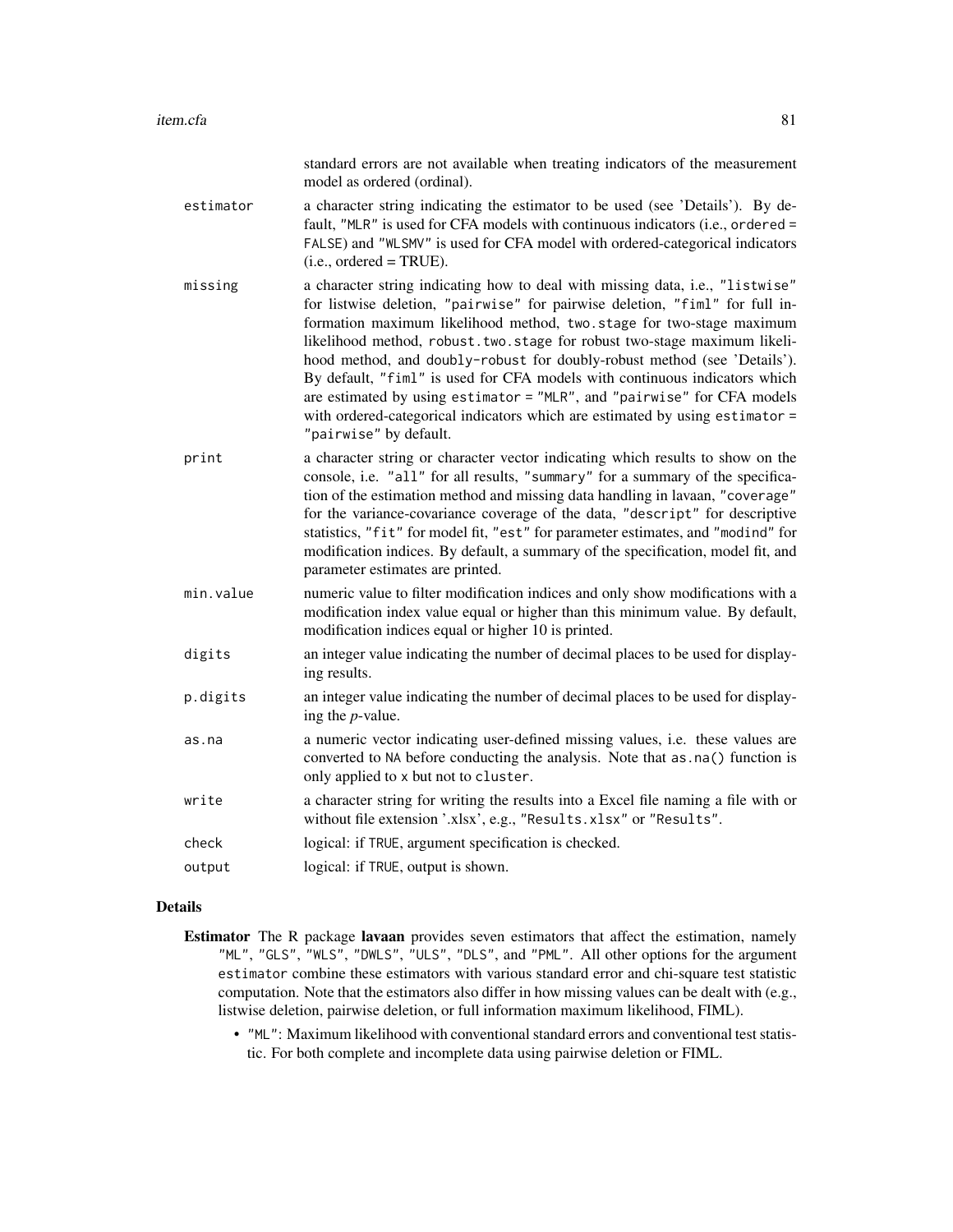standard errors are not available when treating indicators of the measurement model as ordered (ordinal).

| | |
|---|---|
| `estimator` | a character string indicating the estimator to be used (see 'Details'). By default, `"MLR"` is used for CFA models with continuous indicators (i.e., `ordered = FALSE`) and `"WLSMV"` is used for CFA model with ordered-categorical indicators (i.e., ordered = TRUE). |
| `missing` | a character string indicating how to deal with missing data, i.e., `"listwise"` for listwise deletion, `"pairwise"` for pairwise deletion, `"fiml"` for full information maximum likelihood method, `two.stage` for two-stage maximum likelihood method, `robust.two.stage` for robust two-stage maximum likelihood method, and `doubly-robust` for doubly-robust method (see 'Details'). By default, `"fiml"` is used for CFA models with continuous indicators which are estimated by using `estimator = "MLR"`, and `"pairwise"` for CFA models with ordered-categorical indicators which are estimated by using `estimator = "pairwise"` by default. |
| `print` | a character string or character vector indicating which results to show on the console, i.e. `"all"` for all results, `"summary"` for a summary of the specification of the estimation method and missing data handling in lavaan, `"coverage"` for the variance-covariance coverage of the data, `"descript"` for descriptive statistics, `"fit"` for model fit, `"est"` for parameter estimates, and `"modind"` for modification indices. By default, a summary of the specification, model fit, and parameter estimates are printed. |
| `min.value` | numeric value to filter modification indices and only show modifications with a modification index value equal or higher than this minimum value. By default, modification indices equal or higher 10 is printed. |
| `digits` | an integer value indicating the number of decimal places to be used for displaying results. |
| `p.digits` | an integer value indicating the number of decimal places to be used for displaying the *p*-value. |
| `as.na` | a numeric vector indicating user-defined missing values, i.e. these values are converted to `NA` before conducting the analysis. Note that `as.na()` function is only applied to `x` but not to `cluster`. |
| `write` | a character string for writing the results into a Excel file naming a file with or without file extension '.xlsx', e.g., `"Results.xlsx"` or `"Results"`. |
| `check` | logical: if `TRUE`, argument specification is checked. |
| `output` | logical: if `TRUE`, output is shown. |

## Details

**Estimator** The R package **lavaan** provides seven estimators that affect the estimation, namely `"ML"`, `"GLS"`, `"WLS"`, `"DWLS"`, `"ULS"`, `"DLS"`, and `"PML"`. All other options for the argument `estimator` combine these estimators with various standard error and chi-square test statistic computation. Note that the estimators also differ in how missing values can be dealt with (e.g., listwise deletion, pairwise deletion, or full information maximum likelihood, FIML).

- `"ML"`: Maximum likelihood with conventional standard errors and conventional test statistic. For both complete and incomplete data using pairwise deletion or FIML.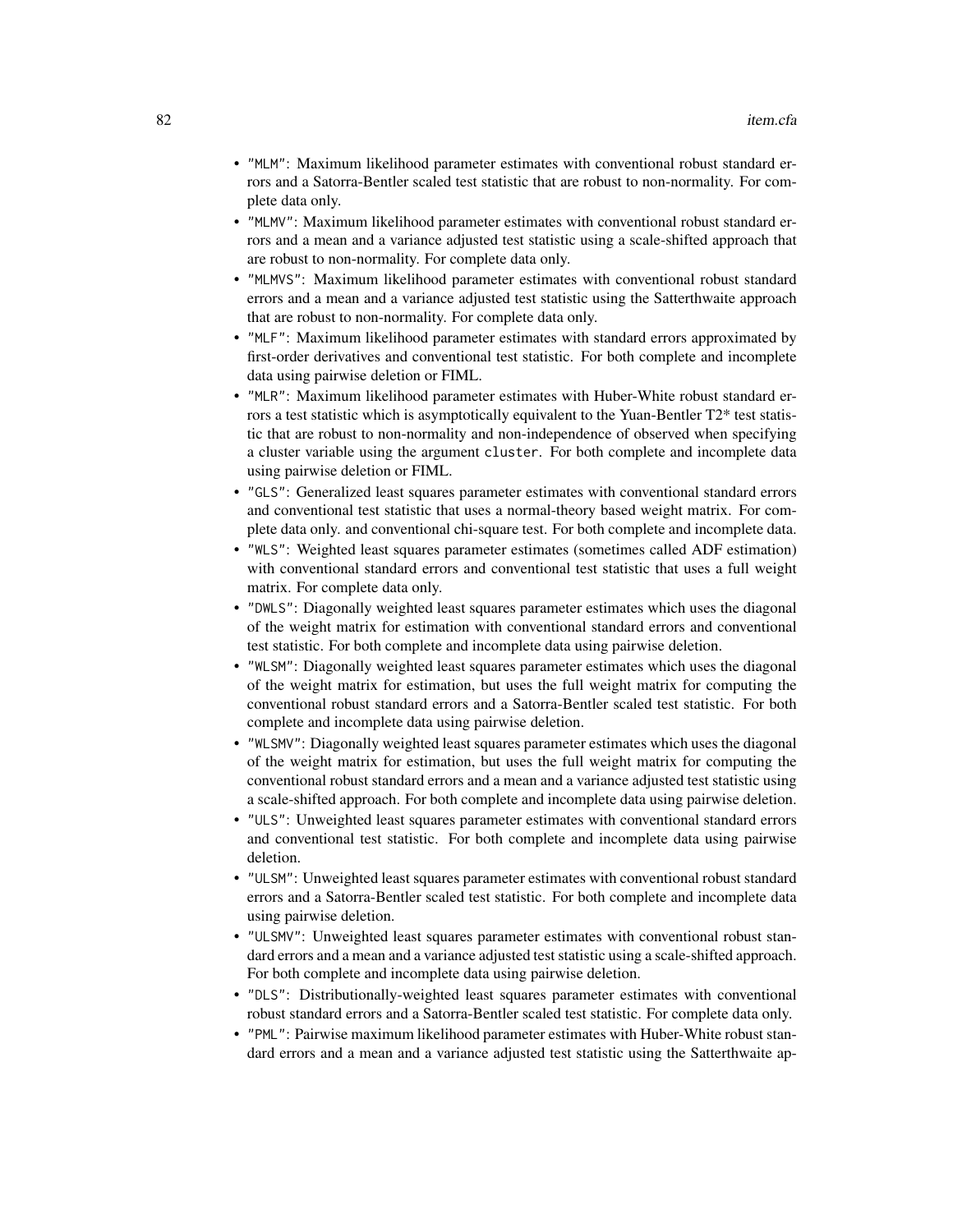- "MLM": Maximum likelihood parameter estimates with conventional robust standard errors and a Satorra-Bentler scaled test statistic that are robust to non-normality. For complete data only.
- "MLMV": Maximum likelihood parameter estimates with conventional robust standard errors and a mean and a variance adjusted test statistic using a scale-shifted approach that are robust to non-normality. For complete data only.
- "MLMVS": Maximum likelihood parameter estimates with conventional robust standard errors and a mean and a variance adjusted test statistic using the Satterthwaite approach that are robust to non-normality. For complete data only.
- "MLF": Maximum likelihood parameter estimates with standard errors approximated by first-order derivatives and conventional test statistic. For both complete and incomplete data using pairwise deletion or FIML.
- "MLR": Maximum likelihood parameter estimates with Huber-White robust standard errors a test statistic which is asymptotically equivalent to the Yuan-Bentler T2* test statistic that are robust to non-normality and non-independence of observed when specifying a cluster variable using the argument `cluster`. For both complete and incomplete data using pairwise deletion or FIML.
- "GLS": Generalized least squares parameter estimates with conventional standard errors and conventional test statistic that uses a normal-theory based weight matrix. For complete data only. and conventional chi-square test. For both complete and incomplete data.
- "WLS": Weighted least squares parameter estimates (sometimes called ADF estimation) with conventional standard errors and conventional test statistic that uses a full weight matrix. For complete data only.
- "DWLS": Diagonally weighted least squares parameter estimates which uses the diagonal of the weight matrix for estimation with conventional standard errors and conventional test statistic. For both complete and incomplete data using pairwise deletion.
- "WLSM": Diagonally weighted least squares parameter estimates which uses the diagonal of the weight matrix for estimation, but uses the full weight matrix for computing the conventional robust standard errors and a Satorra-Bentler scaled test statistic. For both complete and incomplete data using pairwise deletion.
- "WLSMV": Diagonally weighted least squares parameter estimates which uses the diagonal of the weight matrix for estimation, but uses the full weight matrix for computing the conventional robust standard errors and a mean and a variance adjusted test statistic using a scale-shifted approach. For both complete and incomplete data using pairwise deletion.
- "ULS": Unweighted least squares parameter estimates with conventional standard errors and conventional test statistic. For both complete and incomplete data using pairwise deletion.
- "ULSM": Unweighted least squares parameter estimates with conventional robust standard errors and a Satorra-Bentler scaled test statistic. For both complete and incomplete data using pairwise deletion.
- "ULSMV": Unweighted least squares parameter estimates with conventional robust standard errors and a mean and a variance adjusted test statistic using a scale-shifted approach. For both complete and incomplete data using pairwise deletion.
- "DLS": Distributionally-weighted least squares parameter estimates with conventional robust standard errors and a Satorra-Bentler scaled test statistic. For complete data only.
- "PML": Pairwise maximum likelihood parameter estimates with Huber-White robust standard errors and a mean and a variance adjusted test statistic using the Satterthwaite ap-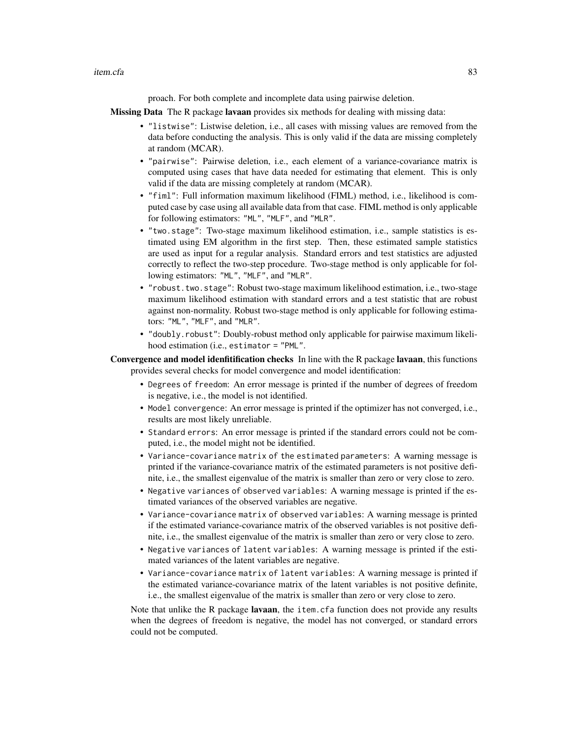proach. For both complete and incomplete data using pairwise deletion.

**Missing Data** The R package **lavaan** provides six methods for dealing with missing data:

- `"listwise"`: Listwise deletion, i.e., all cases with missing values are removed from the data before conducting the analysis. This is only valid if the data are missing completely at random (MCAR).
- `"pairwise"`: Pairwise deletion, i.e., each element of a variance-covariance matrix is computed using cases that have data needed for estimating that element. This is only valid if the data are missing completely at random (MCAR).
- `"fiml"`: Full information maximum likelihood (FIML) method, i.e., likelihood is computed case by case using all available data from that case. FIML method is only applicable for following estimators: `"ML"`, `"MLF"`, and `"MLR"`.
- `"two.stage"`: Two-stage maximum likelihood estimation, i.e., sample statistics is estimated using EM algorithm in the first step. Then, these estimated sample statistics are used as input for a regular analysis. Standard errors and test statistics are adjusted correctly to reflect the two-step procedure. Two-stage method is only applicable for following estimators: `"ML"`, `"MLF"`, and `"MLR"`.
- `"robust.two.stage"`: Robust two-stage maximum likelihood estimation, i.e., two-stage maximum likelihood estimation with standard errors and a test statistic that are robust against non-normality. Robust two-stage method is only applicable for following estimators: `"ML"`, `"MLF"`, and `"MLR"`.
- `"doubly.robust"`: Doubly-robust method only applicable for pairwise maximum likelihood estimation (i.e., `estimator = "PML"`.

**Convergence and model idenfitification checks** In line with the R package **lavaan**, this functions provides several checks for model convergence and model identification:

- `Degrees of freedom`: An error message is printed if the number of degrees of freedom is negative, i.e., the model is not identified.
- `Model convergence`: An error message is printed if the optimizer has not converged, i.e., results are most likely unreliable.
- `Standard errors`: An error message is printed if the standard errors could not be computed, i.e., the model might not be identified.
- `Variance-covariance matrix of the estimated parameters`: A warning message is printed if the variance-covariance matrix of the estimated parameters is not positive definite, i.e., the smallest eigenvalue of the matrix is smaller than zero or very close to zero.
- `Negative variances of observed variables`: A warning message is printed if the estimated variances of the observed variables are negative.
- `Variance-covariance matrix of observed variables`: A warning message is printed if the estimated variance-covariance matrix of the observed variables is not positive definite, i.e., the smallest eigenvalue of the matrix is smaller than zero or very close to zero.
- `Negative variances of latent variables`: A warning message is printed if the estimated variances of the latent variables are negative.
- `Variance-covariance matrix of latent variables`: A warning message is printed if the estimated variance-covariance matrix of the latent variables is not positive definite, i.e., the smallest eigenvalue of the matrix is smaller than zero or very close to zero.

Note that unlike the R package **lavaan**, the `item.cfa` function does not provide any results when the degrees of freedom is negative, the model has not converged, or standard errors could not be computed.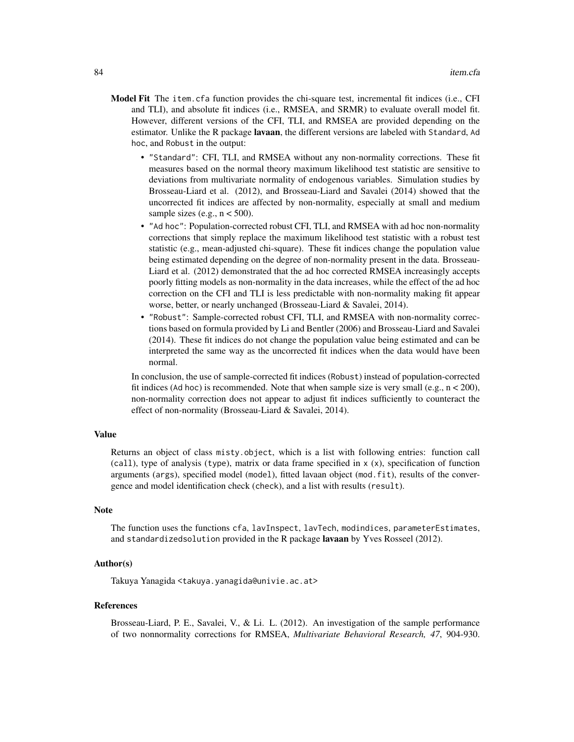**Model Fit** The `item.cfa` function provides the chi-square test, incremental fit indices (i.e., CFI and TLI), and absolute fit indices (i.e., RMSEA, and SRMR) to evaluate overall model fit. However, different versions of the CFI, TLI, and RMSEA are provided depending on the estimator. Unlike the R package **lavaan**, the different versions are labeled with `Standard`, `Ad hoc`, and `Robust` in the output:

- `"Standard"`: CFI, TLI, and RMSEA without any non-normality corrections. These fit measures based on the normal theory maximum likelihood test statistic are sensitive to deviations from multivariate normality of endogenous variables. Simulation studies by Brosseau-Liard et al. (2012), and Brosseau-Liard and Savalei (2014) showed that the uncorrected fit indices are affected by non-normality, especially at small and medium sample sizes (e.g., $n < 500$).
- `"Ad hoc"`: Population-corrected robust CFI, TLI, and RMSEA with ad hoc non-normality corrections that simply replace the maximum likelihood test statistic with a robust test statistic (e.g., mean-adjusted chi-square). These fit indices change the population value being estimated depending on the degree of non-normality present in the data. Brosseau-Liard et al. (2012) demonstrated that the ad hoc corrected RMSEA increasingly accepts poorly fitting models as non-normality in the data increases, while the effect of the ad hoc correction on the CFI and TLI is less predictable with non-normality making fit appear worse, better, or nearly unchanged (Brosseau-Liard & Savalei, 2014).
- `"Robust"`: Sample-corrected robust CFI, TLI, and RMSEA with non-normality corrections based on formula provided by Li and Bentler (2006) and Brosseau-Liard and Savalei (2014). These fit indices do not change the population value being estimated and can be interpreted the same way as the uncorrected fit indices when the data would have been normal.

In conclusion, the use of sample-corrected fit indices (`Robust`) instead of population-corrected fit indices (`Ad hoc`) is recommended. Note that when sample size is very small (e.g., $n < 200$), non-normality correction does not appear to adjust fit indices sufficiently to counteract the effect of non-normality (Brosseau-Liard & Savalei, 2014).

### Value

Returns an object of class `misty.object`, which is a list with following entries: function call (`call`), type of analysis (`type`), matrix or data frame specified in `x` (`x`), specification of function arguments (`args`), specified model (`model`), fitted lavaan object (`mod.fit`), results of the convergence and model identification check (`check`), and a list with results (`result`).

### Note

The function uses the functions `cfa`, `lavInspect`, `lavTech`, `modindices`, `parameterEstimates`, and `standardizedsolution` provided in the R package **lavaan** by Yves Rosseel (2012).

### Author(s)

Takuya Yanagida <takuya.yanagida@univie.ac.at>

### References

Brosseau-Liard, P. E., Savalei, V., & Li. L. (2012). An investigation of the sample performance of two nonnormality corrections for RMSEA, *Multivariate Behavioral Research, 47*, 904-930.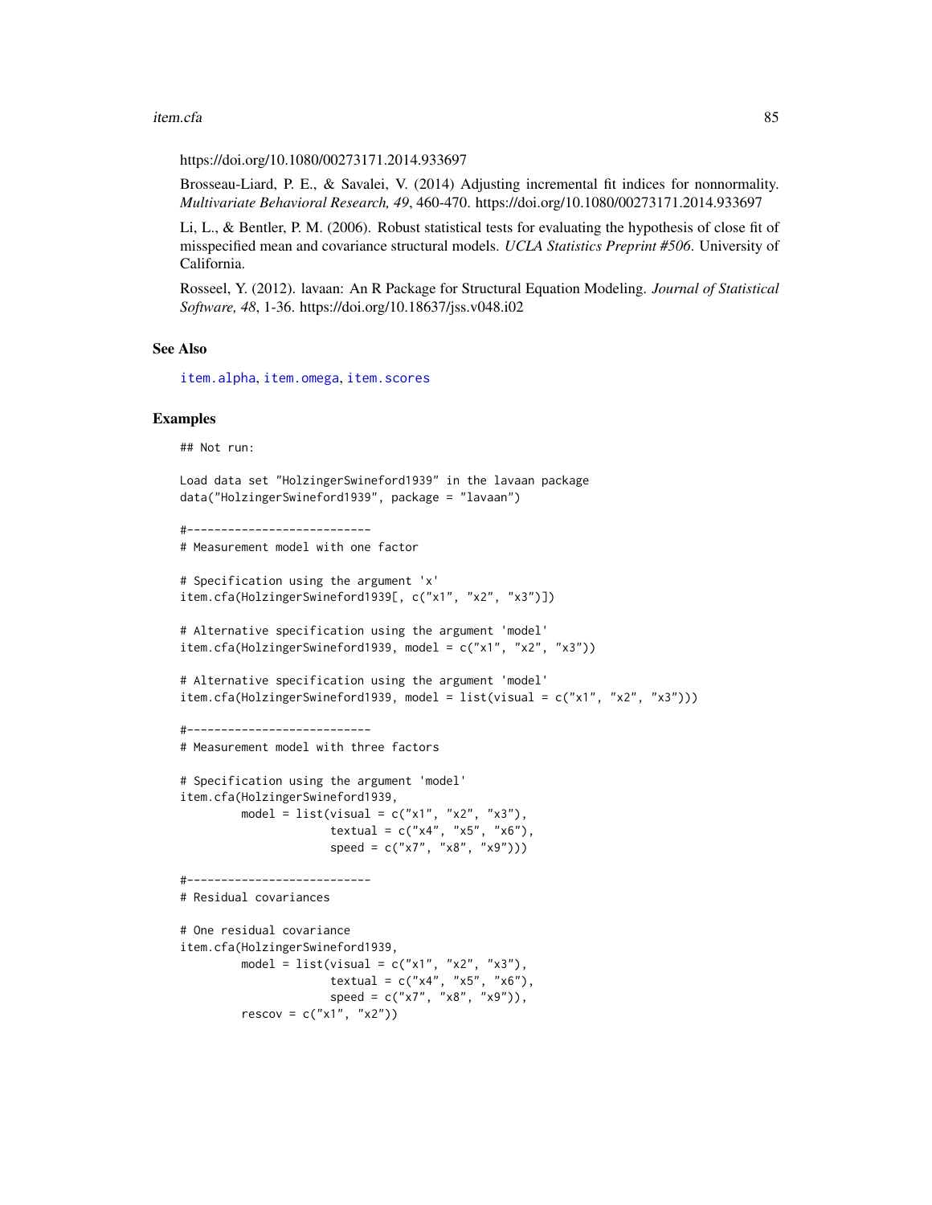https://doi.org/10.1080/00273171.2014.933697

Brosseau-Liard, P. E., & Savalei, V. (2014) Adjusting incremental fit indices for nonnormality. *Multivariate Behavioral Research, 49*, 460-470. https://doi.org/10.1080/00273171.2014.933697

Li, L., & Bentler, P. M. (2006). Robust statistical tests for evaluating the hypothesis of close fit of misspecified mean and covariance structural models. *UCLA Statistics Preprint #506*. University of California.

Rosseel, Y. (2012). lavaan: An R Package for Structural Equation Modeling. *Journal of Statistical Software, 48*, 1-36. https://doi.org/10.18637/jss.v048.i02

## See Also

item.alpha, item.omega, item.scores

## Examples

```
## Not run:

Load data set "HolzingerSwineford1939" in the lavaan package
data("HolzingerSwineford1939", package = "lavaan")

#---------------------------
# Measurement model with one factor

# Specification using the argument 'x'
item.cfa(HolzingerSwineford1939[, c("x1", "x2", "x3")])

# Alternative specification using the argument 'model'
item.cfa(HolzingerSwineford1939, model = c("x1", "x2", "x3"))

# Alternative specification using the argument 'model'
item.cfa(HolzingerSwineford1939, model = list(visual = c("x1", "x2", "x3")))

#---------------------------
# Measurement model with three factors

# Specification using the argument 'model'
item.cfa(HolzingerSwineford1939,
         model = list(visual = c("x1", "x2", "x3"),
                      textual = c("x4", "x5", "x6"),
                      speed = c("x7", "x8", "x9")))

#---------------------------
# Residual covariances

# One residual covariance
item.cfa(HolzingerSwineford1939,
         model = list(visual = c("x1", "x2", "x3"),
                      textual = c("x4", "x5", "x6"),
                      speed = c("x7", "x8", "x9")),
         rescov = c("x1", "x2"))
```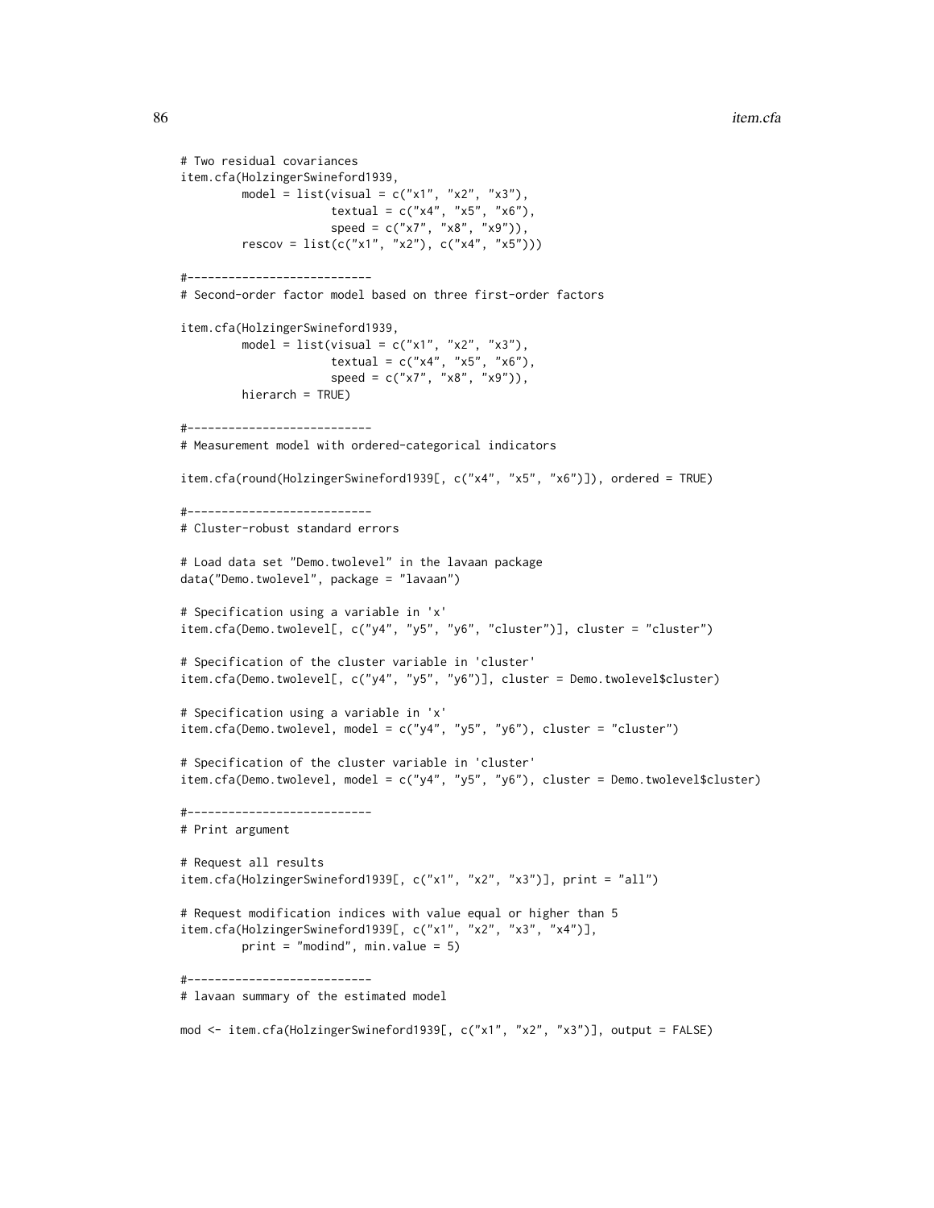```
# Two residual covariances
item.cfa(HolzingerSwineford1939,
         model = list(visual = c("x1", "x2", "x3"),
                      textual = c("x4", "x5", "x6"),
                      speed = c("x7", "x8", "x9")),
         rescov = list(c("x1", "x2"), c("x4", "x5")))

#---------------------------
# Second-order factor model based on three first-order factors

item.cfa(HolzingerSwineford1939,
         model = list(visual = c("x1", "x2", "x3"),
                      textual = c("x4", "x5", "x6"),
                      speed = c("x7", "x8", "x9")),
         hierarch = TRUE)

#---------------------------
# Measurement model with ordered-categorical indicators

item.cfa(round(HolzingerSwineford1939[, c("x4", "x5", "x6")]), ordered = TRUE)

#---------------------------
# Cluster-robust standard errors

# Load data set "Demo.twolevel" in the lavaan package
data("Demo.twolevel", package = "lavaan")

# Specification using a variable in 'x'
item.cfa(Demo.twolevel[, c("y4", "y5", "y6", "cluster")], cluster = "cluster")

# Specification of the cluster variable in 'cluster'
item.cfa(Demo.twolevel[, c("y4", "y5", "y6")], cluster = Demo.twolevel$cluster)

# Specification using a variable in 'x'
item.cfa(Demo.twolevel, model = c("y4", "y5", "y6"), cluster = "cluster")

# Specification of the cluster variable in 'cluster'
item.cfa(Demo.twolevel, model = c("y4", "y5", "y6"), cluster = Demo.twolevel$cluster)

#---------------------------
# Print argument

# Request all results
item.cfa(HolzingerSwineford1939[, c("x1", "x2", "x3")], print = "all")

# Request modification indices with value equal or higher than 5
item.cfa(HolzingerSwineford1939[, c("x1", "x2", "x3", "x4")],
         print = "modind", min.value = 5)

#---------------------------
# lavaan summary of the estimated model

mod <- item.cfa(HolzingerSwineford1939[, c("x1", "x2", "x3")], output = FALSE)
```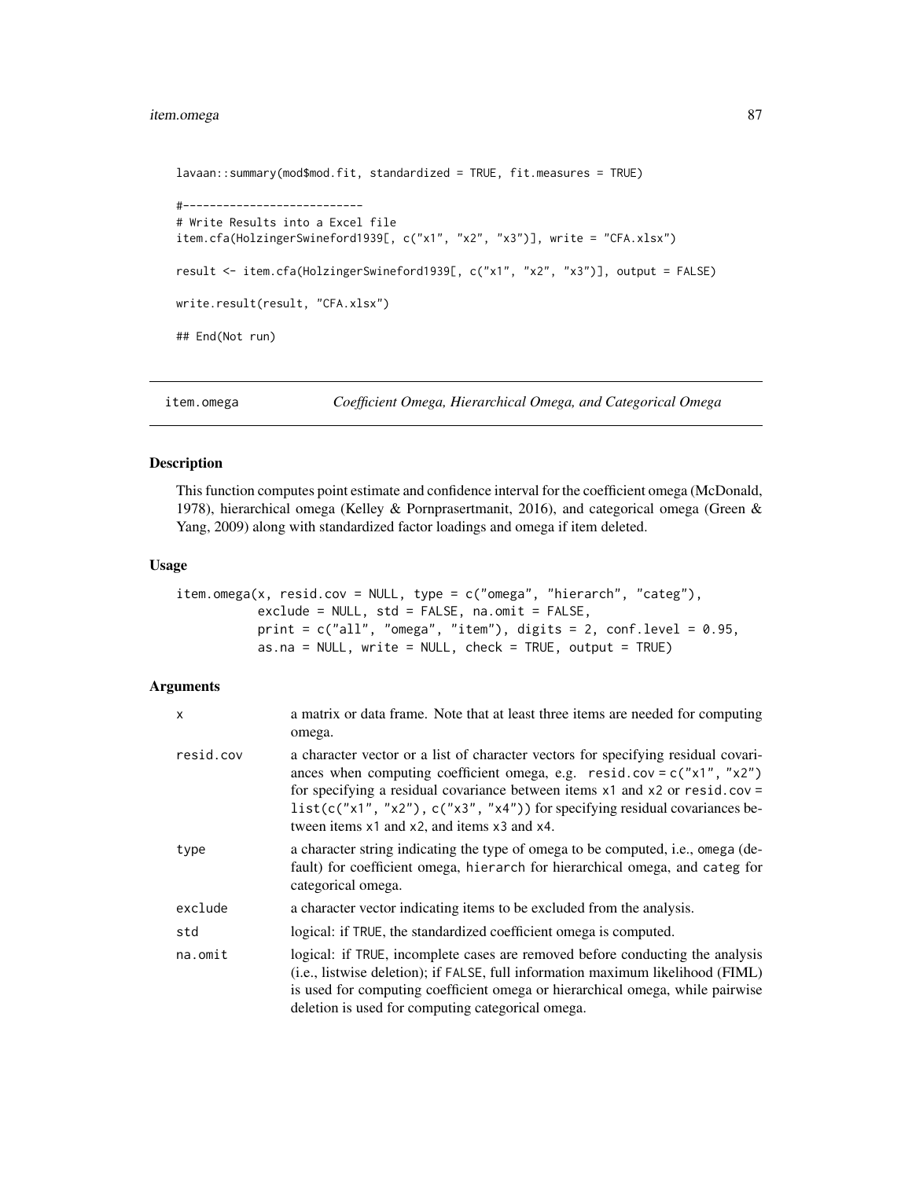```
lavaan::summary(mod$mod.fit, standardized = TRUE, fit.measures = TRUE)

#----------------------------
# Write Results into a Excel file
item.cfa(HolzingerSwineford1939[, c("x1", "x2", "x3")], write = "CFA.xlsx")

result <- item.cfa(HolzingerSwineford1939[, c("x1", "x2", "x3")], output = FALSE)

write.result(result, "CFA.xlsx")

## End(Not run)
```

## item.omega — *Coefficient Omega, Hierarchical Omega, and Categorical Omega*

### Description

This function computes point estimate and confidence interval for the coefficient omega (McDonald, 1978), hierarchical omega (Kelley & Pornprasertmanit, 2016), and categorical omega (Green & Yang, 2009) along with standardized factor loadings and omega if item deleted.

### Usage

```
item.omega(x, resid.cov = NULL, type = c("omega", "hierarch", "categ"),
           exclude = NULL, std = FALSE, na.omit = FALSE,
           print = c("all", "omega", "item"), digits = 2, conf.level = 0.95,
           as.na = NULL, write = NULL, check = TRUE, output = TRUE)
```

### Arguments

| | |
|---|---|
| `x` | a matrix or data frame. Note that at least three items are needed for computing omega. |
| `resid.cov` | a character vector or a list of character vectors for specifying residual covariances when computing coefficient omega, e.g. `resid.cov = c("x1", "x2")` for specifying a residual covariance between items `x1` and `x2` or `resid.cov = list(c("x1", "x2"), c("x3", "x4"))` for specifying residual covariances between items `x1` and `x2`, and items `x3` and `x4`. |
| `type` | a character string indicating the type of omega to be computed, i.e., `omega` (default) for coefficient omega, `hierarch` for hierarchical omega, and `categ` for categorical omega. |
| `exclude` | a character vector indicating items to be excluded from the analysis. |
| `std` | logical: if `TRUE`, the standardized coefficient omega is computed. |
| `na.omit` | logical: if `TRUE`, incomplete cases are removed before conducting the analysis (i.e., listwise deletion); if `FALSE`, full information maximum likelihood (FIML) is used for computing coefficient omega or hierarchical omega, while pairwise deletion is used for computing categorical omega. |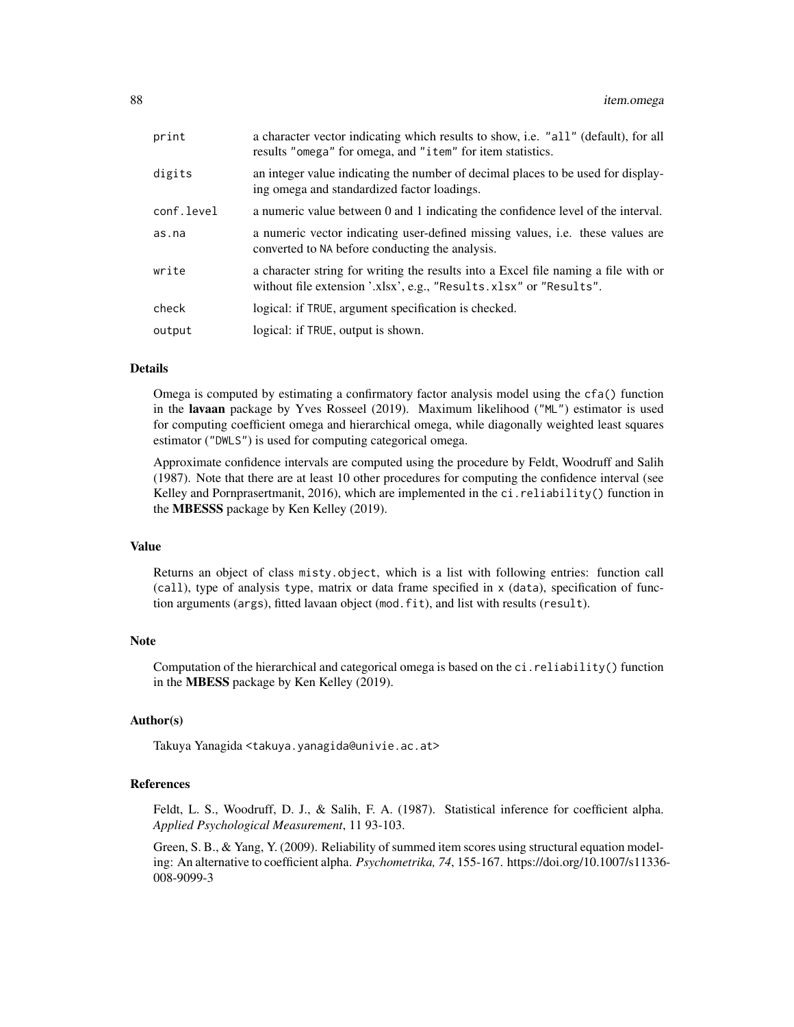| | |
|---|---|
| `print` | a character vector indicating which results to show, i.e. `"all"` (default), for all results `"omega"` for omega, and `"item"` for item statistics. |
| `digits` | an integer value indicating the number of decimal places to be used for displaying omega and standardized factor loadings. |
| `conf.level` | a numeric value between 0 and 1 indicating the confidence level of the interval. |
| `as.na` | a numeric vector indicating user-defined missing values, i.e. these values are converted to `NA` before conducting the analysis. |
| `write` | a character string for writing the results into a Excel file naming a file with or without file extension '.xlsx', e.g., `"Results.xlsx"` or `"Results"`. |
| `check` | logical: if `TRUE`, argument specification is checked. |
| `output` | logical: if `TRUE`, output is shown. |

## Details

Omega is computed by estimating a confirmatory factor analysis model using the `cfa()` function in the **lavaan** package by Yves Rosseel (2019). Maximum likelihood (`"ML"`) estimator is used for computing coefficient omega and hierarchical omega, while diagonally weighted least squares estimator (`"DWLS"`) is used for computing categorical omega.

Approximate confidence intervals are computed using the procedure by Feldt, Woodruff and Salih (1987). Note that there are at least 10 other procedures for computing the confidence interval (see Kelley and Pornprasertmanit, 2016), which are implemented in the `ci.reliability()` function in the **MBESSS** package by Ken Kelley (2019).

## Value

Returns an object of class `misty.object`, which is a list with following entries: function call (`call`), type of analysis `type`, matrix or data frame specified in `x` (`data`), specification of function arguments (`args`), fitted lavaan object (`mod.fit`), and list with results (`result`).

## Note

Computation of the hierarchical and categorical omega is based on the `ci.reliability()` function in the **MBESS** package by Ken Kelley (2019).

## Author(s)

Takuya Yanagida <takuya.yanagida@univie.ac.at>

## References

Feldt, L. S., Woodruff, D. J., & Salih, F. A. (1987). Statistical inference for coefficient alpha. *Applied Psychological Measurement*, 11 93-103.

Green, S. B., & Yang, Y. (2009). Reliability of summed item scores using structural equation modeling: An alternative to coefficient alpha. *Psychometrika, 74*, 155-167. https://doi.org/10.1007/s11336-008-9099-3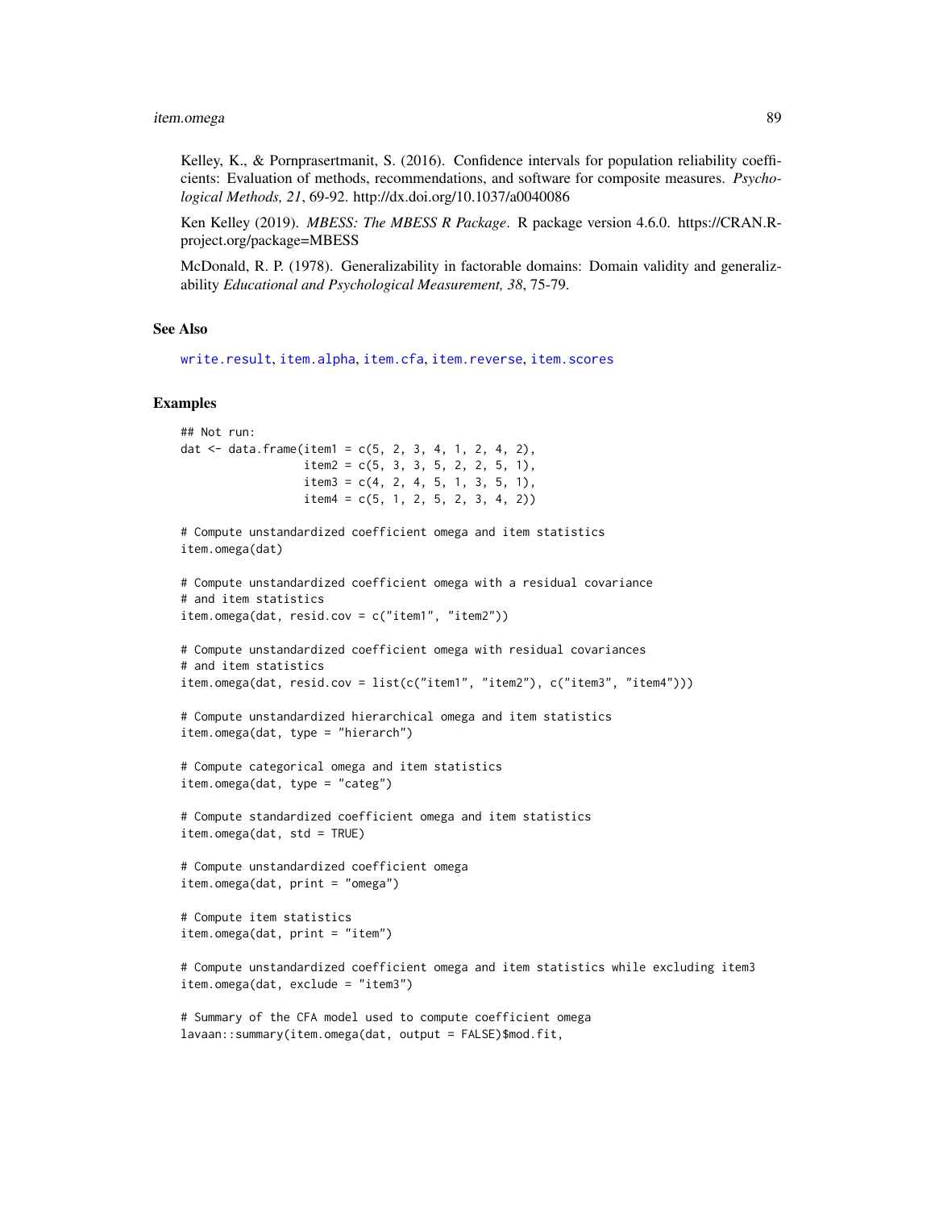Kelley, K., & Pornprasertmanit, S. (2016). Confidence intervals for population reliability coefficients: Evaluation of methods, recommendations, and software for composite measures. *Psychological Methods, 21*, 69-92. http://dx.doi.org/10.1037/a0040086

Ken Kelley (2019). *MBESS: The MBESS R Package*. R package version 4.6.0. https://CRAN.R-project.org/package=MBESS

McDonald, R. P. (1978). Generalizability in factorable domains: Domain validity and generalizability *Educational and Psychological Measurement, 38*, 75-79.

## See Also

write.result, item.alpha, item.cfa, item.reverse, item.scores

## Examples

```
## Not run:
dat <- data.frame(item1 = c(5, 2, 3, 4, 1, 2, 4, 2),
                  item2 = c(5, 3, 3, 5, 2, 2, 5, 1),
                  item3 = c(4, 2, 4, 5, 1, 3, 5, 1),
                  item4 = c(5, 1, 2, 5, 2, 3, 4, 2))

# Compute unstandardized coefficient omega and item statistics
item.omega(dat)

# Compute unstandardized coefficient omega with a residual covariance
# and item statistics
item.omega(dat, resid.cov = c("item1", "item2"))

# Compute unstandardized coefficient omega with residual covariances
# and item statistics
item.omega(dat, resid.cov = list(c("item1", "item2"), c("item3", "item4")))

# Compute unstandardized hierarchical omega and item statistics
item.omega(dat, type = "hierarch")

# Compute categorical omega and item statistics
item.omega(dat, type = "categ")

# Compute standardized coefficient omega and item statistics
item.omega(dat, std = TRUE)

# Compute unstandardized coefficient omega
item.omega(dat, print = "omega")

# Compute item statistics
item.omega(dat, print = "item")

# Compute unstandardized coefficient omega and item statistics while excluding item3
item.omega(dat, exclude = "item3")

# Summary of the CFA model used to compute coefficient omega
lavaan::summary(item.omega(dat, output = FALSE)$mod.fit,
```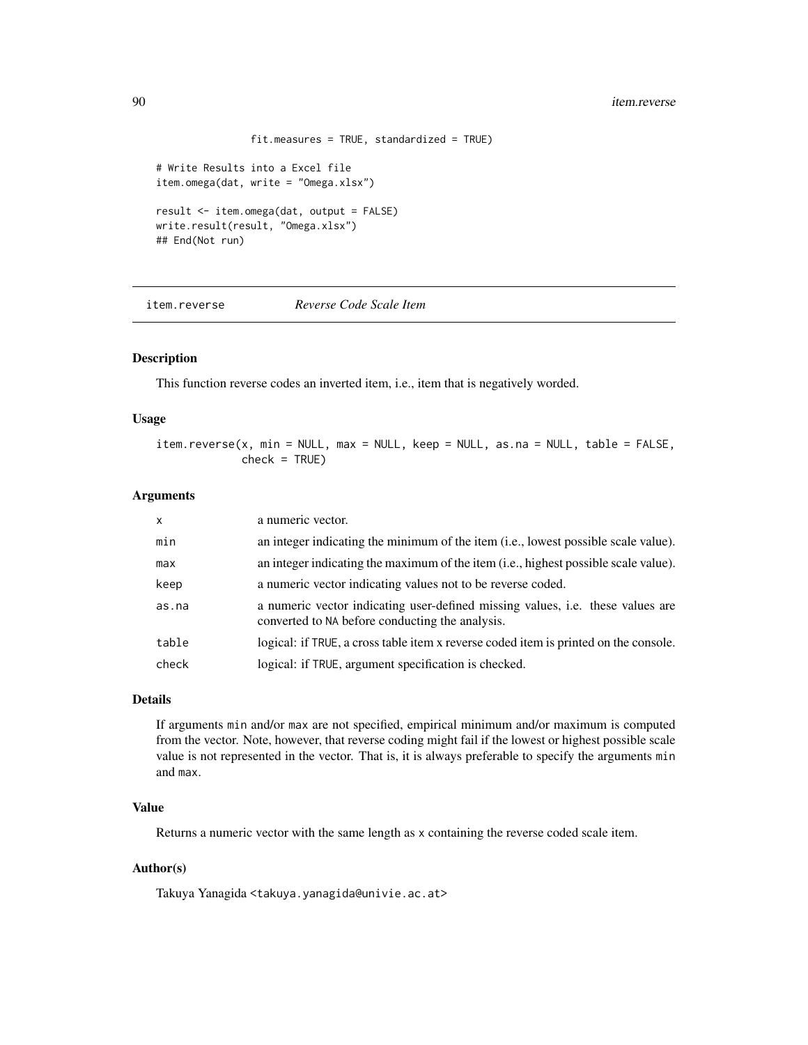```
                fit.measures = TRUE, standardized = TRUE)

# Write Results into a Excel file
item.omega(dat, write = "Omega.xlsx")

result <- item.omega(dat, output = FALSE)
write.result(result, "Omega.xlsx")
## End(Not run)
```

---

## item.reverse *Reverse Code Scale Item*

### Description

This function reverse codes an inverted item, i.e., item that is negatively worded.

### Usage

```
item.reverse(x, min = NULL, max = NULL, keep = NULL, as.na = NULL, table = FALSE,
             check = TRUE)
```

### Arguments

| | |
|---|---|
| x | a numeric vector. |
| min | an integer indicating the minimum of the item (i.e., lowest possible scale value). |
| max | an integer indicating the maximum of the item (i.e., highest possible scale value). |
| keep | a numeric vector indicating values not to be reverse coded. |
| as.na | a numeric vector indicating user-defined missing values, i.e. these values are converted to NA before conducting the analysis. |
| table | logical: if TRUE, a cross table item x reverse coded item is printed on the console. |
| check | logical: if TRUE, argument specification is checked. |

### Details

If arguments min and/or max are not specified, empirical minimum and/or maximum is computed from the vector. Note, however, that reverse coding might fail if the lowest or highest possible scale value is not represented in the vector. That is, it is always preferable to specify the arguments min and max.

### Value

Returns a numeric vector with the same length as x containing the reverse coded scale item.

### Author(s)

Takuya Yanagida <takuya.yanagida@univie.ac.at>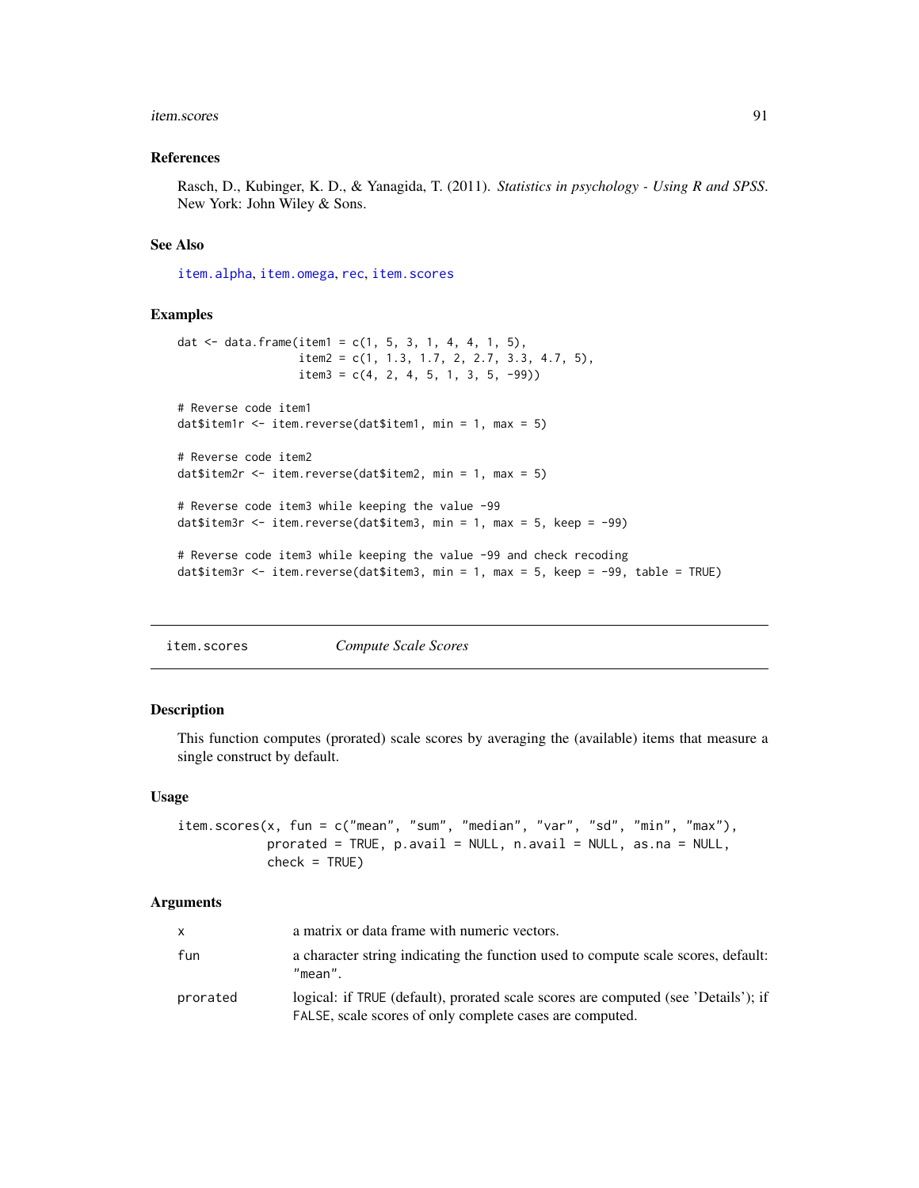### References

Rasch, D., Kubinger, K. D., & Yanagida, T. (2011). *Statistics in psychology - Using R and SPSS*. New York: John Wiley & Sons.

### See Also

item.alpha, item.omega, rec, item.scores

### Examples

```
dat <- data.frame(item1 = c(1, 5, 3, 1, 4, 4, 1, 5),
                  item2 = c(1, 1.3, 1.7, 2, 2.7, 3.3, 4.7, 5),
                  item3 = c(4, 2, 4, 5, 1, 3, 5, -99))

# Reverse code item1
dat$item1r <- item.reverse(dat$item1, min = 1, max = 5)

# Reverse code item2
dat$item2r <- item.reverse(dat$item2, min = 1, max = 5)

# Reverse code item3 while keeping the value -99
dat$item3r <- item.reverse(dat$item3, min = 1, max = 5, keep = -99)

# Reverse code item3 while keeping the value -99 and check recoding
dat$item3r <- item.reverse(dat$item3, min = 1, max = 5, keep = -99, table = TRUE)
```

---

## item.scores *Compute Scale Scores*

---

### Description

This function computes (prorated) scale scores by averaging the (available) items that measure a single construct by default.

### Usage

```
item.scores(x, fun = c("mean", "sum", "median", "var", "sd", "min", "max"),
            prorated = TRUE, p.avail = NULL, n.avail = NULL, as.na = NULL,
            check = TRUE)
```

### Arguments

| | |
|---|---|
| x | a matrix or data frame with numeric vectors. |
| fun | a character string indicating the function used to compute scale scores, default: "mean". |
| prorated | logical: if TRUE (default), prorated scale scores are computed (see 'Details'); if FALSE, scale scores of only complete cases are computed. |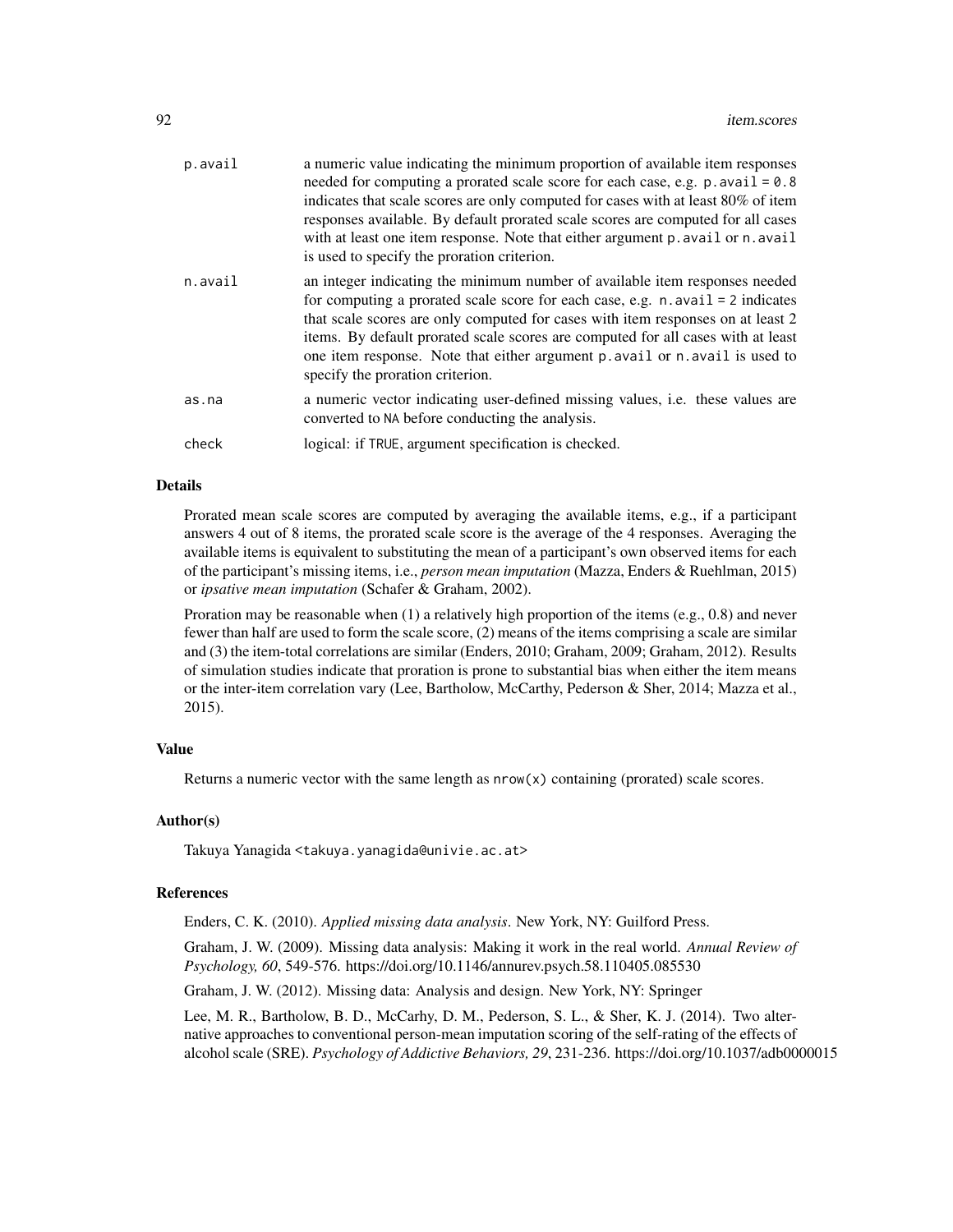| | |
|---|---|
| p.avail | a numeric value indicating the minimum proportion of available item responses needed for computing a prorated scale score for each case, e.g. `p.avail = 0.8` indicates that scale scores are only computed for cases with at least 80% of item responses available. By default prorated scale scores are computed for all cases with at least one item response. Note that either argument `p.avail` or `n.avail` is used to specify the proration criterion. |
| n.avail | an integer indicating the minimum number of available item responses needed for computing a prorated scale score for each case, e.g. `n.avail = 2` indicates that scale scores are only computed for cases with item responses on at least 2 items. By default prorated scale scores are computed for all cases with at least one item response. Note that either argument `p.avail` or `n.avail` is used to specify the proration criterion. |
| as.na | a numeric vector indicating user-defined missing values, i.e. these values are converted to `NA` before conducting the analysis. |
| check | logical: if `TRUE`, argument specification is checked. |

## Details

Prorated mean scale scores are computed by averaging the available items, e.g., if a participant answers 4 out of 8 items, the prorated scale score is the average of the 4 responses. Averaging the available items is equivalent to substituting the mean of a participant's own observed items for each of the participant's missing items, i.e., *person mean imputation* (Mazza, Enders & Ruehlman, 2015) or *ipsative mean imputation* (Schafer & Graham, 2002).

Proration may be reasonable when (1) a relatively high proportion of the items (e.g., 0.8) and never fewer than half are used to form the scale score, (2) means of the items comprising a scale are similar and (3) the item-total correlations are similar (Enders, 2010; Graham, 2009; Graham, 2012). Results of simulation studies indicate that proration is prone to substantial bias when either the item means or the inter-item correlation vary (Lee, Bartholow, McCarthy, Pederson & Sher, 2014; Mazza et al., 2015).

## Value

Returns a numeric vector with the same length as `nrow(x)` containing (prorated) scale scores.

## Author(s)

Takuya Yanagida <takuya.yanagida@univie.ac.at>

## References

Enders, C. K. (2010). *Applied missing data analysis*. New York, NY: Guilford Press.

Graham, J. W. (2009). Missing data analysis: Making it work in the real world. *Annual Review of Psychology, 60*, 549-576. https://doi.org/10.1146/annurev.psych.58.110405.085530

Graham, J. W. (2012). Missing data: Analysis and design. New York, NY: Springer

Lee, M. R., Bartholow, B. D., McCarhy, D. M., Pederson, S. L., & Sher, K. J. (2014). Two alternative approaches to conventional person-mean imputation scoring of the self-rating of the effects of alcohol scale (SRE). *Psychology of Addictive Behaviors, 29*, 231-236. https://doi.org/10.1037/adb0000015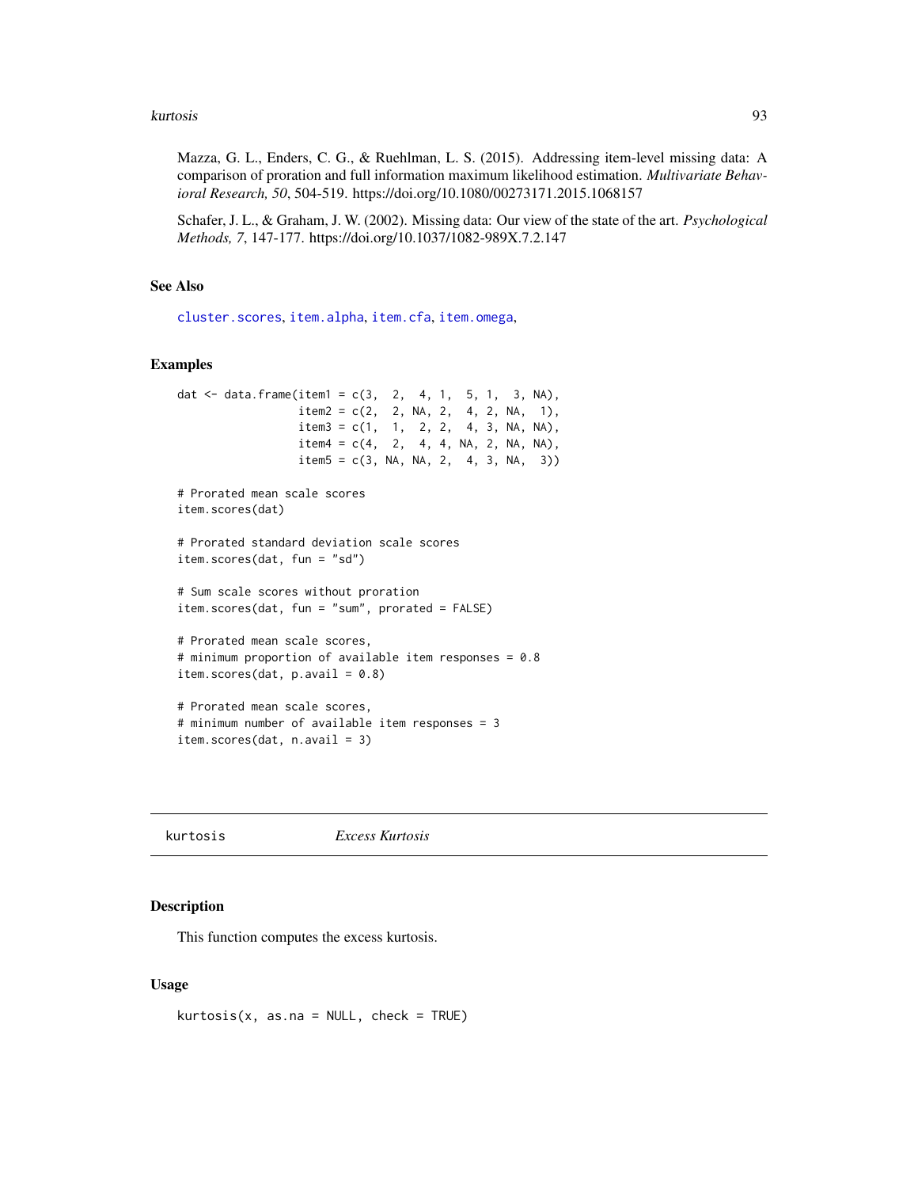Mazza, G. L., Enders, C. G., & Ruehlman, L. S. (2015). Addressing item-level missing data: A comparison of proration and full information maximum likelihood estimation. *Multivariate Behavioral Research, 50*, 504-519. https://doi.org/10.1080/00273171.2015.1068157

Schafer, J. L., & Graham, J. W. (2002). Missing data: Our view of the state of the art. *Psychological Methods, 7*, 147-177. https://doi.org/10.1037/1082-989X.7.2.147

### See Also

`cluster.scores`, `item.alpha`, `item.cfa`, `item.omega`,

### Examples

```
dat <- data.frame(item1 = c(3,  2,  4, 1,  5, 1,  3, NA),
                  item2 = c(2,  2, NA, 2,  4, 2, NA,  1),
                  item3 = c(1,  1,  2, 2,  4, 3, NA, NA),
                  item4 = c(4,  2,  4, 4, NA, 2, NA, NA),
                  item5 = c(3, NA, NA, 2,  4, 3, NA,  3))

# Prorated mean scale scores
item.scores(dat)

# Prorated standard deviation scale scores
item.scores(dat, fun = "sd")

# Sum scale scores without proration
item.scores(dat, fun = "sum", prorated = FALSE)

# Prorated mean scale scores,
# minimum proportion of available item responses = 0.8
item.scores(dat, p.avail = 0.8)

# Prorated mean scale scores,
# minimum number of available item responses = 3
item.scores(dat, n.avail = 3)
```

---

## kurtosis *Excess Kurtosis*

---

### Description

This function computes the excess kurtosis.

### Usage

```
kurtosis(x, as.na = NULL, check = TRUE)
```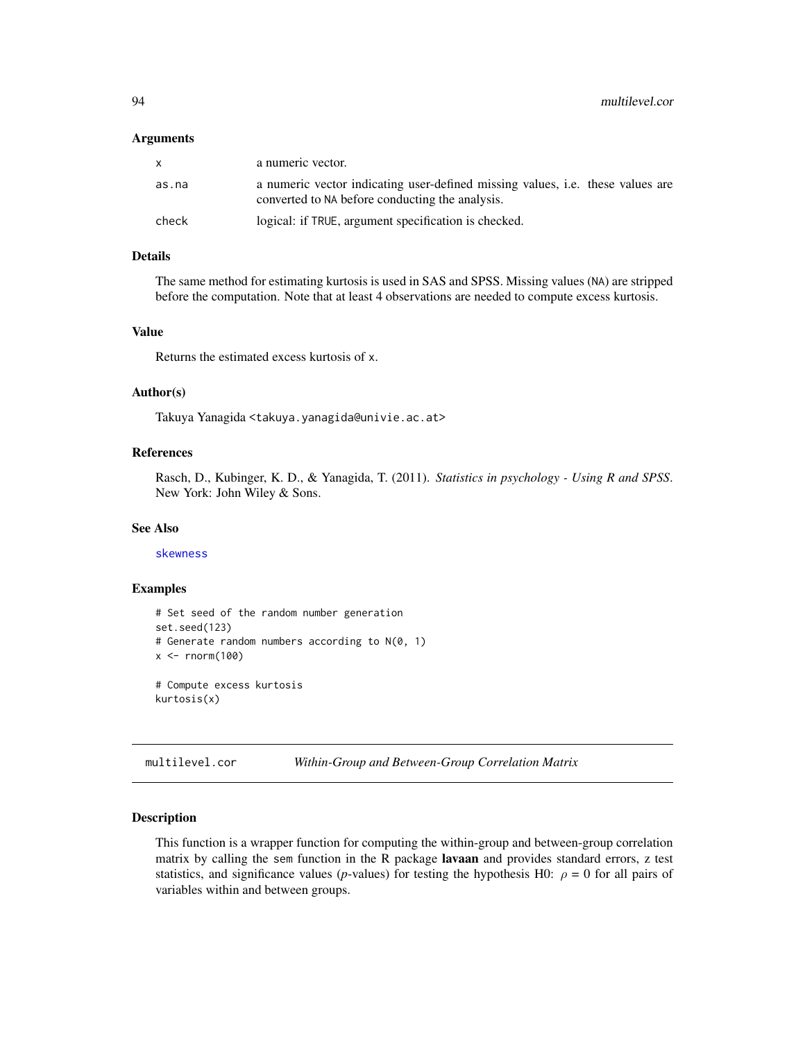## Arguments

| | |
|---|---|
| x | a numeric vector. |
| as.na | a numeric vector indicating user-defined missing values, i.e. these values are converted to NA before conducting the analysis. |
| check | logical: if TRUE, argument specification is checked. |

## Details

The same method for estimating kurtosis is used in SAS and SPSS. Missing values (NA) are stripped before the computation. Note that at least 4 observations are needed to compute excess kurtosis.

## Value

Returns the estimated excess kurtosis of x.

## Author(s)

Takuya Yanagida <takuya.yanagida@univie.ac.at>

## References

Rasch, D., Kubinger, K. D., & Yanagida, T. (2011). *Statistics in psychology - Using R and SPSS*. New York: John Wiley & Sons.

## See Also

skewness

## Examples

```
# Set seed of the random number generation
set.seed(123)
# Generate random numbers according to N(0, 1)
x <- rnorm(100)

# Compute excess kurtosis
kurtosis(x)
```

---

# multilevel.cor    *Within-Group and Between-Group Correlation Matrix*

---

## Description

This function is a wrapper function for computing the within-group and between-group correlation matrix by calling the sem function in the R package **lavaan** and provides standard errors, z test statistics, and significance values (*p*-values) for testing the hypothesis H0: $\rho = 0$ for all pairs of variables within and between groups.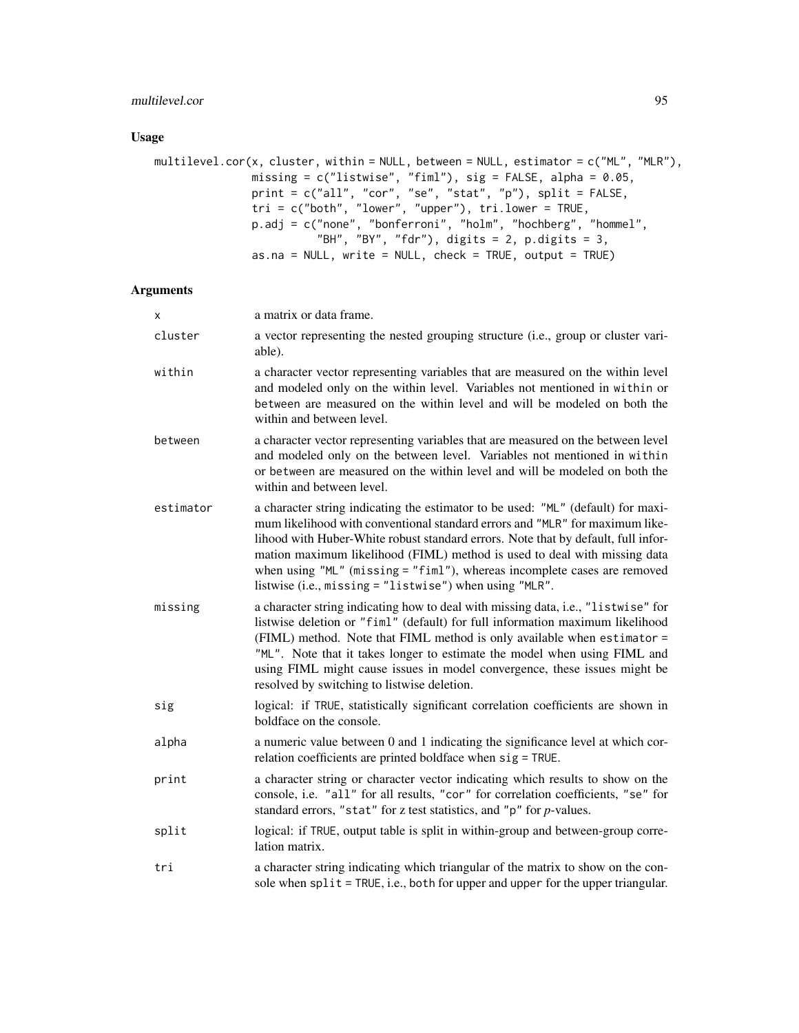## Usage

```
multilevel.cor(x, cluster, within = NULL, between = NULL, estimator = c("ML", "MLR"),
               missing = c("listwise", "fiml"), sig = FALSE, alpha = 0.05,
               print = c("all", "cor", "se", "stat", "p"), split = FALSE,
               tri = c("both", "lower", "upper"), tri.lower = TRUE,
               p.adj = c("none", "bonferroni", "holm", "hochberg", "hommel",
                         "BH", "BY", "fdr"), digits = 2, p.digits = 3,
               as.na = NULL, write = NULL, check = TRUE, output = TRUE)
```

## Arguments

| | |
|---|---|
| `x` | a matrix or data frame. |
| `cluster` | a vector representing the nested grouping structure (i.e., group or cluster variable). |
| `within` | a character vector representing variables that are measured on the within level and modeled only on the within level. Variables not mentioned in `within` or `between` are measured on the within level and will be modeled on both the within and between level. |
| `between` | a character vector representing variables that are measured on the between level and modeled only on the between level. Variables not mentioned in `within` or `between` are measured on the within level and will be modeled on both the within and between level. |
| `estimator` | a character string indicating the estimator to be used: `"ML"` (default) for maximum likelihood with conventional standard errors and `"MLR"` for maximum likelihood with Huber-White robust standard errors. Note that by default, full information maximum likelihood (FIML) method is used to deal with missing data when using `"ML"` (`missing = "fiml"`), whereas incomplete cases are removed listwise (i.e., `missing = "listwise"`) when using `"MLR"`. |
| `missing` | a character string indicating how to deal with missing data, i.e., `"listwise"` for listwise deletion or `"fiml"` (default) for full information maximum likelihood (FIML) method. Note that FIML method is only available when `estimator = "ML"`. Note that it takes longer to estimate the model when using FIML and using FIML might cause issues in model convergence, these issues might be resolved by switching to listwise deletion. |
| `sig` | logical: if `TRUE`, statistically significant correlation coefficients are shown in boldface on the console. |
| `alpha` | a numeric value between 0 and 1 indicating the significance level at which correlation coefficients are printed boldface when `sig = TRUE`. |
| `print` | a character string or character vector indicating which results to show on the console, i.e. `"all"` for all results, `"cor"` for correlation coefficients, `"se"` for standard errors, `"stat"` for z test statistics, and `"p"` for *p*-values. |
| `split` | logical: if `TRUE`, output table is split in within-group and between-group correlation matrix. |
| `tri` | a character string indicating which triangular of the matrix to show on the console when `split = TRUE`, i.e., `both` for upper and `upper` for the upper triangular. |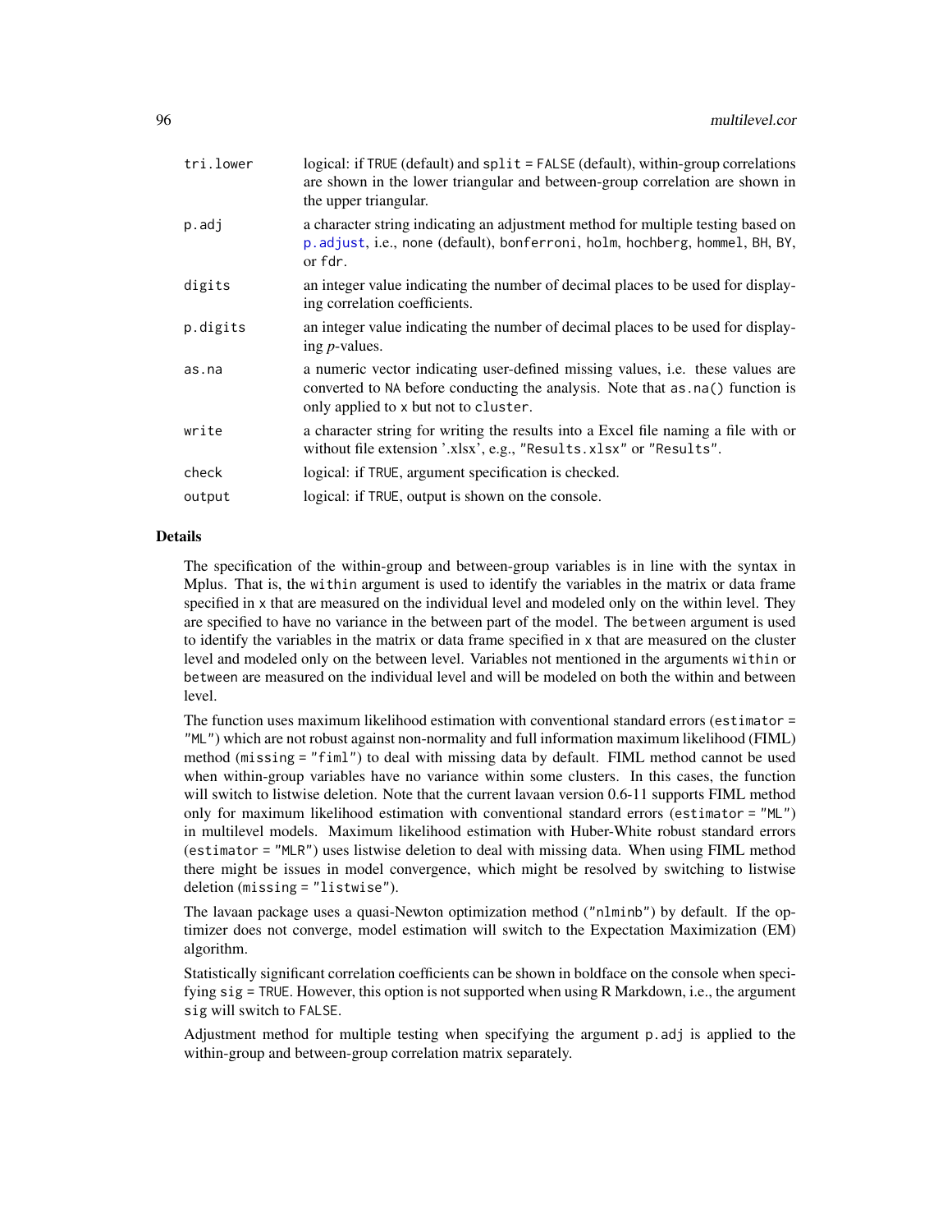| | |
|---|---|
| `tri.lower` | logical: if `TRUE` (default) and `split = FALSE` (default), within-group correlations are shown in the lower triangular and between-group correlation are shown in the upper triangular. |
| `p.adj` | a character string indicating an adjustment method for multiple testing based on `p.adjust`, i.e., `none` (default), `bonferroni`, `holm`, `hochberg`, `hommel`, `BH`, `BY`, or `fdr`. |
| `digits` | an integer value indicating the number of decimal places to be used for displaying correlation coefficients. |
| `p.digits` | an integer value indicating the number of decimal places to be used for displaying *p*-values. |
| `as.na` | a numeric vector indicating user-defined missing values, i.e. these values are converted to `NA` before conducting the analysis. Note that `as.na()` function is only applied to `x` but not to `cluster`. |
| `write` | a character string for writing the results into a Excel file naming a file with or without file extension '.xlsx', e.g., `"Results.xlsx"` or `"Results"`. |
| `check` | logical: if `TRUE`, argument specification is checked. |
| `output` | logical: if `TRUE`, output is shown on the console. |

## Details

The specification of the within-group and between-group variables is in line with the syntax in Mplus. That is, the `within` argument is used to identify the variables in the matrix or data frame specified in `x` that are measured on the individual level and modeled only on the within level. They are specified to have no variance in the between part of the model. The `between` argument is used to identify the variables in the matrix or data frame specified in `x` that are measured on the cluster level and modeled only on the between level. Variables not mentioned in the arguments `within` or `between` are measured on the individual level and will be modeled on both the within and between level.

The function uses maximum likelihood estimation with conventional standard errors (`estimator = "ML"`) which are not robust against non-normality and full information maximum likelihood (FIML) method (`missing = "fiml"`) to deal with missing data by default. FIML method cannot be used when within-group variables have no variance within some clusters. In this cases, the function will switch to listwise deletion. Note that the current lavaan version 0.6-11 supports FIML method only for maximum likelihood estimation with conventional standard errors (`estimator = "ML"`) in multilevel models. Maximum likelihood estimation with Huber-White robust standard errors (`estimator = "MLR"`) uses listwise deletion to deal with missing data. When using FIML method there might be issues in model convergence, which might be resolved by switching to listwise deletion (`missing = "listwise"`).

The lavaan package uses a quasi-Newton optimization method (`"nlminb"`) by default. If the optimizer does not converge, model estimation will switch to the Expectation Maximization (EM) algorithm.

Statistically significant correlation coefficients can be shown in boldface on the console when specifying `sig = TRUE`. However, this option is not supported when using R Markdown, i.e., the argument `sig` will switch to `FALSE`.

Adjustment method for multiple testing when specifying the argument `p.adj` is applied to the within-group and between-group correlation matrix separately.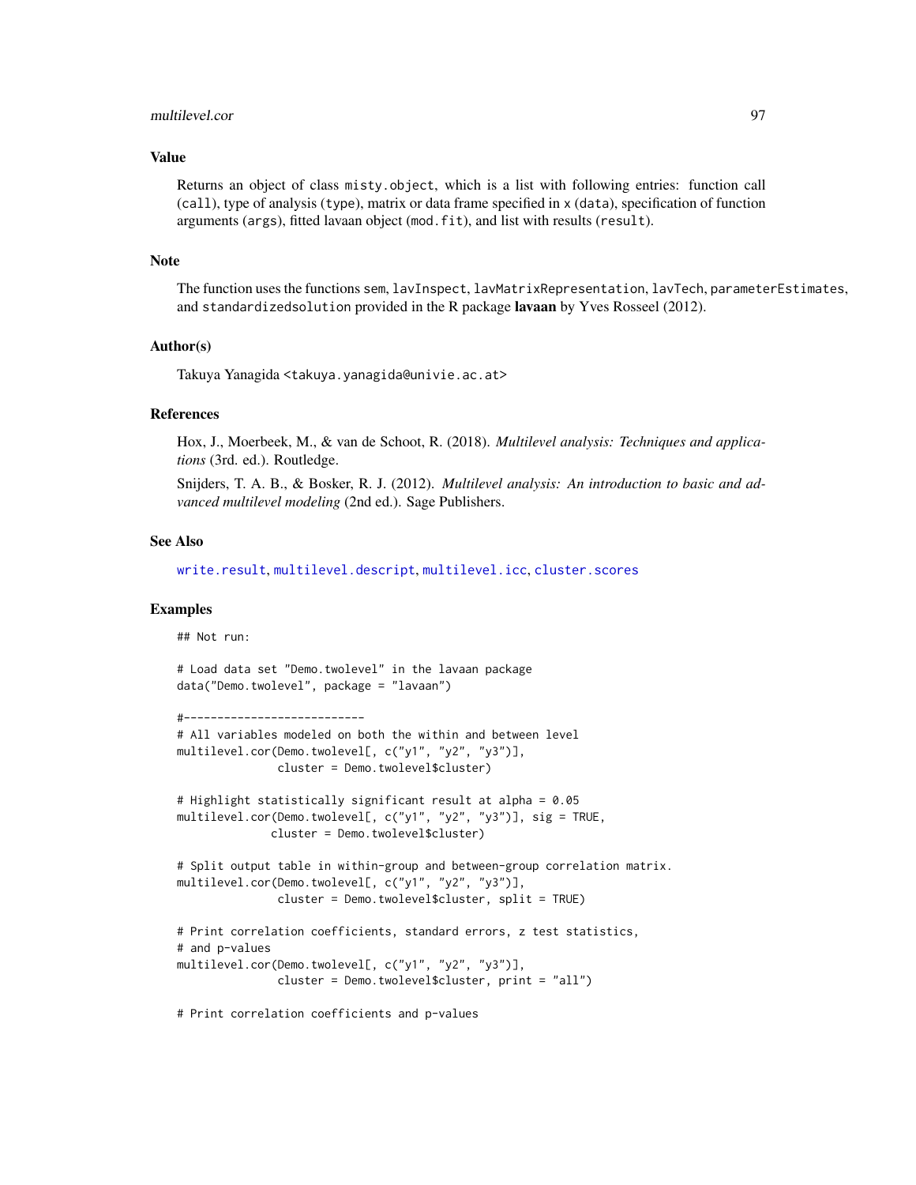## Value

Returns an object of class `misty.object`, which is a list with following entries: function call (`call`), type of analysis (`type`), matrix or data frame specified in `x` (`data`), specification of function arguments (`args`), fitted lavaan object (`mod.fit`), and list with results (`result`).

## Note

The function uses the functions `sem`, `lavInspect`, `lavMatrixRepresentation`, `lavTech`, `parameterEstimates`, and `standardizedsolution` provided in the R package **lavaan** by Yves Rosseel (2012).

## Author(s)

Takuya Yanagida <takuya.yanagida@univie.ac.at>

## References

Hox, J., Moerbeek, M., & van de Schoot, R. (2018). *Multilevel analysis: Techniques and applications* (3rd. ed.). Routledge.

Snijders, T. A. B., & Bosker, R. J. (2012). *Multilevel analysis: An introduction to basic and advanced multilevel modeling* (2nd ed.). Sage Publishers.

## See Also

write.result, multilevel.descript, multilevel.icc, cluster.scores

## Examples

```
## Not run:

# Load data set "Demo.twolevel" in the lavaan package
data("Demo.twolevel", package = "lavaan")

#---------------------------
# All variables modeled on both the within and between level
multilevel.cor(Demo.twolevel[, c("y1", "y2", "y3")],
               cluster = Demo.twolevel$cluster)

# Highlight statistically significant result at alpha = 0.05
multilevel.cor(Demo.twolevel[, c("y1", "y2", "y3")], sig = TRUE,
              cluster = Demo.twolevel$cluster)

# Split output table in within-group and between-group correlation matrix.
multilevel.cor(Demo.twolevel[, c("y1", "y2", "y3")],
               cluster = Demo.twolevel$cluster, split = TRUE)

# Print correlation coefficients, standard errors, z test statistics,
# and p-values
multilevel.cor(Demo.twolevel[, c("y1", "y2", "y3")],
               cluster = Demo.twolevel$cluster, print = "all")

# Print correlation coefficients and p-values
```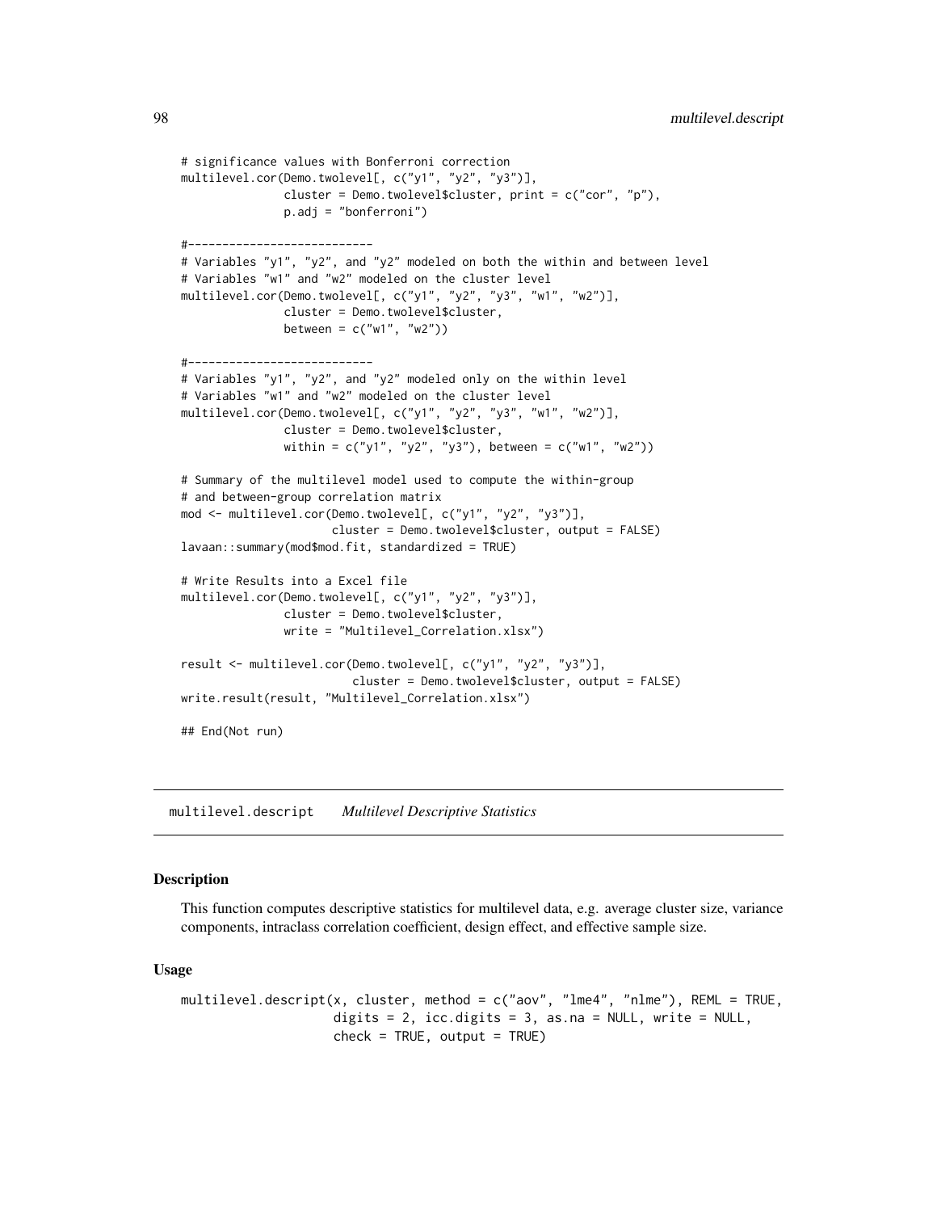```
# significance values with Bonferroni correction
multilevel.cor(Demo.twolevel[, c("y1", "y2", "y3")],
               cluster = Demo.twolevel$cluster, print = c("cor", "p"),
               p.adj = "bonferroni")

#---------------------------
# Variables "y1", "y2", and "y2" modeled on both the within and between level
# Variables "w1" and "w2" modeled on the cluster level
multilevel.cor(Demo.twolevel[, c("y1", "y2", "y3", "w1", "w2")],
               cluster = Demo.twolevel$cluster,
               between = c("w1", "w2"))

#---------------------------
# Variables "y1", "y2", and "y2" modeled only on the within level
# Variables "w1" and "w2" modeled on the cluster level
multilevel.cor(Demo.twolevel[, c("y1", "y2", "y3", "w1", "w2")],
               cluster = Demo.twolevel$cluster,
               within = c("y1", "y2", "y3"), between = c("w1", "w2"))

# Summary of the multilevel model used to compute the within-group
# and between-group correlation matrix
mod <- multilevel.cor(Demo.twolevel[, c("y1", "y2", "y3")],
                      cluster = Demo.twolevel$cluster, output = FALSE)
lavaan::summary(mod$mod.fit, standardized = TRUE)

# Write Results into a Excel file
multilevel.cor(Demo.twolevel[, c("y1", "y2", "y3")],
               cluster = Demo.twolevel$cluster,
               write = "Multilevel_Correlation.xlsx")

result <- multilevel.cor(Demo.twolevel[, c("y1", "y2", "y3")],
                         cluster = Demo.twolevel$cluster, output = FALSE)
write.result(result, "Multilevel_Correlation.xlsx")

## End(Not run)
```

## multilevel.descript *Multilevel Descriptive Statistics*

### Description

This function computes descriptive statistics for multilevel data, e.g. average cluster size, variance components, intraclass correlation coefficient, design effect, and effective sample size.

### Usage

```
multilevel.descript(x, cluster, method = c("aov", "lme4", "nlme"), REML = TRUE,
                    digits = 2, icc.digits = 3, as.na = NULL, write = NULL,
                    check = TRUE, output = TRUE)
```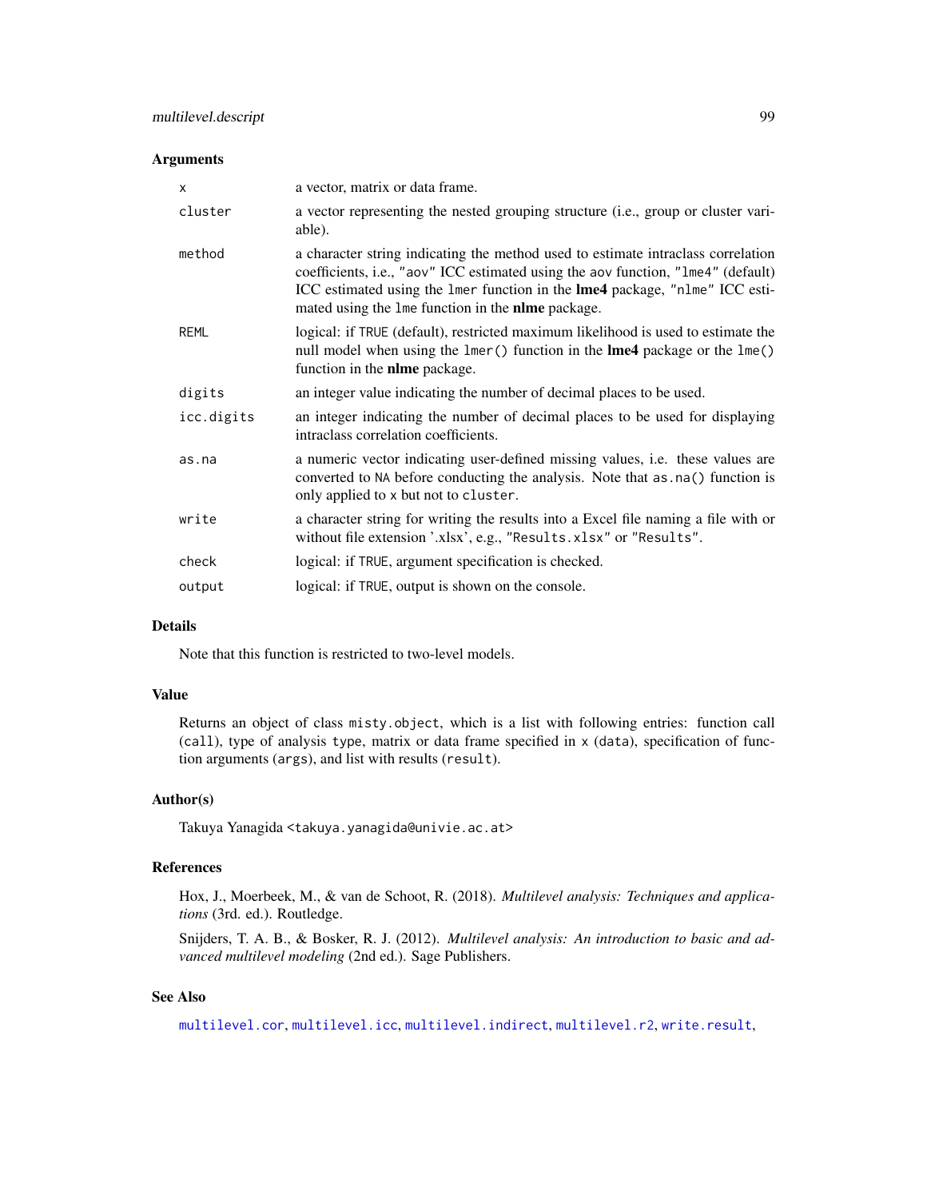### Arguments

| | |
|---|---|
| `x` | a vector, matrix or data frame. |
| `cluster` | a vector representing the nested grouping structure (i.e., group or cluster variable). |
| `method` | a character string indicating the method used to estimate intraclass correlation coefficients, i.e., `"aov"` ICC estimated using the `aov` function, `"lme4"` (default) ICC estimated using the `lmer` function in the **lme4** package, `"nlme"` ICC estimated using the `lme` function in the **nlme** package. |
| `REML` | logical: if `TRUE` (default), restricted maximum likelihood is used to estimate the null model when using the `lmer()` function in the **lme4** package or the `lme()` function in the **nlme** package. |
| `digits` | an integer value indicating the number of decimal places to be used. |
| `icc.digits` | an integer indicating the number of decimal places to be used for displaying intraclass correlation coefficients. |
| `as.na` | a numeric vector indicating user-defined missing values, i.e. these values are converted to `NA` before conducting the analysis. Note that `as.na()` function is only applied to `x` but not to `cluster`. |
| `write` | a character string for writing the results into a Excel file naming a file with or without file extension '.xlsx', e.g., `"Results.xlsx"` or `"Results"`. |
| `check` | logical: if `TRUE`, argument specification is checked. |
| `output` | logical: if `TRUE`, output is shown on the console. |

### Details

Note that this function is restricted to two-level models.

### Value

Returns an object of class `misty.object`, which is a list with following entries: function call (`call`), type of analysis `type`, matrix or data frame specified in `x` (`data`), specification of function arguments (`args`), and list with results (`result`).

### Author(s)

Takuya Yanagida <takuya.yanagida@univie.ac.at>

### References

Hox, J., Moerbeek, M., & van de Schoot, R. (2018). *Multilevel analysis: Techniques and applications* (3rd. ed.). Routledge.

Snijders, T. A. B., & Bosker, R. J. (2012). *Multilevel analysis: An introduction to basic and advanced multilevel modeling* (2nd ed.). Sage Publishers.

### See Also

`multilevel.cor`, `multilevel.icc`, `multilevel.indirect`, `multilevel.r2`, `write.result`,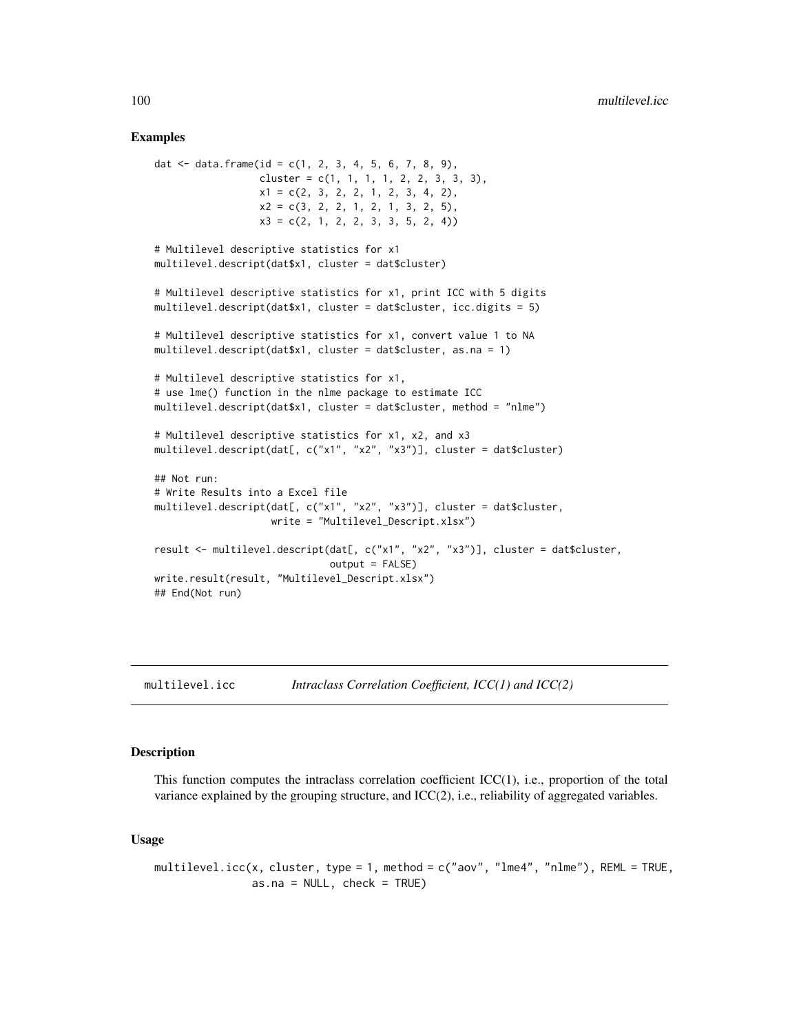### Examples

```
dat <- data.frame(id = c(1, 2, 3, 4, 5, 6, 7, 8, 9),
                  cluster = c(1, 1, 1, 1, 2, 2, 3, 3, 3),
                  x1 = c(2, 3, 2, 2, 1, 2, 3, 4, 2),
                  x2 = c(3, 2, 2, 1, 2, 1, 3, 2, 5),
                  x3 = c(2, 1, 2, 2, 3, 3, 5, 2, 4))

# Multilevel descriptive statistics for x1
multilevel.descript(dat$x1, cluster = dat$cluster)

# Multilevel descriptive statistics for x1, print ICC with 5 digits
multilevel.descript(dat$x1, cluster = dat$cluster, icc.digits = 5)

# Multilevel descriptive statistics for x1, convert value 1 to NA
multilevel.descript(dat$x1, cluster = dat$cluster, as.na = 1)

# Multilevel descriptive statistics for x1,
# use lme() function in the nlme package to estimate ICC
multilevel.descript(dat$x1, cluster = dat$cluster, method = "nlme")

# Multilevel descriptive statistics for x1, x2, and x3
multilevel.descript(dat[, c("x1", "x2", "x3")], cluster = dat$cluster)

## Not run:
# Write Results into a Excel file
multilevel.descript(dat[, c("x1", "x2", "x3")], cluster = dat$cluster,
                    write = "Multilevel_Descript.xlsx")

result <- multilevel.descript(dat[, c("x1", "x2", "x3")], cluster = dat$cluster,
                              output = FALSE)
write.result(result, "Multilevel_Descript.xlsx")
## End(Not run)
```

---

## multilevel.icc — *Intraclass Correlation Coefficient, ICC(1) and ICC(2)*

---

### Description

This function computes the intraclass correlation coefficient ICC(1), i.e., proportion of the total variance explained by the grouping structure, and ICC(2), i.e., reliability of aggregated variables.

### Usage

```
multilevel.icc(x, cluster, type = 1, method = c("aov", "lme4", "nlme"), REML = TRUE,
               as.na = NULL, check = TRUE)
```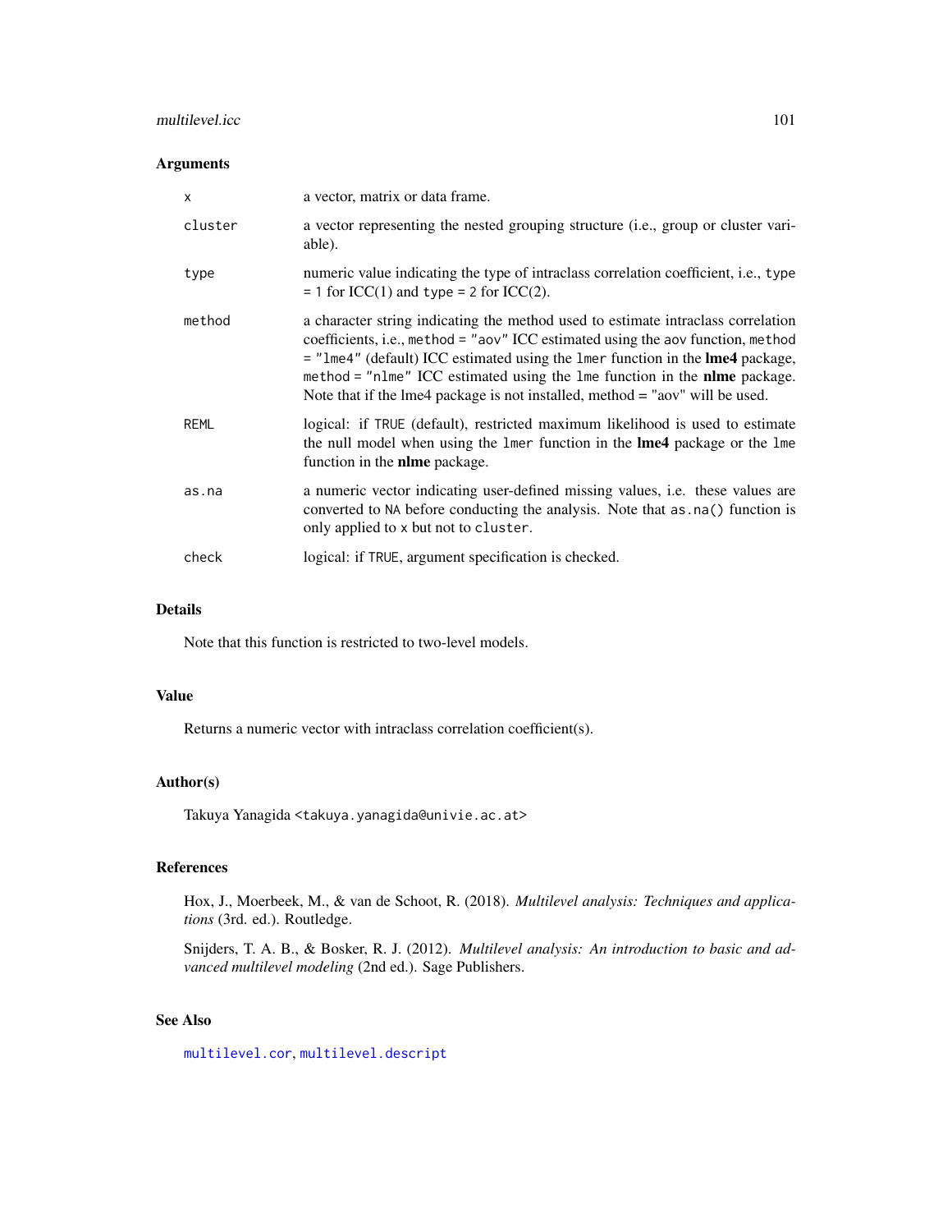## Arguments

| | |
|---|---|
| `x` | a vector, matrix or data frame. |
| `cluster` | a vector representing the nested grouping structure (i.e., group or cluster variable). |
| `type` | numeric value indicating the type of intraclass correlation coefficient, i.e., `type = 1` for ICC(1) and `type = 2` for ICC(2). |
| `method` | a character string indicating the method used to estimate intraclass correlation coefficients, i.e., `method = "aov"` ICC estimated using the `aov` function, `method = "lme4"` (default) ICC estimated using the `lmer` function in the **lme4** package, `method = "nlme"` ICC estimated using the `lme` function in the **nlme** package. Note that if the lme4 package is not installed, method = "aov" will be used. |
| `REML` | logical: if `TRUE` (default), restricted maximum likelihood is used to estimate the null model when using the `lmer` function in the **lme4** package or the `lme` function in the **nlme** package. |
| `as.na` | a numeric vector indicating user-defined missing values, i.e. these values are converted to `NA` before conducting the analysis. Note that `as.na()` function is only applied to `x` but not to `cluster`. |
| `check` | logical: if `TRUE`, argument specification is checked. |

## Details

Note that this function is restricted to two-level models.

## Value

Returns a numeric vector with intraclass correlation coefficient(s).

## Author(s)

Takuya Yanagida <takuya.yanagida@univie.ac.at>

## References

Hox, J., Moerbeek, M., & van de Schoot, R. (2018). *Multilevel analysis: Techniques and applications* (3rd. ed.). Routledge.

Snijders, T. A. B., & Bosker, R. J. (2012). *Multilevel analysis: An introduction to basic and advanced multilevel modeling* (2nd ed.). Sage Publishers.

## See Also

`multilevel.cor`, `multilevel.descript`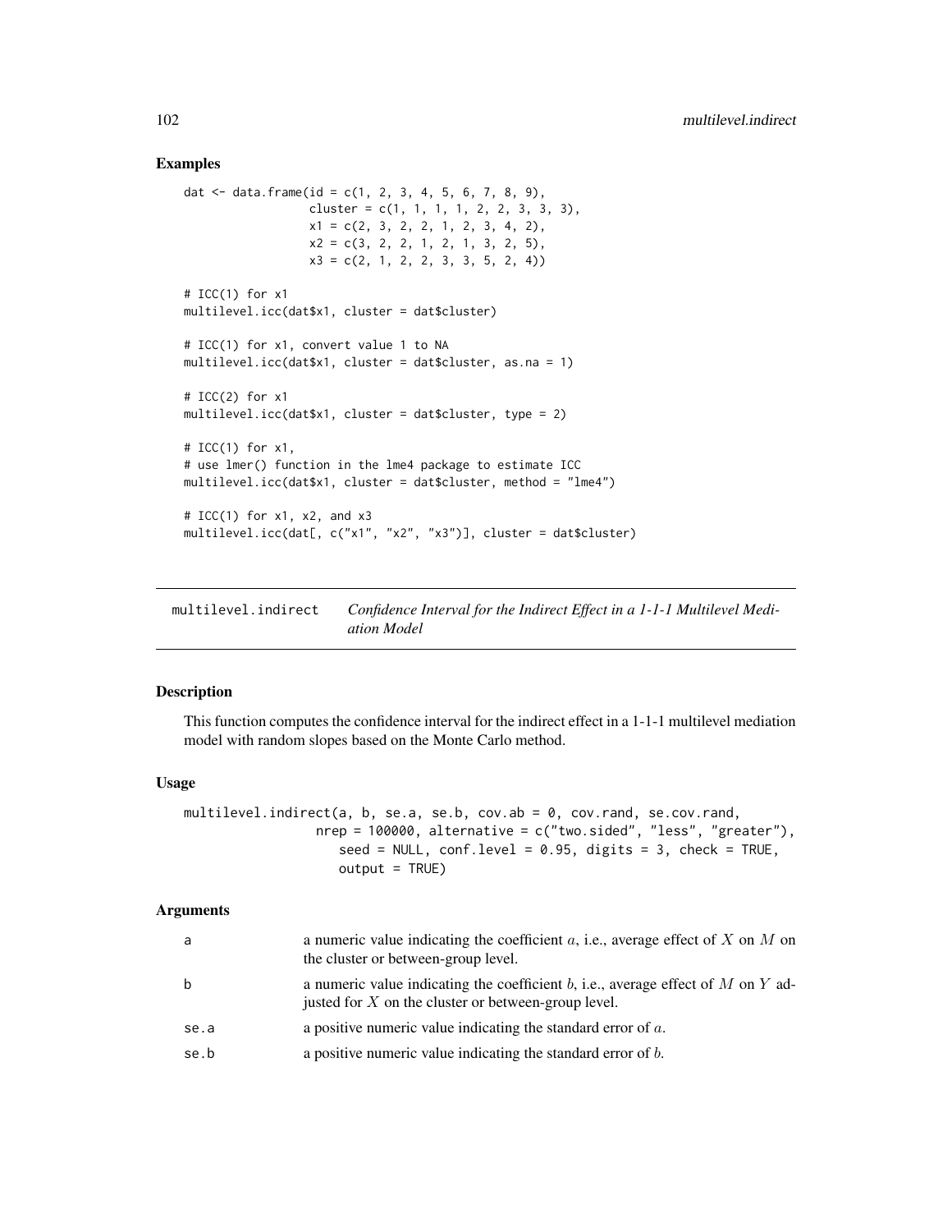## Examples

```
dat <- data.frame(id = c(1, 2, 3, 4, 5, 6, 7, 8, 9),
                  cluster = c(1, 1, 1, 1, 2, 2, 3, 3, 3),
                  x1 = c(2, 3, 2, 2, 1, 2, 3, 4, 2),
                  x2 = c(3, 2, 2, 1, 2, 1, 3, 2, 5),
                  x3 = c(2, 1, 2, 2, 3, 3, 5, 2, 4))

# ICC(1) for x1
multilevel.icc(dat$x1, cluster = dat$cluster)

# ICC(1) for x1, convert value 1 to NA
multilevel.icc(dat$x1, cluster = dat$cluster, as.na = 1)

# ICC(2) for x1
multilevel.icc(dat$x1, cluster = dat$cluster, type = 2)

# ICC(1) for x1,
# use lmer() function in the lme4 package to estimate ICC
multilevel.icc(dat$x1, cluster = dat$cluster, method = "lme4")

# ICC(1) for x1, x2, and x3
multilevel.icc(dat[, c("x1", "x2", "x3")], cluster = dat$cluster)
```

---

# multilevel.indirect — *Confidence Interval for the Indirect Effect in a 1-1-1 Multilevel Mediation Model*

## Description

This function computes the confidence interval for the indirect effect in a 1-1-1 multilevel mediation model with random slopes based on the Monte Carlo method.

## Usage

```
multilevel.indirect(a, b, se.a, se.b, cov.ab = 0, cov.rand, se.cov.rand,
                nrep = 100000, alternative = c("two.sided", "less", "greater"),
                    seed = NULL, conf.level = 0.95, digits = 3, check = TRUE,
                    output = TRUE)
```

## Arguments

| | |
|---|---|
| a | a numeric value indicating the coefficient $a$, i.e., average effect of $X$ on $M$ on the cluster or between-group level. |
| b | a numeric value indicating the coefficient $b$, i.e., average effect of $M$ on $Y$ adjusted for $X$ on the cluster or between-group level. |
| se.a | a positive numeric value indicating the standard error of $a$. |
| se.b | a positive numeric value indicating the standard error of $b$. |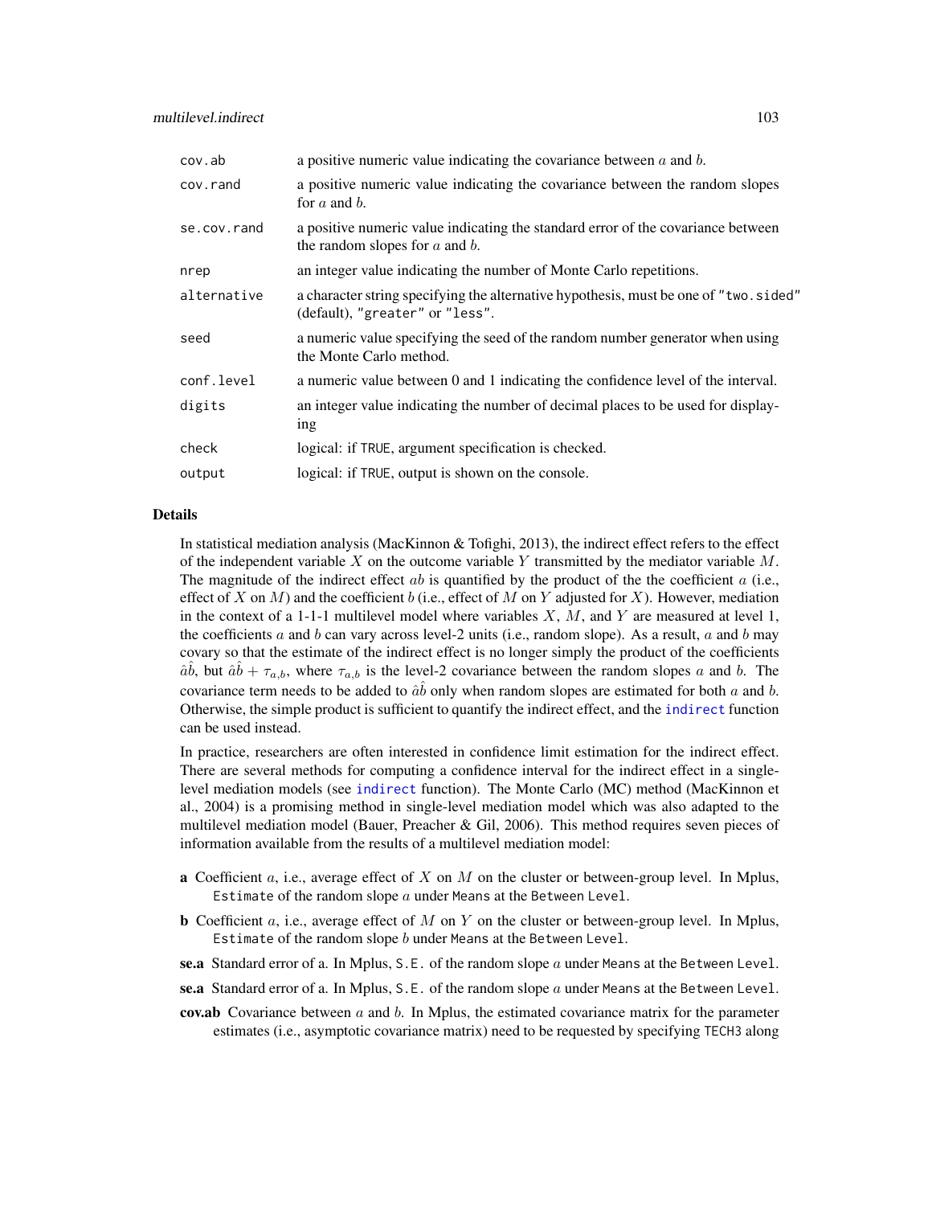| | |
|---|---|
| `cov.ab` | a positive numeric value indicating the covariance between $a$ and $b$. |
| `cov.rand` | a positive numeric value indicating the covariance between the random slopes for $a$ and $b$. |
| `se.cov.rand` | a positive numeric value indicating the standard error of the covariance between the random slopes for $a$ and $b$. |
| `nrep` | an integer value indicating the number of Monte Carlo repetitions. |
| `alternative` | a character string specifying the alternative hypothesis, must be one of `"two.sided"` (default), `"greater"` or `"less"`. |
| `seed` | a numeric value specifying the seed of the random number generator when using the Monte Carlo method. |
| `conf.level` | a numeric value between 0 and 1 indicating the confidence level of the interval. |
| `digits` | an integer value indicating the number of decimal places to be used for displaying |
| `check` | logical: if `TRUE`, argument specification is checked. |
| `output` | logical: if `TRUE`, output is shown on the console. |

## Details

In statistical mediation analysis (MacKinnon & Tofighi, 2013), the indirect effect refers to the effect of the independent variable $X$ on the outcome variable $Y$ transmitted by the mediator variable $M$. The magnitude of the indirect effect $ab$ is quantified by the product of the the coefficient $a$ (i.e., effect of $X$ on $M$) and the coefficient $b$ (i.e., effect of $M$ on $Y$ adjusted for $X$). However, mediation in the context of a 1-1-1 multilevel model where variables $X$, $M$, and $Y$ are measured at level 1, the coefficients $a$ and $b$ can vary across level-2 units (i.e., random slope). As a result, $a$ and $b$ may covary so that the estimate of the indirect effect is no longer simply the product of the coefficients $\hat{a}\hat{b}$, but $\hat{a}\hat{b} + \tau_{a,b}$, where $\tau_{a,b}$ is the level-2 covariance between the random slopes $a$ and $b$. The covariance term needs to be added to $\hat{a}\hat{b}$ only when random slopes are estimated for both $a$ and $b$. Otherwise, the simple product is sufficient to quantify the indirect effect, and the `indirect` function can be used instead.

In practice, researchers are often interested in confidence limit estimation for the indirect effect. There are several methods for computing a confidence interval for the indirect effect in a single-level mediation models (see `indirect` function). The Monte Carlo (MC) method (MacKinnon et al., 2004) is a promising method in single-level mediation model which was also adapted to the multilevel mediation model (Bauer, Preacher & Gil, 2006). This method requires seven pieces of information available from the results of a multilevel mediation model:

- **a** Coefficient $a$, i.e., average effect of $X$ on $M$ on the cluster or between-group level. In Mplus, `Estimate` of the random slope $a$ under `Means` at the `Between Level`.
- **b** Coefficient $a$, i.e., average effect of $M$ on $Y$ on the cluster or between-group level. In Mplus, `Estimate` of the random slope $b$ under `Means` at the `Between Level`.
- **se.a** Standard error of a. In Mplus, `S.E.` of the random slope $a$ under `Means` at the `Between Level`.
- **se.a** Standard error of a. In Mplus, `S.E.` of the random slope $a$ under `Means` at the `Between Level`.
- **cov.ab** Covariance between $a$ and $b$. In Mplus, the estimated covariance matrix for the parameter estimates (i.e., asymptotic covariance matrix) need to be requested by specifying `TECH3` along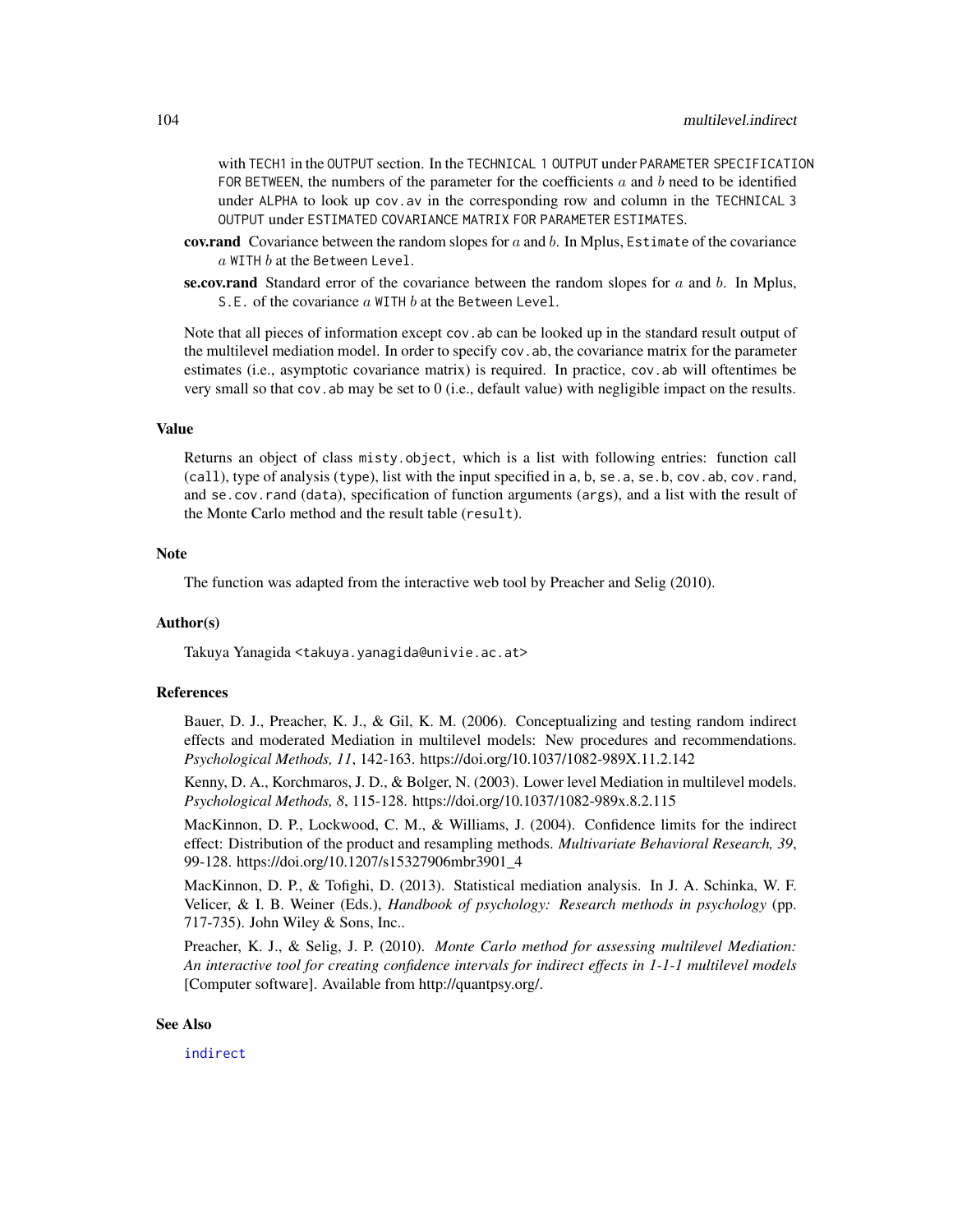with `TECH1` in the `OUTPUT` section. In the `TECHNICAL 1 OUTPUT` under `PARAMETER SPECIFICATION FOR BETWEEN`, the numbers of the parameter for the coefficients $a$ and $b$ need to be identified under `ALPHA` to look up `cov.av` in the corresponding row and column in the `TECHNICAL 3 OUTPUT` under `ESTIMATED COVARIANCE MATRIX FOR PARAMETER ESTIMATES`.

**cov.rand** Covariance between the random slopes for $a$ and $b$. In Mplus, `Estimate` of the covariance $a$ `WITH` $b$ at the `Between Level`.

**se.cov.rand** Standard error of the covariance between the random slopes for $a$ and $b$. In Mplus, `S.E.` of the covariance $a$ `WITH` $b$ at the `Between Level`.

Note that all pieces of information except `cov.ab` can be looked up in the standard result output of the multilevel mediation model. In order to specify `cov.ab`, the covariance matrix for the parameter estimates (i.e., asymptotic covariance matrix) is required. In practice, `cov.ab` will oftentimes be very small so that `cov.ab` may be set to 0 (i.e., default value) with negligible impact on the results.

## Value

Returns an object of class `misty.object`, which is a list with following entries: function call (`call`), type of analysis (`type`), list with the input specified in `a`, `b`, `se.a`, `se.b`, `cov.ab`, `cov.rand`, and `se.cov.rand` (`data`), specification of function arguments (`args`), and a list with the result of the Monte Carlo method and the result table (`result`).

## Note

The function was adapted from the interactive web tool by Preacher and Selig (2010).

## Author(s)

Takuya Yanagida <takuya.yanagida@univie.ac.at>

## References

Bauer, D. J., Preacher, K. J., & Gil, K. M. (2006). Conceptualizing and testing random indirect effects and moderated Mediation in multilevel models: New procedures and recommendations. *Psychological Methods, 11*, 142-163. https://doi.org/10.1037/1082-989X.11.2.142

Kenny, D. A., Korchmaros, J. D., & Bolger, N. (2003). Lower level Mediation in multilevel models. *Psychological Methods, 8*, 115-128. https://doi.org/10.1037/1082-989x.8.2.115

MacKinnon, D. P., Lockwood, C. M., & Williams, J. (2004). Confidence limits for the indirect effect: Distribution of the product and resampling methods. *Multivariate Behavioral Research, 39*, 99-128. https://doi.org/10.1207/s15327906mbr3901_4

MacKinnon, D. P., & Tofighi, D. (2013). Statistical mediation analysis. In J. A. Schinka, W. F. Velicer, & I. B. Weiner (Eds.), *Handbook of psychology: Research methods in psychology* (pp. 717-735). John Wiley & Sons, Inc..

Preacher, K. J., & Selig, J. P. (2010). *Monte Carlo method for assessing multilevel Mediation: An interactive tool for creating confidence intervals for indirect effects in 1-1-1 multilevel models* [Computer software]. Available from http://quantpsy.org/.

## See Also

`indirect`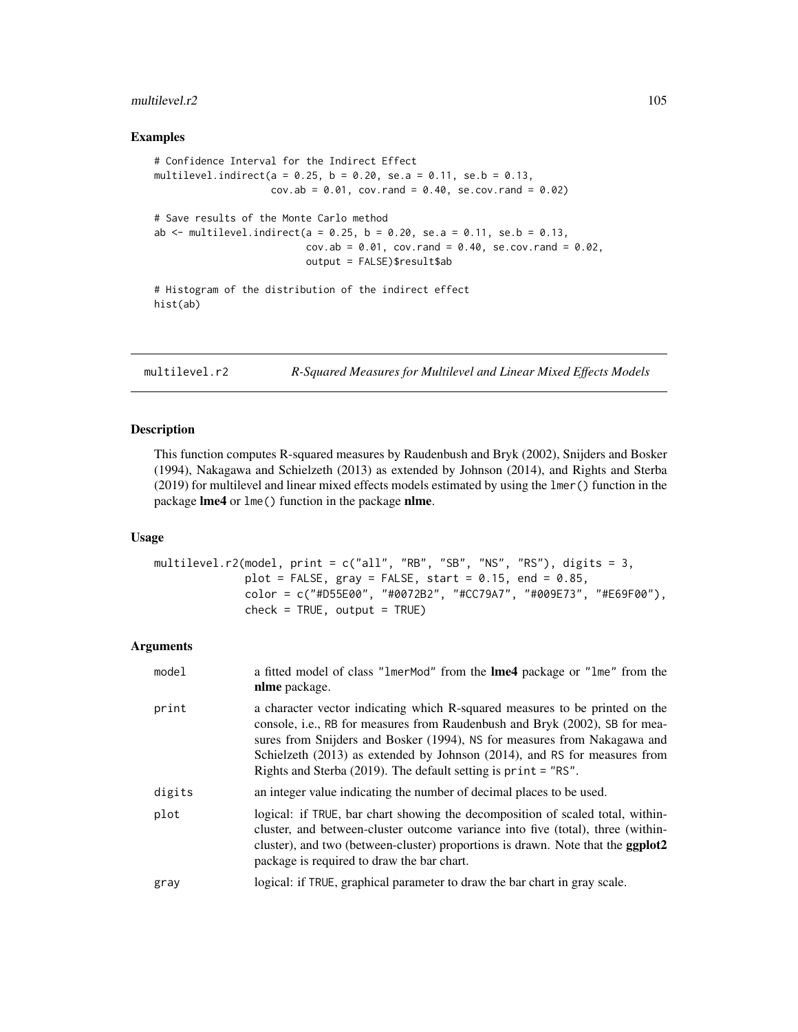### Examples

```
# Confidence Interval for the Indirect Effect
multilevel.indirect(a = 0.25, b = 0.20, se.a = 0.11, se.b = 0.13,
                    cov.ab = 0.01, cov.rand = 0.40, se.cov.rand = 0.02)

# Save results of the Monte Carlo method
ab <- multilevel.indirect(a = 0.25, b = 0.20, se.a = 0.11, se.b = 0.13,
                          cov.ab = 0.01, cov.rand = 0.40, se.cov.rand = 0.02,
                          output = FALSE)$result$ab

# Histogram of the distribution of the indirect effect
hist(ab)
```

## multilevel.r2 — *R-Squared Measures for Multilevel and Linear Mixed Effects Models*

### Description

This function computes R-squared measures by Raudenbush and Bryk (2002), Snijders and Bosker (1994), Nakagawa and Schielzeth (2013) as extended by Johnson (2014), and Rights and Sterba (2019) for multilevel and linear mixed effects models estimated by using the `lmer()` function in the package **lme4** or `lme()` function in the package **nlme**.

### Usage

```
multilevel.r2(model, print = c("all", "RB", "SB", "NS", "RS"), digits = 3,
              plot = FALSE, gray = FALSE, start = 0.15, end = 0.85,
              color = c("#D55E00", "#0072B2", "#CC79A7", "#009E73", "#E69F00"),
              check = TRUE, output = TRUE)
```

### Arguments

| | |
|---|---|
| `model` | a fitted model of class `"lmerMod"` from the **lme4** package or `"lme"` from the **nlme** package. |
| `print` | a character vector indicating which R-squared measures to be printed on the console, i.e., `RB` for measures from Raudenbush and Bryk (2002), `SB` for measures from Snijders and Bosker (1994), `NS` for measures from Nakagawa and Schielzeth (2013) as extended by Johnson (2014), and `RS` for measures from Rights and Sterba (2019). The default setting is `print = "RS"`. |
| `digits` | an integer value indicating the number of decimal places to be used. |
| `plot` | logical: if `TRUE`, bar chart showing the decomposition of scaled total, within-cluster, and between-cluster outcome variance into five (total), three (within-cluster), and two (between-cluster) proportions is drawn. Note that the **ggplot2** package is required to draw the bar chart. |
| `gray` | logical: if `TRUE`, graphical parameter to draw the bar chart in gray scale. |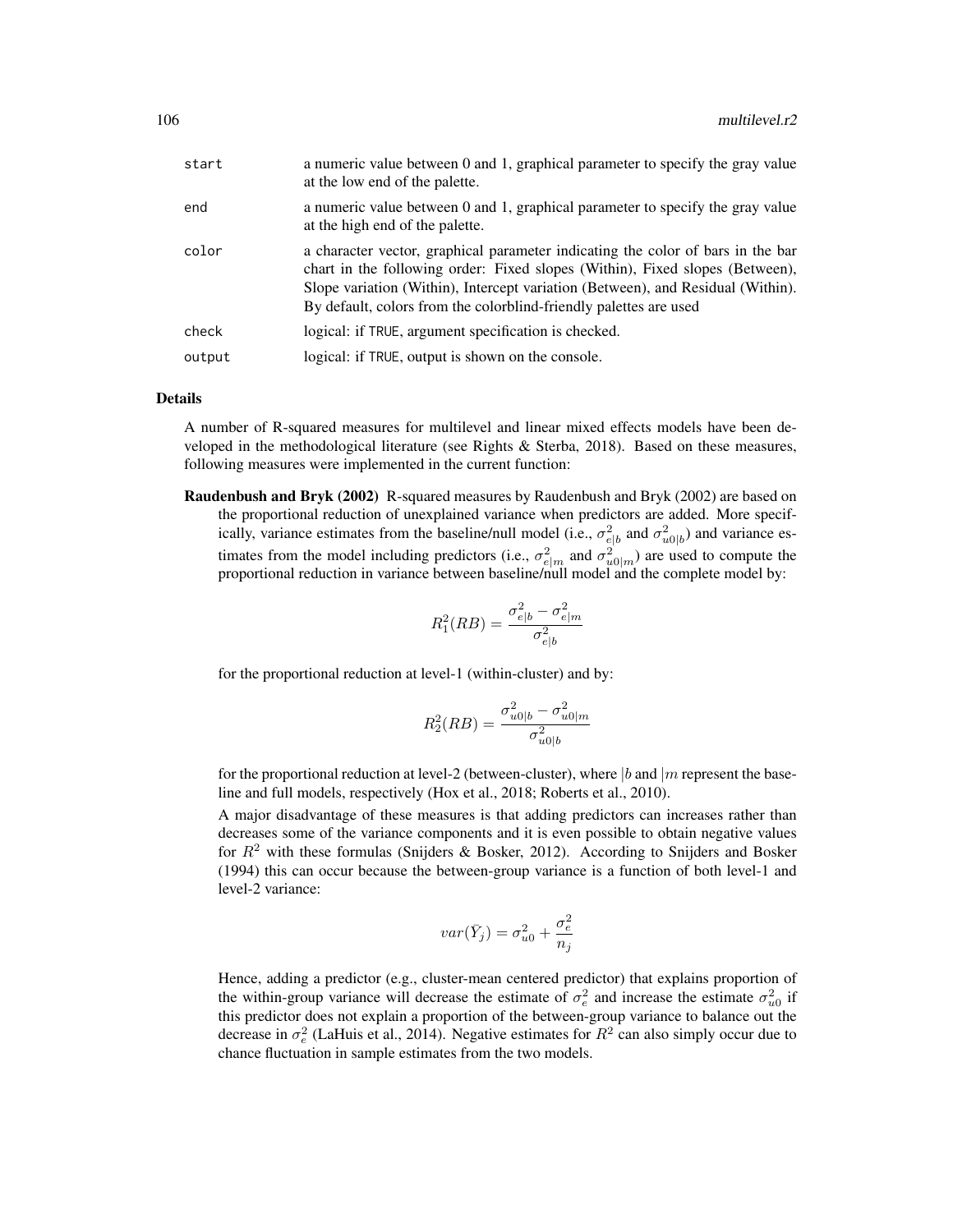| | |
|---|---|
| start | a numeric value between 0 and 1, graphical parameter to specify the gray value at the low end of the palette. |
| end | a numeric value between 0 and 1, graphical parameter to specify the gray value at the high end of the palette. |
| color | a character vector, graphical parameter indicating the color of bars in the bar chart in the following order: Fixed slopes (Within), Fixed slopes (Between), Slope variation (Within), Intercept variation (Between), and Residual (Within). By default, colors from the colorblind-friendly palettes are used |
| check | logical: if TRUE, argument specification is checked. |
| output | logical: if TRUE, output is shown on the console. |

## Details

A number of R-squared measures for multilevel and linear mixed effects models have been developed in the methodological literature (see Rights & Sterba, 2018). Based on these measures, following measures were implemented in the current function:

**Raudenbush and Bryk (2002)** R-squared measures by Raudenbush and Bryk (2002) are based on the proportional reduction of unexplained variance when predictors are added. More specifically, variance estimates from the baseline/null model (i.e., $\sigma^2_{e|b}$ and $\sigma^2_{u0|b}$) and variance estimates from the model including predictors (i.e., $\sigma^2_{e|m}$ and $\sigma^2_{u0|m}$) are used to compute the proportional reduction in variance between baseline/null model and the complete model by:

$$R^2_1(RB) = \frac{\sigma^2_{e|b} - \sigma^2_{e|m}}{\sigma^2_{e|b}}$$

for the proportional reduction at level-1 (within-cluster) and by:

$$R^2_2(RB) = \frac{\sigma^2_{u0|b} - \sigma^2_{u0|m}}{\sigma^2_{u0|b}}$$

for the proportional reduction at level-2 (between-cluster), where $|b$ and $|m$ represent the baseline and full models, respectively (Hox et al., 2018; Roberts et al., 2010).

A major disadvantage of these measures is that adding predictors can increases rather than decreases some of the variance components and it is even possible to obtain negative values for $R^2$ with these formulas (Snijders & Bosker, 2012). According to Snijders and Bosker (1994) this can occur because the between-group variance is a function of both level-1 and level-2 variance:

$$var(\bar{Y}_j) = \sigma^2_{u0} + \frac{\sigma^2_e}{n_j}$$

Hence, adding a predictor (e.g., cluster-mean centered predictor) that explains proportion of the within-group variance will decrease the estimate of $\sigma^2_e$ and increase the estimate $\sigma^2_{u0}$ if this predictor does not explain a proportion of the between-group variance to balance out the decrease in $\sigma^2_e$ (LaHuis et al., 2014). Negative estimates for $R^2$ can also simply occur due to chance fluctuation in sample estimates from the two models.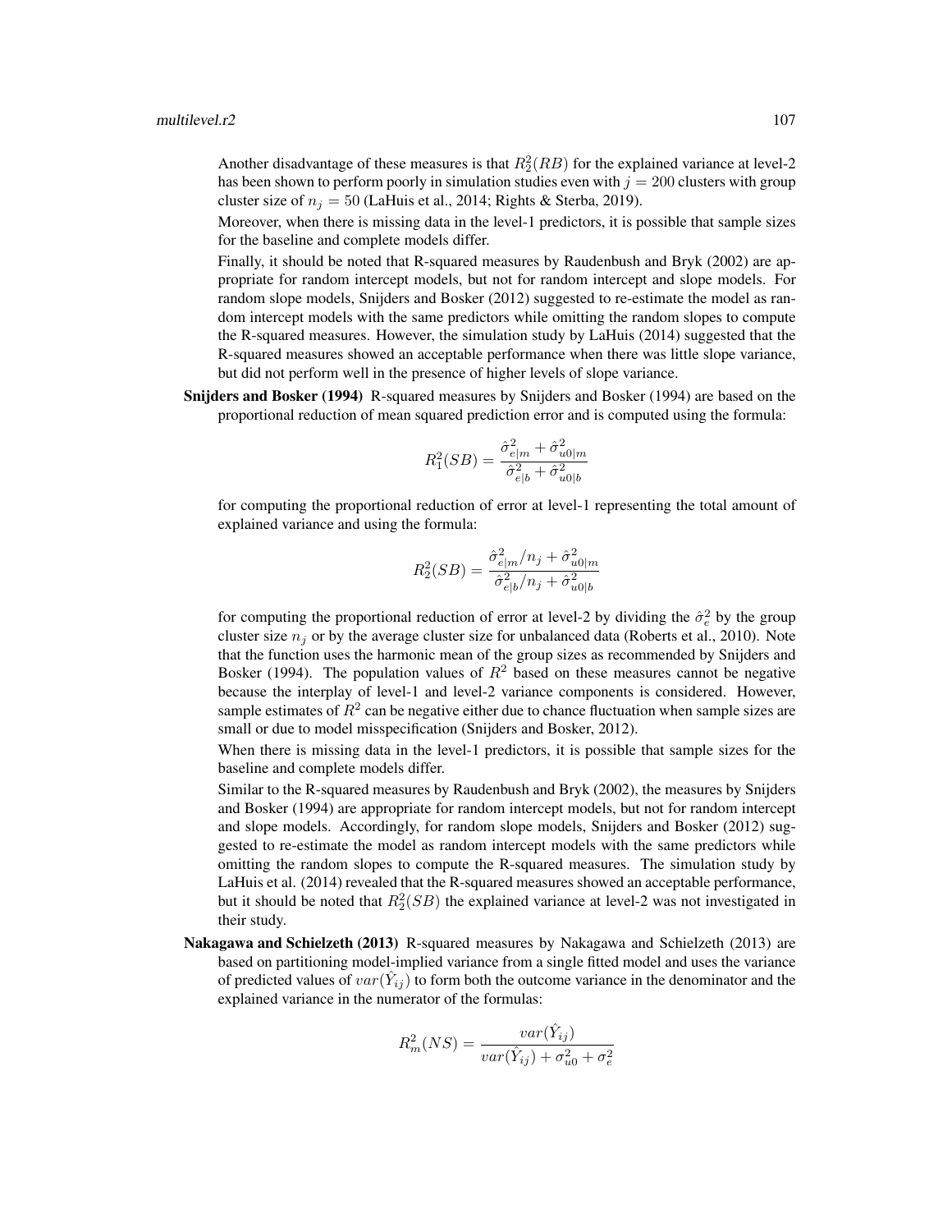Another disadvantage of these measures is that $R_2^2(RB)$ for the explained variance at level-2 has been shown to perform poorly in simulation studies even with $j = 200$ clusters with group cluster size of $n_j = 50$ (LaHuis et al., 2014; Rights & Sterba, 2019).

Moreover, when there is missing data in the level-1 predictors, it is possible that sample sizes for the baseline and complete models differ.

Finally, it should be noted that R-squared measures by Raudenbush and Bryk (2002) are appropriate for random intercept models, but not for random intercept and slope models. For random slope models, Snijders and Bosker (2012) suggested to re-estimate the model as random intercept models with the same predictors while omitting the random slopes to compute the R-squared measures. However, the simulation study by LaHuis (2014) suggested that the R-squared measures showed an acceptable performance when there was little slope variance, but did not perform well in the presence of higher levels of slope variance.

**Snijders and Bosker (1994)** R-squared measures by Snijders and Bosker (1994) are based on the proportional reduction of mean squared prediction error and is computed using the formula:

$$R_1^2(SB) = \frac{\hat{\sigma}_{e|m}^2 + \hat{\sigma}_{u0|m}^2}{\hat{\sigma}_{e|b}^2 + \hat{\sigma}_{u0|b}^2}$$

for computing the proportional reduction of error at level-1 representing the total amount of explained variance and using the formula:

$$R_2^2(SB) = \frac{\hat{\sigma}_{e|m}^2/n_j + \hat{\sigma}_{u0|m}^2}{\hat{\sigma}_{e|b}^2/n_j + \hat{\sigma}_{u0|b}^2}$$

for computing the proportional reduction of error at level-2 by dividing the $\hat{\sigma}_e^2$ by the group cluster size $n_j$ or by the average cluster size for unbalanced data (Roberts et al., 2010). Note that the function uses the harmonic mean of the group sizes as recommended by Snijders and Bosker (1994). The population values of $R^2$ based on these measures cannot be negative because the interplay of level-1 and level-2 variance components is considered. However, sample estimates of $R^2$ can be negative either due to chance fluctuation when sample sizes are small or due to model misspecification (Snijders and Bosker, 2012).

When there is missing data in the level-1 predictors, it is possible that sample sizes for the baseline and complete models differ.

Similar to the R-squared measures by Raudenbush and Bryk (2002), the measures by Snijders and Bosker (1994) are appropriate for random intercept models, but not for random intercept and slope models. Accordingly, for random slope models, Snijders and Bosker (2012) suggested to re-estimate the model as random intercept models with the same predictors while omitting the random slopes to compute the R-squared measures. The simulation study by LaHuis et al. (2014) revealed that the R-squared measures showed an acceptable performance, but it should be noted that $R_2^2(SB)$ the explained variance at level-2 was not investigated in their study.

**Nakagawa and Schielzeth (2013)** R-squared measures by Nakagawa and Schielzeth (2013) are based on partitioning model-implied variance from a single fitted model and uses the variance of predicted values of $var(\hat{Y}_{ij})$ to form both the outcome variance in the denominator and the explained variance in the numerator of the formulas:

$$R_m^2(NS) = \frac{var(\hat{Y}_{ij})}{var(\hat{Y}_{ij}) + \sigma_{u0}^2 + \sigma_e^2}$$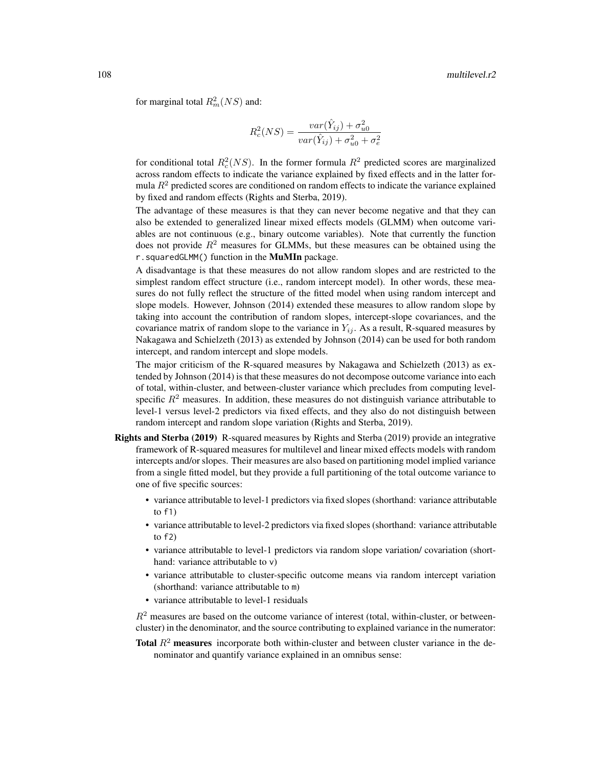for marginal total $R^2_m(NS)$ and:

$$R^2_c(NS) = \frac{var(\hat{Y}_{ij}) + \sigma^2_{u0}}{var(\hat{Y}_{ij}) + \sigma^2_{u0} + \sigma^2_e}$$

for conditional total $R^2_c(NS)$. In the former formula $R^2$ predicted scores are marginalized across random effects to indicate the variance explained by fixed effects and in the latter formula $R^2$ predicted scores are conditioned on random effects to indicate the variance explained by fixed and random effects (Rights and Sterba, 2019).

The advantage of these measures is that they can never become negative and that they can also be extended to generalized linear mixed effects models (GLMM) when outcome variables are not continuous (e.g., binary outcome variables). Note that currently the function does not provide $R^2$ measures for GLMMs, but these measures can be obtained using the `r.squaredGLMM()` function in the **MuMIn** package.

A disadvantage is that these measures do not allow random slopes and are restricted to the simplest random effect structure (i.e., random intercept model). In other words, these measures do not fully reflect the structure of the fitted model when using random intercept and slope models. However, Johnson (2014) extended these measures to allow random slope by taking into account the contribution of random slopes, intercept-slope covariances, and the covariance matrix of random slope to the variance in $Y_{ij}$. As a result, R-squared measures by Nakagawa and Schielzeth (2013) as extended by Johnson (2014) can be used for both random intercept, and random intercept and slope models.

The major criticism of the R-squared measures by Nakagawa and Schielzeth (2013) as extended by Johnson (2014) is that these measures do not decompose outcome variance into each of total, within-cluster, and between-cluster variance which precludes from computing level-specific $R^2$ measures. In addition, these measures do not distinguish variance attributable to level-1 versus level-2 predictors via fixed effects, and they also do not distinguish between random intercept and random slope variation (Rights and Sterba, 2019).

**Rights and Sterba (2019)** R-squared measures by Rights and Sterba (2019) provide an integrative framework of R-squared measures for multilevel and linear mixed effects models with random intercepts and/or slopes. Their measures are also based on partitioning model implied variance from a single fitted model, but they provide a full partitioning of the total outcome variance to one of five specific sources:

- variance attributable to level-1 predictors via fixed slopes (shorthand: variance attributable to `f1`)
- variance attributable to level-2 predictors via fixed slopes (shorthand: variance attributable to `f2`)
- variance attributable to level-1 predictors via random slope variation/ covariation (shorthand: variance attributable to `v`)
- variance attributable to cluster-specific outcome means via random intercept variation (shorthand: variance attributable to `m`)
- variance attributable to level-1 residuals

$R^2$ measures are based on the outcome variance of interest (total, within-cluster, or between-cluster) in the denominator, and the source contributing to explained variance in the numerator:

**Total $R^2$ measures** incorporate both within-cluster and between cluster variance in the denominator and quantify variance explained in an omnibus sense: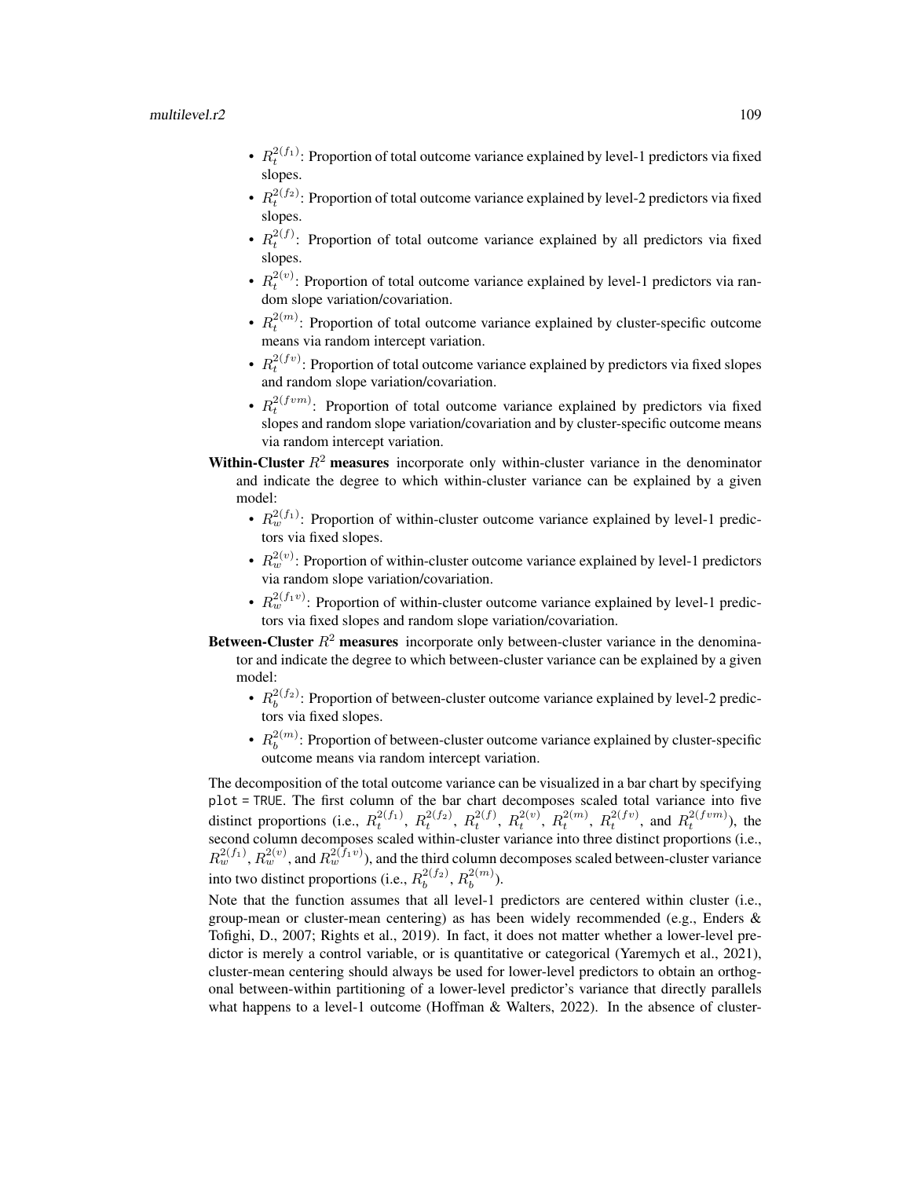- $R_t^{2(f_1)}$: Proportion of total outcome variance explained by level-1 predictors via fixed slopes.
- $R_t^{2(f_2)}$: Proportion of total outcome variance explained by level-2 predictors via fixed slopes.
- $R_t^{2(f)}$: Proportion of total outcome variance explained by all predictors via fixed slopes.
- $R_t^{2(v)}$: Proportion of total outcome variance explained by level-1 predictors via random slope variation/covariation.
- $R_t^{2(m)}$: Proportion of total outcome variance explained by cluster-specific outcome means via random intercept variation.
- $R_t^{2(fv)}$: Proportion of total outcome variance explained by predictors via fixed slopes and random slope variation/covariation.
- $R_t^{2(fvm)}$: Proportion of total outcome variance explained by predictors via fixed slopes and random slope variation/covariation and by cluster-specific outcome means via random intercept variation.

**Within-Cluster $R^2$ measures** incorporate only within-cluster variance in the denominator and indicate the degree to which within-cluster variance can be explained by a given model:

- $R_w^{2(f_1)}$: Proportion of within-cluster outcome variance explained by level-1 predictors via fixed slopes.
- $R_w^{2(v)}$: Proportion of within-cluster outcome variance explained by level-1 predictors via random slope variation/covariation.
- $R_w^{2(f_1v)}$: Proportion of within-cluster outcome variance explained by level-1 predictors via fixed slopes and random slope variation/covariation.

**Between-Cluster $R^2$ measures** incorporate only between-cluster variance in the denominator and indicate the degree to which between-cluster variance can be explained by a given model:

- $R_b^{2(f_2)}$: Proportion of between-cluster outcome variance explained by level-2 predictors via fixed slopes.
- $R_b^{2(m)}$: Proportion of between-cluster outcome variance explained by cluster-specific outcome means via random intercept variation.

The decomposition of the total outcome variance can be visualized in a bar chart by specifying `plot = TRUE`. The first column of the bar chart decomposes scaled total variance into five distinct proportions (i.e., $R_t^{2(f_1)}$, $R_t^{2(f_2)}$, $R_t^{2(f)}$, $R_t^{2(v)}$, $R_t^{2(m)}$, $R_t^{2(fv)}$, and $R_t^{2(fvm)}$), the second column decomposes scaled within-cluster variance into three distinct proportions (i.e., $R_w^{2(f_1)}$, $R_w^{2(v)}$, and $R_w^{2(f_1v)}$), and the third column decomposes scaled between-cluster variance into two distinct proportions (i.e., $R_b^{2(f_2)}$, $R_b^{2(m)}$).

Note that the function assumes that all level-1 predictors are centered within cluster (i.e., group-mean or cluster-mean centering) as has been widely recommended (e.g., Enders & Tofighi, D., 2007; Rights et al., 2019). In fact, it does not matter whether a lower-level predictor is merely a control variable, or is quantitative or categorical (Yaremych et al., 2021), cluster-mean centering should always be used for lower-level predictors to obtain an orthogonal between-within partitioning of a lower-level predictor's variance that directly parallels what happens to a level-1 outcome (Hoffman & Walters, 2022). In the absence of cluster-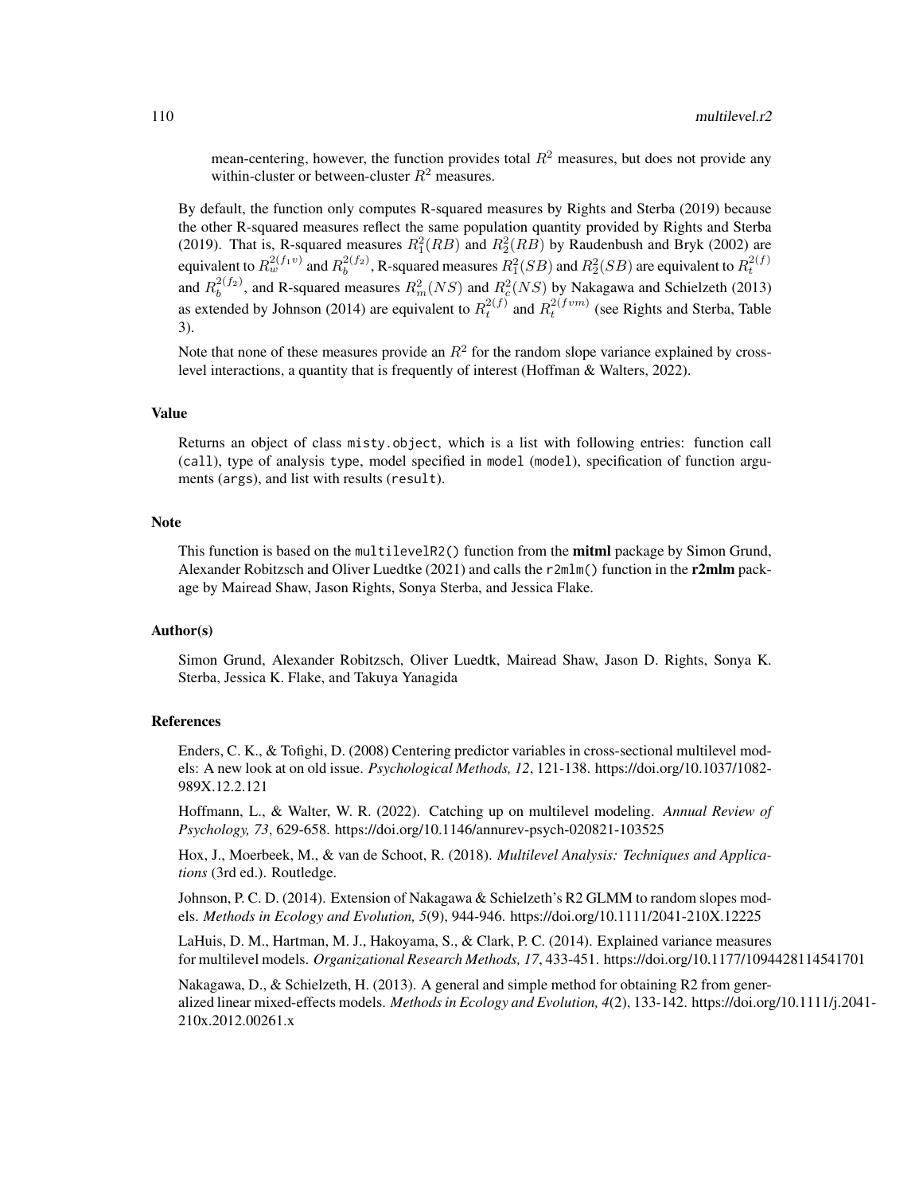mean-centering, however, the function provides total $R^2$ measures, but does not provide any within-cluster or between-cluster $R^2$ measures.

By default, the function only computes R-squared measures by Rights and Sterba (2019) because the other R-squared measures reflect the same population quantity provided by Rights and Sterba (2019). That is, R-squared measures $R^2_1(RB)$ and $R^2_2(RB)$ by Raudenbush and Bryk (2002) are equivalent to $R^{2(f_1 v)}_w$ and $R^{2(f_2)}_b$, R-squared measures $R^2_1(SB)$ and $R^2_2(SB)$ are equivalent to $R^{2(f)}_t$ and $R^{2(f_2)}_b$, and R-squared measures $R^2_m(NS)$ and $R^2_c(NS)$ by Nakagawa and Schielzeth (2013) as extended by Johnson (2014) are equivalent to $R^{2(f)}_t$ and $R^{2(fvm)}_t$ (see Rights and Sterba, Table 3).

Note that none of these measures provide an $R^2$ for the random slope variance explained by cross-level interactions, a quantity that is frequently of interest (Hoffman & Walters, 2022).

## Value

Returns an object of class misty.object, which is a list with following entries: function call (call), type of analysis type, model specified in model (model), specification of function arguments (args), and list with results (result).

## Note

This function is based on the multilevelR2() function from the **mitml** package by Simon Grund, Alexander Robitzsch and Oliver Luedtke (2021) and calls the r2mlm() function in the **r2mlm** package by Mairead Shaw, Jason Rights, Sonya Sterba, and Jessica Flake.

## Author(s)

Simon Grund, Alexander Robitzsch, Oliver Luedtk, Mairead Shaw, Jason D. Rights, Sonya K. Sterba, Jessica K. Flake, and Takuya Yanagida

## References

Enders, C. K., & Tofighi, D. (2008) Centering predictor variables in cross-sectional multilevel models: A new look at on old issue. *Psychological Methods, 12*, 121-138. https://doi.org/10.1037/1082-989X.12.2.121

Hoffmann, L., & Walter, W. R. (2022). Catching up on multilevel modeling. *Annual Review of Psychology, 73*, 629-658. https://doi.org/10.1146/annurev-psych-020821-103525

Hox, J., Moerbeek, M., & van de Schoot, R. (2018). *Multilevel Analysis: Techniques and Applications* (3rd ed.). Routledge.

Johnson, P. C. D. (2014). Extension of Nakagawa & Schielzeth's R2 GLMM to random slopes models. *Methods in Ecology and Evolution, 5*(9), 944-946. https://doi.org/10.1111/2041-210X.12225

LaHuis, D. M., Hartman, M. J., Hakoyama, S., & Clark, P. C. (2014). Explained variance measures for multilevel models. *Organizational Research Methods, 17*, 433-451. https://doi.org/10.1177/1094428114541701

Nakagawa, D., & Schielzeth, H. (2013). A general and simple method for obtaining R2 from generalized linear mixed-effects models. *Methods in Ecology and Evolution, 4*(2), 133-142. https://doi.org/10.1111/j.2041-210x.2012.00261.x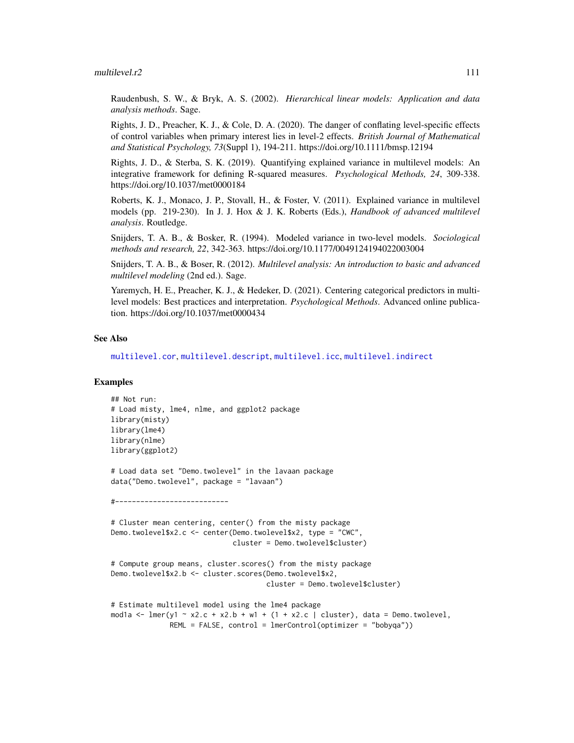Raudenbush, S. W., & Bryk, A. S. (2002). *Hierarchical linear models: Application and data analysis methods*. Sage.

Rights, J. D., Preacher, K. J., & Cole, D. A. (2020). The danger of conflating level-specific effects of control variables when primary interest lies in level-2 effects. *British Journal of Mathematical and Statistical Psychology, 73*(Suppl 1), 194-211. https://doi.org/10.1111/bmsp.12194

Rights, J. D., & Sterba, S. K. (2019). Quantifying explained variance in multilevel models: An integrative framework for defining R-squared measures. *Psychological Methods, 24*, 309-338. https://doi.org/10.1037/met0000184

Roberts, K. J., Monaco, J. P., Stovall, H., & Foster, V. (2011). Explained variance in multilevel models (pp. 219-230). In J. J. Hox & J. K. Roberts (Eds.), *Handbook of advanced multilevel analysis*. Routledge.

Snijders, T. A. B., & Bosker, R. (1994). Modeled variance in two-level models. *Sociological methods and research, 22*, 342-363. https://doi.org/10.1177/0049124194022003004

Snijders, T. A. B., & Boser, R. (2012). *Multilevel analysis: An introduction to basic and advanced multilevel modeling* (2nd ed.). Sage.

Yaremych, H. E., Preacher, K. J., & Hedeker, D. (2021). Centering categorical predictors in multilevel models: Best practices and interpretation. *Psychological Methods*. Advanced online publication. https://doi.org/10.1037/met0000434

## See Also

multilevel.cor, multilevel.descript, multilevel.icc, multilevel.indirect

## Examples

```
## Not run:
# Load misty, lme4, nlme, and ggplot2 package
library(misty)
library(lme4)
library(nlme)
library(ggplot2)

# Load data set "Demo.twolevel" in the lavaan package
data("Demo.twolevel", package = "lavaan")

#----------------------------

# Cluster mean centering, center() from the misty package
Demo.twolevel$x2.c <- center(Demo.twolevel$x2, type = "CWC",
                             cluster = Demo.twolevel$cluster)

# Compute group means, cluster.scores() from the misty package
Demo.twolevel$x2.b <- cluster.scores(Demo.twolevel$x2,
                                     cluster = Demo.twolevel$cluster)

# Estimate multilevel model using the lme4 package
mod1a <- lmer(y1 ~ x2.c + x2.b + w1 + (1 + x2.c | cluster), data = Demo.twolevel,
              REML = FALSE, control = lmerControl(optimizer = "bobyqa"))
```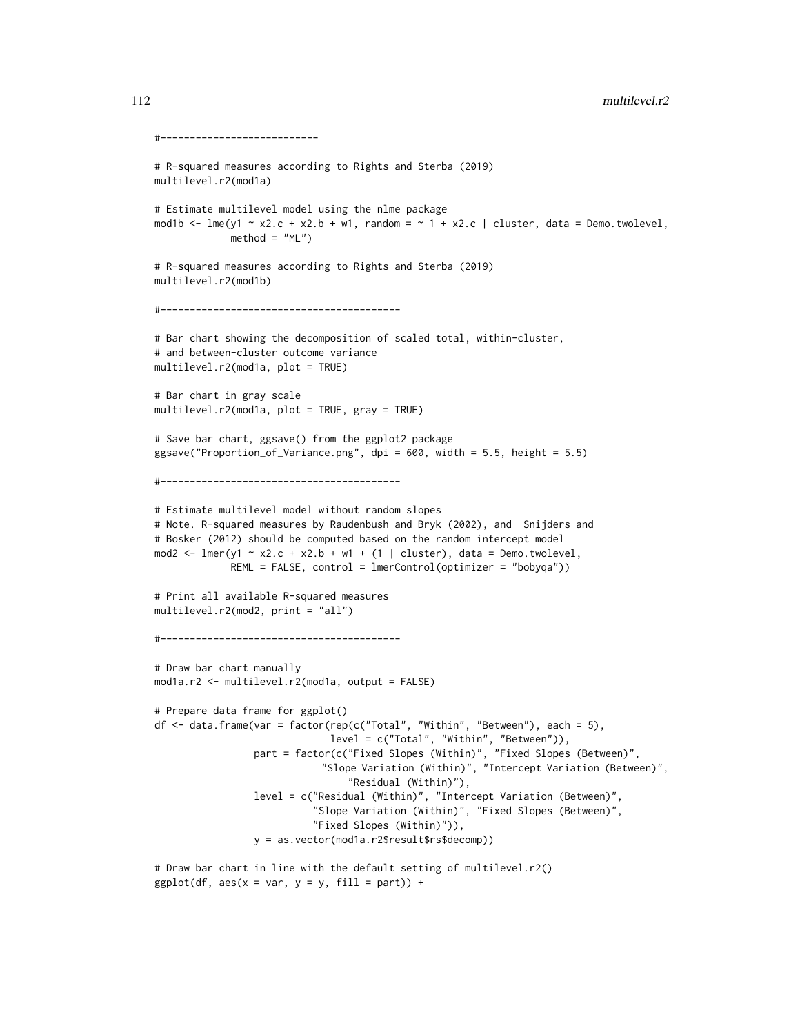```
#--------------------------

# R-squared measures according to Rights and Sterba (2019)
multilevel.r2(mod1a)

# Estimate multilevel model using the nlme package
mod1b <- lme(y1 ~ x2.c + x2.b + w1, random = ~ 1 + x2.c | cluster, data = Demo.twolevel,
             method = "ML")

# R-squared measures according to Rights and Sterba (2019)
multilevel.r2(mod1b)

#----------------------------------------

# Bar chart showing the decomposition of scaled total, within-cluster,
# and between-cluster outcome variance
multilevel.r2(mod1a, plot = TRUE)

# Bar chart in gray scale
multilevel.r2(mod1a, plot = TRUE, gray = TRUE)

# Save bar chart, ggsave() from the ggplot2 package
ggsave("Proportion_of_Variance.png", dpi = 600, width = 5.5, height = 5.5)

#----------------------------------------

# Estimate multilevel model without random slopes
# Note. R-squared measures by Raudenbush and Bryk (2002), and  Snijders and
# Bosker (2012) should be computed based on the random intercept model
mod2 <- lmer(y1 ~ x2.c + x2.b + w1 + (1 | cluster), data = Demo.twolevel,
             REML = FALSE, control = lmerControl(optimizer = "bobyqa"))

# Print all available R-squared measures
multilevel.r2(mod2, print = "all")

#----------------------------------------

# Draw bar chart manually
mod1a.r2 <- multilevel.r2(mod1a, output = FALSE)

# Prepare data frame for ggplot()
df <- data.frame(var = factor(rep(c("Total", "Within", "Between"), each = 5),
                              level = c("Total", "Within", "Between")),
                 part = factor(c("Fixed Slopes (Within)", "Fixed Slopes (Between)",
                                 "Slope Variation (Within)", "Intercept Variation (Between)",
                                 "Residual (Within)"),
                 level = c("Residual (Within)", "Intercept Variation (Between)",
                           "Slope Variation (Within)", "Fixed Slopes (Between)",
                           "Fixed Slopes (Within)")),
                 y = as.vector(mod1a.r2$result$rs$decomp))

# Draw bar chart in line with the default setting of multilevel.r2()
ggplot(df, aes(x = var, y = y, fill = part)) +
```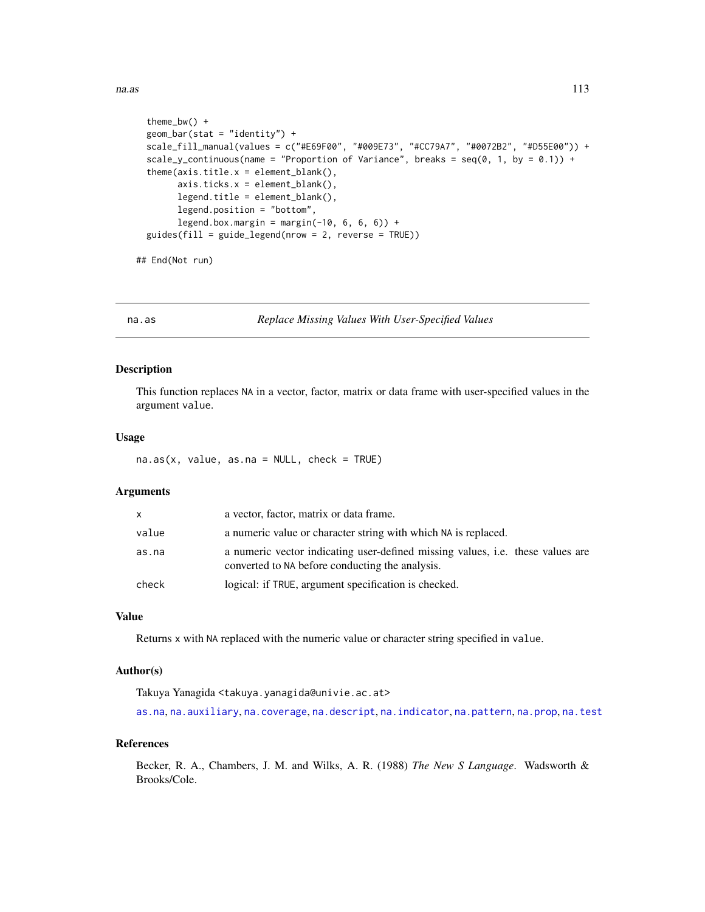```
  theme_bw() +
  geom_bar(stat = "identity") +
  scale_fill_manual(values = c("#E69F00", "#009E73", "#CC79A7", "#0072B2", "#D55E00")) +
  scale_y_continuous(name = "Proportion of Variance", breaks = seq(0, 1, by = 0.1)) +
  theme(axis.title.x = element_blank(),
        axis.ticks.x = element_blank(),
        legend.title = element_blank(),
        legend.position = "bottom",
        legend.box.margin = margin(-10, 6, 6, 6)) +
  guides(fill = guide_legend(nrow = 2, reverse = TRUE))

## End(Not run)
```

---

## na.as — *Replace Missing Values With User-Specified Values*

### Description

This function replaces `NA` in a vector, factor, matrix or data frame with user-specified values in the argument `value`.

### Usage

```
na.as(x, value, as.na = NULL, check = TRUE)
```

### Arguments

| | |
|---|---|
| `x` | a vector, factor, matrix or data frame. |
| `value` | a numeric value or character string with which `NA` is replaced. |
| `as.na` | a numeric vector indicating user-defined missing values, i.e. these values are converted to `NA` before conducting the analysis. |
| `check` | logical: if `TRUE`, argument specification is checked. |

### Value

Returns `x` with `NA` replaced with the numeric value or character string specified in `value`.

### Author(s)

Takuya Yanagida <takuya.yanagida@univie.ac.at>

`as.na`, `na.auxiliary`, `na.coverage`, `na.descript`, `na.indicator`, `na.pattern`, `na.prop`, `na.test`

### References

Becker, R. A., Chambers, J. M. and Wilks, A. R. (1988) *The New S Language*. Wadsworth & Brooks/Cole.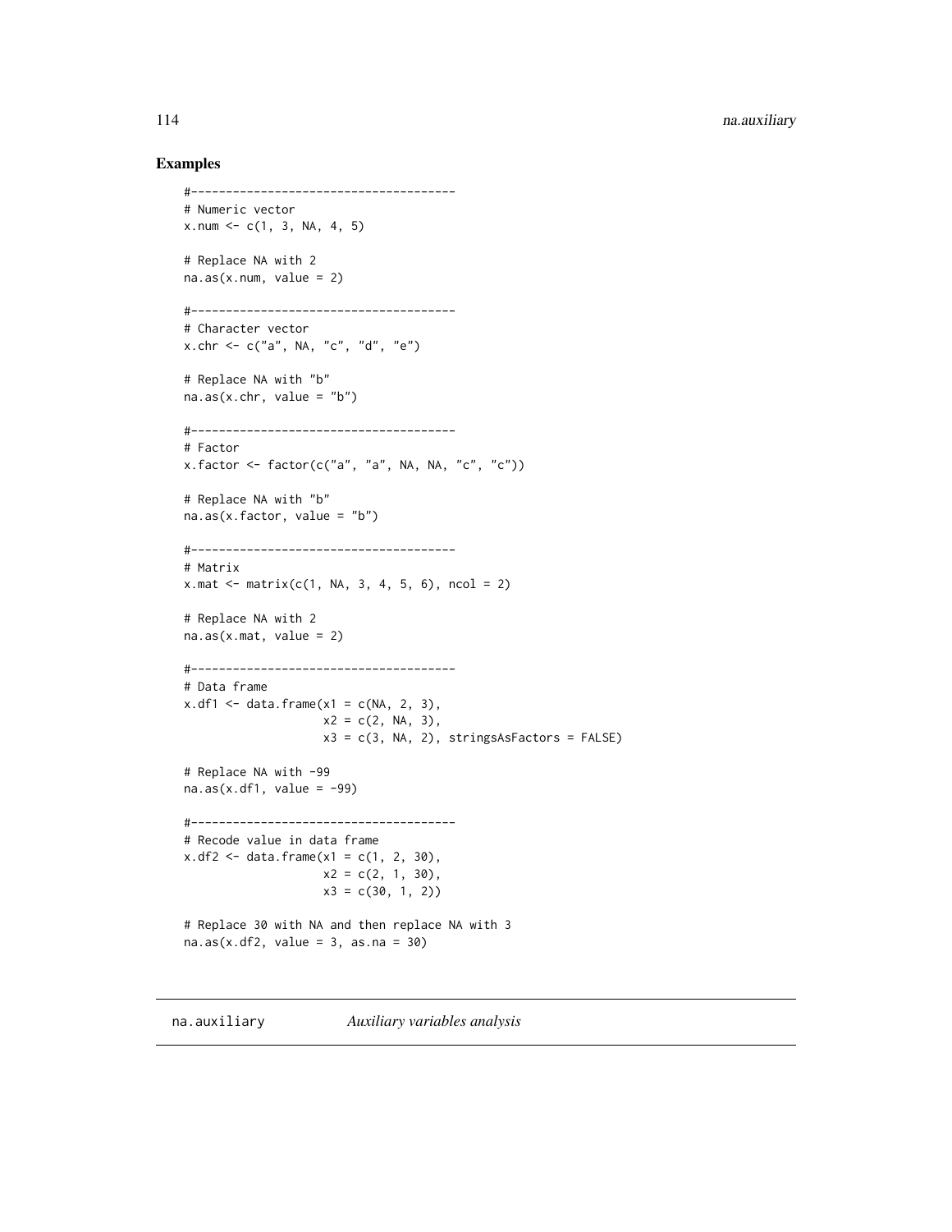## Examples

```
#--------------------------------------
# Numeric vector
x.num <- c(1, 3, NA, 4, 5)

# Replace NA with 2
na.as(x.num, value = 2)

#--------------------------------------
# Character vector
x.chr <- c("a", NA, "c", "d", "e")

# Replace NA with "b"
na.as(x.chr, value = "b")

#--------------------------------------
# Factor
x.factor <- factor(c("a", "a", NA, NA, "c", "c"))

# Replace NA with "b"
na.as(x.factor, value = "b")

#--------------------------------------
# Matrix
x.mat <- matrix(c(1, NA, 3, 4, 5, 6), ncol = 2)

# Replace NA with 2
na.as(x.mat, value = 2)

#--------------------------------------
# Data frame
x.df1 <- data.frame(x1 = c(NA, 2, 3),
                    x2 = c(2, NA, 3),
                    x3 = c(3, NA, 2), stringsAsFactors = FALSE)

# Replace NA with -99
na.as(x.df1, value = -99)

#--------------------------------------
# Recode value in data frame
x.df2 <- data.frame(x1 = c(1, 2, 30),
                    x2 = c(2, 1, 30),
                    x3 = c(30, 1, 2))

# Replace 30 with NA and then replace NA with 3
na.as(x.df2, value = 3, as.na = 30)
```

---

# na.auxiliary *Auxiliary variables analysis*

---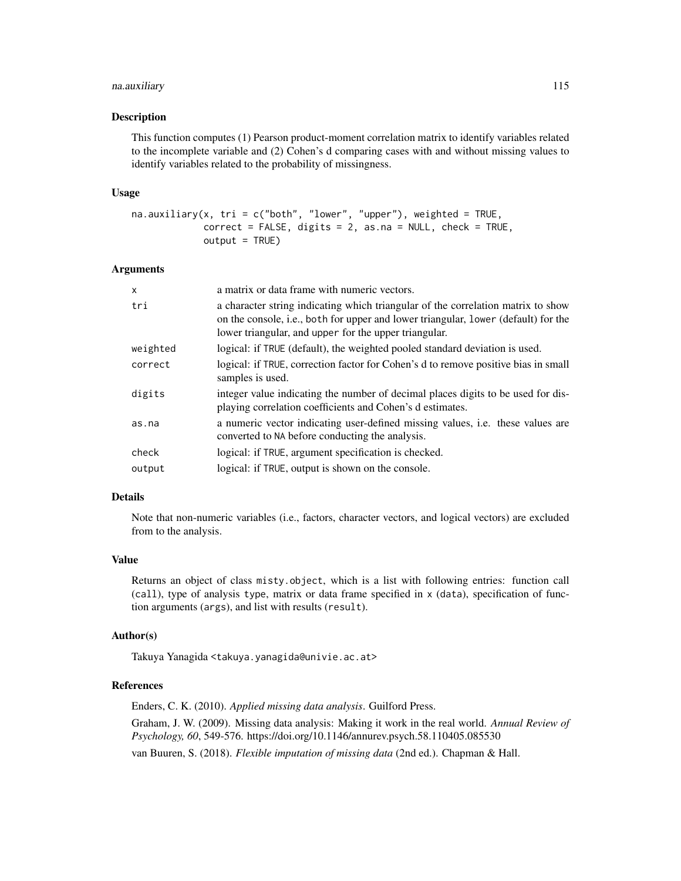## Description

This function computes (1) Pearson product-moment correlation matrix to identify variables related to the incomplete variable and (2) Cohen's d comparing cases with and without missing values to identify variables related to the probability of missingness.

## Usage

```
na.auxiliary(x, tri = c("both", "lower", "upper"), weighted = TRUE,
             correct = FALSE, digits = 2, as.na = NULL, check = TRUE,
             output = TRUE)
```

## Arguments

| | |
|---|---|
| `x` | a matrix or data frame with numeric vectors. |
| `tri` | a character string indicating which triangular of the correlation matrix to show on the console, i.e., `both` for upper and lower triangular, `lower` (default) for the lower triangular, and `upper` for the upper triangular. |
| `weighted` | logical: if `TRUE` (default), the weighted pooled standard deviation is used. |
| `correct` | logical: if `TRUE`, correction factor for Cohen's d to remove positive bias in small samples is used. |
| `digits` | integer value indicating the number of decimal places digits to be used for displaying correlation coefficients and Cohen's d estimates. |
| `as.na` | a numeric vector indicating user-defined missing values, i.e. these values are converted to `NA` before conducting the analysis. |
| `check` | logical: if `TRUE`, argument specification is checked. |
| `output` | logical: if `TRUE`, output is shown on the console. |

## Details

Note that non-numeric variables (i.e., factors, character vectors, and logical vectors) are excluded from to the analysis.

## Value

Returns an object of class `misty.object`, which is a list with following entries: function call (`call`), type of analysis `type`, matrix or data frame specified in `x` (`data`), specification of function arguments (`args`), and list with results (`result`).

## Author(s)

Takuya Yanagida <takuya.yanagida@univie.ac.at>

## References

Enders, C. K. (2010). *Applied missing data analysis*. Guilford Press.

Graham, J. W. (2009). Missing data analysis: Making it work in the real world. *Annual Review of Psychology, 60*, 549-576. https://doi.org/10.1146/annurev.psych.58.110405.085530

van Buuren, S. (2018). *Flexible imputation of missing data* (2nd ed.). Chapman & Hall.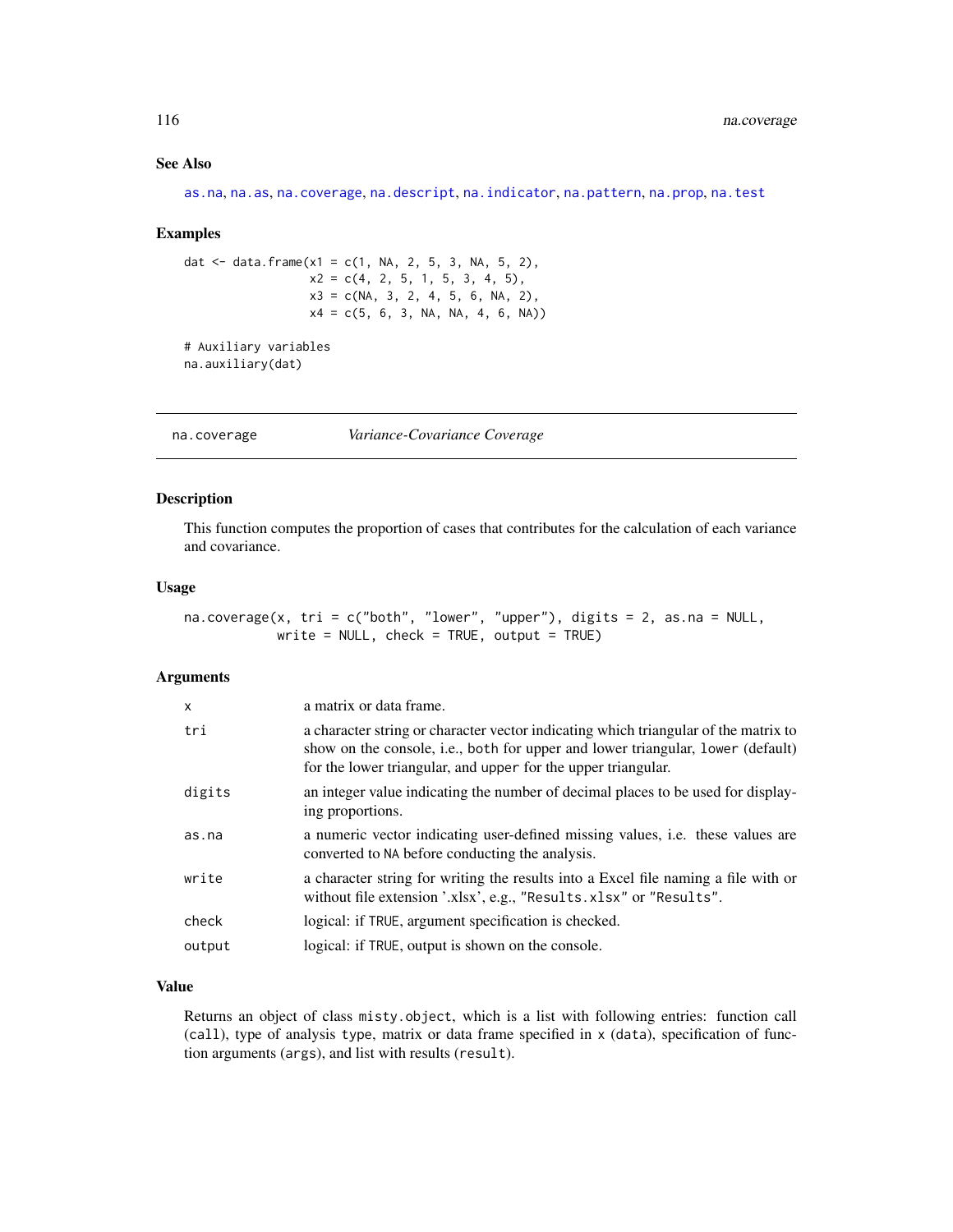### See Also

as.na, na.as, na.coverage, na.descript, na.indicator, na.pattern, na.prop, na.test

### Examples

```
dat <- data.frame(x1 = c(1, NA, 2, 5, 3, NA, 5, 2),
                  x2 = c(4, 2, 5, 1, 5, 3, 4, 5),
                  x3 = c(NA, 3, 2, 4, 5, 6, NA, 2),
                  x4 = c(5, 6, 3, NA, NA, 4, 6, NA))

# Auxiliary variables
na.auxiliary(dat)
```

---

## na.coverage — *Variance-Covariance Coverage*

### Description

This function computes the proportion of cases that contributes for the calculation of each variance and covariance.

### Usage

```
na.coverage(x, tri = c("both", "lower", "upper"), digits = 2, as.na = NULL,
            write = NULL, check = TRUE, output = TRUE)
```

### Arguments

| | |
|---|---|
| x | a matrix or data frame. |
| tri | a character string or character vector indicating which triangular of the matrix to show on the console, i.e., both for upper and lower triangular, lower (default) for the lower triangular, and upper for the upper triangular. |
| digits | an integer value indicating the number of decimal places to be used for displaying proportions. |
| as.na | a numeric vector indicating user-defined missing values, i.e. these values are converted to NA before conducting the analysis. |
| write | a character string for writing the results into a Excel file naming a file with or without file extension '.xlsx', e.g., "Results.xlsx" or "Results". |
| check | logical: if TRUE, argument specification is checked. |
| output | logical: if TRUE, output is shown on the console. |

### Value

Returns an object of class misty.object, which is a list with following entries: function call (call), type of analysis type, matrix or data frame specified in x (data), specification of function arguments (args), and list with results (result).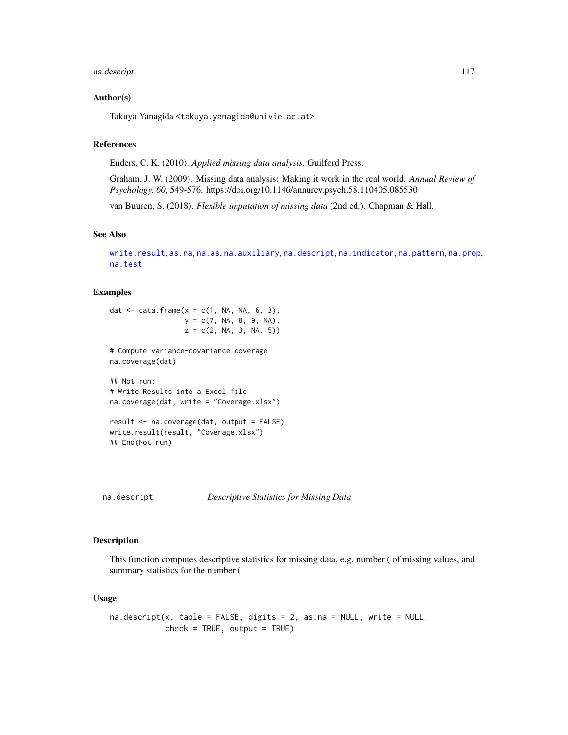### Author(s)

Takuya Yanagida <takuya.yanagida@univie.ac.at>

### References

Enders, C. K. (2010). *Applied missing data analysis*. Guilford Press.

Graham, J. W. (2009). Missing data analysis: Making it work in the real world. *Annual Review of Psychology, 60*, 549-576. https://doi.org/10.1146/annurev.psych.58.110405.085530

van Buuren, S. (2018). *Flexible imputation of missing data* (2nd ed.). Chapman & Hall.

### See Also

write.result, as.na, na.as, na.auxiliary, na.descript, na.indicator, na.pattern, na.prop, na.test

### Examples

```
dat <- data.frame(x = c(1, NA, NA, 6, 3),
                  y = c(7, NA, 8, 9, NA),
                  z = c(2, NA, 3, NA, 5))

# Compute variance-covariance coverage
na.coverage(dat)

## Not run:
# Write Results into a Excel file
na.coverage(dat, write = "Coverage.xlsx")

result <- na.coverage(dat, output = FALSE)
write.result(result, "Coverage.xlsx")
## End(Not run)
```

---

## na.descript    *Descriptive Statistics for Missing Data*

### Description

This function computes descriptive statistics for missing data, e.g. number ( of missing values, and summary statistics for the number (

### Usage

```
na.descript(x, table = FALSE, digits = 2, as.na = NULL, write = NULL,
            check = TRUE, output = TRUE)
```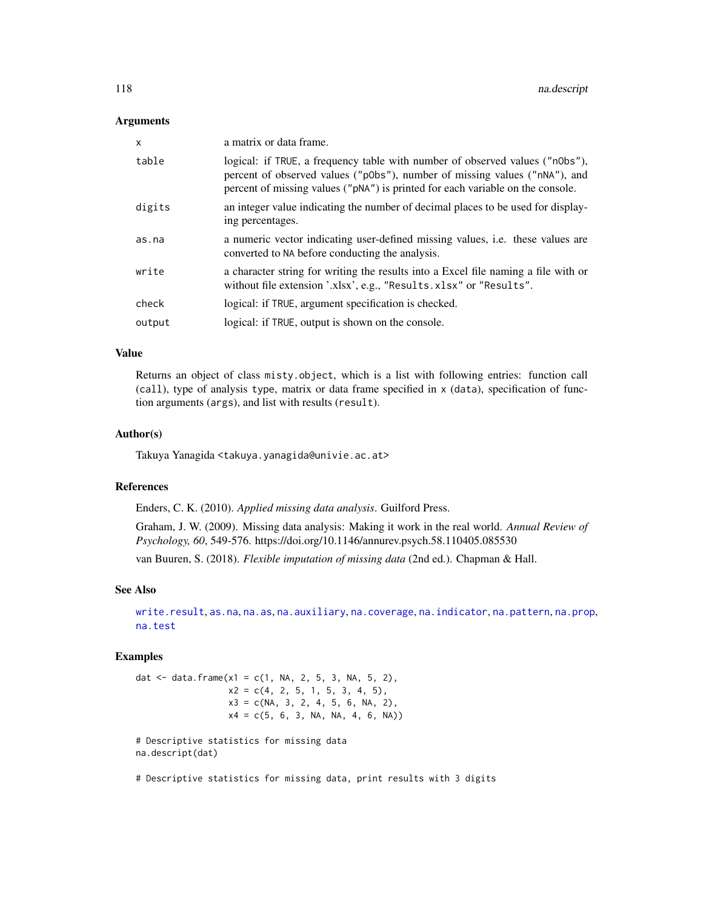## Arguments

| | |
|---|---|
| `x` | a matrix or data frame. |
| `table` | logical: if `TRUE`, a frequency table with number of observed values (`"nObs"`), percent of observed values (`"pObs"`), number of missing values (`"nNA"`), and percent of missing values (`"pNA"`) is printed for each variable on the console. |
| `digits` | an integer value indicating the number of decimal places to be used for displaying percentages. |
| `as.na` | a numeric vector indicating user-defined missing values, i.e. these values are converted to `NA` before conducting the analysis. |
| `write` | a character string for writing the results into a Excel file naming a file with or without file extension '.xlsx', e.g., `"Results.xlsx"` or `"Results"`. |
| `check` | logical: if `TRUE`, argument specification is checked. |
| `output` | logical: if `TRUE`, output is shown on the console. |

## Value

Returns an object of class `misty.object`, which is a list with following entries: function call (`call`), type of analysis `type`, matrix or data frame specified in `x` (`data`), specification of function arguments (`args`), and list with results (`result`).

## Author(s)

Takuya Yanagida <takuya.yanagida@univie.ac.at>

## References

Enders, C. K. (2010). *Applied missing data analysis*. Guilford Press.

Graham, J. W. (2009). Missing data analysis: Making it work in the real world. *Annual Review of Psychology, 60*, 549-576. https://doi.org/10.1146/annurev.psych.58.110405.085530

van Buuren, S. (2018). *Flexible imputation of missing data* (2nd ed.). Chapman & Hall.

## See Also

`write.result`, `as.na`, `na.as`, `na.auxiliary`, `na.coverage`, `na.indicator`, `na.pattern`, `na.prop`, `na.test`

## Examples

```
dat <- data.frame(x1 = c(1, NA, 2, 5, 3, NA, 5, 2),
                  x2 = c(4, 2, 5, 1, 5, 3, 4, 5),
                  x3 = c(NA, 3, 2, 4, 5, 6, NA, 2),
                  x4 = c(5, 6, 3, NA, NA, 4, 6, NA))

# Descriptive statistics for missing data
na.descript(dat)

# Descriptive statistics for missing data, print results with 3 digits
```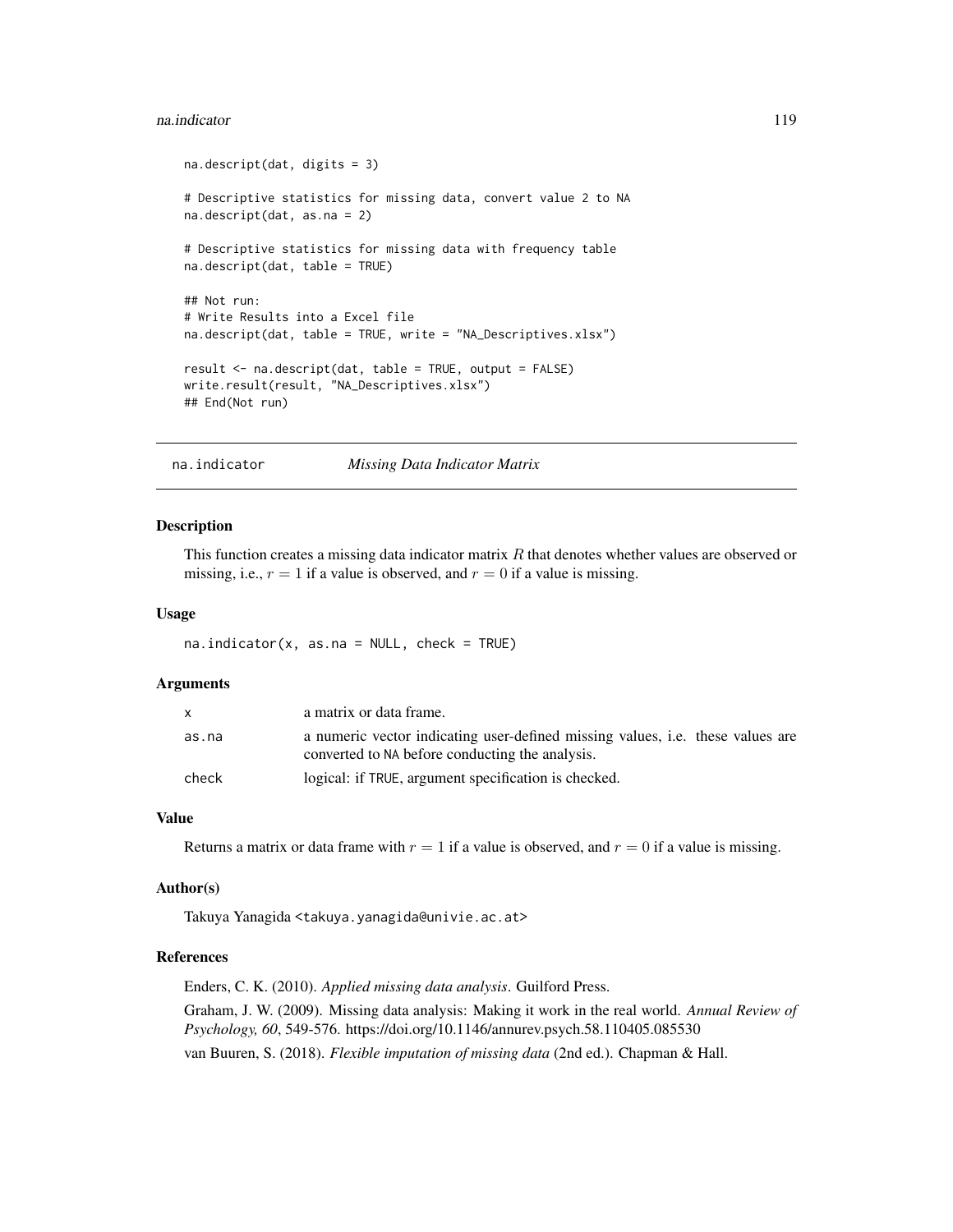```
na.descript(dat, digits = 3)

# Descriptive statistics for missing data, convert value 2 to NA
na.descript(dat, as.na = 2)

# Descriptive statistics for missing data with frequency table
na.descript(dat, table = TRUE)

## Not run:
# Write Results into a Excel file
na.descript(dat, table = TRUE, write = "NA_Descriptives.xlsx")

result <- na.descript(dat, table = TRUE, output = FALSE)
write.result(result, "NA_Descriptives.xlsx")
## End(Not run)
```

---

## na.indicator — *Missing Data Indicator Matrix*

---

### Description

This function creates a missing data indicator matrix $R$ that denotes whether values are observed or missing, i.e., $r = 1$ if a value is observed, and $r = 0$ if a value is missing.

### Usage

```
na.indicator(x, as.na = NULL, check = TRUE)
```

### Arguments

| | |
|---|---|
| x | a matrix or data frame. |
| as.na | a numeric vector indicating user-defined missing values, i.e. these values are converted to NA before conducting the analysis. |
| check | logical: if TRUE, argument specification is checked. |

### Value

Returns a matrix or data frame with $r = 1$ if a value is observed, and $r = 0$ if a value is missing.

### Author(s)

Takuya Yanagida <takuya.yanagida@univie.ac.at>

### References

Enders, C. K. (2010). *Applied missing data analysis*. Guilford Press.

Graham, J. W. (2009). Missing data analysis: Making it work in the real world. *Annual Review of Psychology, 60*, 549-576. https://doi.org/10.1146/annurev.psych.58.110405.085530

van Buuren, S. (2018). *Flexible imputation of missing data* (2nd ed.). Chapman & Hall.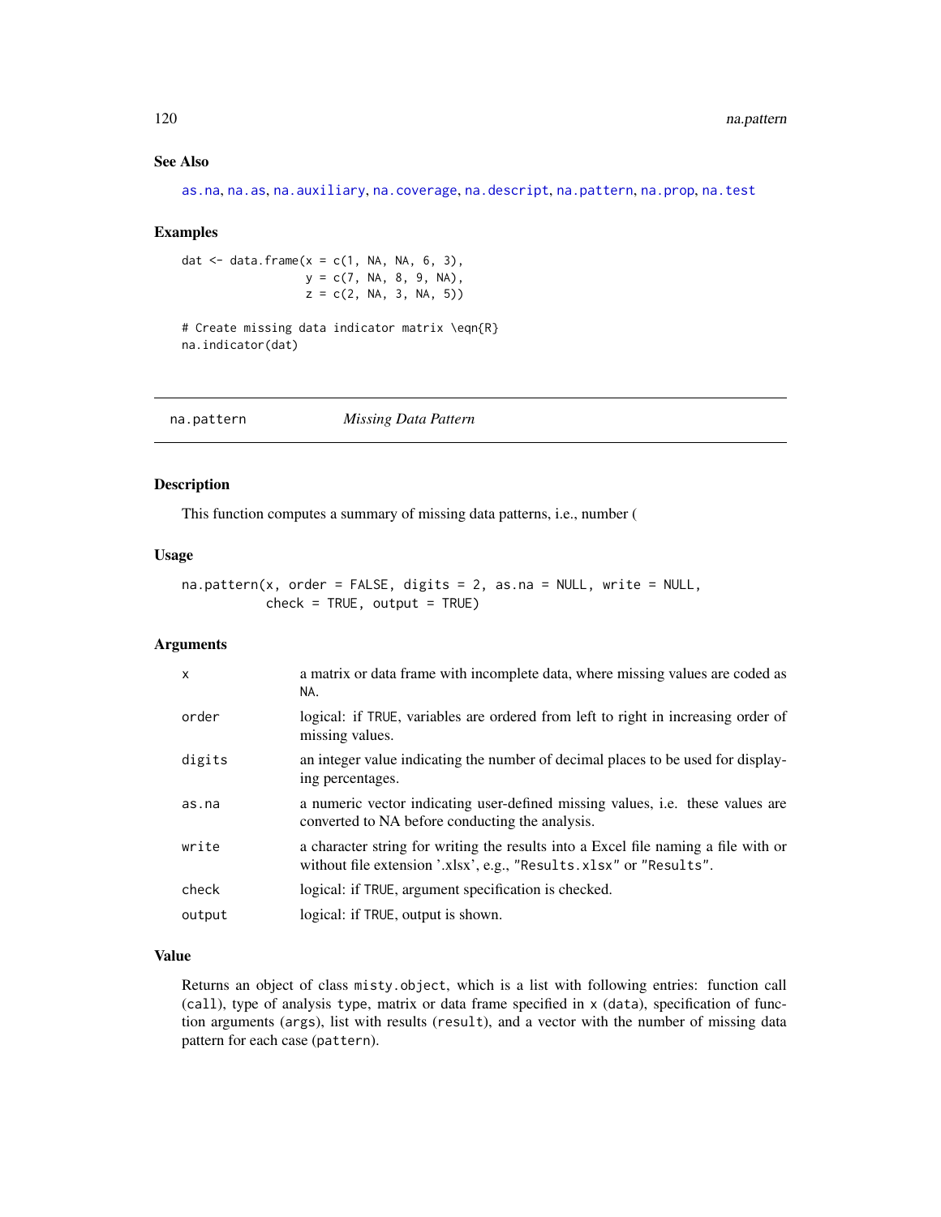## See Also

as.na, na.as, na.auxiliary, na.coverage, na.descript, na.pattern, na.prop, na.test

## Examples

```
dat <- data.frame(x = c(1, NA, NA, 6, 3),
                  y = c(7, NA, 8, 9, NA),
                  z = c(2, NA, 3, NA, 5))

# Create missing data indicator matrix \eqn{R}
na.indicator(dat)
```

---

# na.pattern *Missing Data Pattern*

---

## Description

This function computes a summary of missing data patterns, i.e., number (

## Usage

```
na.pattern(x, order = FALSE, digits = 2, as.na = NULL, write = NULL,
           check = TRUE, output = TRUE)
```

## Arguments

| | |
|---|---|
| x | a matrix or data frame with incomplete data, where missing values are coded as NA. |
| order | logical: if TRUE, variables are ordered from left to right in increasing order of missing values. |
| digits | an integer value indicating the number of decimal places to be used for displaying percentages. |
| as.na | a numeric vector indicating user-defined missing values, i.e. these values are converted to NA before conducting the analysis. |
| write | a character string for writing the results into a Excel file naming a file with or without file extension '.xlsx', e.g., "Results.xlsx" or "Results". |
| check | logical: if TRUE, argument specification is checked. |
| output | logical: if TRUE, output is shown. |

## Value

Returns an object of class misty.object, which is a list with following entries: function call (call), type of analysis type, matrix or data frame specified in x (data), specification of function arguments (args), list with results (result), and a vector with the number of missing data pattern for each case (pattern).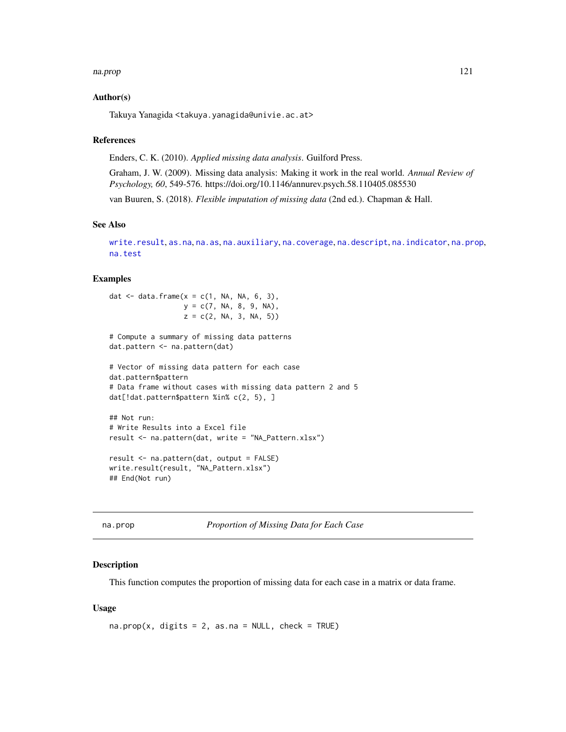### Author(s)

Takuya Yanagida <takuya.yanagida@univie.ac.at>

### References

Enders, C. K. (2010). *Applied missing data analysis*. Guilford Press.

Graham, J. W. (2009). Missing data analysis: Making it work in the real world. *Annual Review of Psychology, 60*, 549-576. https://doi.org/10.1146/annurev.psych.58.110405.085530

van Buuren, S. (2018). *Flexible imputation of missing data* (2nd ed.). Chapman & Hall.

### See Also

write.result, as.na, na.as, na.auxiliary, na.coverage, na.descript, na.indicator, na.prop, na.test

### Examples

```
dat <- data.frame(x = c(1, NA, NA, 6, 3),
                  y = c(7, NA, 8, 9, NA),
                  z = c(2, NA, 3, NA, 5))

# Compute a summary of missing data patterns
dat.pattern <- na.pattern(dat)

# Vector of missing data pattern for each case
dat.pattern$pattern
# Data frame without cases with missing data pattern 2 and 5
dat[!dat.pattern$pattern %in% c(2, 5), ]

## Not run:
# Write Results into a Excel file
result <- na.pattern(dat, write = "NA_Pattern.xlsx")

result <- na.pattern(dat, output = FALSE)
write.result(result, "NA_Pattern.xlsx")
## End(Not run)
```

---

## na.prop — *Proportion of Missing Data for Each Case*

### Description

This function computes the proportion of missing data for each case in a matrix or data frame.

### Usage

```
na.prop(x, digits = 2, as.na = NULL, check = TRUE)
```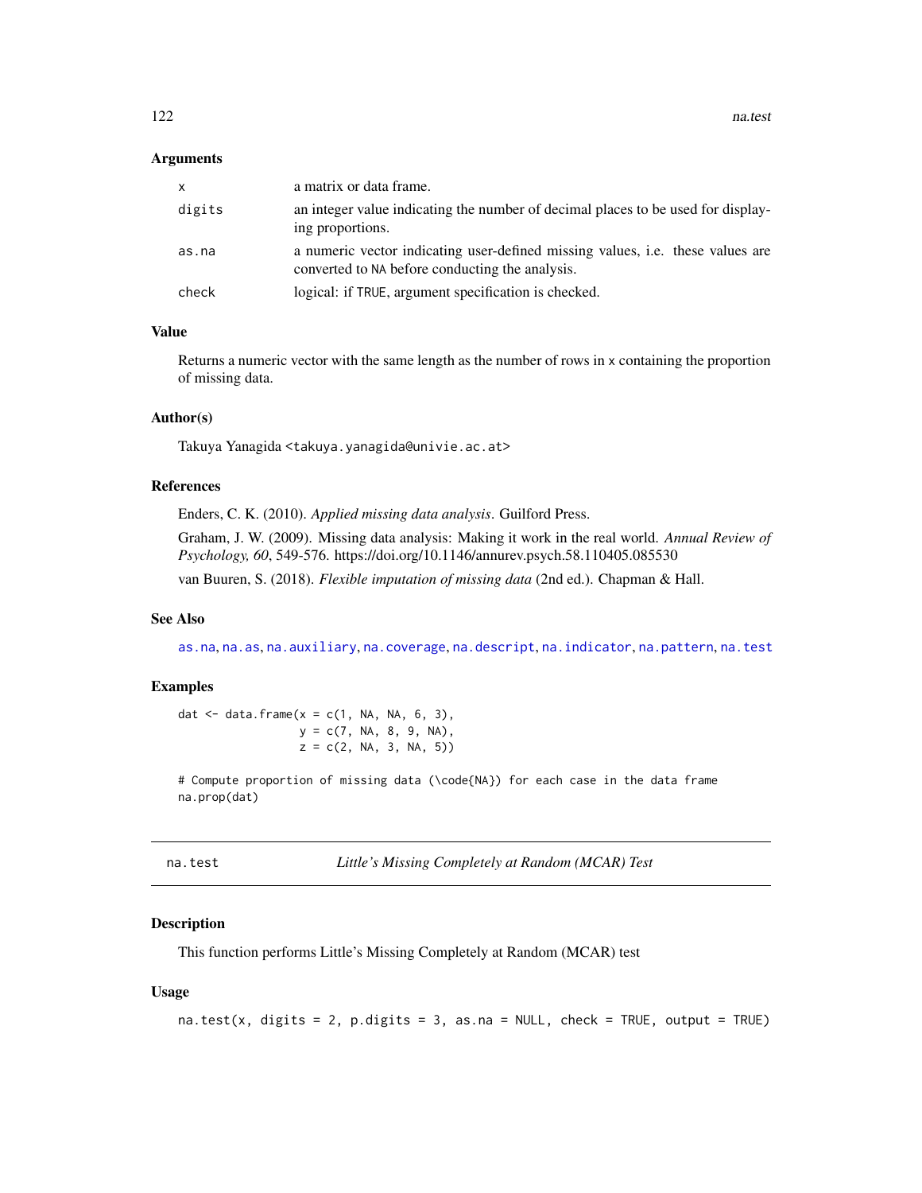### Arguments

| | |
|---|---|
| `x` | a matrix or data frame. |
| `digits` | an integer value indicating the number of decimal places to be used for displaying proportions. |
| `as.na` | a numeric vector indicating user-defined missing values, i.e. these values are converted to `NA` before conducting the analysis. |
| `check` | logical: if `TRUE`, argument specification is checked. |

### Value

Returns a numeric vector with the same length as the number of rows in `x` containing the proportion of missing data.

### Author(s)

Takuya Yanagida <takuya.yanagida@univie.ac.at>

### References

Enders, C. K. (2010). *Applied missing data analysis*. Guilford Press.

Graham, J. W. (2009). Missing data analysis: Making it work in the real world. *Annual Review of Psychology, 60*, 549-576. https://doi.org/10.1146/annurev.psych.58.110405.085530

van Buuren, S. (2018). *Flexible imputation of missing data* (2nd ed.). Chapman & Hall.

### See Also

`as.na`, `na.as`, `na.auxiliary`, `na.coverage`, `na.descript`, `na.indicator`, `na.pattern`, `na.test`

### Examples

```
dat <- data.frame(x = c(1, NA, NA, 6, 3),
                  y = c(7, NA, 8, 9, NA),
                  z = c(2, NA, 3, NA, 5))

# Compute proportion of missing data (\code{NA}) for each case in the data frame
na.prop(dat)
```

---

## na.test — *Little's Missing Completely at Random (MCAR) Test*

---

### Description

This function performs Little's Missing Completely at Random (MCAR) test

### Usage

```
na.test(x, digits = 2, p.digits = 3, as.na = NULL, check = TRUE, output = TRUE)
```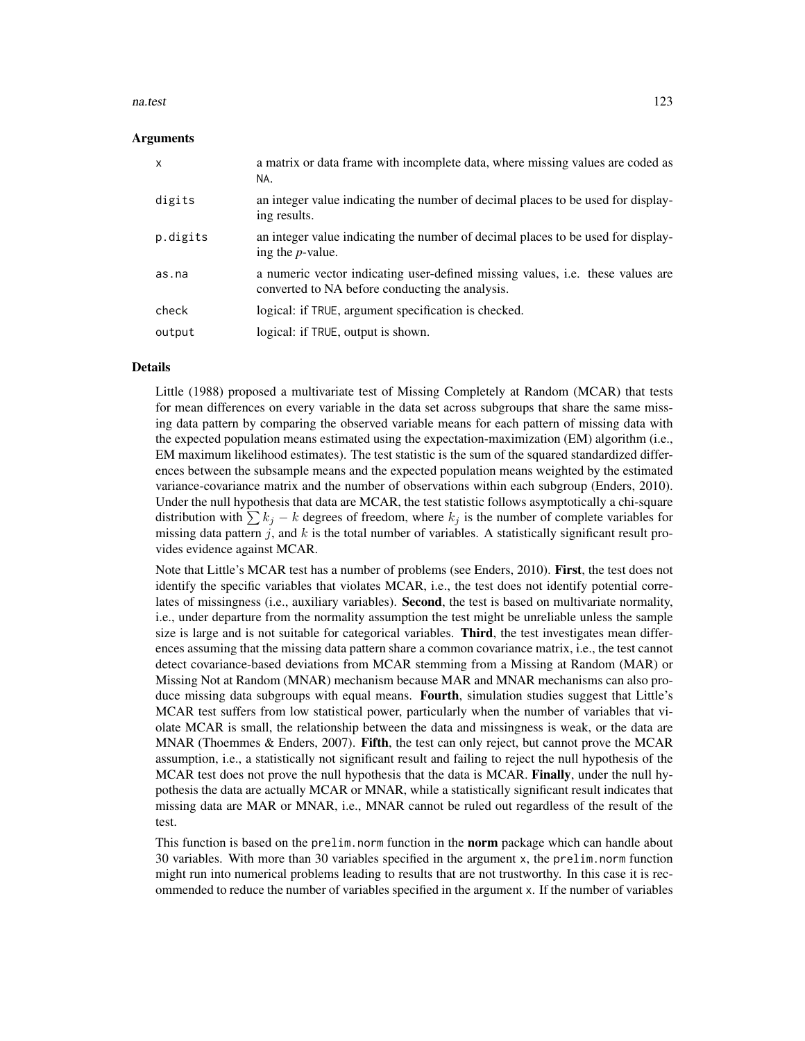## Arguments

| | |
|---|---|
| `x` | a matrix or data frame with incomplete data, where missing values are coded as `NA`. |
| `digits` | an integer value indicating the number of decimal places to be used for displaying results. |
| `p.digits` | an integer value indicating the number of decimal places to be used for displaying the *p*-value. |
| `as.na` | a numeric vector indicating user-defined missing values, i.e. these values are converted to NA before conducting the analysis. |
| `check` | logical: if `TRUE`, argument specification is checked. |
| `output` | logical: if `TRUE`, output is shown. |

## Details

Little (1988) proposed a multivariate test of Missing Completely at Random (MCAR) that tests for mean differences on every variable in the data set across subgroups that share the same missing data pattern by comparing the observed variable means for each pattern of missing data with the expected population means estimated using the expectation-maximization (EM) algorithm (i.e., EM maximum likelihood estimates). The test statistic is the sum of the squared standardized differences between the subsample means and the expected population means weighted by the estimated variance-covariance matrix and the number of observations within each subgroup (Enders, 2010). Under the null hypothesis that data are MCAR, the test statistic follows asymptotically a chi-square distribution with $\sum k_j - k$ degrees of freedom, where $k_j$ is the number of complete variables for missing data pattern $j$, and $k$ is the total number of variables. A statistically significant result provides evidence against MCAR.

Note that Little's MCAR test has a number of problems (see Enders, 2010). **First**, the test does not identify the specific variables that violates MCAR, i.e., the test does not identify potential correlates of missingness (i.e., auxiliary variables). **Second**, the test is based on multivariate normality, i.e., under departure from the normality assumption the test might be unreliable unless the sample size is large and is not suitable for categorical variables. **Third**, the test investigates mean differences assuming that the missing data pattern share a common covariance matrix, i.e., the test cannot detect covariance-based deviations from MCAR stemming from a Missing at Random (MAR) or Missing Not at Random (MNAR) mechanism because MAR and MNAR mechanisms can also produce missing data subgroups with equal means. **Fourth**, simulation studies suggest that Little's MCAR test suffers from low statistical power, particularly when the number of variables that violate MCAR is small, the relationship between the data and missingness is weak, or the data are MNAR (Thoemmes & Enders, 2007). **Fifth**, the test can only reject, but cannot prove the MCAR assumption, i.e., a statistically not significant result and failing to reject the null hypothesis of the MCAR test does not prove the null hypothesis that the data is MCAR. **Finally**, under the null hypothesis the data are actually MCAR or MNAR, while a statistically significant result indicates that missing data are MAR or MNAR, i.e., MNAR cannot be ruled out regardless of the result of the test.

This function is based on the `prelim.norm` function in the **norm** package which can handle about 30 variables. With more than 30 variables specified in the argument `x`, the `prelim.norm` function might run into numerical problems leading to results that are not trustworthy. In this case it is recommended to reduce the number of variables specified in the argument `x`. If the number of variables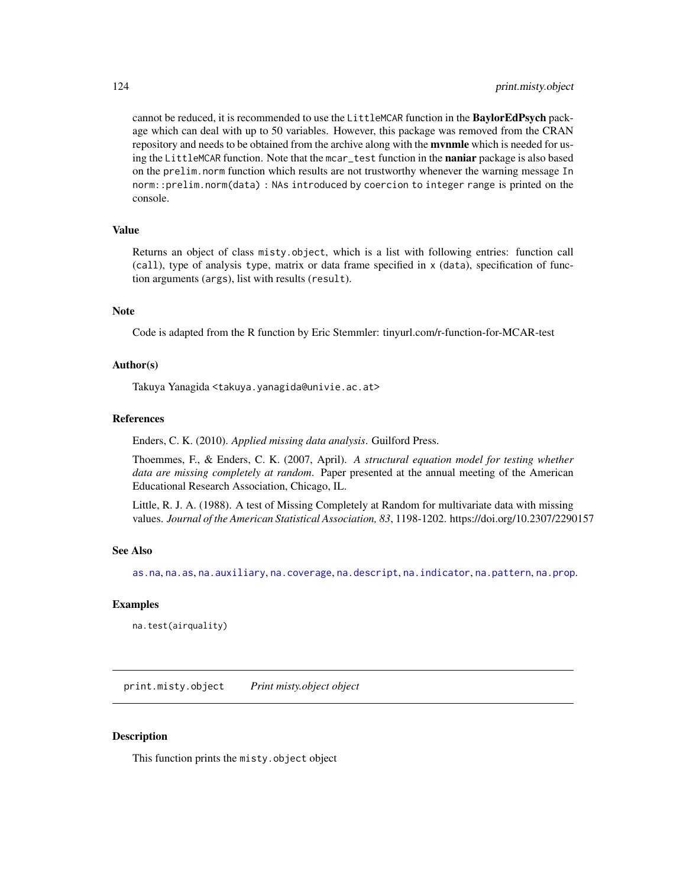cannot be reduced, it is recommended to use the `LittleMCAR` function in the **BaylorEdPsych** package which can deal with up to 50 variables. However, this package was removed from the CRAN repository and needs to be obtained from the archive along with the **mvnmle** which is needed for using the `LittleMCAR` function. Note that the `mcar_test` function in the **naniar** package is also based on the `prelim.norm` function which results are not trustworthy whenever the warning message `In norm::prelim.norm(data) : NAs introduced by coercion to integer range` is printed on the console.

### Value

Returns an object of class `misty.object`, which is a list with following entries: function call (`call`), type of analysis `type`, matrix or data frame specified in `x` (`data`), specification of function arguments (`args`), list with results (`result`).

### Note

Code is adapted from the R function by Eric Stemmler: tinyurl.com/r-function-for-MCAR-test

### Author(s)

Takuya Yanagida <takuya.yanagida@univie.ac.at>

### References

Enders, C. K. (2010). *Applied missing data analysis*. Guilford Press.

Thoemmes, F., & Enders, C. K. (2007, April). *A structural equation model for testing whether data are missing completely at random*. Paper presented at the annual meeting of the American Educational Research Association, Chicago, IL.

Little, R. J. A. (1988). A test of Missing Completely at Random for multivariate data with missing values. *Journal of the American Statistical Association, 83*, 1198-1202. https://doi.org/10.2307/2290157

### See Also

`as.na`, `na.as`, `na.auxiliary`, `na.coverage`, `na.descript`, `na.indicator`, `na.pattern`, `na.prop`.

### Examples

```
na.test(airquality)
```

---

## print.misty.object    *Print misty.object object*

### Description

This function prints the `misty.object` object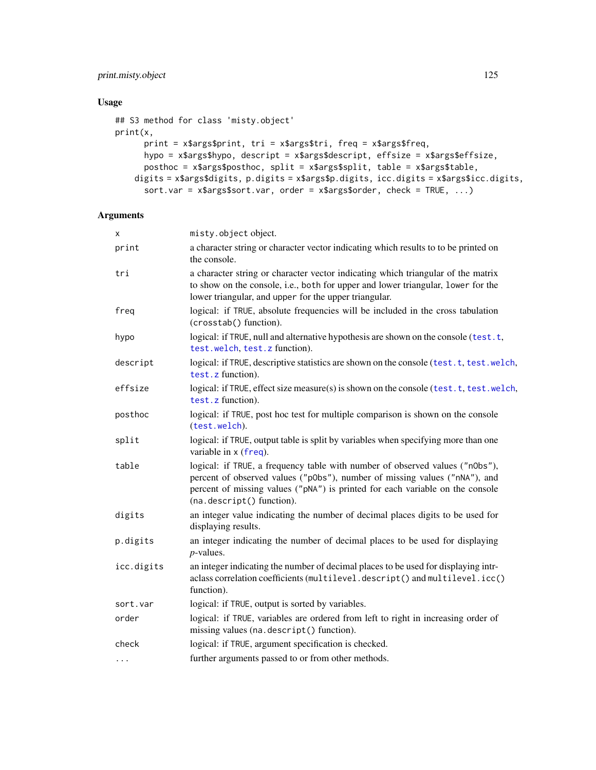## Usage

```
## S3 method for class 'misty.object'
print(x,
      print = x$args$print, tri = x$args$tri, freq = x$args$freq,
      hypo = x$args$hypo, descript = x$args$descript, effsize = x$args$effsize,
      posthoc = x$args$posthoc, split = x$args$split, table = x$args$table,
    digits = x$args$digits, p.digits = x$args$p.digits, icc.digits = x$args$icc.digits,
      sort.var = x$args$sort.var, order = x$args$order, check = TRUE, ...)
```

## Arguments

| | |
|---|---|
| `x` | `misty.object` object. |
| `print` | a character string or character vector indicating which results to to be printed on the console. |
| `tri` | a character string or character vector indicating which triangular of the matrix to show on the console, i.e., `both` for upper and lower triangular, `lower` for the lower triangular, and `upper` for the upper triangular. |
| `freq` | logical: if `TRUE`, absolute frequencies will be included in the cross tabulation (`crosstab()` function). |
| `hypo` | logical: if `TRUE`, null and alternative hypothesis are shown on the console (`test.t`, `test.welch`, `test.z` function). |
| `descript` | logical: if `TRUE`, descriptive statistics are shown on the console (`test.t`, `test.welch`, `test.z` function). |
| `effsize` | logical: if `TRUE`, effect size measure(s) is shown on the console (`test.t`, `test.welch`, `test.z` function). |
| `posthoc` | logical: if `TRUE`, post hoc test for multiple comparison is shown on the console (`test.welch`). |
| `split` | logical: if `TRUE`, output table is split by variables when specifying more than one variable in `x` (`freq`). |
| `table` | logical: if `TRUE`, a frequency table with number of observed values (`"nObs"`), percent of observed values (`"pObs"`), number of missing values (`"nNA"`), and percent of missing values (`"pNA"`) is printed for each variable on the console (`na.descript()` function). |
| `digits` | an integer value indicating the number of decimal places digits to be used for displaying results. |
| `p.digits` | an integer indicating the number of decimal places to be used for displaying *p*-values. |
| `icc.digits` | an integer indicating the number of decimal places to be used for displaying intraclass correlation coefficients (`multilevel.descript()` and `multilevel.icc()` function). |
| `sort.var` | logical: if `TRUE`, output is sorted by variables. |
| `order` | logical: if `TRUE`, variables are ordered from left to right in increasing order of missing values (`na.descript()` function). |
| `check` | logical: if `TRUE`, argument specification is checked. |
| `...` | further arguments passed to or from other methods. |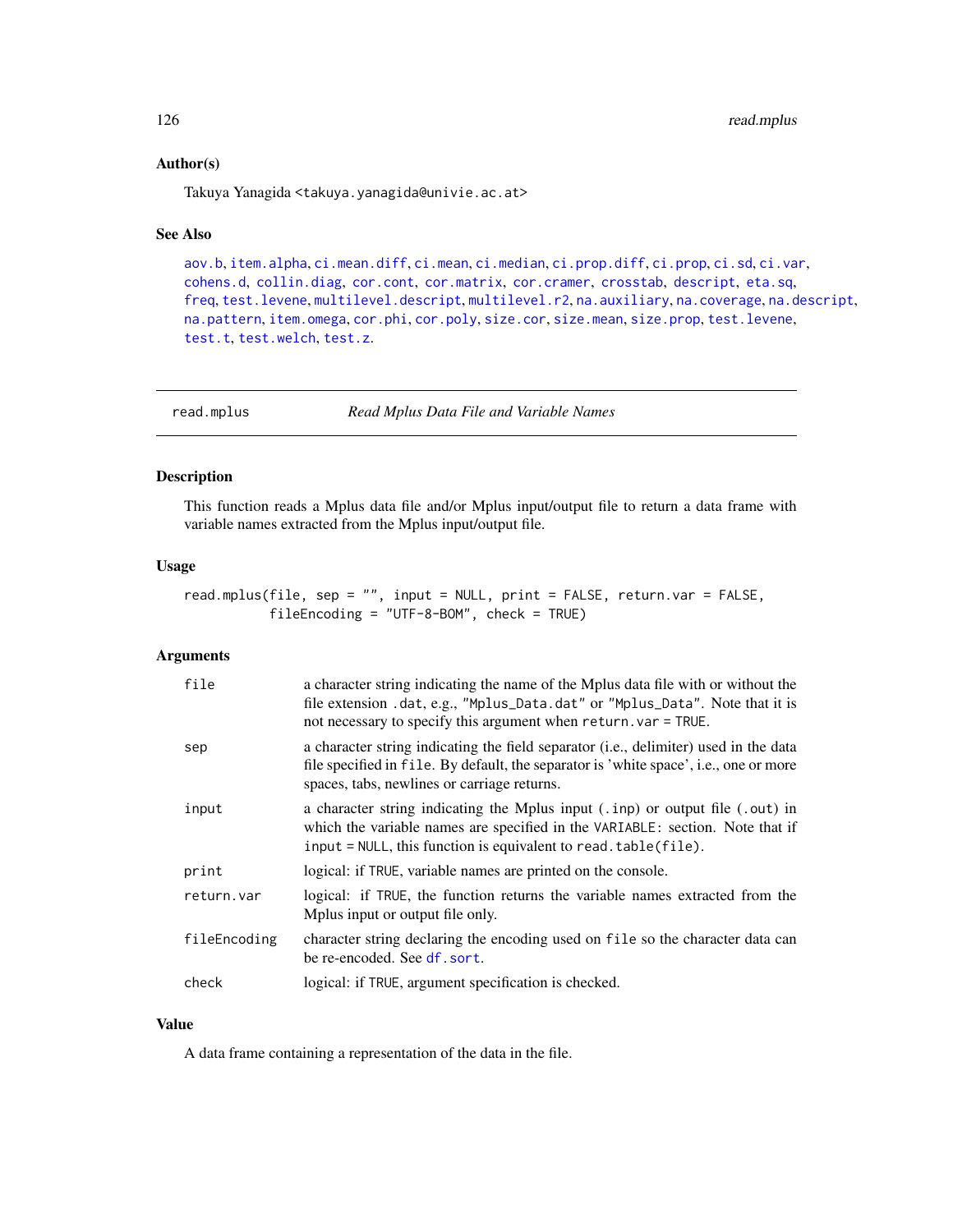## Author(s)

Takuya Yanagida <takuya.yanagida@univie.ac.at>

## See Also

aov.b, item.alpha, ci.mean.diff, ci.mean, ci.median, ci.prop.diff, ci.prop, ci.sd, ci.var, cohens.d, collin.diag, cor.cont, cor.matrix, cor.cramer, crosstab, descript, eta.sq, freq, test.levene, multilevel.descript, multilevel.r2, na.auxiliary, na.coverage, na.descript, na.pattern, item.omega, cor.phi, cor.poly, size.cor, size.mean, size.prop, test.levene, test.t, test.welch, test.z.

---

# read.mplus — *Read Mplus Data File and Variable Names*

## Description

This function reads a Mplus data file and/or Mplus input/output file to return a data frame with variable names extracted from the Mplus input/output file.

## Usage

```
read.mplus(file, sep = "", input = NULL, print = FALSE, return.var = FALSE,
           fileEncoding = "UTF-8-BOM", check = TRUE)
```

## Arguments

| | |
|---|---|
| `file` | a character string indicating the name of the Mplus data file with or without the file extension `.dat`, e.g., `"Mplus_Data.dat"` or `"Mplus_Data"`. Note that it is not necessary to specify this argument when `return.var = TRUE`. |
| `sep` | a character string indicating the field separator (i.e., delimiter) used in the data file specified in `file`. By default, the separator is 'white space', i.e., one or more spaces, tabs, newlines or carriage returns. |
| `input` | a character string indicating the Mplus input (`.inp`) or output file (`.out`) in which the variable names are specified in the `VARIABLE:` section. Note that if `input = NULL`, this function is equivalent to `read.table(file)`. |
| `print` | logical: if `TRUE`, variable names are printed on the console. |
| `return.var` | logical: if `TRUE`, the function returns the variable names extracted from the Mplus input or output file only. |
| `fileEncoding` | character string declaring the encoding used on `file` so the character data can be re-encoded. See `df.sort`. |
| `check` | logical: if `TRUE`, argument specification is checked. |

## Value

A data frame containing a representation of the data in the file.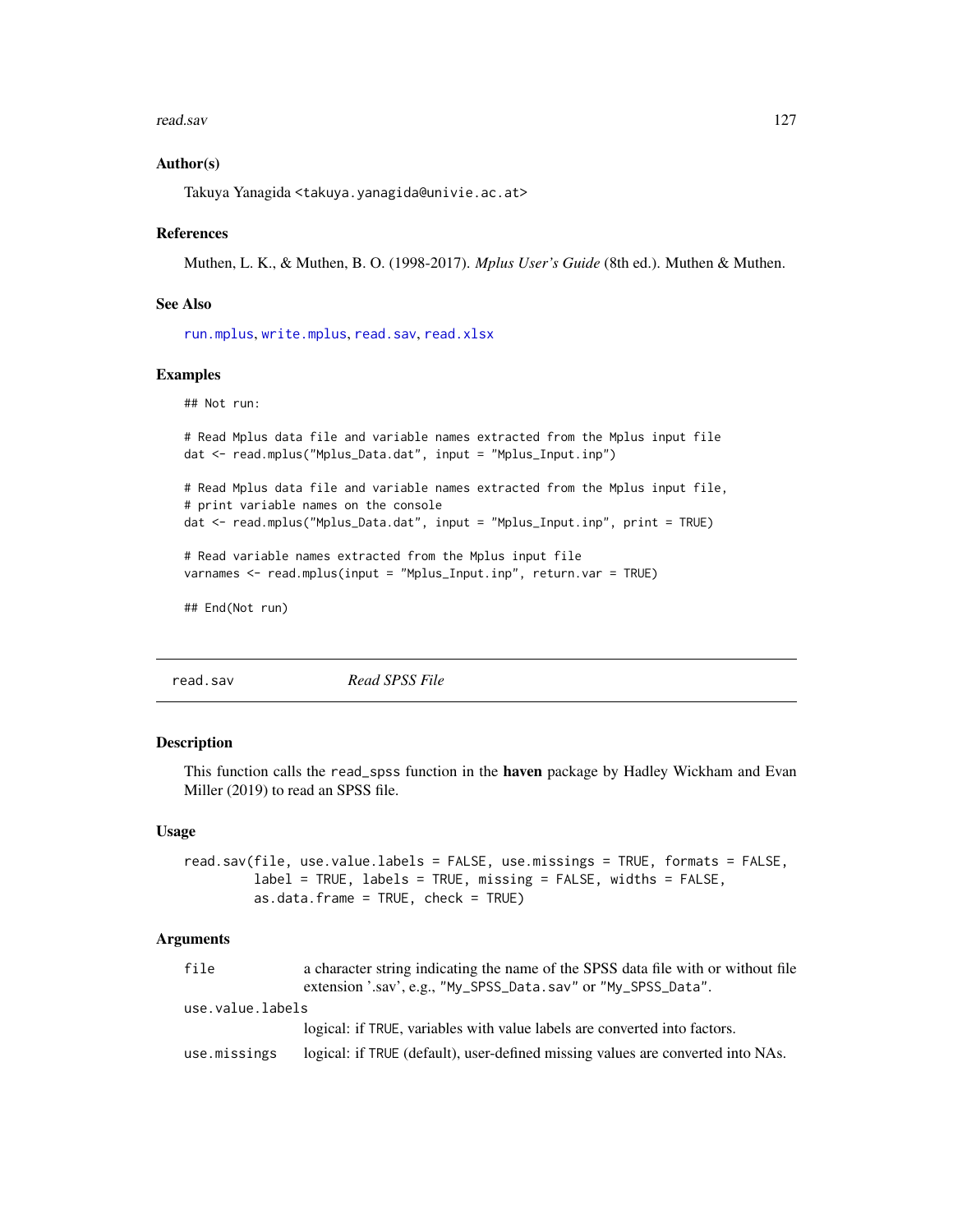### Author(s)

Takuya Yanagida <takuya.yanagida@univie.ac.at>

### References

Muthen, L. K., & Muthen, B. O. (1998-2017). *Mplus User's Guide* (8th ed.). Muthen & Muthen.

### See Also

run.mplus, write.mplus, read.sav, read.xlsx

### Examples

```
## Not run:

# Read Mplus data file and variable names extracted from the Mplus input file
dat <- read.mplus("Mplus_Data.dat", input = "Mplus_Input.inp")

# Read Mplus data file and variable names extracted from the Mplus input file,
# print variable names on the console
dat <- read.mplus("Mplus_Data.dat", input = "Mplus_Input.inp", print = TRUE)

# Read variable names extracted from the Mplus input file
varnames <- read.mplus(input = "Mplus_Input.inp", return.var = TRUE)

## End(Not run)
```

---

## read.sav *Read SPSS File*

### Description

This function calls the read_spss function in the **haven** package by Hadley Wickham and Evan Miller (2019) to read an SPSS file.

### Usage

```
read.sav(file, use.value.labels = FALSE, use.missings = TRUE, formats = FALSE,
         label = TRUE, labels = TRUE, missing = FALSE, widths = FALSE,
         as.data.frame = TRUE, check = TRUE)
```

### Arguments

| | |
|---|---|
| file | a character string indicating the name of the SPSS data file with or without file extension '.sav', e.g., "My_SPSS_Data.sav" or "My_SPSS_Data". |
| use.value.labels | logical: if TRUE, variables with value labels are converted into factors. |
| use.missings | logical: if TRUE (default), user-defined missing values are converted into NAs. |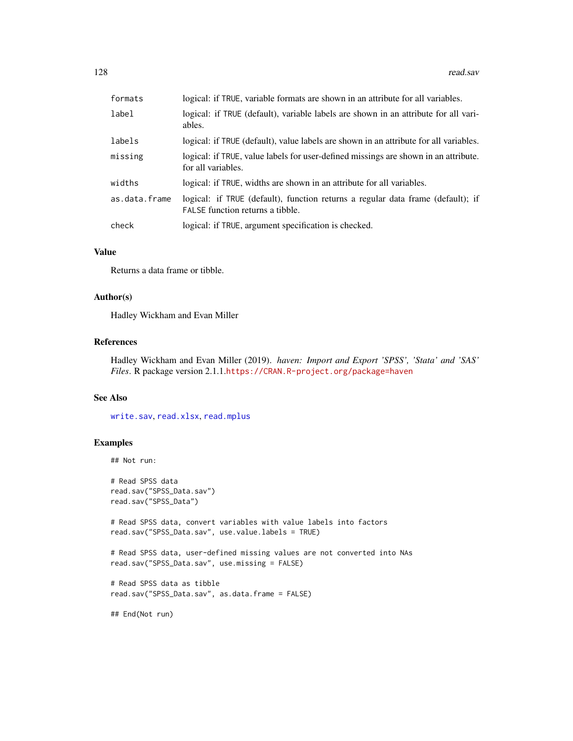| | |
|---|---|
| `formats` | logical: if `TRUE`, variable formats are shown in an attribute for all variables. |
| `label` | logical: if `TRUE` (default), variable labels are shown in an attribute for all variables. |
| `labels` | logical: if `TRUE` (default), value labels are shown in an attribute for all variables. |
| `missing` | logical: if `TRUE`, value labels for user-defined missings are shown in an attribute. for all variables. |
| `widths` | logical: if `TRUE`, widths are shown in an attribute for all variables. |
| `as.data.frame` | logical: if `TRUE` (default), function returns a regular data frame (default); if `FALSE` function returns a tibble. |
| `check` | logical: if `TRUE`, argument specification is checked. |

### Value

Returns a data frame or tibble.

### Author(s)

Hadley Wickham and Evan Miller

### References

Hadley Wickham and Evan Miller (2019). *haven: Import and Export 'SPSS', 'Stata' and 'SAS' Files*. R package version 2.1.1.https://CRAN.R-project.org/package=haven

### See Also

`write.sav`, `read.xlsx`, `read.mplus`

### Examples

```
## Not run:

# Read SPSS data
read.sav("SPSS_Data.sav")
read.sav("SPSS_Data")

# Read SPSS data, convert variables with value labels into factors
read.sav("SPSS_Data.sav", use.value.labels = TRUE)

# Read SPSS data, user-defined missing values are not converted into NAs
read.sav("SPSS_Data.sav", use.missing = FALSE)

# Read SPSS data as tibble
read.sav("SPSS_Data.sav", as.data.frame = FALSE)

## End(Not run)
```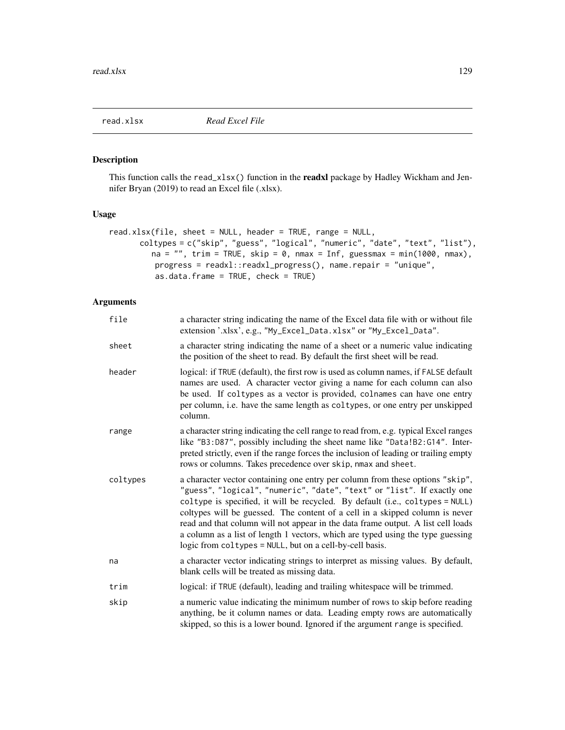## read.xlsx *Read Excel File*

### Description

This function calls the `read_xlsx()` function in the **readxl** package by Hadley Wickham and Jennifer Bryan (2019) to read an Excel file (.xlsx).

### Usage

```
read.xlsx(file, sheet = NULL, header = TRUE, range = NULL,
      coltypes = c("skip", "guess", "logical", "numeric", "date", "text", "list"),
         na = "", trim = TRUE, skip = 0, nmax = Inf, guessmax = min(1000, nmax),
          progress = readxl::readxl_progress(), name.repair = "unique",
          as.data.frame = TRUE, check = TRUE)
```

### Arguments

| | |
|---|---|
| `file` | a character string indicating the name of the Excel data file with or without file extension '.xlsx', e.g., `"My_Excel_Data.xlsx"` or `"My_Excel_Data"`. |
| `sheet` | a character string indicating the name of a sheet or a numeric value indicating the position of the sheet to read. By default the first sheet will be read. |
| `header` | logical: if `TRUE` (default), the first row is used as column names, if `FALSE` default names are used. A character vector giving a name for each column can also be used. If `coltypes` as a vector is provided, colnames can have one entry per column, i.e. have the same length as `coltypes`, or one entry per unskipped column. |
| `range` | a character string indicating the cell range to read from, e.g. typical Excel ranges like `"B3:D87"`, possibly including the sheet name like `"Data!B2:G14"`. Interpreted strictly, even if the range forces the inclusion of leading or trailing empty rows or columns. Takes precedence over `skip`, `nmax` and `sheet`. |
| `coltypes` | a character vector containing one entry per column from these options `"skip"`, `"guess"`, `"logical"`, `"numeric"`, `"date"`, `"text"` or `"list"`. If exactly one `coltype` is specified, it will be recycled. By default (i.e., `coltypes = NULL`) coltypes will be guessed. The content of a cell in a skipped column is never read and that column will not appear in the data frame output. A list cell loads a column as a list of length 1 vectors, which are typed using the type guessing logic from `coltypes = NULL`, but on a cell-by-cell basis. |
| `na` | a character vector indicating strings to interpret as missing values. By default, blank cells will be treated as missing data. |
| `trim` | logical: if `TRUE` (default), leading and trailing whitespace will be trimmed. |
| `skip` | a numeric value indicating the minimum number of rows to skip before reading anything, be it column names or data. Leading empty rows are automatically skipped, so this is a lower bound. Ignored if the argument `range` is specified. |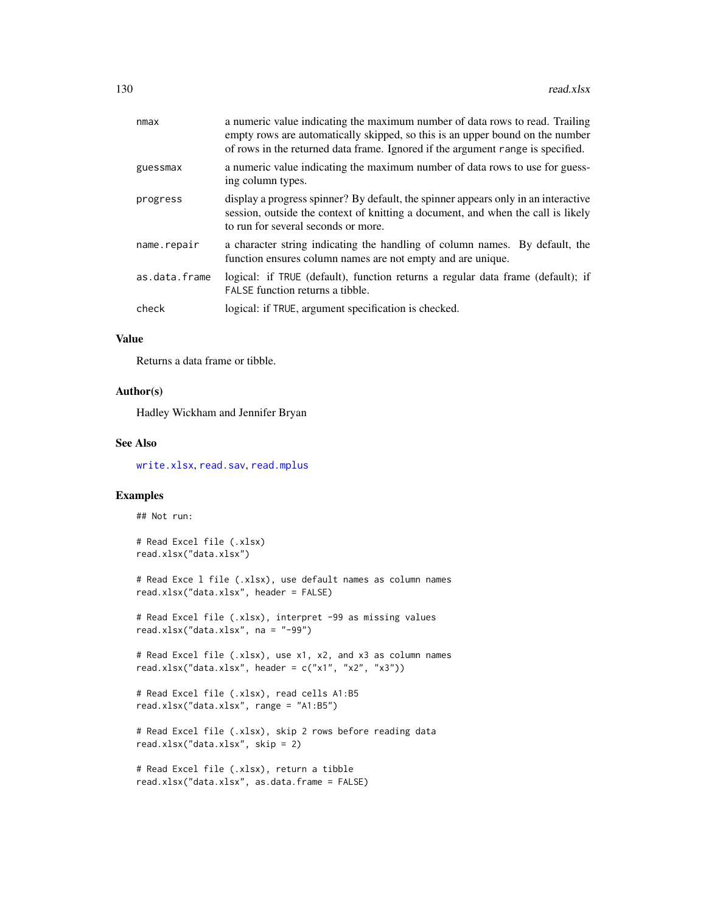| | |
|---|---|
| nmax | a numeric value indicating the maximum number of data rows to read. Trailing empty rows are automatically skipped, so this is an upper bound on the number of rows in the returned data frame. Ignored if the argument range is specified. |
| guessmax | a numeric value indicating the maximum number of data rows to use for guessing column types. |
| progress | display a progress spinner? By default, the spinner appears only in an interactive session, outside the context of knitting a document, and when the call is likely to run for several seconds or more. |
| name.repair | a character string indicating the handling of column names. By default, the function ensures column names are not empty and are unique. |
| as.data.frame | logical: if TRUE (default), function returns a regular data frame (default); if FALSE function returns a tibble. |
| check | logical: if TRUE, argument specification is checked. |

### Value

Returns a data frame or tibble.

### Author(s)

Hadley Wickham and Jennifer Bryan

### See Also

write.xlsx, read.sav, read.mplus

### Examples

```
## Not run:

# Read Excel file (.xlsx)
read.xlsx("data.xlsx")

# Read Exce l file (.xlsx), use default names as column names
read.xlsx("data.xlsx", header = FALSE)

# Read Excel file (.xlsx), interpret -99 as missing values
read.xlsx("data.xlsx", na = "-99")

# Read Excel file (.xlsx), use x1, x2, and x3 as column names
read.xlsx("data.xlsx", header = c("x1", "x2", "x3"))

# Read Excel file (.xlsx), read cells A1:B5
read.xlsx("data.xlsx", range = "A1:B5")

# Read Excel file (.xlsx), skip 2 rows before reading data
read.xlsx("data.xlsx", skip = 2)

# Read Excel file (.xlsx), return a tibble
read.xlsx("data.xlsx", as.data.frame = FALSE)
```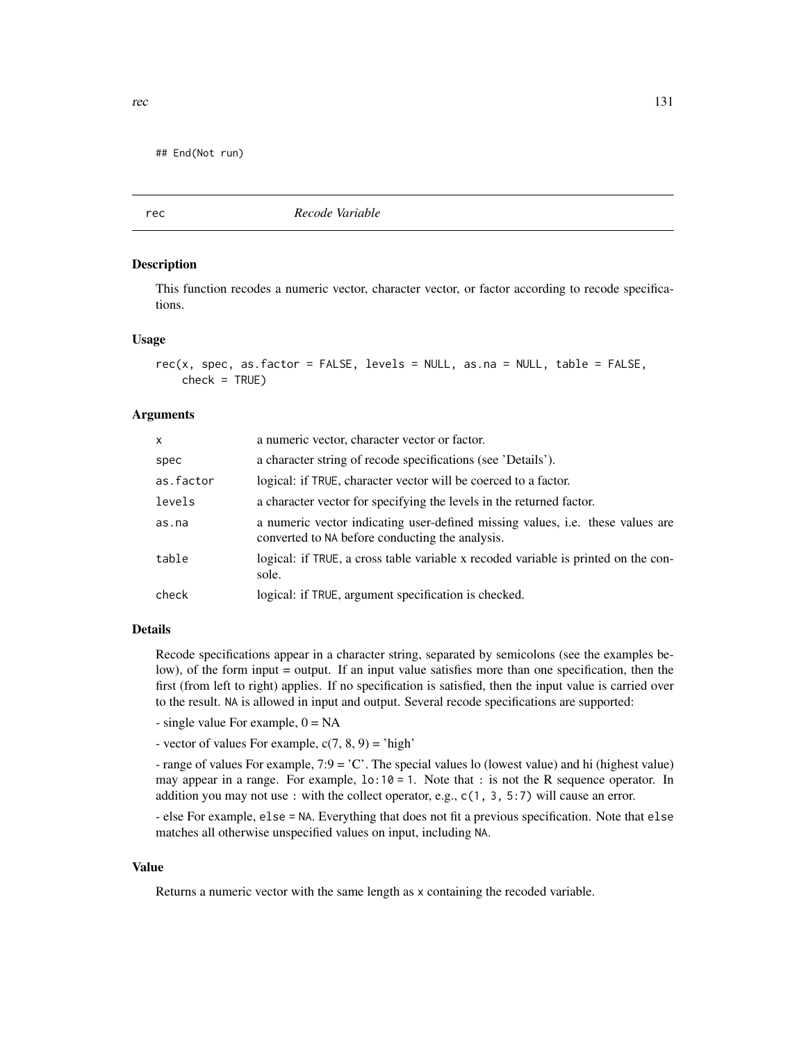```
## End(Not run)
```

---

## rec — *Recode Variable*

### Description

This function recodes a numeric vector, character vector, or factor according to recode specifications.

### Usage

```
rec(x, spec, as.factor = FALSE, levels = NULL, as.na = NULL, table = FALSE,
    check = TRUE)
```

### Arguments

| | |
|---|---|
| x | a numeric vector, character vector or factor. |
| spec | a character string of recode specifications (see 'Details'). |
| as.factor | logical: if TRUE, character vector will be coerced to a factor. |
| levels | a character vector for specifying the levels in the returned factor. |
| as.na | a numeric vector indicating user-defined missing values, i.e. these values are converted to NA before conducting the analysis. |
| table | logical: if TRUE, a cross table variable x recoded variable is printed on the console. |
| check | logical: if TRUE, argument specification is checked. |

### Details

Recode specifications appear in a character string, separated by semicolons (see the examples below), of the form input = output. If an input value satisfies more than one specification, then the first (from left to right) applies. If no specification is satisfied, then the input value is carried over to the result. NA is allowed in input and output. Several recode specifications are supported:

- single value For example, 0 = NA

- vector of values For example, c(7, 8, 9) = 'high'

- range of values For example, 7:9 = 'C'. The special values lo (lowest value) and hi (highest value) may appear in a range. For example, `lo:10 = 1`. Note that `:` is not the R sequence operator. In addition you may not use `:` with the collect operator, e.g., `c(1, 3, 5:7)` will cause an error.

- else For example, `else = NA`. Everything that does not fit a previous specification. Note that `else` matches all otherwise unspecified values on input, including NA.

### Value

Returns a numeric vector with the same length as x containing the recoded variable.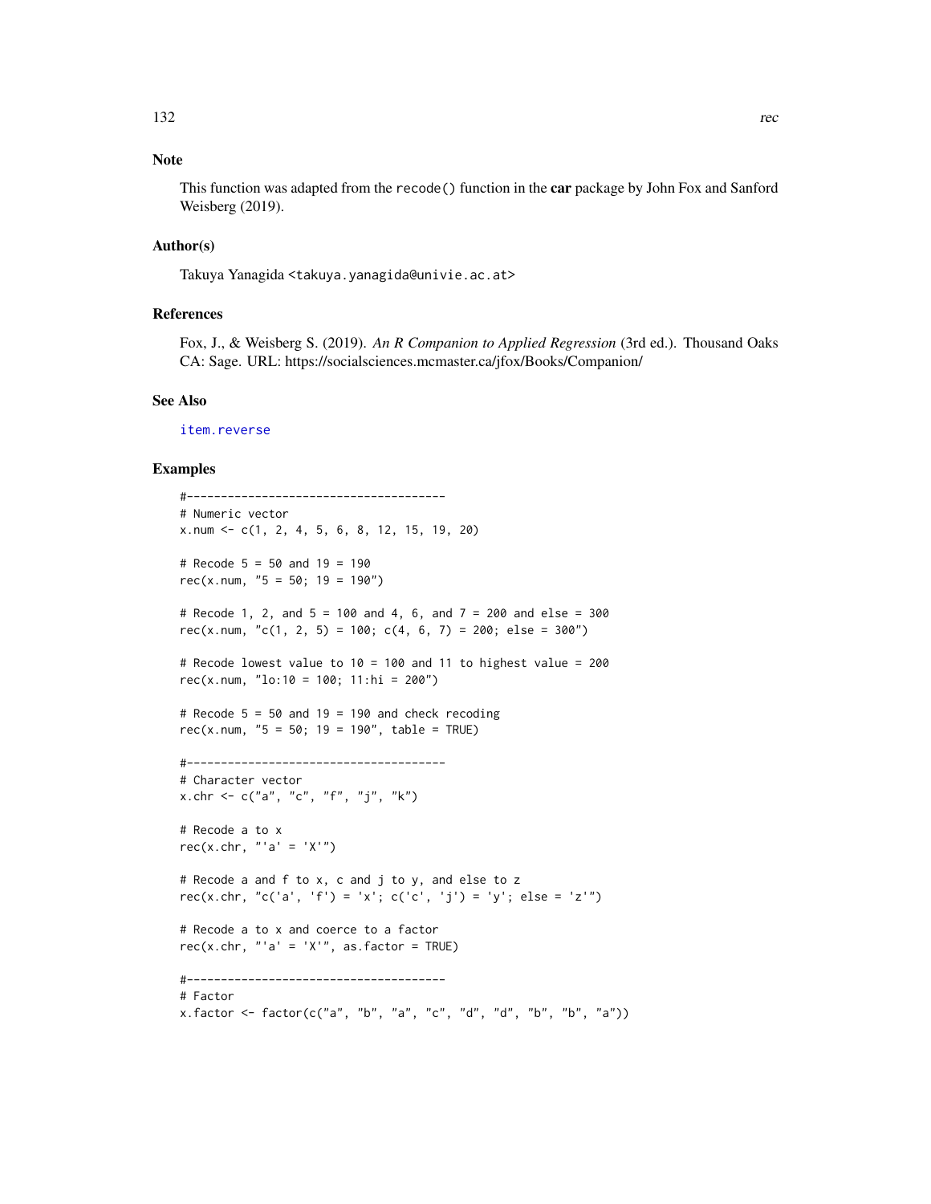### Note

This function was adapted from the `recode()` function in the **car** package by John Fox and Sanford Weisberg (2019).

### Author(s)

Takuya Yanagida <takuya.yanagida@univie.ac.at>

### References

Fox, J., & Weisberg S. (2019). *An R Companion to Applied Regression* (3rd ed.). Thousand Oaks CA: Sage. URL: https://socialsciences.mcmaster.ca/jfox/Books/Companion/

### See Also

item.reverse

### Examples

```
#--------------------------------------
# Numeric vector
x.num <- c(1, 2, 4, 5, 6, 8, 12, 15, 19, 20)

# Recode 5 = 50 and 19 = 190
rec(x.num, "5 = 50; 19 = 190")

# Recode 1, 2, and 5 = 100 and 4, 6, and 7 = 200 and else = 300
rec(x.num, "c(1, 2, 5) = 100; c(4, 6, 7) = 200; else = 300")

# Recode lowest value to 10 = 100 and 11 to highest value = 200
rec(x.num, "lo:10 = 100; 11:hi = 200")

# Recode 5 = 50 and 19 = 190 and check recoding
rec(x.num, "5 = 50; 19 = 190", table = TRUE)

#--------------------------------------
# Character vector
x.chr <- c("a", "c", "f", "j", "k")

# Recode a to x
rec(x.chr, "'a' = 'X'")

# Recode a and f to x, c and j to y, and else to z
rec(x.chr, "c('a', 'f') = 'x'; c('c', 'j') = 'y'; else = 'z'")

# Recode a to x and coerce to a factor
rec(x.chr, "'a' = 'X'", as.factor = TRUE)

#--------------------------------------
# Factor
x.factor <- factor(c("a", "b", "a", "c", "d", "d", "b", "b", "a"))
```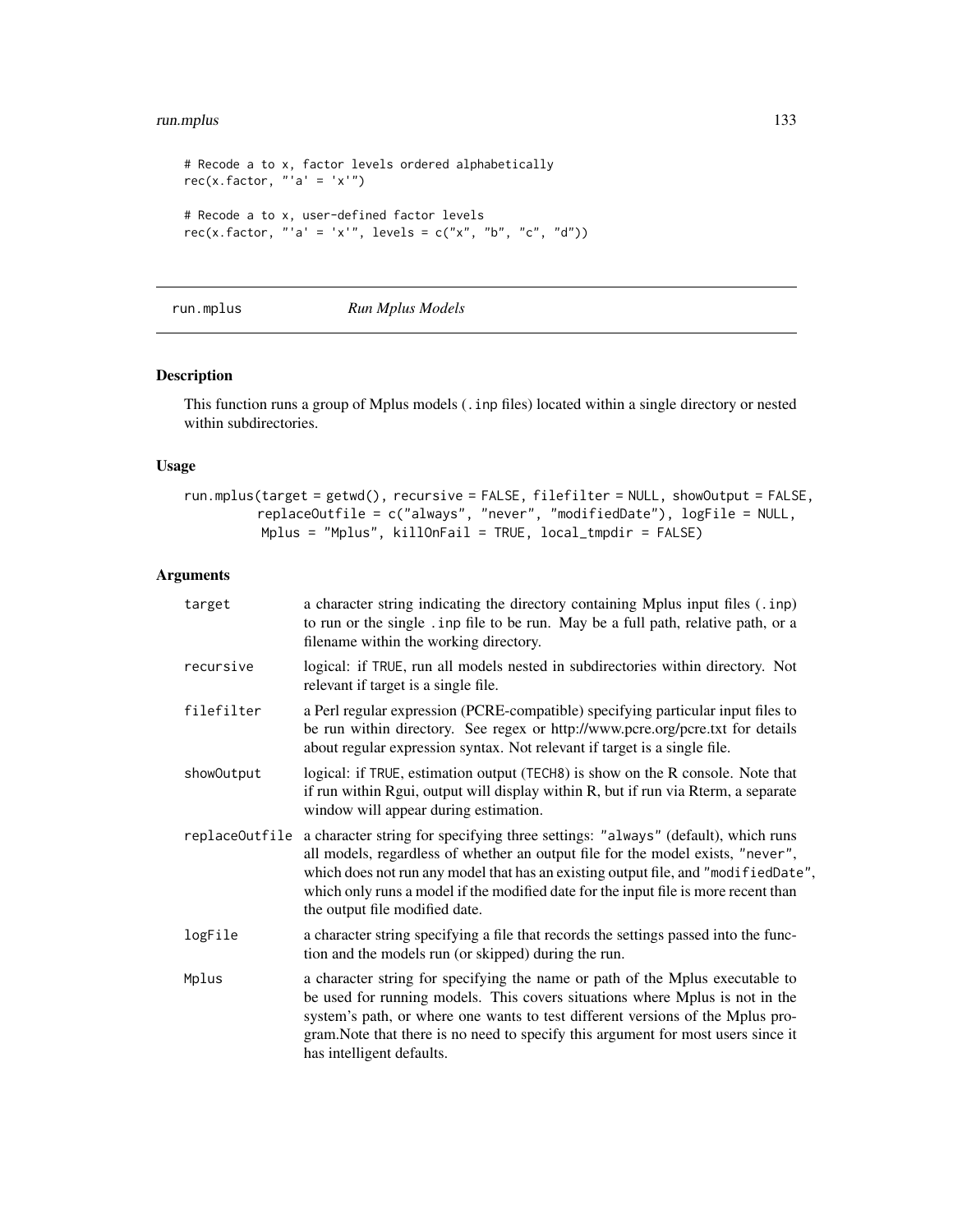```
# Recode a to x, factor levels ordered alphabetically
rec(x.factor, "'a' = 'x'")

# Recode a to x, user-defined factor levels
rec(x.factor, "'a' = 'x'", levels = c("x", "b", "c", "d"))
```

---

run.mplus *Run Mplus Models*

---

## Description

This function runs a group of Mplus models (.inp files) located within a single directory or nested within subdirectories.

## Usage

```
run.mplus(target = getwd(), recursive = FALSE, filefilter = NULL, showOutput = FALSE,
          replaceOutfile = c("always", "never", "modifiedDate"), logFile = NULL,
          Mplus = "Mplus", killOnFail = TRUE, local_tmpdir = FALSE)
```

## Arguments

| | |
|---|---|
| `target` | a character string indicating the directory containing Mplus input files (.inp) to run or the single .inp file to be run. May be a full path, relative path, or a filename within the working directory. |
| `recursive` | logical: if `TRUE`, run all models nested in subdirectories within directory. Not relevant if target is a single file. |
| `filefilter` | a Perl regular expression (PCRE-compatible) specifying particular input files to be run within directory. See regex or http://www.pcre.org/pcre.txt for details about regular expression syntax. Not relevant if target is a single file. |
| `showOutput` | logical: if `TRUE`, estimation output (`TECH8`) is show on the R console. Note that if run within Rgui, output will display within R, but if run via Rterm, a separate window will appear during estimation. |
| `replaceOutfile` | a character string for specifying three settings: `"always"` (default), which runs all models, regardless of whether an output file for the model exists, `"never"`, which does not run any model that has an existing output file, and `"modifiedDate"`, which only runs a model if the modified date for the input file is more recent than the output file modified date. |
| `logFile` | a character string specifying a file that records the settings passed into the function and the models run (or skipped) during the run. |
| `Mplus` | a character string for specifying the name or path of the Mplus executable to be used for running models. This covers situations where Mplus is not in the system's path, or where one wants to test different versions of the Mplus program.Note that there is no need to specify this argument for most users since it has intelligent defaults. |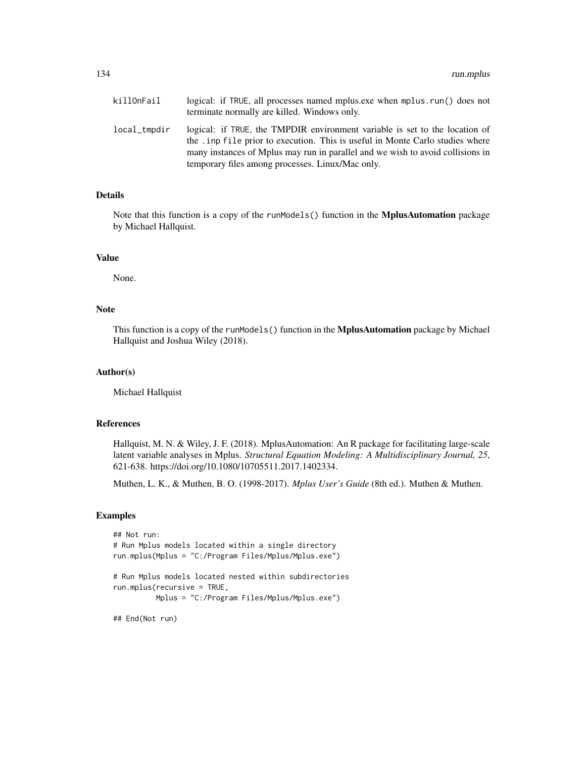| | |
|---|---|
| killOnFail | logical: if TRUE, all processes named mplus.exe when mplus.run() does not terminate normally are killed. Windows only. |
| local_tmpdir | logical: if TRUE, the TMPDIR environment variable is set to the location of the .inp file prior to execution. This is useful in Monte Carlo studies where many instances of Mplus may run in parallel and we wish to avoid collisions in temporary files among processes. Linux/Mac only. |

## Details

Note that this function is a copy of the runModels() function in the **MplusAutomation** package by Michael Hallquist.

## Value

None.

## Note

This function is a copy of the runModels() function in the **MplusAutomation** package by Michael Hallquist and Joshua Wiley (2018).

## Author(s)

Michael Hallquist

## References

Hallquist, M. N. & Wiley, J. F. (2018). MplusAutomation: An R package for facilitating large-scale latent variable analyses in Mplus. *Structural Equation Modeling: A Multidisciplinary Journal, 25*, 621-638. https://doi.org/10.1080/10705511.2017.1402334.

Muthen, L. K., & Muthen, B. O. (1998-2017). *Mplus User's Guide* (8th ed.). Muthen & Muthen.

## Examples

```
## Not run:
# Run Mplus models located within a single directory
run.mplus(Mplus = "C:/Program Files/Mplus/Mplus.exe")

# Run Mplus models located nested within subdirectories
run.mplus(recursive = TRUE,
          Mplus = "C:/Program Files/Mplus/Mplus.exe")

## End(Not run)
```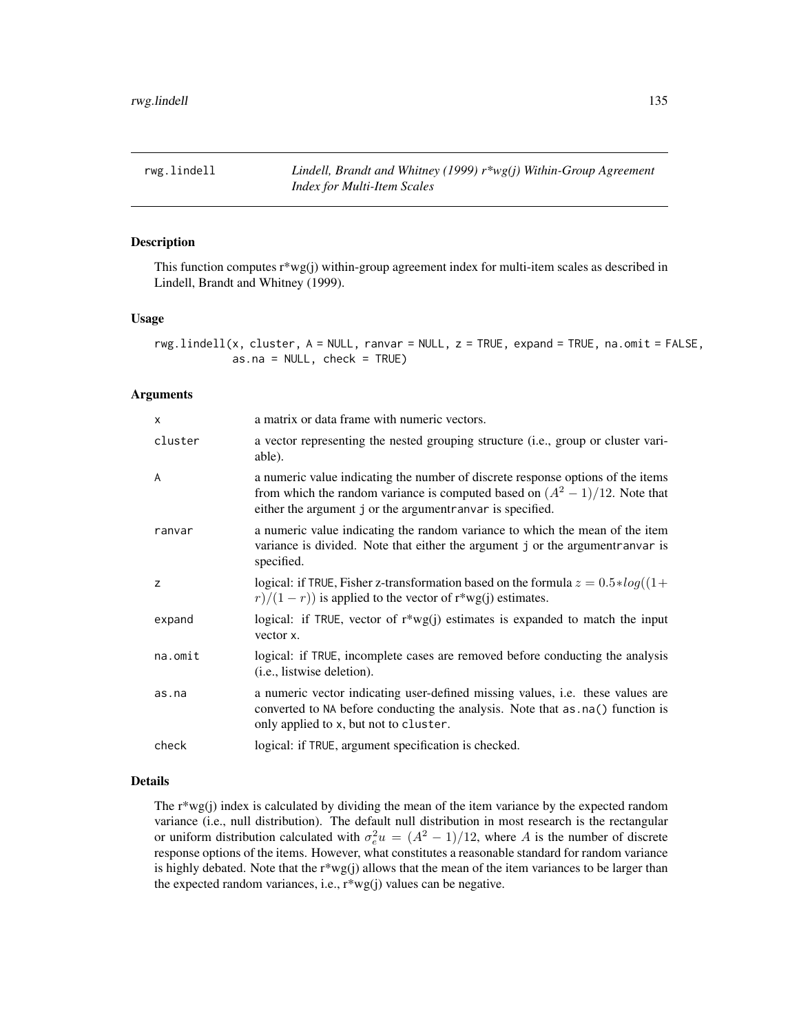rwg.lindell *Lindell, Brandt and Whitney (1999) r*wg(j) Within-Group Agreement Index for Multi-Item Scales*

## Description

This function computes r*wg(j) within-group agreement index for multi-item scales as described in Lindell, Brandt and Whitney (1999).

## Usage

```
rwg.lindell(x, cluster, A = NULL, ranvar = NULL, z = TRUE, expand = TRUE, na.omit = FALSE,
            as.na = NULL, check = TRUE)
```

## Arguments

| | |
|---|---|
| x | a matrix or data frame with numeric vectors. |
| cluster | a vector representing the nested grouping structure (i.e., group or cluster variable). |
| A | a numeric value indicating the number of discrete response options of the items from which the random variance is computed based on $(A^2 - 1)/12$. Note that either the argument j or the argumentranvar is specified. |
| ranvar | a numeric value indicating the random variance to which the mean of the item variance is divided. Note that either the argument j or the argumentranvar is specified. |
| z | logical: if TRUE, Fisher z-transformation based on the formula $z = 0.5*log((1+r)/(1-r))$ is applied to the vector of r*wg(j) estimates. |
| expand | logical: if TRUE, vector of r*wg(j) estimates is expanded to match the input vector x. |
| na.omit | logical: if TRUE, incomplete cases are removed before conducting the analysis (i.e., listwise deletion). |
| as.na | a numeric vector indicating user-defined missing values, i.e. these values are converted to NA before conducting the analysis. Note that as.na() function is only applied to x, but not to cluster. |
| check | logical: if TRUE, argument specification is checked. |

## Details

The r*wg(j) index is calculated by dividing the mean of the item variance by the expected random variance (i.e., null distribution). The default null distribution in most research is the rectangular or uniform distribution calculated with $\sigma_e^2 u = (A^2 - 1)/12$, where $A$ is the number of discrete response options of the items. However, what constitutes a reasonable standard for random variance is highly debated. Note that the r*wg(j) allows that the mean of the item variances to be larger than the expected random variances, i.e., r*wg(j) values can be negative.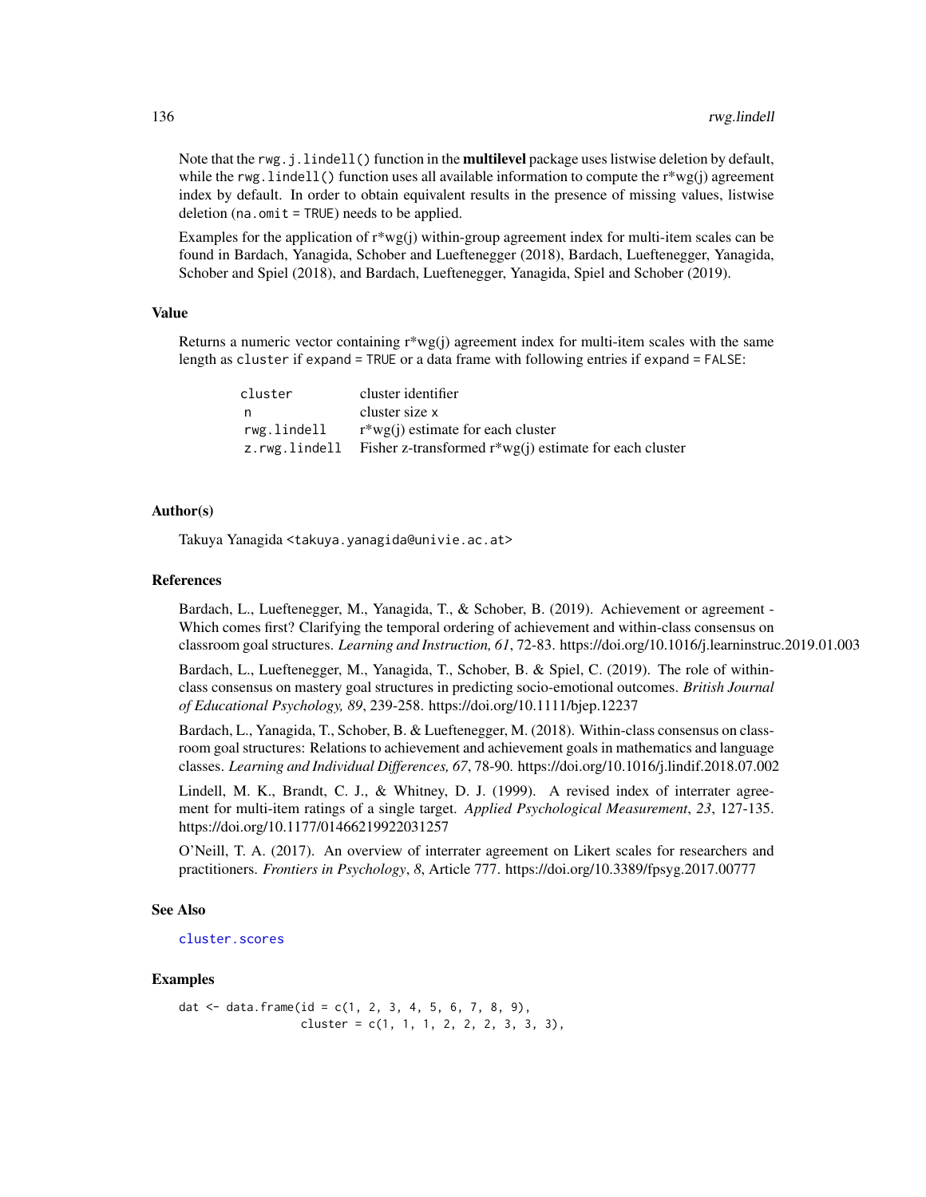Note that the `rwg.j.lindell()` function in the **multilevel** package uses listwise deletion by default, while the `rwg.lindell()` function uses all available information to compute the r*wg(j) agreement index by default. In order to obtain equivalent results in the presence of missing values, listwise deletion (`na.omit = TRUE`) needs to be applied.

Examples for the application of r*wg(j) within-group agreement index for multi-item scales can be found in Bardach, Yanagida, Schober and Lueftenegger (2018), Bardach, Lueftenegger, Yanagida, Schober and Spiel (2018), and Bardach, Lueftenegger, Yanagida, Spiel and Schober (2019).

### Value

Returns a numeric vector containing r*wg(j) agreement index for multi-item scales with the same length as `cluster` if `expand = TRUE` or a data frame with following entries if `expand = FALSE`:

| | |
|---|---|
| `cluster` | cluster identifier |
| `n` | cluster size x |
| `rwg.lindell` | r*wg(j) estimate for each cluster |
| `z.rwg.lindell` | Fisher z-transformed r*wg(j) estimate for each cluster |

### Author(s)

Takuya Yanagida <takuya.yanagida@univie.ac.at>

### References

Bardach, L., Lueftenegger, M., Yanagida, T., & Schober, B. (2019). Achievement or agreement - Which comes first? Clarifying the temporal ordering of achievement and within-class consensus on classroom goal structures. *Learning and Instruction, 61*, 72-83. https://doi.org/10.1016/j.learninstruc.2019.01.003

Bardach, L., Lueftenegger, M., Yanagida, T., Schober, B. & Spiel, C. (2019). The role of within-class consensus on mastery goal structures in predicting socio-emotional outcomes. *British Journal of Educational Psychology, 89*, 239-258. https://doi.org/10.1111/bjep.12237

Bardach, L., Yanagida, T., Schober, B. & Lueftenegger, M. (2018). Within-class consensus on classroom goal structures: Relations to achievement and achievement goals in mathematics and language classes. *Learning and Individual Differences, 67*, 78-90. https://doi.org/10.1016/j.lindif.2018.07.002

Lindell, M. K., Brandt, C. J., & Whitney, D. J. (1999). A revised index of interrater agreement for multi-item ratings of a single target. *Applied Psychological Measurement*, *23*, 127-135. https://doi.org/10.1177/01466219922031257

O'Neill, T. A. (2017). An overview of interrater agreement on Likert scales for researchers and practitioners. *Frontiers in Psychology*, *8*, Article 777. https://doi.org/10.3389/fpsyg.2017.00777

### See Also

`cluster.scores`

### Examples

```
dat <- data.frame(id = c(1, 2, 3, 4, 5, 6, 7, 8, 9),
                  cluster = c(1, 1, 1, 2, 2, 2, 3, 3, 3),
```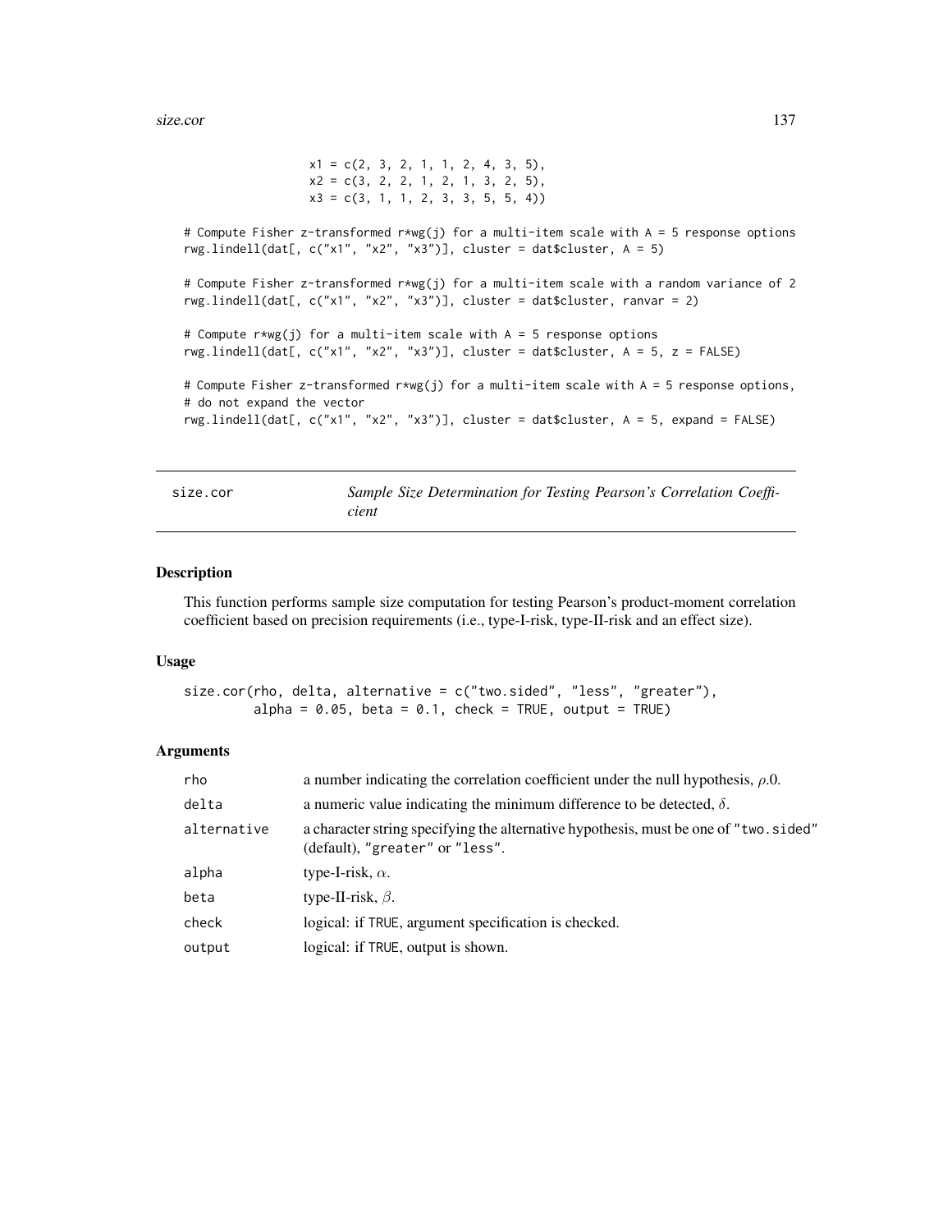```
                  x1 = c(2, 3, 2, 1, 1, 2, 4, 3, 5),
                  x2 = c(3, 2, 2, 1, 2, 1, 3, 2, 5),
                  x3 = c(3, 1, 1, 2, 3, 3, 5, 5, 4))

# Compute Fisher z-transformed r*wg(j) for a multi-item scale with A = 5 response options
rwg.lindell(dat[, c("x1", "x2", "x3")], cluster = dat$cluster, A = 5)

# Compute Fisher z-transformed r*wg(j) for a multi-item scale with a random variance of 2
rwg.lindell(dat[, c("x1", "x2", "x3")], cluster = dat$cluster, ranvar = 2)

# Compute r*wg(j) for a multi-item scale with A = 5 response options
rwg.lindell(dat[, c("x1", "x2", "x3")], cluster = dat$cluster, A = 5, z = FALSE)

# Compute Fisher z-transformed r*wg(j) for a multi-item scale with A = 5 response options,
# do not expand the vector
rwg.lindell(dat[, c("x1", "x2", "x3")], cluster = dat$cluster, A = 5, expand = FALSE)
```

## size.cor — *Sample Size Determination for Testing Pearson's Correlation Coefficient*

### Description

This function performs sample size computation for testing Pearson's product-moment correlation coefficient based on precision requirements (i.e., type-I-risk, type-II-risk and an effect size).

### Usage

```
size.cor(rho, delta, alternative = c("two.sided", "less", "greater"),
         alpha = 0.05, beta = 0.1, check = TRUE, output = TRUE)
```

### Arguments

| | |
|---|---|
| rho | a number indicating the correlation coefficient under the null hypothesis, $\rho$.0. |
| delta | a numeric value indicating the minimum difference to be detected, $\delta$. |
| alternative | a character string specifying the alternative hypothesis, must be one of "two.sided" (default), "greater" or "less". |
| alpha | type-I-risk, $\alpha$. |
| beta | type-II-risk, $\beta$. |
| check | logical: if TRUE, argument specification is checked. |
| output | logical: if TRUE, output is shown. |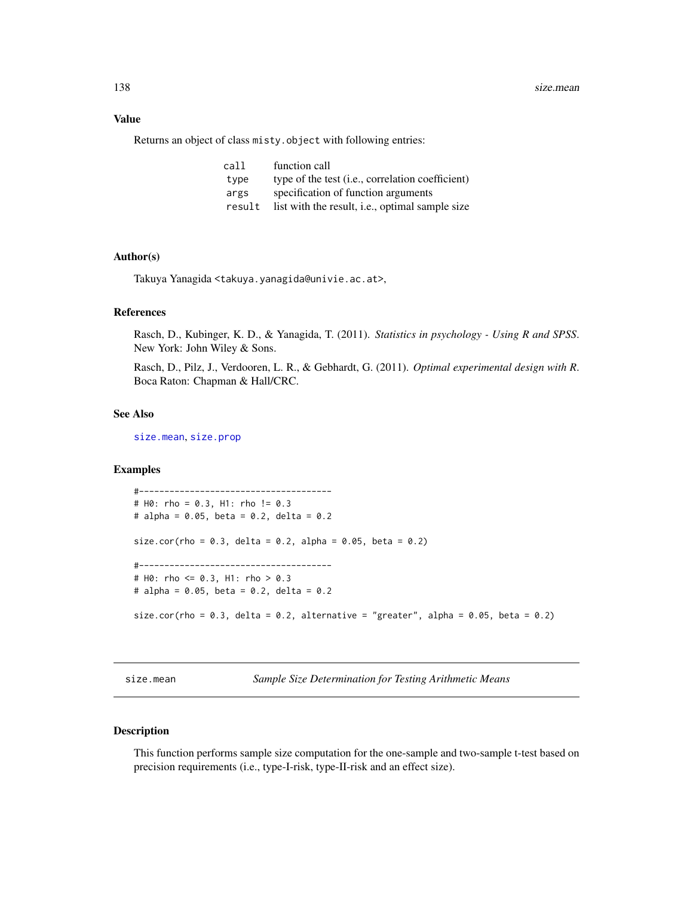### Value

Returns an object of class `misty.object` with following entries:

| | |
|---|---|
| `call` | function call |
| `type` | type of the test (i.e., correlation coefficient) |
| `args` | specification of function arguments |
| `result` | list with the result, i.e., optimal sample size |

### Author(s)

Takuya Yanagida <takuya.yanagida@univie.ac.at>,

### References

Rasch, D., Kubinger, K. D., & Yanagida, T. (2011). *Statistics in psychology - Using R and SPSS*. New York: John Wiley & Sons.

Rasch, D., Pilz, J., Verdooren, L. R., & Gebhardt, G. (2011). *Optimal experimental design with R*. Boca Raton: Chapman & Hall/CRC.

### See Also

`size.mean`, `size.prop`

### Examples

```
#--------------------------------------
# H0: rho = 0.3, H1: rho != 0.3
# alpha = 0.05, beta = 0.2, delta = 0.2

size.cor(rho = 0.3, delta = 0.2, alpha = 0.05, beta = 0.2)

#--------------------------------------
# H0: rho <= 0.3, H1: rho > 0.3
# alpha = 0.05, beta = 0.2, delta = 0.2

size.cor(rho = 0.3, delta = 0.2, alternative = "greater", alpha = 0.05, beta = 0.2)
```

---

## size.mean — *Sample Size Determination for Testing Arithmetic Means*

---

### Description

This function performs sample size computation for the one-sample and two-sample t-test based on precision requirements (i.e., type-I-risk, type-II-risk and an effect size).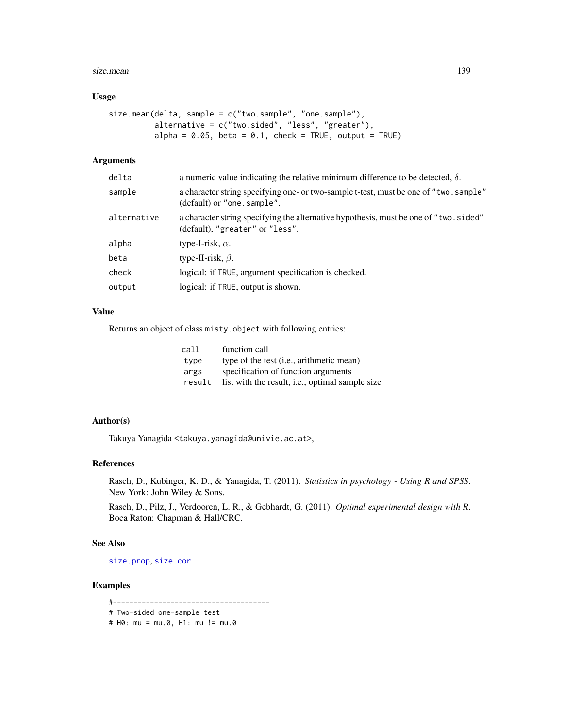## Usage

```
size.mean(delta, sample = c("two.sample", "one.sample"),
          alternative = c("two.sided", "less", "greater"),
          alpha = 0.05, beta = 0.1, check = TRUE, output = TRUE)
```

## Arguments

| | |
|---|---|
| `delta` | a numeric value indicating the relative minimum difference to be detected, $\delta$. |
| `sample` | a character string specifying one- or two-sample t-test, must be one of `"two.sample"` (default) or `"one.sample"`. |
| `alternative` | a character string specifying the alternative hypothesis, must be one of `"two.sided"` (default), `"greater"` or `"less"`. |
| `alpha` | type-I-risk, $\alpha$. |
| `beta` | type-II-risk, $\beta$. |
| `check` | logical: if `TRUE`, argument specification is checked. |
| `output` | logical: if `TRUE`, output is shown. |

## Value

Returns an object of class `misty.object` with following entries:

| | |
|---|---|
| `call` | function call |
| `type` | type of the test (i.e., arithmetic mean) |
| `args` | specification of function arguments |
| `result` | list with the result, i.e., optimal sample size |

## Author(s)

Takuya Yanagida <takuya.yanagida@univie.ac.at>,

## References

Rasch, D., Kubinger, K. D., & Yanagida, T. (2011). *Statistics in psychology - Using R and SPSS*. New York: John Wiley & Sons.

Rasch, D., Pilz, J., Verdooren, L. R., & Gebhardt, G. (2011). *Optimal experimental design with R*. Boca Raton: Chapman & Hall/CRC.

## See Also

`size.prop`, `size.cor`

## Examples

```
#--------------------------------------
# Two-sided one-sample test
# H0: mu = mu.0, H1: mu != mu.0
```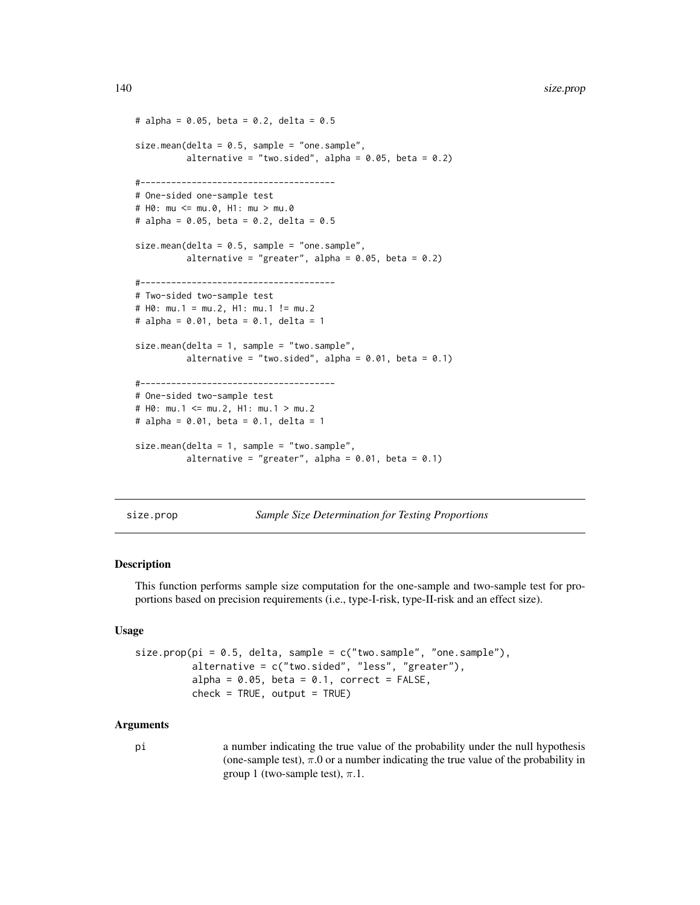```
# alpha = 0.05, beta = 0.2, delta = 0.5

size.mean(delta = 0.5, sample = "one.sample",
          alternative = "two.sided", alpha = 0.05, beta = 0.2)

#--------------------------------------
# One-sided one-sample test
# H0: mu <= mu.0, H1: mu > mu.0
# alpha = 0.05, beta = 0.2, delta = 0.5

size.mean(delta = 0.5, sample = "one.sample",
          alternative = "greater", alpha = 0.05, beta = 0.2)

#--------------------------------------
# Two-sided two-sample test
# H0: mu.1 = mu.2, H1: mu.1 != mu.2
# alpha = 0.01, beta = 0.1, delta = 1

size.mean(delta = 1, sample = "two.sample",
          alternative = "two.sided", alpha = 0.01, beta = 0.1)

#--------------------------------------
# One-sided two-sample test
# H0: mu.1 <= mu.2, H1: mu.1 > mu.2
# alpha = 0.01, beta = 0.1, delta = 1

size.mean(delta = 1, sample = "two.sample",
          alternative = "greater", alpha = 0.01, beta = 0.1)
```

---

## size.prop — *Sample Size Determination for Testing Proportions*

---

### Description

This function performs sample size computation for the one-sample and two-sample test for proportions based on precision requirements (i.e., type-I-risk, type-II-risk and an effect size).

### Usage

```
size.prop(pi = 0.5, delta, sample = c("two.sample", "one.sample"),
          alternative = c("two.sided", "less", "greater"),
          alpha = 0.05, beta = 0.1, correct = FALSE,
          check = TRUE, output = TRUE)
```

### Arguments

`pi` — a number indicating the true value of the probability under the null hypothesis (one-sample test), $\pi.0$ or a number indicating the true value of the probability in group 1 (two-sample test), $\pi.1$.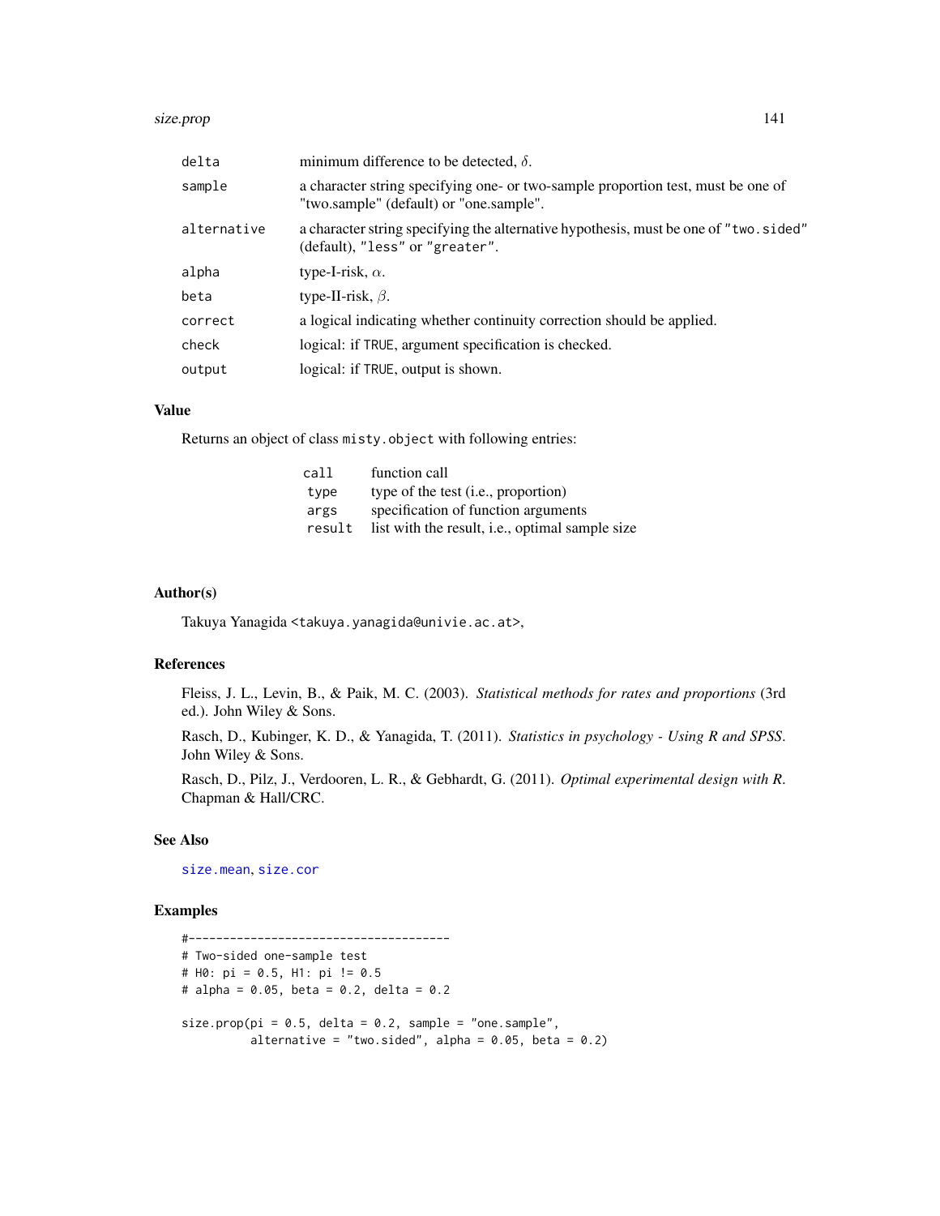| | |
|---|---|
| `delta` | minimum difference to be detected, $\delta$. |
| `sample` | a character string specifying one- or two-sample proportion test, must be one of "two.sample" (default) or "one.sample". |
| `alternative` | a character string specifying the alternative hypothesis, must be one of `"two.sided"` (default), `"less"` or `"greater"`. |
| `alpha` | type-I-risk, $\alpha$. |
| `beta` | type-II-risk, $\beta$. |
| `correct` | a logical indicating whether continuity correction should be applied. |
| `check` | logical: if `TRUE`, argument specification is checked. |
| `output` | logical: if `TRUE`, output is shown. |

## Value

Returns an object of class `misty.object` with following entries:

| | |
|---|---|
| `call` | function call |
| `type` | type of the test (i.e., proportion) |
| `args` | specification of function arguments |
| `result` | list with the result, i.e., optimal sample size |

## Author(s)

Takuya Yanagida <takuya.yanagida@univie.ac.at>,

## References

Fleiss, J. L., Levin, B., & Paik, M. C. (2003). *Statistical methods for rates and proportions* (3rd ed.). John Wiley & Sons.

Rasch, D., Kubinger, K. D., & Yanagida, T. (2011). *Statistics in psychology - Using R and SPSS*. John Wiley & Sons.

Rasch, D., Pilz, J., Verdooren, L. R., & Gebhardt, G. (2011). *Optimal experimental design with R*. Chapman & Hall/CRC.

## See Also

`size.mean`, `size.cor`

## Examples

```
#--------------------------------------
# Two-sided one-sample test
# H0: pi = 0.5, H1: pi != 0.5
# alpha = 0.05, beta = 0.2, delta = 0.2

size.prop(pi = 0.5, delta = 0.2, sample = "one.sample",
          alternative = "two.sided", alpha = 0.05, beta = 0.2)
```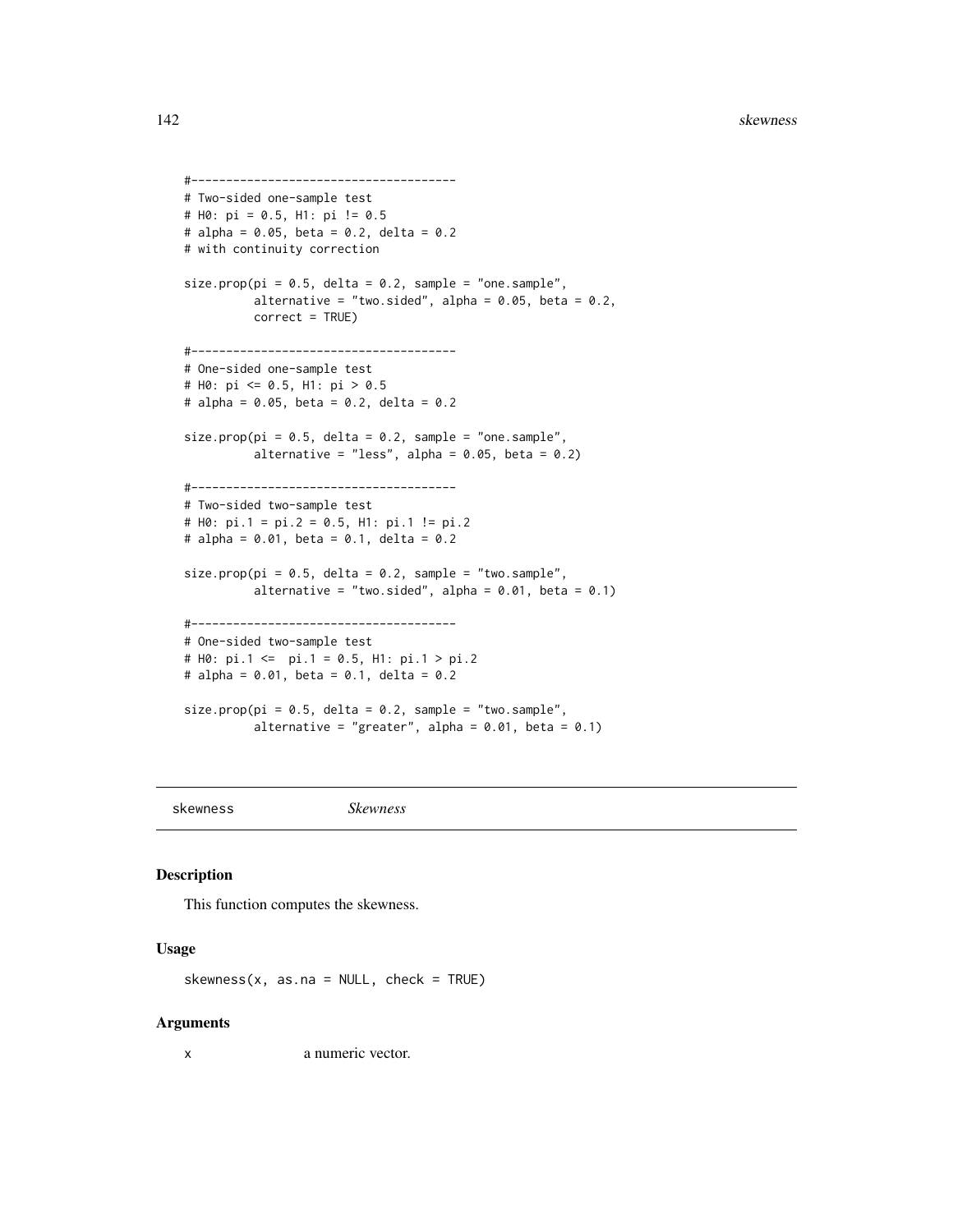```
#--------------------------------------
# Two-sided one-sample test
# H0: pi = 0.5, H1: pi != 0.5
# alpha = 0.05, beta = 0.2, delta = 0.2
# with continuity correction

size.prop(pi = 0.5, delta = 0.2, sample = "one.sample",
          alternative = "two.sided", alpha = 0.05, beta = 0.2,
          correct = TRUE)

#--------------------------------------
# One-sided one-sample test
# H0: pi <= 0.5, H1: pi > 0.5
# alpha = 0.05, beta = 0.2, delta = 0.2

size.prop(pi = 0.5, delta = 0.2, sample = "one.sample",
          alternative = "less", alpha = 0.05, beta = 0.2)

#--------------------------------------
# Two-sided two-sample test
# H0: pi.1 = pi.2 = 0.5, H1: pi.1 != pi.2
# alpha = 0.01, beta = 0.1, delta = 0.2

size.prop(pi = 0.5, delta = 0.2, sample = "two.sample",
          alternative = "two.sided", alpha = 0.01, beta = 0.1)

#--------------------------------------
# One-sided two-sample test
# H0: pi.1 <=  pi.1 = 0.5, H1: pi.1 > pi.2
# alpha = 0.01, beta = 0.1, delta = 0.2

size.prop(pi = 0.5, delta = 0.2, sample = "two.sample",
          alternative = "greater", alpha = 0.01, beta = 0.1)
```

## skewness *Skewness*

### Description

This function computes the skewness.

### Usage

```
skewness(x, as.na = NULL, check = TRUE)
```

### Arguments

x a numeric vector.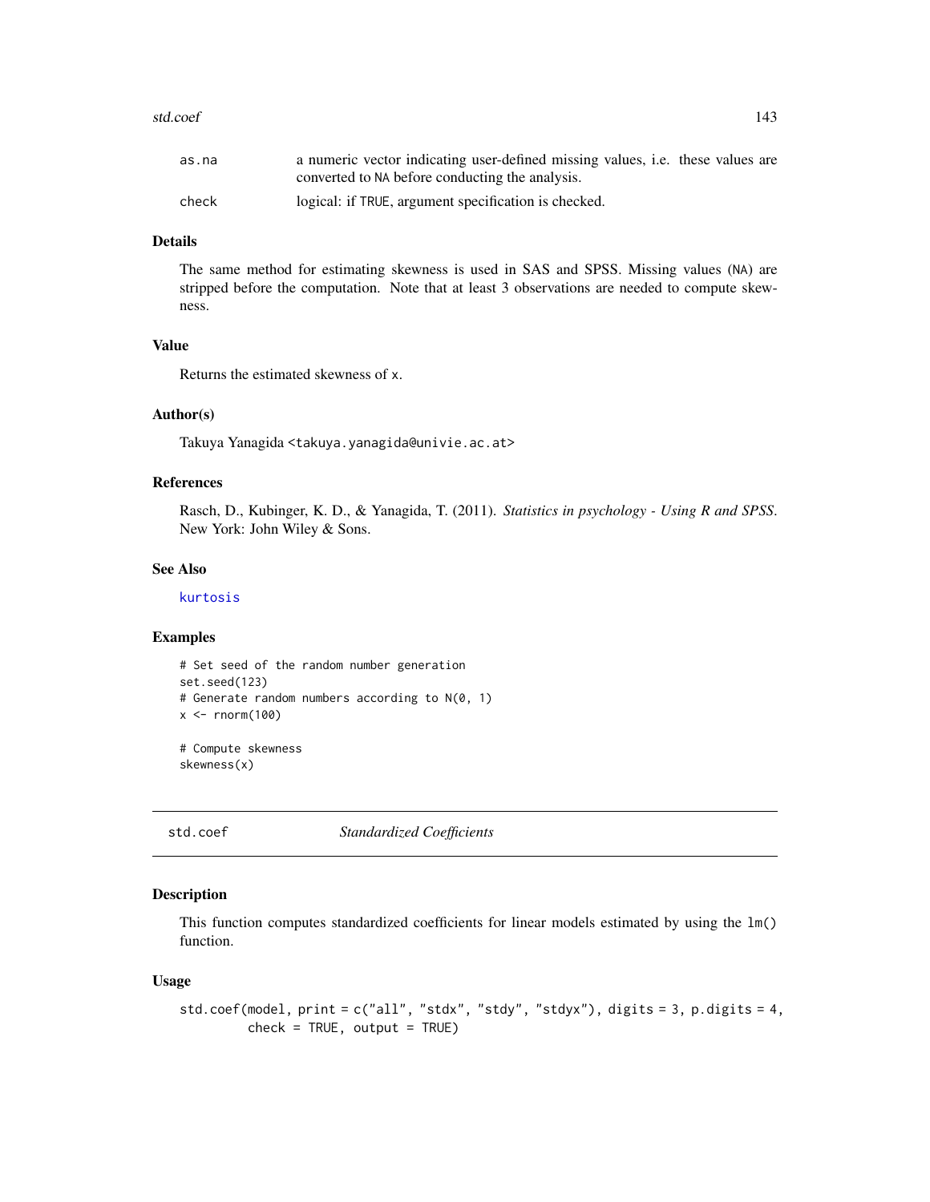| | |
|---|---|
| `as.na` | a numeric vector indicating user-defined missing values, i.e. these values are converted to `NA` before conducting the analysis. |
| `check` | logical: if `TRUE`, argument specification is checked. |

### Details

The same method for estimating skewness is used in SAS and SPSS. Missing values (`NA`) are stripped before the computation. Note that at least 3 observations are needed to compute skewness.

### Value

Returns the estimated skewness of `x`.

### Author(s)

Takuya Yanagida <takuya.yanagida@univie.ac.at>

### References

Rasch, D., Kubinger, K. D., & Yanagida, T. (2011). *Statistics in psychology - Using R and SPSS*. New York: John Wiley & Sons.

### See Also

`kurtosis`

### Examples

```
# Set seed of the random number generation
set.seed(123)
# Generate random numbers according to N(0, 1)
x <- rnorm(100)

# Compute skewness
skewness(x)
```

---

## std.coef &nbsp;&nbsp;&nbsp;&nbsp; *Standardized Coefficients*

---

### Description

This function computes standardized coefficients for linear models estimated by using the `lm()` function.

### Usage

```
std.coef(model, print = c("all", "stdx", "stdy", "stdyx"), digits = 3, p.digits = 4,
         check = TRUE, output = TRUE)
```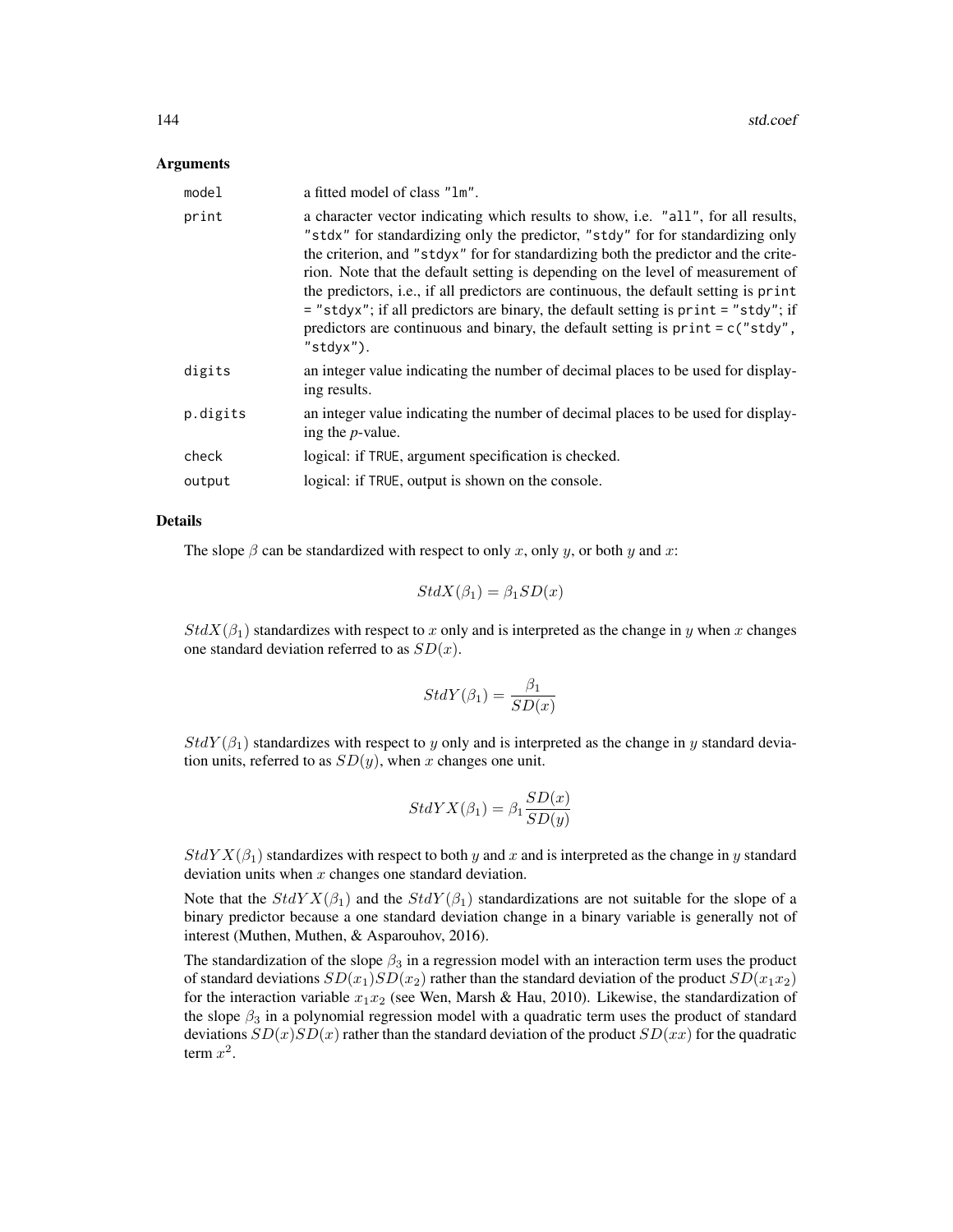## Arguments

| | |
|---|---|
| `model` | a fitted model of class "lm". |
| `print` | a character vector indicating which results to show, i.e. "all", for all results, "stdx" for for standardizing only the predictor, "stdy" for for standardizing only the criterion, and "stdyx" for for standardizing both the predictor and the criterion. Note that the default setting is depending on the level of measurement of the predictors, i.e., if all predictors are continuous, the default setting is `print = "stdyx"`; if all predictors are binary, the default setting is `print = "stdy"`; if predictors are continuous and binary, the default setting is `print = c("stdy", "stdyx")`. |
| `digits` | an integer value indicating the number of decimal places to be used for displaying results. |
| `p.digits` | an integer value indicating the number of decimal places to be used for displaying the *p*-value. |
| `check` | logical: if TRUE, argument specification is checked. |
| `output` | logical: if TRUE, output is shown on the console. |

## Details

The slope $\beta$ can be standardized with respect to only $x$, only $y$, or both $y$ and $x$:

$$StdX(\beta_1) = \beta_1 SD(x)$$

$StdX(\beta_1)$ standardizes with respect to $x$ only and is interpreted as the change in $y$ when $x$ changes one standard deviation referred to as $SD(x)$.

$$StdY(\beta_1) = \frac{\beta_1}{SD(x)}$$

$StdY(\beta_1)$ standardizes with respect to $y$ only and is interpreted as the change in $y$ standard deviation units, referred to as $SD(y)$, when $x$ changes one unit.

$$StdYX(\beta_1) = \beta_1 \frac{SD(x)}{SD(y)}$$

$StdYX(\beta_1)$ standardizes with respect to both $y$ and $x$ and is interpreted as the change in $y$ standard deviation units when $x$ changes one standard deviation.

Note that the $StdYX(\beta_1)$ and the $StdY(\beta_1)$ standardizations are not suitable for the slope of a binary predictor because a one standard deviation change in a binary variable is generally not of interest (Muthen, Muthen, & Asparouhov, 2016).

The standardization of the slope $\beta_3$ in a regression model with an interaction term uses the product of standard deviations $SD(x_1)SD(x_2)$ rather than the standard deviation of the product $SD(x_1 x_2)$ for the interaction variable $x_1 x_2$ (see Wen, Marsh & Hau, 2010). Likewise, the standardization of the slope $\beta_3$ in a polynomial regression model with a quadratic term uses the product of standard deviations $SD(x)SD(x)$ rather than the standard deviation of the product $SD(xx)$ for the quadratic term $x^2$.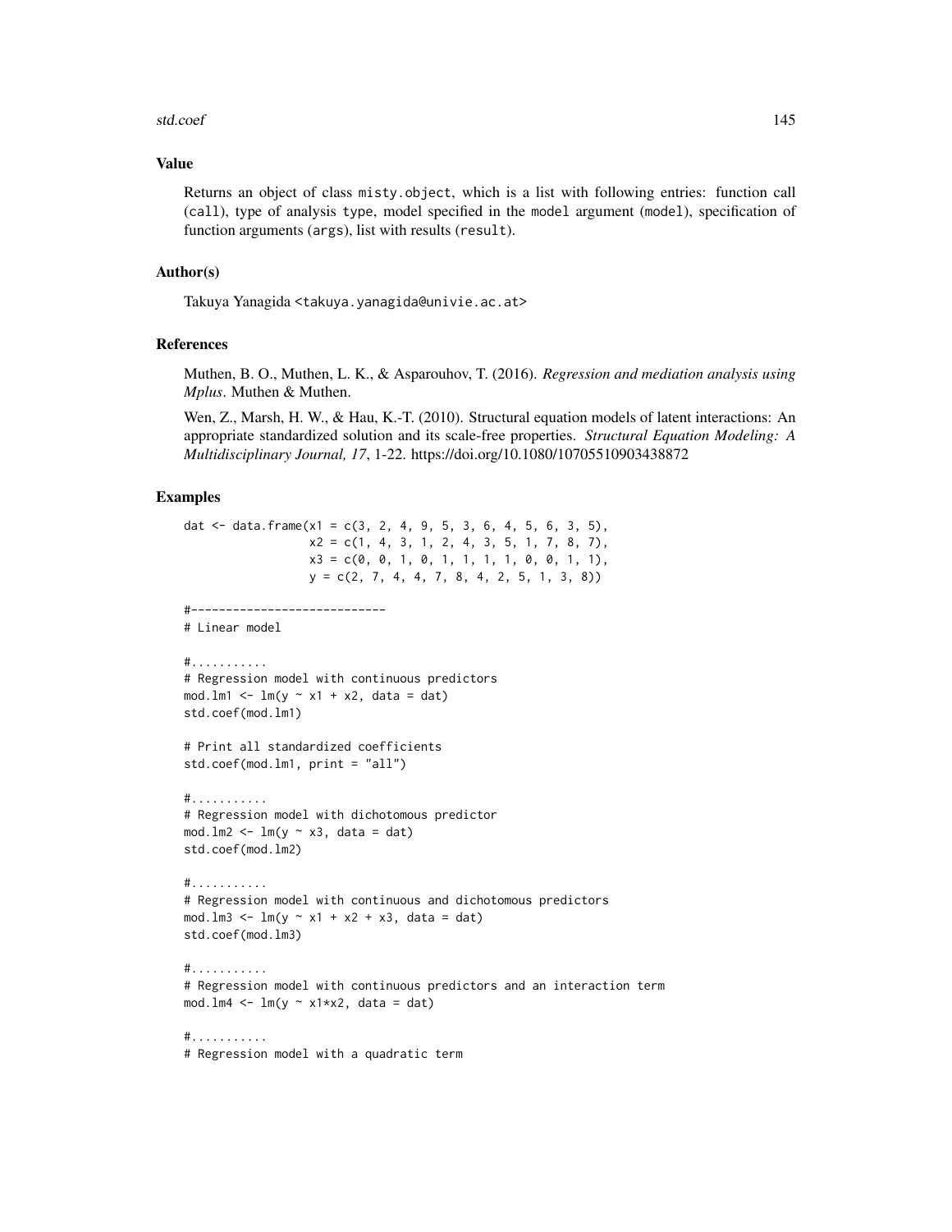## Value

Returns an object of class misty.object, which is a list with following entries: function call (call), type of analysis type, model specified in the model argument (model), specification of function arguments (args), list with results (result).

## Author(s)

Takuya Yanagida <takuya.yanagida@univie.ac.at>

## References

Muthen, B. O., Muthen, L. K., & Asparouhov, T. (2016). *Regression and mediation analysis using Mplus*. Muthen & Muthen.

Wen, Z., Marsh, H. W., & Hau, K.-T. (2010). Structural equation models of latent interactions: An appropriate standardized solution and its scale-free properties. *Structural Equation Modeling: A Multidisciplinary Journal, 17*, 1-22. https://doi.org/10.1080/10705510903438872

## Examples

```
dat <- data.frame(x1 = c(3, 2, 4, 9, 5, 3, 6, 4, 5, 6, 3, 5),
                  x2 = c(1, 4, 3, 1, 2, 4, 3, 5, 1, 7, 8, 7),
                  x3 = c(0, 0, 1, 0, 1, 1, 1, 1, 0, 0, 1, 1),
                  y = c(2, 7, 4, 4, 7, 8, 4, 2, 5, 1, 3, 8))

#----------------------------
# Linear model

#..........
# Regression model with continuous predictors
mod.lm1 <- lm(y ~ x1 + x2, data = dat)
std.coef(mod.lm1)

# Print all standardized coefficients
std.coef(mod.lm1, print = "all")

#..........
# Regression model with dichotomous predictor
mod.lm2 <- lm(y ~ x3, data = dat)
std.coef(mod.lm2)

#..........
# Regression model with continuous and dichotomous predictors
mod.lm3 <- lm(y ~ x1 + x2 + x3, data = dat)
std.coef(mod.lm3)

#..........
# Regression model with continuous predictors and an interaction term
mod.lm4 <- lm(y ~ x1*x2, data = dat)

#..........
# Regression model with a quadratic term
```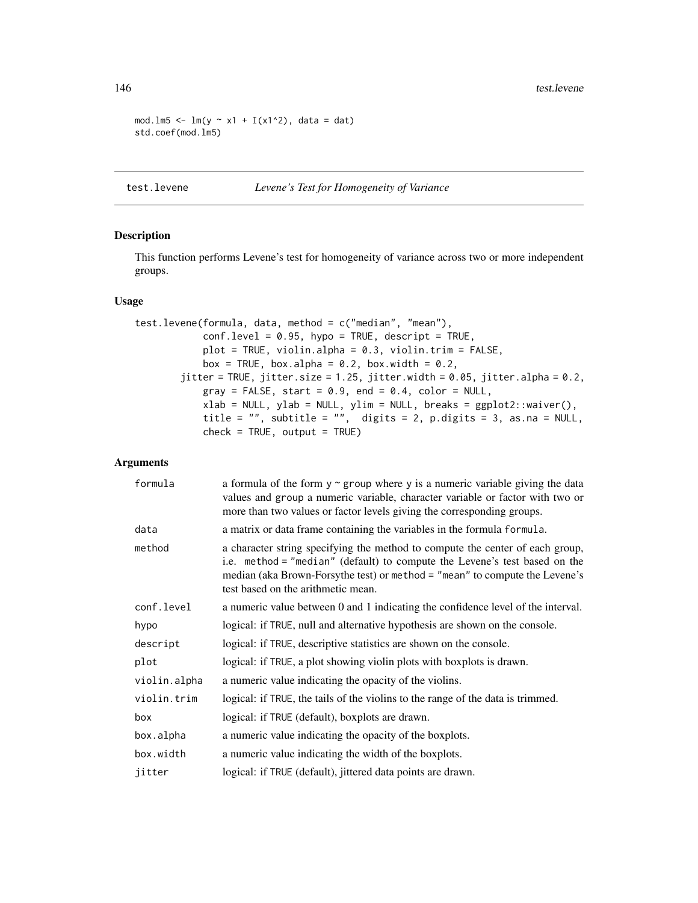```
mod.lm5 <- lm(y ~ x1 + I(x1^2), data = dat)
std.coef(mod.lm5)
```

---

## test.levene — *Levene's Test for Homogeneity of Variance*

---

### Description

This function performs Levene's test for homogeneity of variance across two or more independent groups.

### Usage

```
test.levene(formula, data, method = c("median", "mean"),
            conf.level = 0.95, hypo = TRUE, descript = TRUE,
            plot = TRUE, violin.alpha = 0.3, violin.trim = FALSE,
            box = TRUE, box.alpha = 0.2, box.width = 0.2,
        jitter = TRUE, jitter.size = 1.25, jitter.width = 0.05, jitter.alpha = 0.2,
            gray = FALSE, start = 0.9, end = 0.4, color = NULL,
            xlab = NULL, ylab = NULL, ylim = NULL, breaks = ggplot2::waiver(),
            title = "", subtitle = "",  digits = 2, p.digits = 3, as.na = NULL,
            check = TRUE, output = TRUE)
```

### Arguments

| | |
|---|---|
| `formula` | a formula of the form `y ~ group` where `y` is a numeric variable giving the data values and `group` a numeric variable, character variable or factor with two or more than two values or factor levels giving the corresponding groups. |
| `data` | a matrix or data frame containing the variables in the formula `formula`. |
| `method` | a character string specifying the method to compute the center of each group, i.e. `method = "median"` (default) to compute the Levene's test based on the median (aka Brown-Forsythe test) or `method = "mean"` to compute the Levene's test based on the arithmetic mean. |
| `conf.level` | a numeric value between 0 and 1 indicating the confidence level of the interval. |
| `hypo` | logical: if `TRUE`, null and alternative hypothesis are shown on the console. |
| `descript` | logical: if `TRUE`, descriptive statistics are shown on the console. |
| `plot` | logical: if `TRUE`, a plot showing violin plots with boxplots is drawn. |
| `violin.alpha` | a numeric value indicating the opacity of the violins. |
| `violin.trim` | logical: if `TRUE`, the tails of the violins to the range of the data is trimmed. |
| `box` | logical: if `TRUE` (default), boxplots are drawn. |
| `box.alpha` | a numeric value indicating the opacity of the boxplots. |
| `box.width` | a numeric value indicating the width of the boxplots. |
| `jitter` | logical: if `TRUE` (default), jittered data points are drawn. |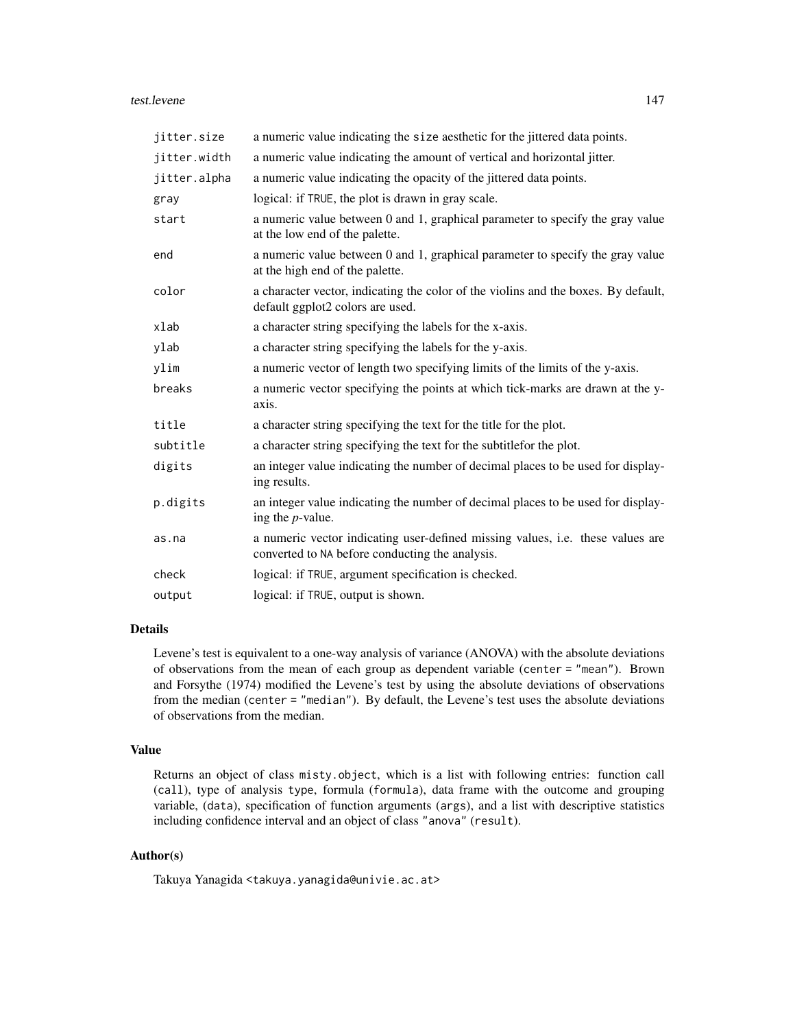| | |
|---|---|
| `jitter.size` | a numeric value indicating the `size` aesthetic for the jittered data points. |
| `jitter.width` | a numeric value indicating the amount of vertical and horizontal jitter. |
| `jitter.alpha` | a numeric value indicating the opacity of the jittered data points. |
| `gray` | logical: if `TRUE`, the plot is drawn in gray scale. |
| `start` | a numeric value between 0 and 1, graphical parameter to specify the gray value at the low end of the palette. |
| `end` | a numeric value between 0 and 1, graphical parameter to specify the gray value at the high end of the palette. |
| `color` | a character vector, indicating the color of the violins and the boxes. By default, default ggplot2 colors are used. |
| `xlab` | a character string specifying the labels for the x-axis. |
| `ylab` | a character string specifying the labels for the y-axis. |
| `ylim` | a numeric vector of length two specifying limits of the limits of the y-axis. |
| `breaks` | a numeric vector specifying the points at which tick-marks are drawn at the y-axis. |
| `title` | a character string specifying the text for the title for the plot. |
| `subtitle` | a character string specifying the text for the subtitlefor the plot. |
| `digits` | an integer value indicating the number of decimal places to be used for displaying results. |
| `p.digits` | an integer value indicating the number of decimal places to be used for displaying the *p*-value. |
| `as.na` | a numeric vector indicating user-defined missing values, i.e. these values are converted to `NA` before conducting the analysis. |
| `check` | logical: if `TRUE`, argument specification is checked. |
| `output` | logical: if `TRUE`, output is shown. |

## Details

Levene's test is equivalent to a one-way analysis of variance (ANOVA) with the absolute deviations of observations from the mean of each group as dependent variable (`center = "mean"`). Brown and Forsythe (1974) modified the Levene's test by using the absolute deviations of observations from the median (`center = "median"`). By default, the Levene's test uses the absolute deviations of observations from the median.

## Value

Returns an object of class `misty.object`, which is a list with following entries: function call (`call`), type of analysis `type`, formula (`formula`), data frame with the outcome and grouping variable, (`data`), specification of function arguments (`args`), and a list with descriptive statistics including confidence interval and an object of class `"anova"` (`result`).

## Author(s)

Takuya Yanagida <takuya.yanagida@univie.ac.at>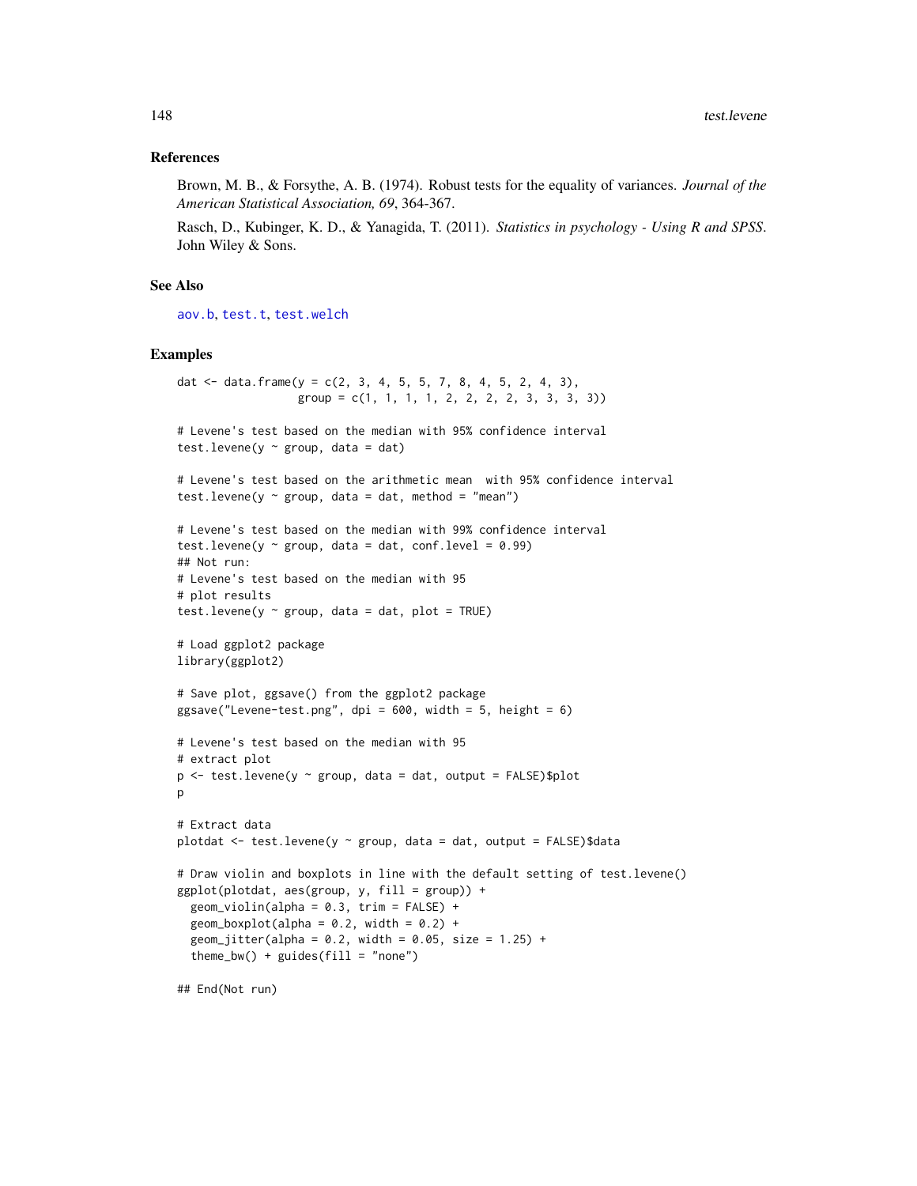## References

Brown, M. B., & Forsythe, A. B. (1974). Robust tests for the equality of variances. *Journal of the American Statistical Association, 69*, 364-367.

Rasch, D., Kubinger, K. D., & Yanagida, T. (2011). *Statistics in psychology - Using R and SPSS*. John Wiley & Sons.

## See Also

aov.b, test.t, test.welch

## Examples

```
dat <- data.frame(y = c(2, 3, 4, 5, 5, 7, 8, 4, 5, 2, 4, 3),
                  group = c(1, 1, 1, 1, 2, 2, 2, 2, 3, 3, 3, 3))

# Levene's test based on the median with 95% confidence interval
test.levene(y ~ group, data = dat)

# Levene's test based on the arithmetic mean  with 95% confidence interval
test.levene(y ~ group, data = dat, method = "mean")

# Levene's test based on the median with 99% confidence interval
test.levene(y ~ group, data = dat, conf.level = 0.99)
## Not run:
# Levene's test based on the median with 95
# plot results
test.levene(y ~ group, data = dat, plot = TRUE)

# Load ggplot2 package
library(ggplot2)

# Save plot, ggsave() from the ggplot2 package
ggsave("Levene-test.png", dpi = 600, width = 5, height = 6)

# Levene's test based on the median with 95
# extract plot
p <- test.levene(y ~ group, data = dat, output = FALSE)$plot
p

# Extract data
plotdat <- test.levene(y ~ group, data = dat, output = FALSE)$data

# Draw violin and boxplots in line with the default setting of test.levene()
ggplot(plotdat, aes(group, y, fill = group)) +
  geom_violin(alpha = 0.3, trim = FALSE) +
  geom_boxplot(alpha = 0.2, width = 0.2) +
  geom_jitter(alpha = 0.2, width = 0.05, size = 1.25) +
  theme_bw() + guides(fill = "none")

## End(Not run)
```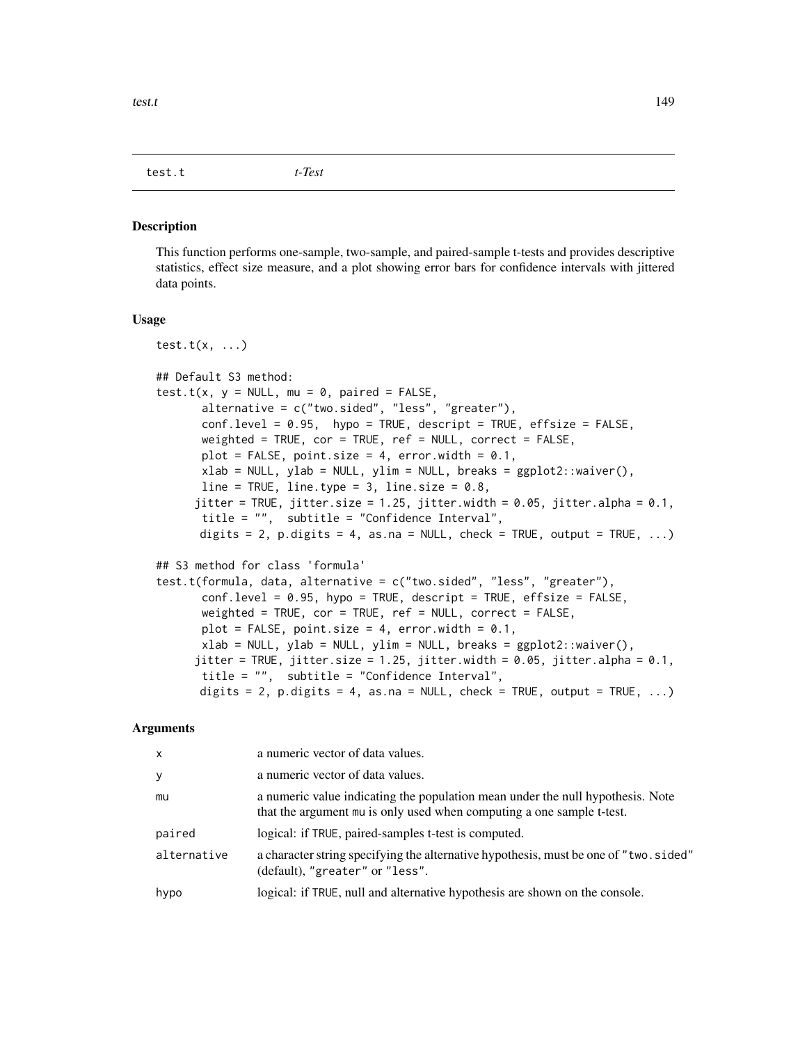test.t *t-Test*

## Description

This function performs one-sample, two-sample, and paired-sample t-tests and provides descriptive statistics, effect size measure, and a plot showing error bars for confidence intervals with jittered data points.

## Usage

```
test.t(x, ...)

## Default S3 method:
test.t(x, y = NULL, mu = 0, paired = FALSE,
       alternative = c("two.sided", "less", "greater"),
       conf.level = 0.95,  hypo = TRUE, descript = TRUE, effsize = FALSE,
       weighted = TRUE, cor = TRUE, ref = NULL, correct = FALSE,
       plot = FALSE, point.size = 4, error.width = 0.1,
       xlab = NULL, ylab = NULL, ylim = NULL, breaks = ggplot2::waiver(),
       line = TRUE, line.type = 3, line.size = 0.8,
      jitter = TRUE, jitter.size = 1.25, jitter.width = 0.05, jitter.alpha = 0.1,
       title = "",  subtitle = "Confidence Interval",
       digits = 2, p.digits = 4, as.na = NULL, check = TRUE, output = TRUE, ...)

## S3 method for class 'formula'
test.t(formula, data, alternative = c("two.sided", "less", "greater"),
       conf.level = 0.95, hypo = TRUE, descript = TRUE, effsize = FALSE,
       weighted = TRUE, cor = TRUE, ref = NULL, correct = FALSE,
       plot = FALSE, point.size = 4, error.width = 0.1,
       xlab = NULL, ylab = NULL, ylim = NULL, breaks = ggplot2::waiver(),
      jitter = TRUE, jitter.size = 1.25, jitter.width = 0.05, jitter.alpha = 0.1,
       title = "",  subtitle = "Confidence Interval",
       digits = 2, p.digits = 4, as.na = NULL, check = TRUE, output = TRUE, ...)
```

## Arguments

| | |
|---|---|
| x | a numeric vector of data values. |
| y | a numeric vector of data values. |
| mu | a numeric value indicating the population mean under the null hypothesis. Note that the argument mu is only used when computing a one sample t-test. |
| paired | logical: if TRUE, paired-samples t-test is computed. |
| alternative | a character string specifying the alternative hypothesis, must be one of "two.sided" (default), "greater" or "less". |
| hypo | logical: if TRUE, null and alternative hypothesis are shown on the console. |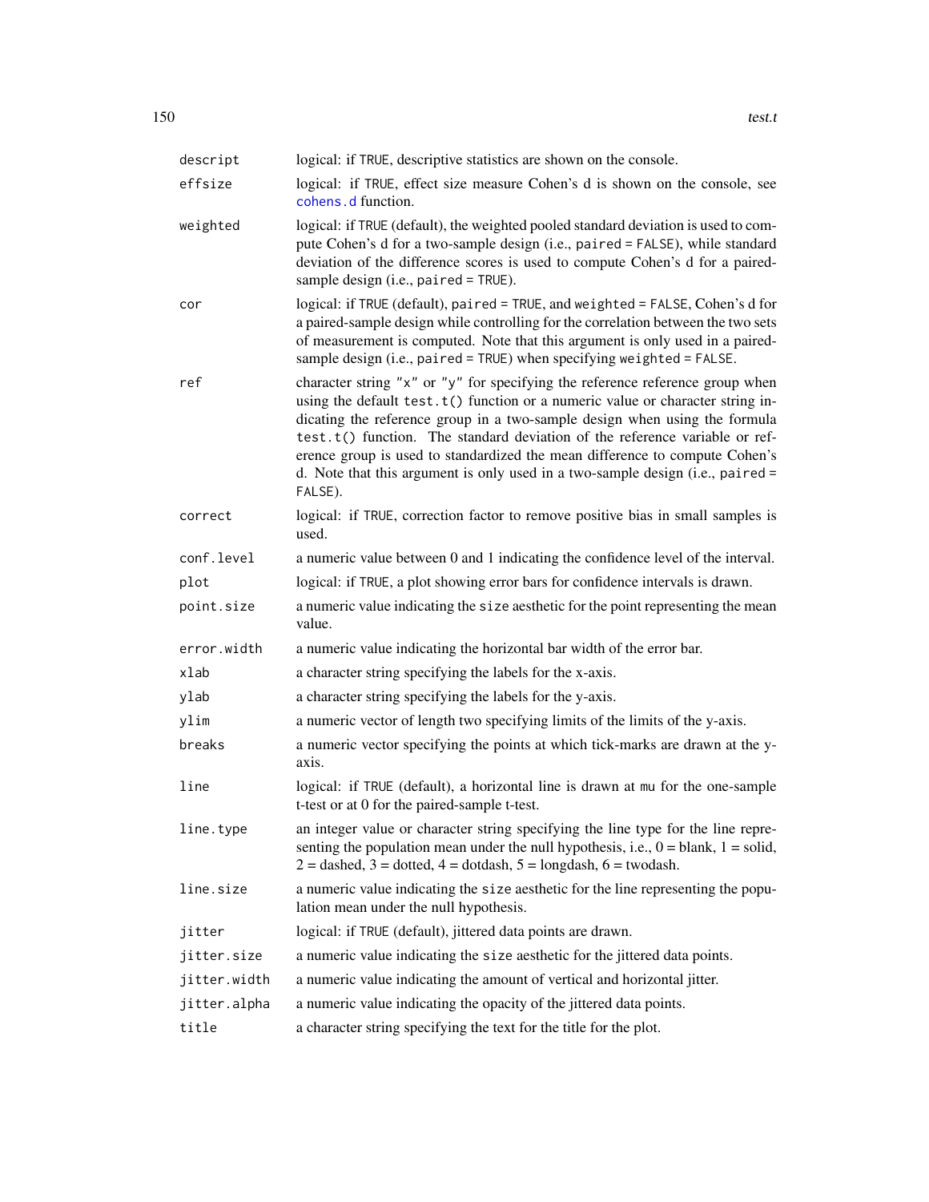| | |
|---|---|
| `descript` | logical: if `TRUE`, descriptive statistics are shown on the console. |
| `effsize` | logical: if `TRUE`, effect size measure Cohen's d is shown on the console, see `cohens.d` function. |
| `weighted` | logical: if `TRUE` (default), the weighted pooled standard deviation is used to compute Cohen's d for a two-sample design (i.e., `paired = FALSE`), while standard deviation of the difference scores is used to compute Cohen's d for a paired-sample design (i.e., `paired = TRUE`). |
| `cor` | logical: if `TRUE` (default), `paired = TRUE`, and `weighted = FALSE`, Cohen's d for a paired-sample design while controlling for the correlation between the two sets of measurement is computed. Note that this argument is only used in a paired-sample design (i.e., `paired = TRUE`) when specifying `weighted = FALSE`. |
| `ref` | character string `"x"` or `"y"` for specifying the reference reference group when using the default `test.t()` function or a numeric value or character string indicating the reference group in a two-sample design when using the formula `test.t()` function. The standard deviation of the reference variable or reference group is used to standardized the mean difference to compute Cohen's d. Note that this argument is only used in a two-sample design (i.e., `paired = FALSE`). |
| `correct` | logical: if `TRUE`, correction factor to remove positive bias in small samples is used. |
| `conf.level` | a numeric value between 0 and 1 indicating the confidence level of the interval. |
| `plot` | logical: if `TRUE`, a plot showing error bars for confidence intervals is drawn. |
| `point.size` | a numeric value indicating the `size` aesthetic for the point representing the mean value. |
| `error.width` | a numeric value indicating the horizontal bar width of the error bar. |
| `xlab` | a character string specifying the labels for the x-axis. |
| `ylab` | a character string specifying the labels for the y-axis. |
| `ylim` | a numeric vector of length two specifying limits of the limits of the y-axis. |
| `breaks` | a numeric vector specifying the points at which tick-marks are drawn at the y-axis. |
| `line` | logical: if `TRUE` (default), a horizontal line is drawn at `mu` for the one-sample t-test or at 0 for the paired-sample t-test. |
| `line.type` | an integer value or character string specifying the line type for the line representing the population mean under the null hypothesis, i.e., 0 = blank, 1 = solid, 2 = dashed, 3 = dotted, 4 = dotdash, 5 = longdash, 6 = twodash. |
| `line.size` | a numeric value indicating the `size` aesthetic for the line representing the population mean under the null hypothesis. |
| `jitter` | logical: if `TRUE` (default), jittered data points are drawn. |
| `jitter.size` | a numeric value indicating the `size` aesthetic for the jittered data points. |
| `jitter.width` | a numeric value indicating the amount of vertical and horizontal jitter. |
| `jitter.alpha` | a numeric value indicating the opacity of the jittered data points. |
| `title` | a character string specifying the text for the title for the plot. |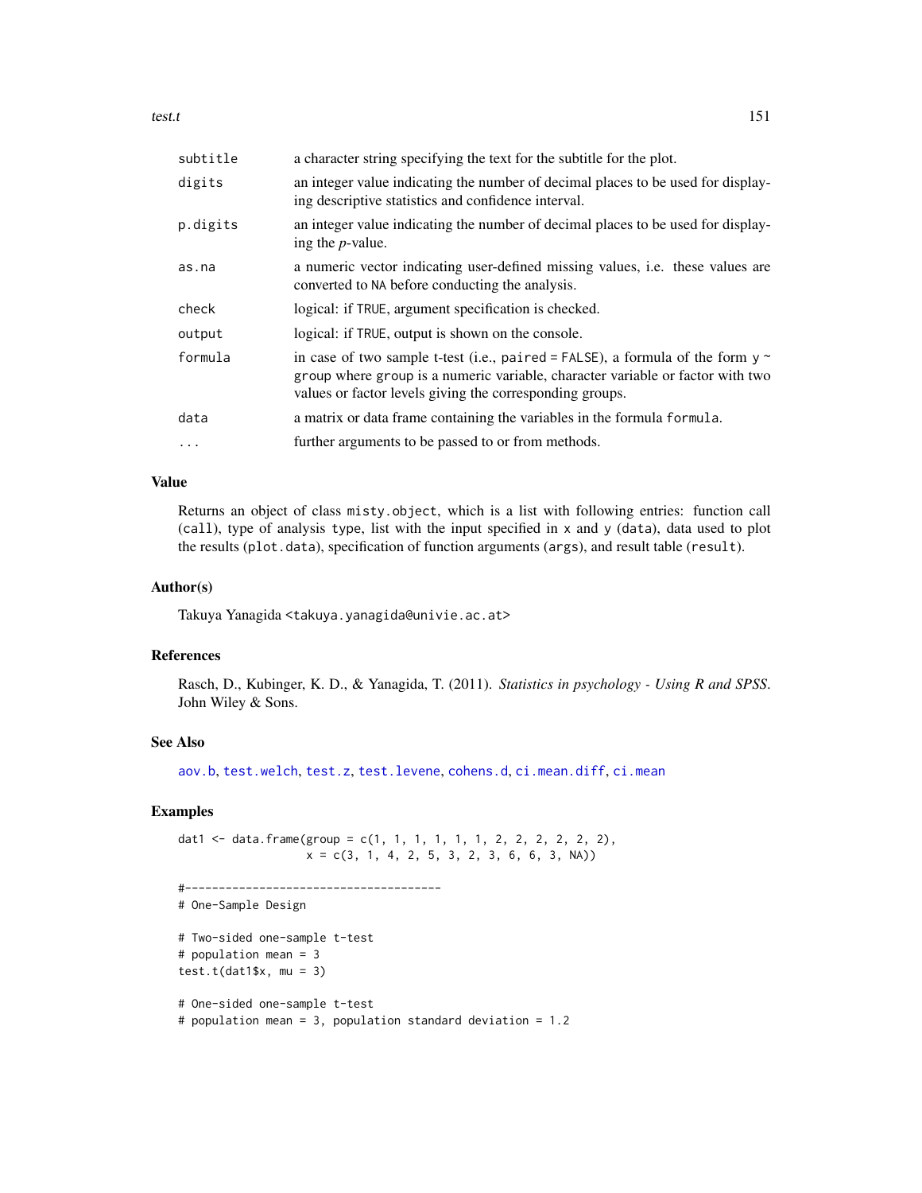| | |
|---|---|
| subtitle | a character string specifying the text for the subtitle for the plot. |
| digits | an integer value indicating the number of decimal places to be used for displaying descriptive statistics and confidence interval. |
| p.digits | an integer value indicating the number of decimal places to be used for displaying the *p*-value. |
| as.na | a numeric vector indicating user-defined missing values, i.e. these values are converted to NA before conducting the analysis. |
| check | logical: if TRUE, argument specification is checked. |
| output | logical: if TRUE, output is shown on the console. |
| formula | in case of two sample t-test (i.e., paired = FALSE), a formula of the form y ~ group where group is a numeric variable, character variable or factor with two values or factor levels giving the corresponding groups. |
| data | a matrix or data frame containing the variables in the formula formula. |
| ... | further arguments to be passed to or from methods. |

## Value

Returns an object of class misty.object, which is a list with following entries: function call (call), type of analysis type, list with the input specified in x and y (data), data used to plot the results (plot.data), specification of function arguments (args), and result table (result).

## Author(s)

Takuya Yanagida <takuya.yanagida@univie.ac.at>

## References

Rasch, D., Kubinger, K. D., & Yanagida, T. (2011). *Statistics in psychology - Using R and SPSS*. John Wiley & Sons.

## See Also

aov.b, test.welch, test.z, test.levene, cohens.d, ci.mean.diff, ci.mean

## Examples

```
dat1 <- data.frame(group = c(1, 1, 1, 1, 1, 1, 2, 2, 2, 2, 2, 2),
                   x = c(3, 1, 4, 2, 5, 3, 2, 3, 6, 6, 3, NA))

#--------------------------------------
# One-Sample Design

# Two-sided one-sample t-test
# population mean = 3
test.t(dat1$x, mu = 3)

# One-sided one-sample t-test
# population mean = 3, population standard deviation = 1.2
```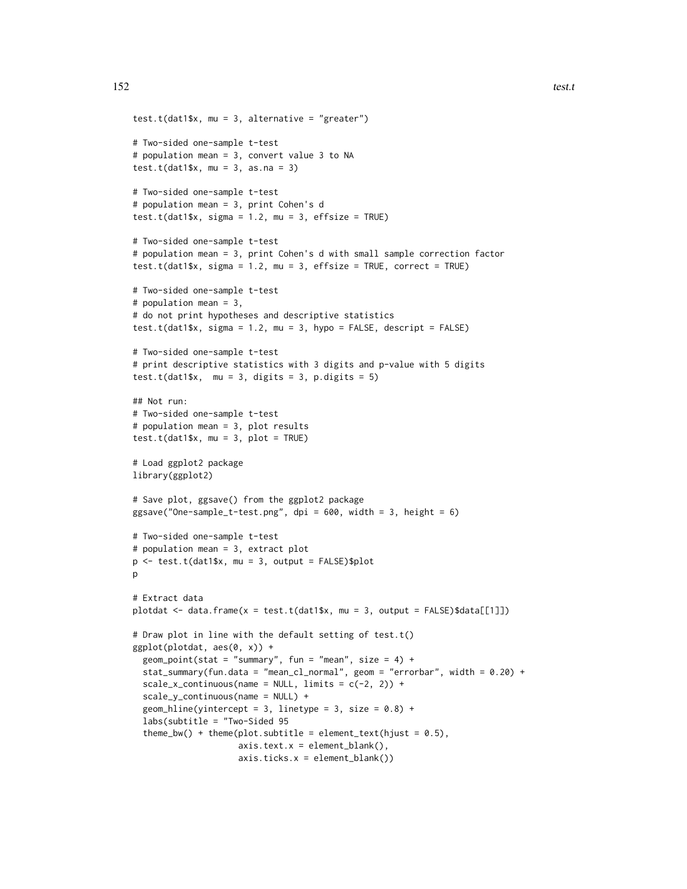```
test.t(dat1$x, mu = 3, alternative = "greater")

# Two-sided one-sample t-test
# population mean = 3, convert value 3 to NA
test.t(dat1$x, mu = 3, as.na = 3)

# Two-sided one-sample t-test
# population mean = 3, print Cohen's d
test.t(dat1$x, sigma = 1.2, mu = 3, effsize = TRUE)

# Two-sided one-sample t-test
# population mean = 3, print Cohen's d with small sample correction factor
test.t(dat1$x, sigma = 1.2, mu = 3, effsize = TRUE, correct = TRUE)

# Two-sided one-sample t-test
# population mean = 3,
# do not print hypotheses and descriptive statistics
test.t(dat1$x, sigma = 1.2, mu = 3, hypo = FALSE, descript = FALSE)

# Two-sided one-sample t-test
# print descriptive statistics with 3 digits and p-value with 5 digits
test.t(dat1$x,  mu = 3, digits = 3, p.digits = 5)

## Not run:
# Two-sided one-sample t-test
# population mean = 3, plot results
test.t(dat1$x, mu = 3, plot = TRUE)

# Load ggplot2 package
library(ggplot2)

# Save plot, ggsave() from the ggplot2 package
ggsave("One-sample_t-test.png", dpi = 600, width = 3, height = 6)

# Two-sided one-sample t-test
# population mean = 3, extract plot
p <- test.t(dat1$x, mu = 3, output = FALSE)$plot
p

# Extract data
plotdat <- data.frame(x = test.t(dat1$x, mu = 3, output = FALSE)$data[[1]])

# Draw plot in line with the default setting of test.t()
ggplot(plotdat, aes(0, x)) +
  geom_point(stat = "summary", fun = "mean", size = 4) +
  stat_summary(fun.data = "mean_cl_normal", geom = "errorbar", width = 0.20) +
  scale_x_continuous(name = NULL, limits = c(-2, 2)) +
  scale_y_continuous(name = NULL) +
  geom_hline(yintercept = 3, linetype = 3, size = 0.8) +
  labs(subtitle = "Two-Sided 95
  theme_bw() + theme(plot.subtitle = element_text(hjust = 0.5),
                     axis.text.x = element_blank(),
                     axis.ticks.x = element_blank())
```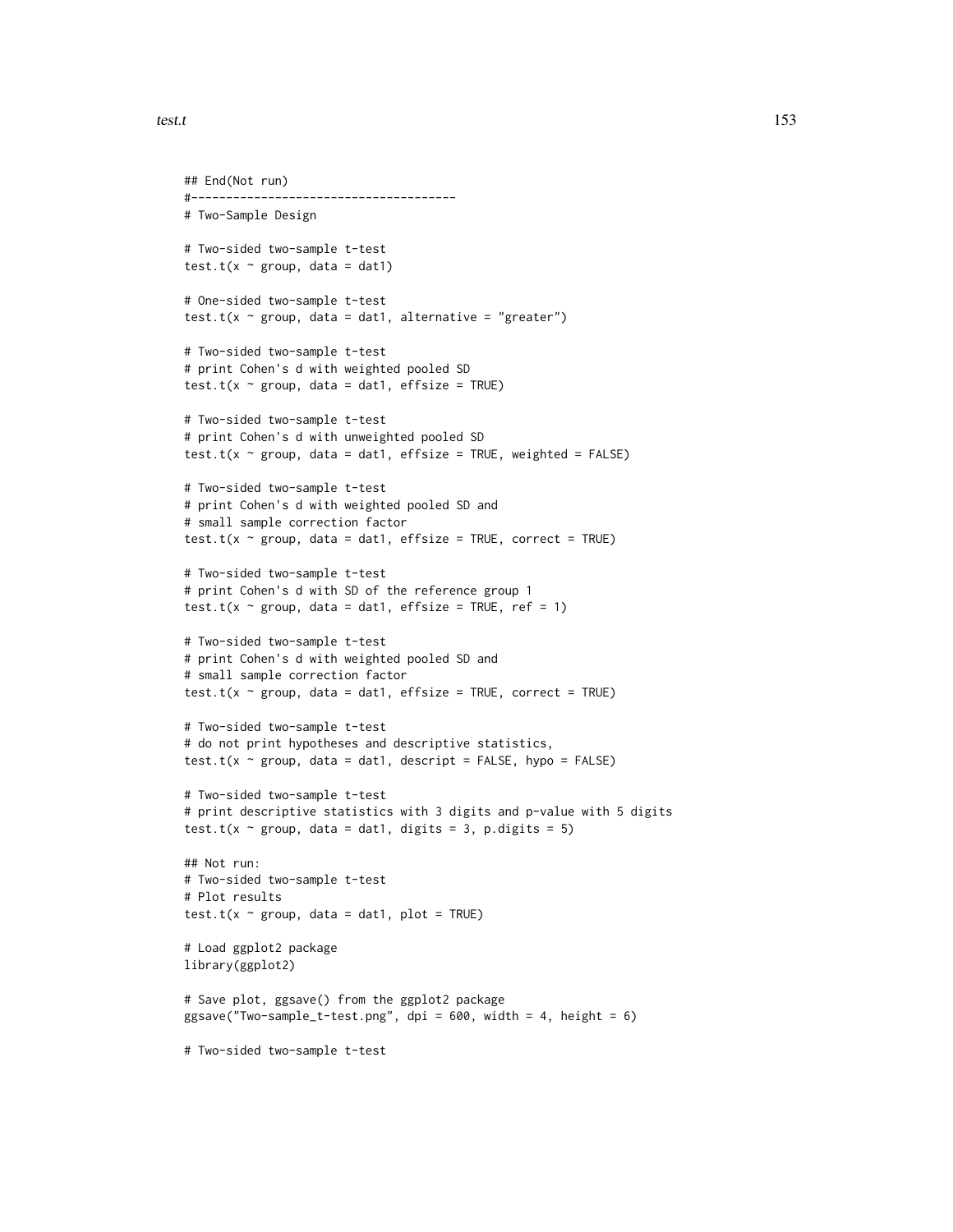```
## End(Not run)
#--------------------------------------
# Two-Sample Design

# Two-sided two-sample t-test
test.t(x ~ group, data = dat1)

# One-sided two-sample t-test
test.t(x ~ group, data = dat1, alternative = "greater")

# Two-sided two-sample t-test
# print Cohen's d with weighted pooled SD
test.t(x ~ group, data = dat1, effsize = TRUE)

# Two-sided two-sample t-test
# print Cohen's d with unweighted pooled SD
test.t(x ~ group, data = dat1, effsize = TRUE, weighted = FALSE)

# Two-sided two-sample t-test
# print Cohen's d with weighted pooled SD and
# small sample correction factor
test.t(x ~ group, data = dat1, effsize = TRUE, correct = TRUE)

# Two-sided two-sample t-test
# print Cohen's d with SD of the reference group 1
test.t(x ~ group, data = dat1, effsize = TRUE, ref = 1)

# Two-sided two-sample t-test
# print Cohen's d with weighted pooled SD and
# small sample correction factor
test.t(x ~ group, data = dat1, effsize = TRUE, correct = TRUE)

# Two-sided two-sample t-test
# do not print hypotheses and descriptive statistics,
test.t(x ~ group, data = dat1, descript = FALSE, hypo = FALSE)

# Two-sided two-sample t-test
# print descriptive statistics with 3 digits and p-value with 5 digits
test.t(x ~ group, data = dat1, digits = 3, p.digits = 5)

## Not run:
# Two-sided two-sample t-test
# Plot results
test.t(x ~ group, data = dat1, plot = TRUE)

# Load ggplot2 package
library(ggplot2)

# Save plot, ggsave() from the ggplot2 package
ggsave("Two-sample_t-test.png", dpi = 600, width = 4, height = 6)

# Two-sided two-sample t-test
```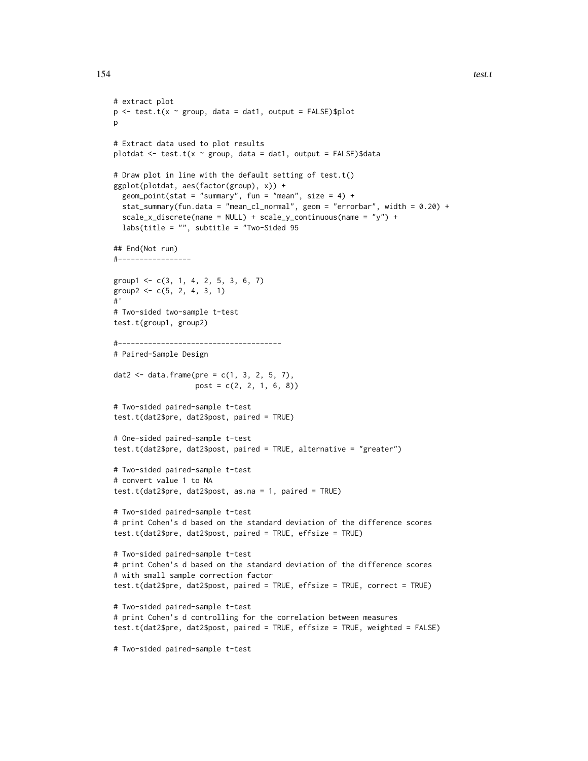```
# extract plot
p <- test.t(x ~ group, data = dat1, output = FALSE)$plot
p

# Extract data used to plot results
plotdat <- test.t(x ~ group, data = dat1, output = FALSE)$data

# Draw plot in line with the default setting of test.t()
ggplot(plotdat, aes(factor(group), x)) +
  geom_point(stat = "summary", fun = "mean", size = 4) +
  stat_summary(fun.data = "mean_cl_normal", geom = "errorbar", width = 0.20) +
  scale_x_discrete(name = NULL) + scale_y_continuous(name = "y") +
  labs(title = "", subtitle = "Two-Sided 95

## End(Not run)
#-----------------

group1 <- c(3, 1, 4, 2, 5, 3, 6, 7)
group2 <- c(5, 2, 4, 3, 1)
#'
# Two-sided two-sample t-test
test.t(group1, group2)

#-------------------------------------
# Paired-Sample Design

dat2 <- data.frame(pre = c(1, 3, 2, 5, 7),
                   post = c(2, 2, 1, 6, 8))

# Two-sided paired-sample t-test
test.t(dat2$pre, dat2$post, paired = TRUE)

# One-sided paired-sample t-test
test.t(dat2$pre, dat2$post, paired = TRUE, alternative = "greater")

# Two-sided paired-sample t-test
# convert value 1 to NA
test.t(dat2$pre, dat2$post, as.na = 1, paired = TRUE)

# Two-sided paired-sample t-test
# print Cohen's d based on the standard deviation of the difference scores
test.t(dat2$pre, dat2$post, paired = TRUE, effsize = TRUE)

# Two-sided paired-sample t-test
# print Cohen's d based on the standard deviation of the difference scores
# with small sample correction factor
test.t(dat2$pre, dat2$post, paired = TRUE, effsize = TRUE, correct = TRUE)

# Two-sided paired-sample t-test
# print Cohen's d controlling for the correlation between measures
test.t(dat2$pre, dat2$post, paired = TRUE, effsize = TRUE, weighted = FALSE)

# Two-sided paired-sample t-test
```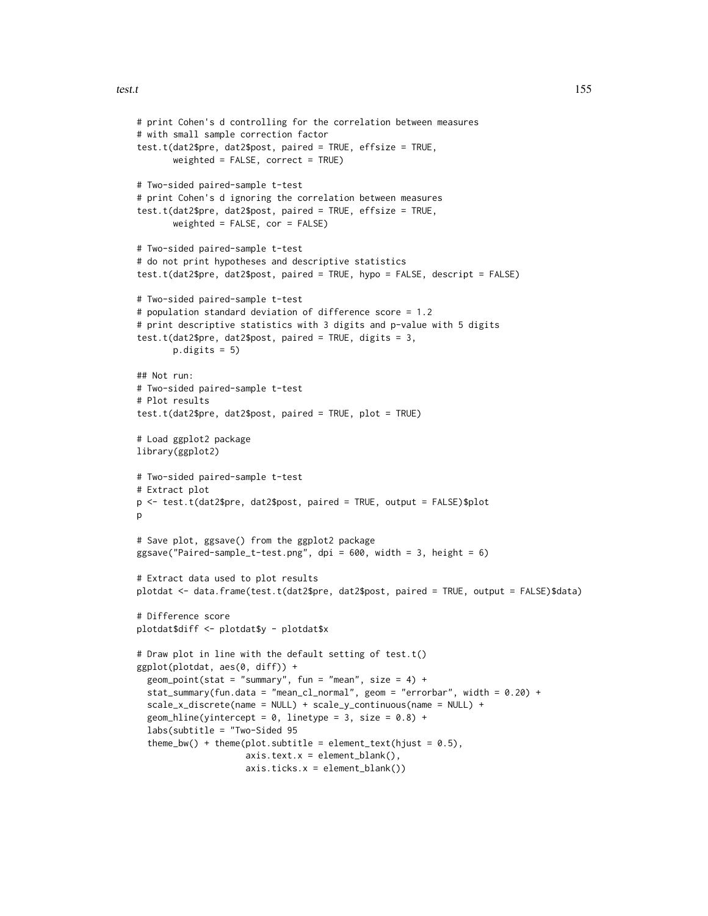```
# print Cohen's d controlling for the correlation between measures
# with small sample correction factor
test.t(dat2$pre, dat2$post, paired = TRUE, effsize = TRUE,
       weighted = FALSE, correct = TRUE)

# Two-sided paired-sample t-test
# print Cohen's d ignoring the correlation between measures
test.t(dat2$pre, dat2$post, paired = TRUE, effsize = TRUE,
       weighted = FALSE, cor = FALSE)

# Two-sided paired-sample t-test
# do not print hypotheses and descriptive statistics
test.t(dat2$pre, dat2$post, paired = TRUE, hypo = FALSE, descript = FALSE)

# Two-sided paired-sample t-test
# population standard deviation of difference score = 1.2
# print descriptive statistics with 3 digits and p-value with 5 digits
test.t(dat2$pre, dat2$post, paired = TRUE, digits = 3,
       p.digits = 5)

## Not run:
# Two-sided paired-sample t-test
# Plot results
test.t(dat2$pre, dat2$post, paired = TRUE, plot = TRUE)

# Load ggplot2 package
library(ggplot2)

# Two-sided paired-sample t-test
# Extract plot
p <- test.t(dat2$pre, dat2$post, paired = TRUE, output = FALSE)$plot
p

# Save plot, ggsave() from the ggplot2 package
ggsave("Paired-sample_t-test.png", dpi = 600, width = 3, height = 6)

# Extract data used to plot results
plotdat <- data.frame(test.t(dat2$pre, dat2$post, paired = TRUE, output = FALSE)$data)

# Difference score
plotdat$diff <- plotdat$y - plotdat$x

# Draw plot in line with the default setting of test.t()
ggplot(plotdat, aes(0, diff)) +
  geom_point(stat = "summary", fun = "mean", size = 4) +
  stat_summary(fun.data = "mean_cl_normal", geom = "errorbar", width = 0.20) +
  scale_x_discrete(name = NULL) + scale_y_continuous(name = NULL) +
  geom_hline(yintercept = 0, linetype = 3, size = 0.8) +
  labs(subtitle = "Two-Sided 95
  theme_bw() + theme(plot.subtitle = element_text(hjust = 0.5),
                     axis.text.x = element_blank(),
                     axis.ticks.x = element_blank())
```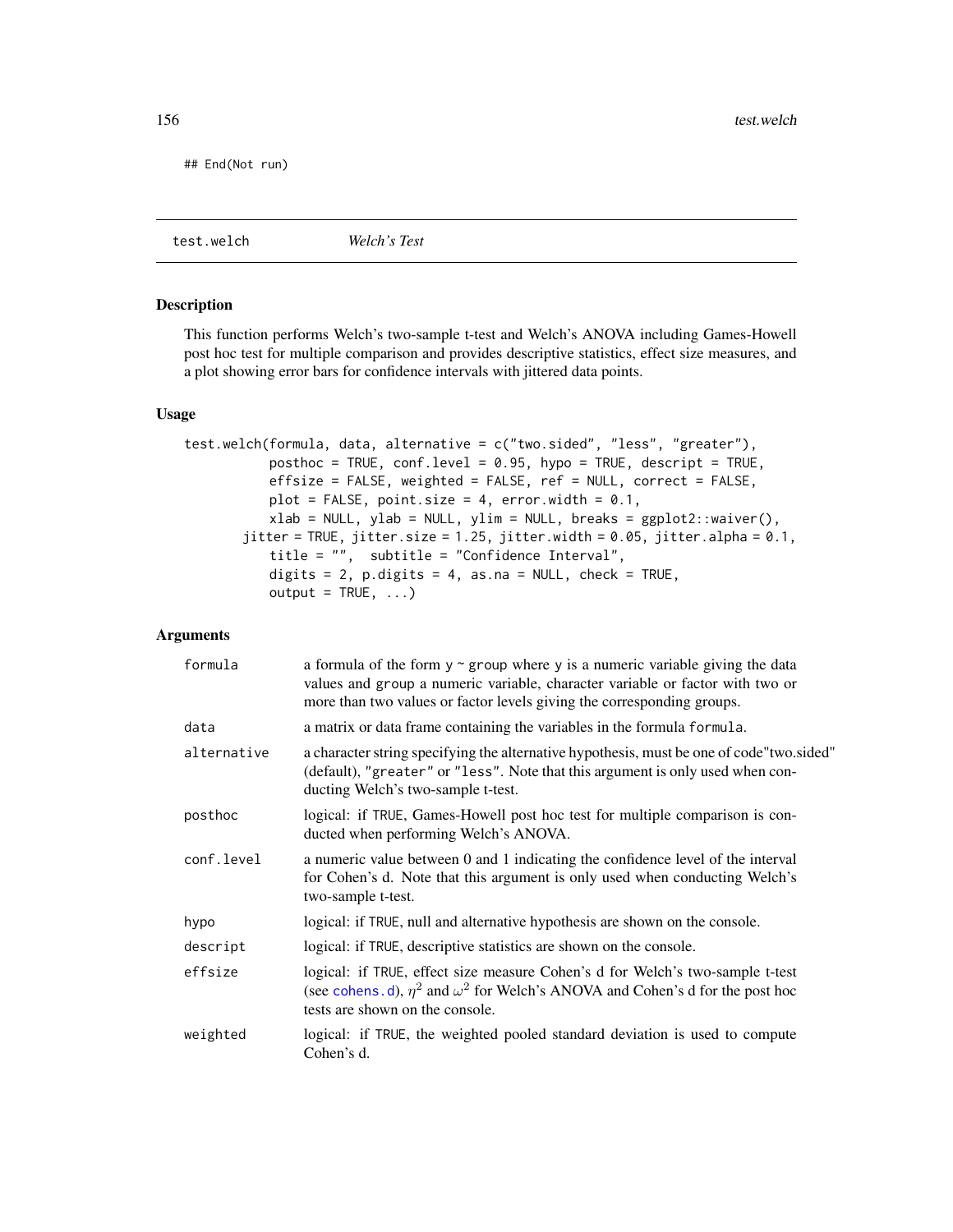```
## End(Not run)
```

## test.welch *Welch's Test*

### Description

This function performs Welch's two-sample t-test and Welch's ANOVA including Games-Howell post hoc test for multiple comparison and provides descriptive statistics, effect size measures, and a plot showing error bars for confidence intervals with jittered data points.

### Usage

```
test.welch(formula, data, alternative = c("two.sided", "less", "greater"),
           posthoc = TRUE, conf.level = 0.95, hypo = TRUE, descript = TRUE,
           effsize = FALSE, weighted = FALSE, ref = NULL, correct = FALSE,
           plot = FALSE, point.size = 4, error.width = 0.1,
           xlab = NULL, ylab = NULL, ylim = NULL, breaks = ggplot2::waiver(),
       jitter = TRUE, jitter.size = 1.25, jitter.width = 0.05, jitter.alpha = 0.1,
           title = "",  subtitle = "Confidence Interval",
           digits = 2, p.digits = 4, as.na = NULL, check = TRUE,
           output = TRUE, ...)
```

### Arguments

| | |
|---|---|
| `formula` | a formula of the form `y ~ group` where `y` is a numeric variable giving the data values and `group` a numeric variable, character variable or factor with two or more than two values or factor levels giving the corresponding groups. |
| `data` | a matrix or data frame containing the variables in the formula `formula`. |
| `alternative` | a character string specifying the alternative hypothesis, must be one of code"two.sided" (default), `"greater"` or `"less"`. Note that this argument is only used when conducting Welch's two-sample t-test. |
| `posthoc` | logical: if `TRUE`, Games-Howell post hoc test for multiple comparison is conducted when performing Welch's ANOVA. |
| `conf.level` | a numeric value between 0 and 1 indicating the confidence level of the interval for Cohen's d. Note that this argument is only used when conducting Welch's two-sample t-test. |
| `hypo` | logical: if `TRUE`, null and alternative hypothesis are shown on the console. |
| `descript` | logical: if `TRUE`, descriptive statistics are shown on the console. |
| `effsize` | logical: if `TRUE`, effect size measure Cohen's d for Welch's two-sample t-test (see `cohens.d`), $\eta^2$ and $\omega^2$ for Welch's ANOVA and Cohen's d for the post hoc tests are shown on the console. |
| `weighted` | logical: if `TRUE`, the weighted pooled standard deviation is used to compute Cohen's d. |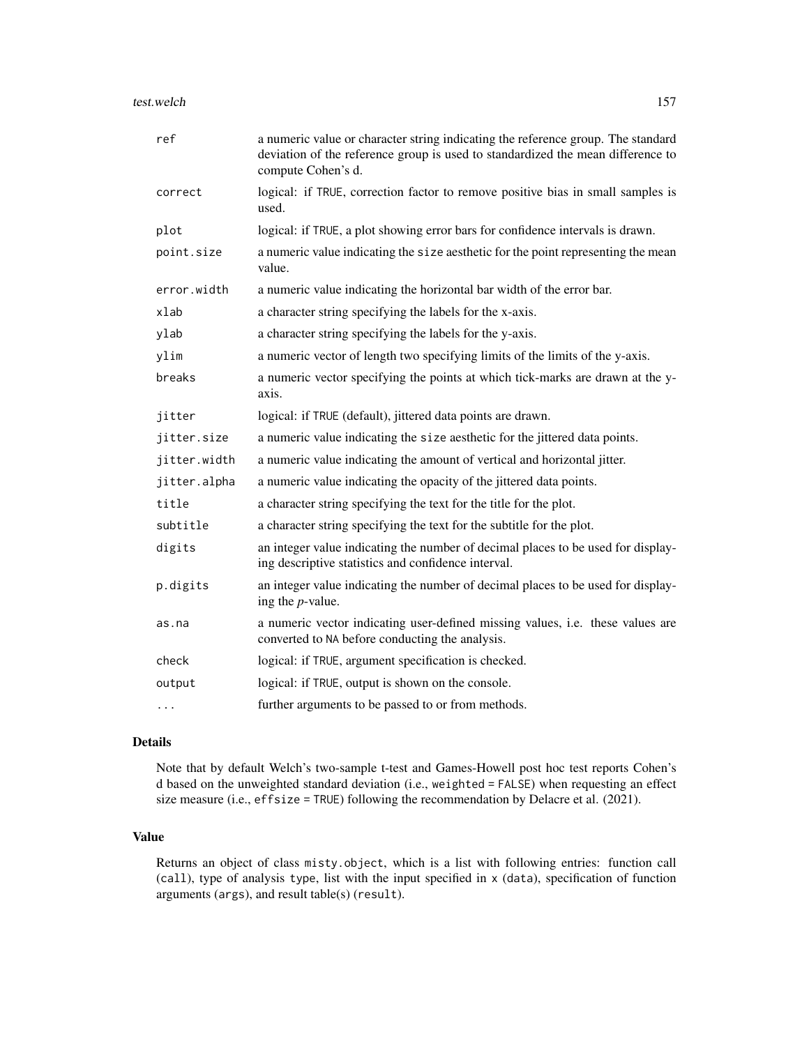| | |
|---|---|
| `ref` | a numeric value or character string indicating the reference group. The standard deviation of the reference group is used to standardized the mean difference to compute Cohen's d. |
| `correct` | logical: if `TRUE`, correction factor to remove positive bias in small samples is used. |
| `plot` | logical: if `TRUE`, a plot showing error bars for confidence intervals is drawn. |
| `point.size` | a numeric value indicating the `size` aesthetic for the point representing the mean value. |
| `error.width` | a numeric value indicating the horizontal bar width of the error bar. |
| `xlab` | a character string specifying the labels for the x-axis. |
| `ylab` | a character string specifying the labels for the y-axis. |
| `ylim` | a numeric vector of length two specifying limits of the limits of the y-axis. |
| `breaks` | a numeric vector specifying the points at which tick-marks are drawn at the y-axis. |
| `jitter` | logical: if `TRUE` (default), jittered data points are drawn. |
| `jitter.size` | a numeric value indicating the `size` aesthetic for the jittered data points. |
| `jitter.width` | a numeric value indicating the amount of vertical and horizontal jitter. |
| `jitter.alpha` | a numeric value indicating the opacity of the jittered data points. |
| `title` | a character string specifying the text for the title for the plot. |
| `subtitle` | a character string specifying the text for the subtitle for the plot. |
| `digits` | an integer value indicating the number of decimal places to be used for displaying descriptive statistics and confidence interval. |
| `p.digits` | an integer value indicating the number of decimal places to be used for displaying the *p*-value. |
| `as.na` | a numeric vector indicating user-defined missing values, i.e. these values are converted to `NA` before conducting the analysis. |
| `check` | logical: if `TRUE`, argument specification is checked. |
| `output` | logical: if `TRUE`, output is shown on the console. |
| `...` | further arguments to be passed to or from methods. |

## Details

Note that by default Welch's two-sample t-test and Games-Howell post hoc test reports Cohen's d based on the unweighted standard deviation (i.e., `weighted = FALSE`) when requesting an effect size measure (i.e., `effsize = TRUE`) following the recommendation by Delacre et al. (2021).

## Value

Returns an object of class `misty.object`, which is a list with following entries: function call (`call`), type of analysis `type`, list with the input specified in `x` (`data`), specification of function arguments (`args`), and result table(s) (`result`).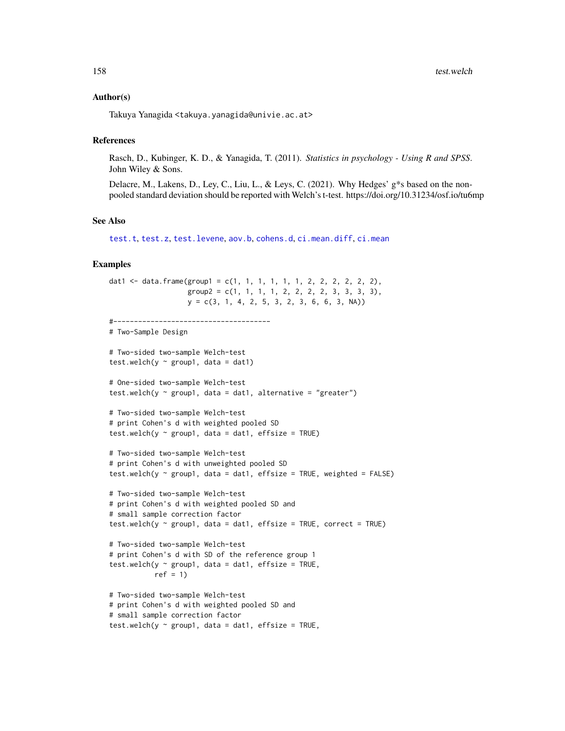### Author(s)

Takuya Yanagida <takuya.yanagida@univie.ac.at>

### References

Rasch, D., Kubinger, K. D., & Yanagida, T. (2011). *Statistics in psychology - Using R and SPSS*. John Wiley & Sons.

Delacre, M., Lakens, D., Ley, C., Liu, L., & Leys, C. (2021). Why Hedges' g*s based on the non-pooled standard deviation should be reported with Welch's t-test. https://doi.org/10.31234/osf.io/tu6mp

### See Also

test.t, test.z, test.levene, aov.b, cohens.d, ci.mean.diff, ci.mean

### Examples

```
dat1 <- data.frame(group1 = c(1, 1, 1, 1, 1, 1, 2, 2, 2, 2, 2, 2),
                   group2 = c(1, 1, 1, 1, 2, 2, 2, 2, 3, 3, 3, 3),
                   y = c(3, 1, 4, 2, 5, 3, 2, 3, 6, 6, 3, NA))

#--------------------------------------
# Two-Sample Design

# Two-sided two-sample Welch-test
test.welch(y ~ group1, data = dat1)

# One-sided two-sample Welch-test
test.welch(y ~ group1, data = dat1, alternative = "greater")

# Two-sided two-sample Welch-test
# print Cohen's d with weighted pooled SD
test.welch(y ~ group1, data = dat1, effsize = TRUE)

# Two-sided two-sample Welch-test
# print Cohen's d with unweighted pooled SD
test.welch(y ~ group1, data = dat1, effsize = TRUE, weighted = FALSE)

# Two-sided two-sample Welch-test
# print Cohen's d with weighted pooled SD and
# small sample correction factor
test.welch(y ~ group1, data = dat1, effsize = TRUE, correct = TRUE)

# Two-sided two-sample Welch-test
# print Cohen's d with SD of the reference group 1
test.welch(y ~ group1, data = dat1, effsize = TRUE,
           ref = 1)

# Two-sided two-sample Welch-test
# print Cohen's d with weighted pooled SD and
# small sample correction factor
test.welch(y ~ group1, data = dat1, effsize = TRUE,
```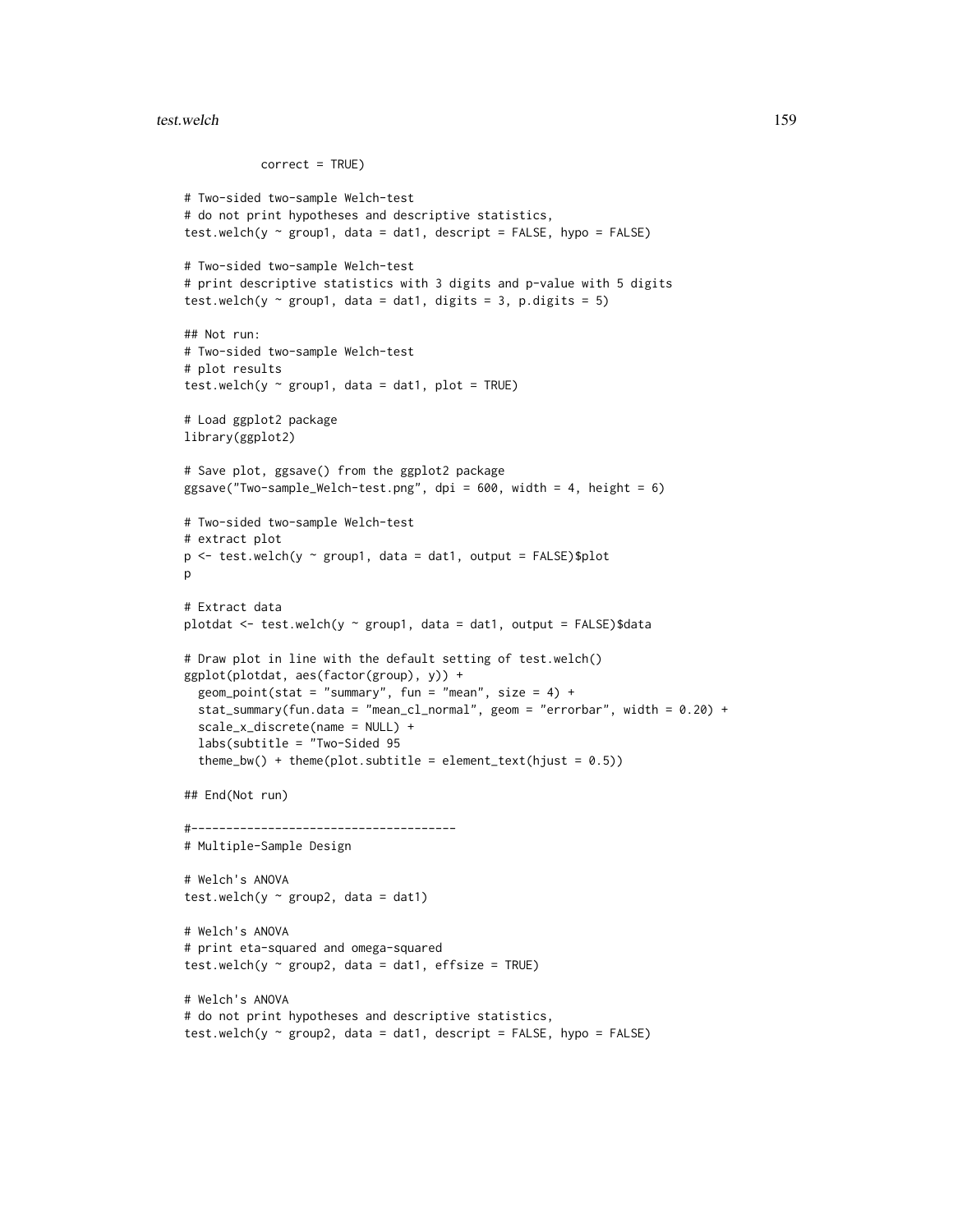```
           correct = TRUE)

# Two-sided two-sample Welch-test
# do not print hypotheses and descriptive statistics,
test.welch(y ~ group1, data = dat1, descript = FALSE, hypo = FALSE)

# Two-sided two-sample Welch-test
# print descriptive statistics with 3 digits and p-value with 5 digits
test.welch(y ~ group1, data = dat1, digits = 3, p.digits = 5)

## Not run:
# Two-sided two-sample Welch-test
# plot results
test.welch(y ~ group1, data = dat1, plot = TRUE)

# Load ggplot2 package
library(ggplot2)

# Save plot, ggsave() from the ggplot2 package
ggsave("Two-sample_Welch-test.png", dpi = 600, width = 4, height = 6)

# Two-sided two-sample Welch-test
# extract plot
p <- test.welch(y ~ group1, data = dat1, output = FALSE)$plot
p

# Extract data
plotdat <- test.welch(y ~ group1, data = dat1, output = FALSE)$data

# Draw plot in line with the default setting of test.welch()
ggplot(plotdat, aes(factor(group), y)) +
  geom_point(stat = "summary", fun = "mean", size = 4) +
  stat_summary(fun.data = "mean_cl_normal", geom = "errorbar", width = 0.20) +
  scale_x_discrete(name = NULL) +
  labs(subtitle = "Two-Sided 95
  theme_bw() + theme(plot.subtitle = element_text(hjust = 0.5))

## End(Not run)

#-----------------------------------------
# Multiple-Sample Design

# Welch's ANOVA
test.welch(y ~ group2, data = dat1)

# Welch's ANOVA
# print eta-squared and omega-squared
test.welch(y ~ group2, data = dat1, effsize = TRUE)

# Welch's ANOVA
# do not print hypotheses and descriptive statistics,
test.welch(y ~ group2, data = dat1, descript = FALSE, hypo = FALSE)
```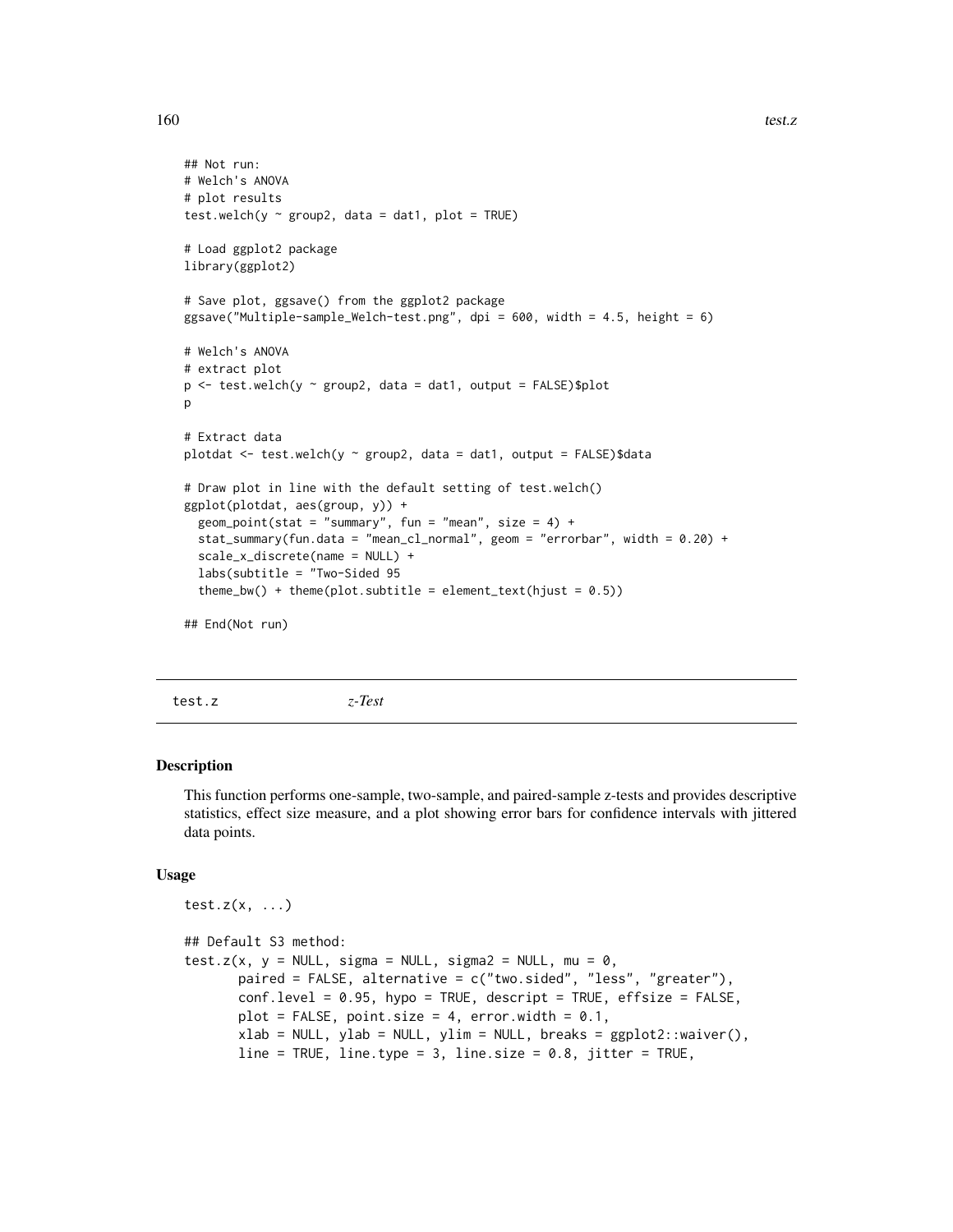```
## Not run:
# Welch's ANOVA
# plot results
test.welch(y ~ group2, data = dat1, plot = TRUE)

# Load ggplot2 package
library(ggplot2)

# Save plot, ggsave() from the ggplot2 package
ggsave("Multiple-sample_Welch-test.png", dpi = 600, width = 4.5, height = 6)

# Welch's ANOVA
# extract plot
p <- test.welch(y ~ group2, data = dat1, output = FALSE)$plot
p

# Extract data
plotdat <- test.welch(y ~ group2, data = dat1, output = FALSE)$data

# Draw plot in line with the default setting of test.welch()
ggplot(plotdat, aes(group, y)) +
  geom_point(stat = "summary", fun = "mean", size = 4) +
  stat_summary(fun.data = "mean_cl_normal", geom = "errorbar", width = 0.20) +
  scale_x_discrete(name = NULL) +
  labs(subtitle = "Two-Sided 95
  theme_bw() + theme(plot.subtitle = element_text(hjust = 0.5))

## End(Not run)
```

---

## test.z — *z-Test*

### Description

This function performs one-sample, two-sample, and paired-sample z-tests and provides descriptive statistics, effect size measure, and a plot showing error bars for confidence intervals with jittered data points.

### Usage

```
test.z(x, ...)

## Default S3 method:
test.z(x, y = NULL, sigma = NULL, sigma2 = NULL, mu = 0,
       paired = FALSE, alternative = c("two.sided", "less", "greater"),
       conf.level = 0.95, hypo = TRUE, descript = TRUE, effsize = FALSE,
       plot = FALSE, point.size = 4, error.width = 0.1,
       xlab = NULL, ylab = NULL, ylim = NULL, breaks = ggplot2::waiver(),
       line = TRUE, line.type = 3, line.size = 0.8, jitter = TRUE,
```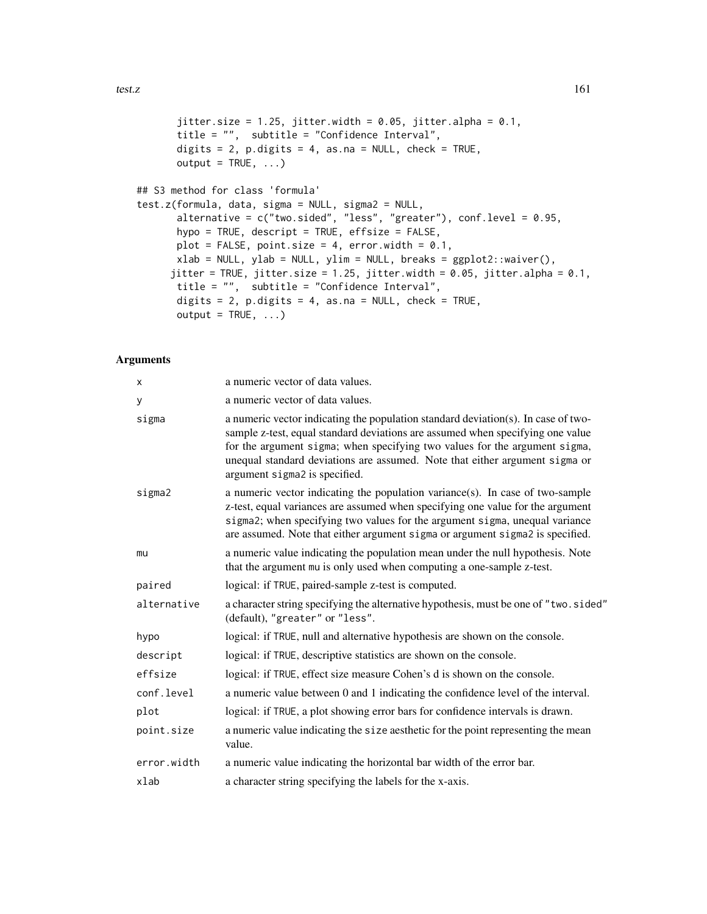```
       jitter.size = 1.25, jitter.width = 0.05, jitter.alpha = 0.1,
       title = "",  subtitle = "Confidence Interval",
       digits = 2, p.digits = 4, as.na = NULL, check = TRUE,
       output = TRUE, ...)

## S3 method for class 'formula'
test.z(formula, data, sigma = NULL, sigma2 = NULL,
       alternative = c("two.sided", "less", "greater"), conf.level = 0.95,
       hypo = TRUE, descript = TRUE, effsize = FALSE,
       plot = FALSE, point.size = 4, error.width = 0.1,
       xlab = NULL, ylab = NULL, ylim = NULL, breaks = ggplot2::waiver(),
      jitter = TRUE, jitter.size = 1.25, jitter.width = 0.05, jitter.alpha = 0.1,
       title = "",  subtitle = "Confidence Interval",
       digits = 2, p.digits = 4, as.na = NULL, check = TRUE,
       output = TRUE, ...)
```

## Arguments

| | |
|---|---|
| `x` | a numeric vector of data values. |
| `y` | a numeric vector of data values. |
| `sigma` | a numeric vector indicating the population standard deviation(s). In case of two-sample z-test, equal standard deviations are assumed when specifying one value for the argument `sigma`; when specifying two values for the argument `sigma`, unequal standard deviations are assumed. Note that either argument `sigma` or argument `sigma2` is specified. |
| `sigma2` | a numeric vector indicating the population variance(s). In case of two-sample z-test, equal variances are assumed when specifying one value for the argument `sigma2`; when specifying two values for the argument `sigma`, unequal variance are assumed. Note that either argument `sigma` or argument `sigma2` is specified. |
| `mu` | a numeric value indicating the population mean under the null hypothesis. Note that the argument `mu` is only used when computing a one-sample z-test. |
| `paired` | logical: if `TRUE`, paired-sample z-test is computed. |
| `alternative` | a character string specifying the alternative hypothesis, must be one of `"two.sided"` (default), `"greater"` or `"less"`. |
| `hypo` | logical: if `TRUE`, null and alternative hypothesis are shown on the console. |
| `descript` | logical: if `TRUE`, descriptive statistics are shown on the console. |
| `effsize` | logical: if `TRUE`, effect size measure Cohen's d is shown on the console. |
| `conf.level` | a numeric value between 0 and 1 indicating the confidence level of the interval. |
| `plot` | logical: if `TRUE`, a plot showing error bars for confidence intervals is drawn. |
| `point.size` | a numeric value indicating the `size` aesthetic for the point representing the mean value. |
| `error.width` | a numeric value indicating the horizontal bar width of the error bar. |
| `xlab` | a character string specifying the labels for the x-axis. |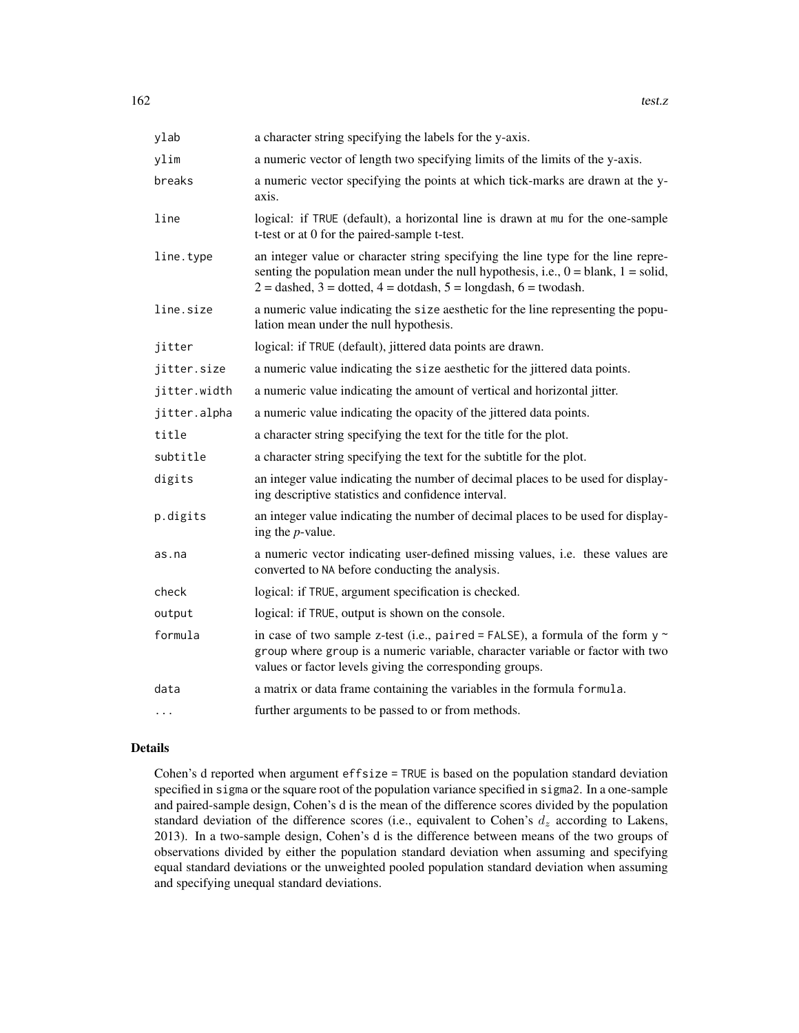| | |
|---|---|
| `ylab` | a character string specifying the labels for the y-axis. |
| `ylim` | a numeric vector of length two specifying limits of the limits of the y-axis. |
| `breaks` | a numeric vector specifying the points at which tick-marks are drawn at the y-axis. |
| `line` | logical: if `TRUE` (default), a horizontal line is drawn at `mu` for the one-sample t-test or at 0 for the paired-sample t-test. |
| `line.type` | an integer value or character string specifying the line type for the line representing the population mean under the null hypothesis, i.e., 0 = blank, 1 = solid, 2 = dashed, 3 = dotted, 4 = dotdash, 5 = longdash, 6 = twodash. |
| `line.size` | a numeric value indicating the `size` aesthetic for the line representing the population mean under the null hypothesis. |
| `jitter` | logical: if `TRUE` (default), jittered data points are drawn. |
| `jitter.size` | a numeric value indicating the `size` aesthetic for the jittered data points. |
| `jitter.width` | a numeric value indicating the amount of vertical and horizontal jitter. |
| `jitter.alpha` | a numeric value indicating the opacity of the jittered data points. |
| `title` | a character string specifying the text for the title for the plot. |
| `subtitle` | a character string specifying the text for the subtitle for the plot. |
| `digits` | an integer value indicating the number of decimal places to be used for displaying descriptive statistics and confidence interval. |
| `p.digits` | an integer value indicating the number of decimal places to be used for displaying the *p*-value. |
| `as.na` | a numeric vector indicating user-defined missing values, i.e. these values are converted to `NA` before conducting the analysis. |
| `check` | logical: if `TRUE`, argument specification is checked. |
| `output` | logical: if `TRUE`, output is shown on the console. |
| `formula` | in case of two sample z-test (i.e., `paired = FALSE`), a formula of the form `y ~ group` where `group` is a numeric variable, character variable or factor with two values or factor levels giving the corresponding groups. |
| `data` | a matrix or data frame containing the variables in the formula `formula`. |
| `...` | further arguments to be passed to or from methods. |

## Details

Cohen's d reported when argument `effsize = TRUE` is based on the population standard deviation specified in `sigma` or the square root of the population variance specified in `sigma2`. In a one-sample and paired-sample design, Cohen's d is the mean of the difference scores divided by the population standard deviation of the difference scores (i.e., equivalent to Cohen's $d_z$ according to Lakens, 2013). In a two-sample design, Cohen's d is the difference between means of the two groups of observations divided by either the population standard deviation when assuming and specifying equal standard deviations or the unweighted pooled population standard deviation when assuming and specifying unequal standard deviations.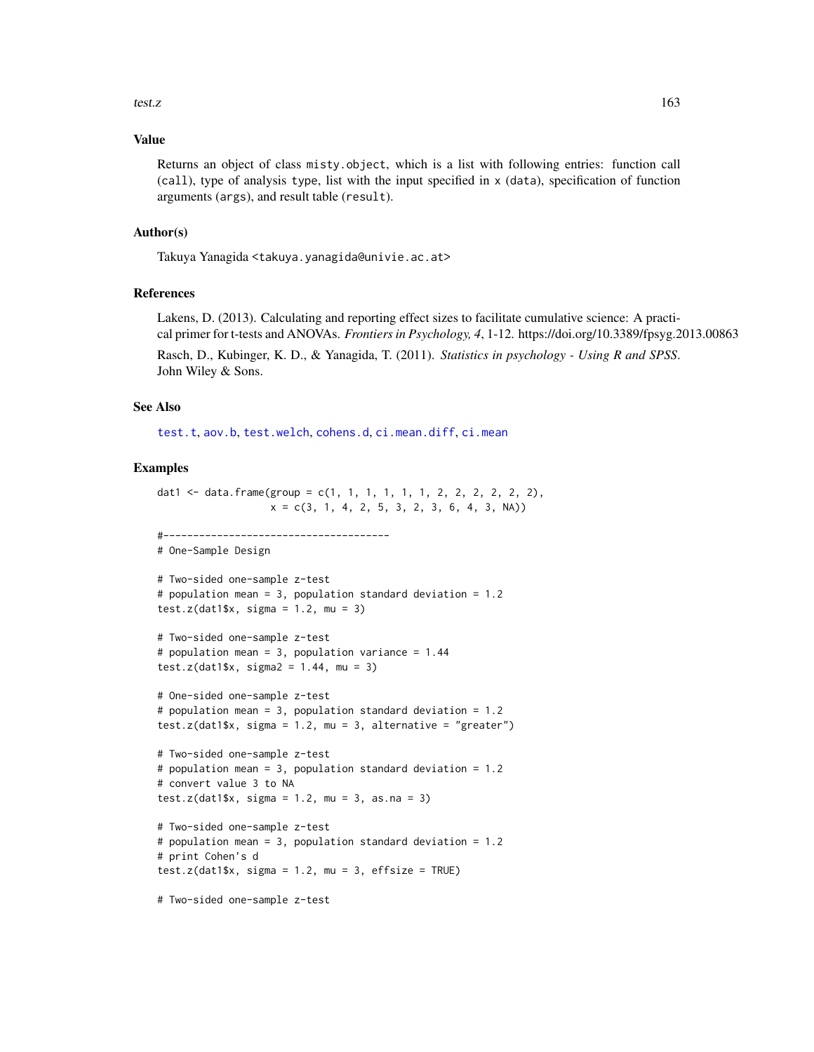## Value

Returns an object of class `misty.object`, which is a list with following entries: function call (`call`), type of analysis `type`, list with the input specified in `x` (`data`), specification of function arguments (`args`), and result table (`result`).

## Author(s)

Takuya Yanagida <takuya.yanagida@univie.ac.at>

## References

Lakens, D. (2013). Calculating and reporting effect sizes to facilitate cumulative science: A practical primer for t-tests and ANOVAs. *Frontiers in Psychology, 4*, 1-12. https://doi.org/10.3389/fpsyg.2013.00863

Rasch, D., Kubinger, K. D., & Yanagida, T. (2011). *Statistics in psychology - Using R and SPSS*. John Wiley & Sons.

## See Also

`test.t`, `aov.b`, `test.welch`, `cohens.d`, `ci.mean.diff`, `ci.mean`

## Examples

```
dat1 <- data.frame(group = c(1, 1, 1, 1, 1, 1, 2, 2, 2, 2, 2, 2),
                   x = c(3, 1, 4, 2, 5, 3, 2, 3, 6, 4, 3, NA))

#--------------------------------------
# One-Sample Design

# Two-sided one-sample z-test
# population mean = 3, population standard deviation = 1.2
test.z(dat1$x, sigma = 1.2, mu = 3)

# Two-sided one-sample z-test
# population mean = 3, population variance = 1.44
test.z(dat1$x, sigma2 = 1.44, mu = 3)

# One-sided one-sample z-test
# population mean = 3, population standard deviation = 1.2
test.z(dat1$x, sigma = 1.2, mu = 3, alternative = "greater")

# Two-sided one-sample z-test
# population mean = 3, population standard deviation = 1.2
# convert value 3 to NA
test.z(dat1$x, sigma = 1.2, mu = 3, as.na = 3)

# Two-sided one-sample z-test
# population mean = 3, population standard deviation = 1.2
# print Cohen's d
test.z(dat1$x, sigma = 1.2, mu = 3, effsize = TRUE)

# Two-sided one-sample z-test
```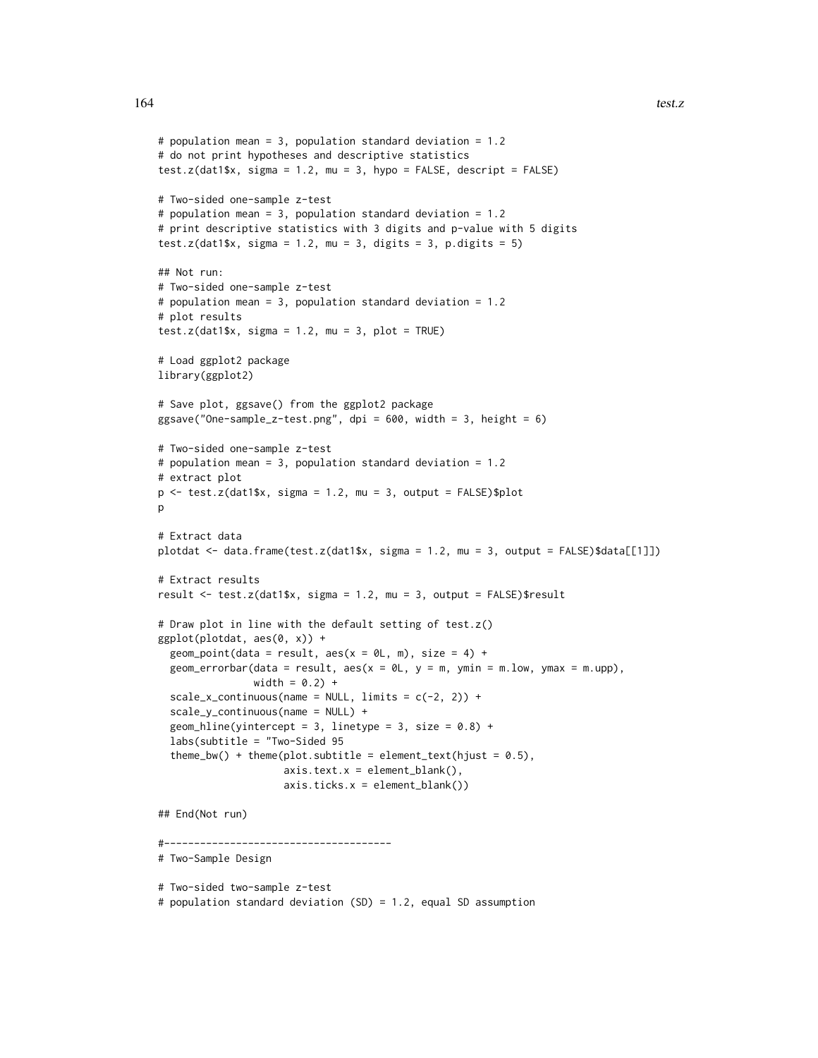```
# population mean = 3, population standard deviation = 1.2
# do not print hypotheses and descriptive statistics
test.z(dat1$x, sigma = 1.2, mu = 3, hypo = FALSE, descript = FALSE)

# Two-sided one-sample z-test
# population mean = 3, population standard deviation = 1.2
# print descriptive statistics with 3 digits and p-value with 5 digits
test.z(dat1$x, sigma = 1.2, mu = 3, digits = 3, p.digits = 5)

## Not run:
# Two-sided one-sample z-test
# population mean = 3, population standard deviation = 1.2
# plot results
test.z(dat1$x, sigma = 1.2, mu = 3, plot = TRUE)

# Load ggplot2 package
library(ggplot2)

# Save plot, ggsave() from the ggplot2 package
ggsave("One-sample_z-test.png", dpi = 600, width = 3, height = 6)

# Two-sided one-sample z-test
# population mean = 3, population standard deviation = 1.2
# extract plot
p <- test.z(dat1$x, sigma = 1.2, mu = 3, output = FALSE)$plot
p

# Extract data
plotdat <- data.frame(test.z(dat1$x, sigma = 1.2, mu = 3, output = FALSE)$data[[1]])

# Extract results
result <- test.z(dat1$x, sigma = 1.2, mu = 3, output = FALSE)$result

# Draw plot in line with the default setting of test.z()
ggplot(plotdat, aes(0, x)) +
  geom_point(data = result, aes(x = 0L, m), size = 4) +
  geom_errorbar(data = result, aes(x = 0L, y = m, ymin = m.low, ymax = m.upp),
                width = 0.2) +
  scale_x_continuous(name = NULL, limits = c(-2, 2)) +
  scale_y_continuous(name = NULL) +
  geom_hline(yintercept = 3, linetype = 3, size = 0.8) +
  labs(subtitle = "Two-Sided 95
  theme_bw() + theme(plot.subtitle = element_text(hjust = 0.5),
                     axis.text.x = element_blank(),
                     axis.ticks.x = element_blank())

## End(Not run)

#--------------------------------------
# Two-Sample Design

# Two-sided two-sample z-test
# population standard deviation (SD) = 1.2, equal SD assumption
```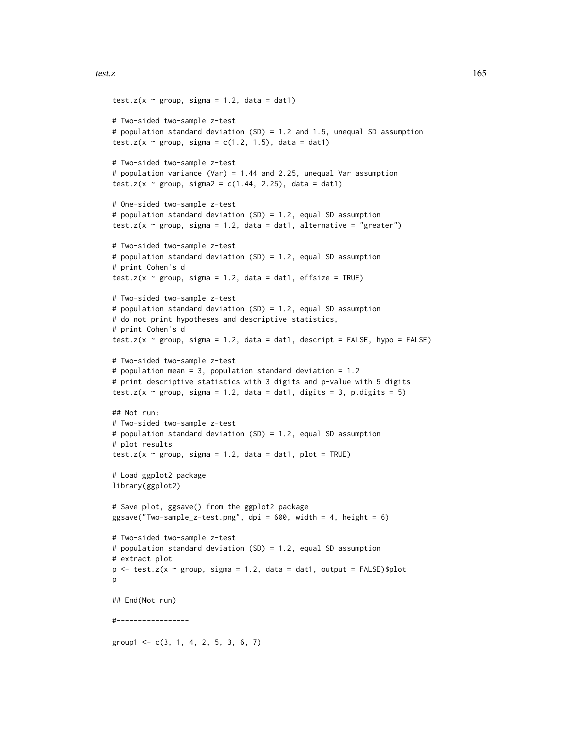```
test.z(x ~ group, sigma = 1.2, data = dat1)

# Two-sided two-sample z-test
# population standard deviation (SD) = 1.2 and 1.5, unequal SD assumption
test.z(x ~ group, sigma = c(1.2, 1.5), data = dat1)

# Two-sided two-sample z-test
# population variance (Var) = 1.44 and 2.25, unequal Var assumption
test.z(x ~ group, sigma2 = c(1.44, 2.25), data = dat1)

# One-sided two-sample z-test
# population standard deviation (SD) = 1.2, equal SD assumption
test.z(x ~ group, sigma = 1.2, data = dat1, alternative = "greater")

# Two-sided two-sample z-test
# population standard deviation (SD) = 1.2, equal SD assumption
# print Cohen's d
test.z(x ~ group, sigma = 1.2, data = dat1, effsize = TRUE)

# Two-sided two-sample z-test
# population standard deviation (SD) = 1.2, equal SD assumption
# do not print hypotheses and descriptive statistics,
# print Cohen's d
test.z(x ~ group, sigma = 1.2, data = dat1, descript = FALSE, hypo = FALSE)

# Two-sided two-sample z-test
# population mean = 3, population standard deviation = 1.2
# print descriptive statistics with 3 digits and p-value with 5 digits
test.z(x ~ group, sigma = 1.2, data = dat1, digits = 3, p.digits = 5)

## Not run:
# Two-sided two-sample z-test
# population standard deviation (SD) = 1.2, equal SD assumption
# plot results
test.z(x ~ group, sigma = 1.2, data = dat1, plot = TRUE)

# Load ggplot2 package
library(ggplot2)

# Save plot, ggsave() from the ggplot2 package
ggsave("Two-sample_z-test.png", dpi = 600, width = 4, height = 6)

# Two-sided two-sample z-test
# population standard deviation (SD) = 1.2, equal SD assumption
# extract plot
p <- test.z(x ~ group, sigma = 1.2, data = dat1, output = FALSE)$plot
p

## End(Not run)

#-----------------

group1 <- c(3, 1, 4, 2, 5, 3, 6, 7)
```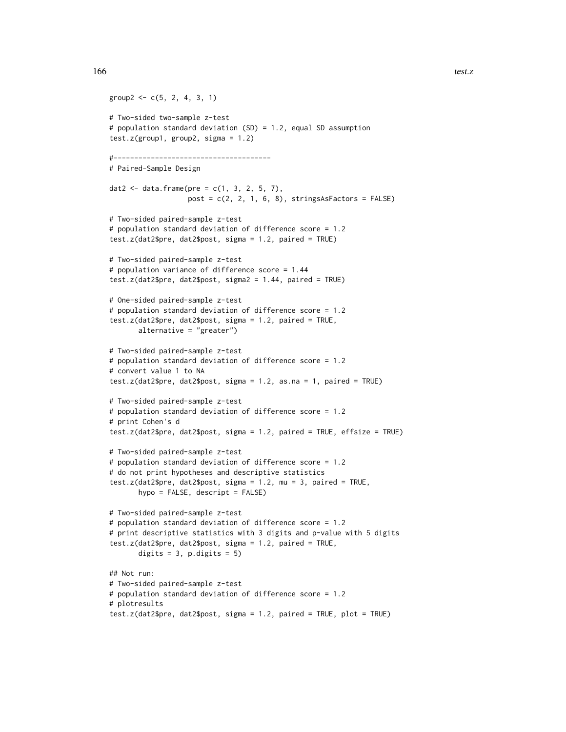```
group2 <- c(5, 2, 4, 3, 1)

# Two-sided two-sample z-test
# population standard deviation (SD) = 1.2, equal SD assumption
test.z(group1, group2, sigma = 1.2)

#--------------------------------------
# Paired-Sample Design

dat2 <- data.frame(pre = c(1, 3, 2, 5, 7),
                   post = c(2, 2, 1, 6, 8), stringsAsFactors = FALSE)

# Two-sided paired-sample z-test
# population standard deviation of difference score = 1.2
test.z(dat2$pre, dat2$post, sigma = 1.2, paired = TRUE)

# Two-sided paired-sample z-test
# population variance of difference score = 1.44
test.z(dat2$pre, dat2$post, sigma2 = 1.44, paired = TRUE)

# One-sided paired-sample z-test
# population standard deviation of difference score = 1.2
test.z(dat2$pre, dat2$post, sigma = 1.2, paired = TRUE,
       alternative = "greater")

# Two-sided paired-sample z-test
# population standard deviation of difference score = 1.2
# convert value 1 to NA
test.z(dat2$pre, dat2$post, sigma = 1.2, as.na = 1, paired = TRUE)

# Two-sided paired-sample z-test
# population standard deviation of difference score = 1.2
# print Cohen's d
test.z(dat2$pre, dat2$post, sigma = 1.2, paired = TRUE, effsize = TRUE)

# Two-sided paired-sample z-test
# population standard deviation of difference score = 1.2
# do not print hypotheses and descriptive statistics
test.z(dat2$pre, dat2$post, sigma = 1.2, mu = 3, paired = TRUE,
       hypo = FALSE, descript = FALSE)

# Two-sided paired-sample z-test
# population standard deviation of difference score = 1.2
# print descriptive statistics with 3 digits and p-value with 5 digits
test.z(dat2$pre, dat2$post, sigma = 1.2, paired = TRUE,
       digits = 3, p.digits = 5)

## Not run:
# Two-sided paired-sample z-test
# population standard deviation of difference score = 1.2
# plotresults
test.z(dat2$pre, dat2$post, sigma = 1.2, paired = TRUE, plot = TRUE)
```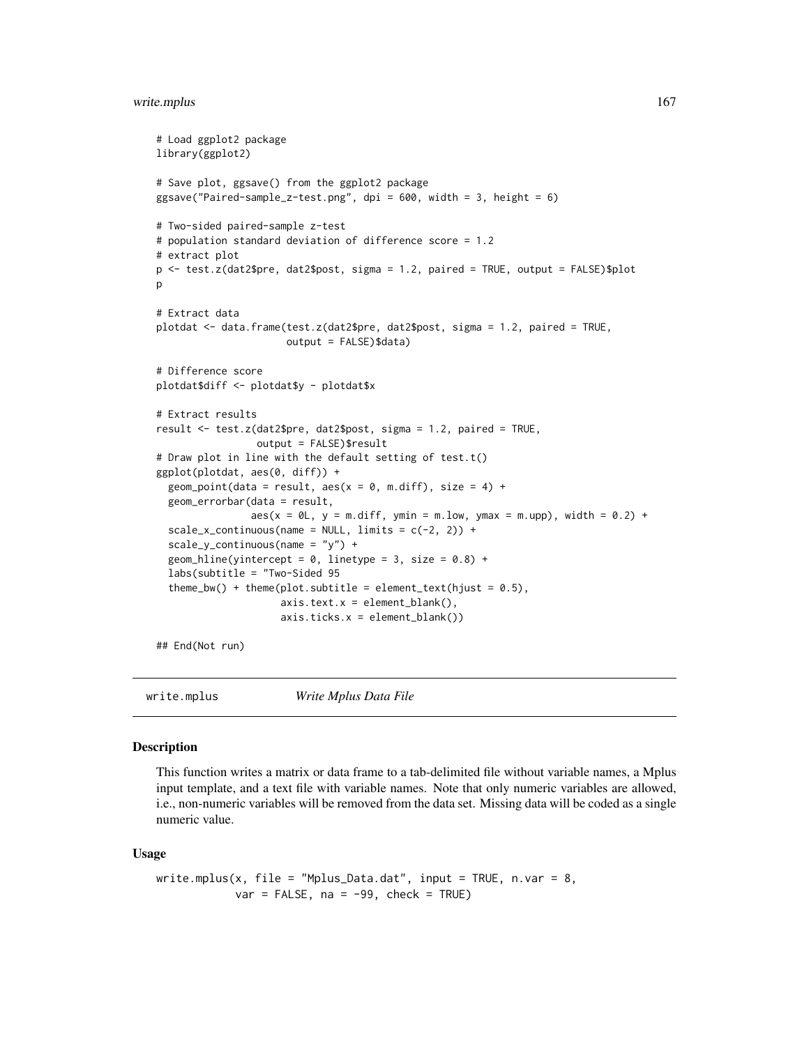```
# Load ggplot2 package
library(ggplot2)

# Save plot, ggsave() from the ggplot2 package
ggsave("Paired-sample_z-test.png", dpi = 600, width = 3, height = 6)

# Two-sided paired-sample z-test
# population standard deviation of difference score = 1.2
# extract plot
p <- test.z(dat2$pre, dat2$post, sigma = 1.2, paired = TRUE, output = FALSE)$plot
p

# Extract data
plotdat <- data.frame(test.z(dat2$pre, dat2$post, sigma = 1.2, paired = TRUE,
                      output = FALSE)$data)

# Difference score
plotdat$diff <- plotdat$y - plotdat$x

# Extract results
result <- test.z(dat2$pre, dat2$post, sigma = 1.2, paired = TRUE,
                 output = FALSE)$result
# Draw plot in line with the default setting of test.t()
ggplot(plotdat, aes(0, diff)) +
  geom_point(data = result, aes(x = 0, m.diff), size = 4) +
  geom_errorbar(data = result,
                aes(x = 0L, y = m.diff, ymin = m.low, ymax = m.upp), width = 0.2) +
  scale_x_continuous(name = NULL, limits = c(-2, 2)) +
  scale_y_continuous(name = "y") +
  geom_hline(yintercept = 0, linetype = 3, size = 0.8) +
  labs(subtitle = "Two-Sided 95
  theme_bw() + theme(plot.subtitle = element_text(hjust = 0.5),
                     axis.text.x = element_blank(),
                     axis.ticks.x = element_blank())

## End(Not run)
```

---

## write.mplus *Write Mplus Data File*

---

### Description

This function writes a matrix or data frame to a tab-delimited file without variable names, a Mplus input template, and a text file with variable names. Note that only numeric variables are allowed, i.e., non-numeric variables will be removed from the data set. Missing data will be coded as a single numeric value.

### Usage

```
write.mplus(x, file = "Mplus_Data.dat", input = TRUE, n.var = 8,
            var = FALSE, na = -99, check = TRUE)
```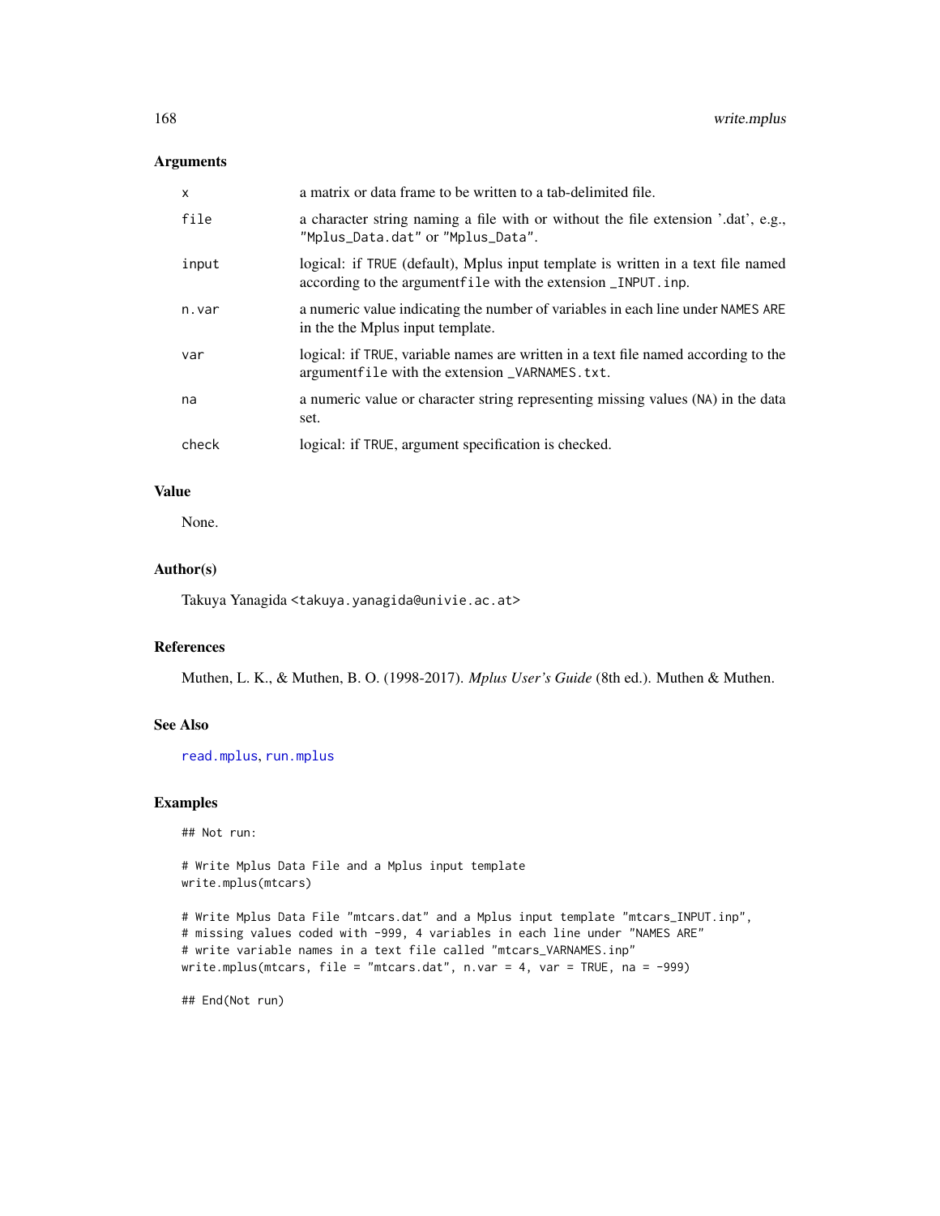## Arguments

| | |
|---|---|
| x | a matrix or data frame to be written to a tab-delimited file. |
| file | a character string naming a file with or without the file extension '.dat', e.g., "Mplus_Data.dat" or "Mplus_Data". |
| input | logical: if TRUE (default), Mplus input template is written in a text file named according to the argumentfile with the extension _INPUT.inp. |
| n.var | a numeric value indicating the number of variables in each line under NAMES ARE in the the Mplus input template. |
| var | logical: if TRUE, variable names are written in a text file named according to the argumentfile with the extension _VARNAMES.txt. |
| na | a numeric value or character string representing missing values (NA) in the data set. |
| check | logical: if TRUE, argument specification is checked. |

## Value

None.

## Author(s)

Takuya Yanagida <takuya.yanagida@univie.ac.at>

## References

Muthen, L. K., & Muthen, B. O. (1998-2017). *Mplus User's Guide* (8th ed.). Muthen & Muthen.

## See Also

read.mplus, run.mplus

## Examples

```
## Not run:

# Write Mplus Data File and a Mplus input template
write.mplus(mtcars)

# Write Mplus Data File "mtcars.dat" and a Mplus input template "mtcars_INPUT.inp",
# missing values coded with -999, 4 variables in each line under "NAMES ARE"
# write variable names in a text file called "mtcars_VARNAMES.inp"
write.mplus(mtcars, file = "mtcars.dat", n.var = 4, var = TRUE, na = -999)

## End(Not run)
```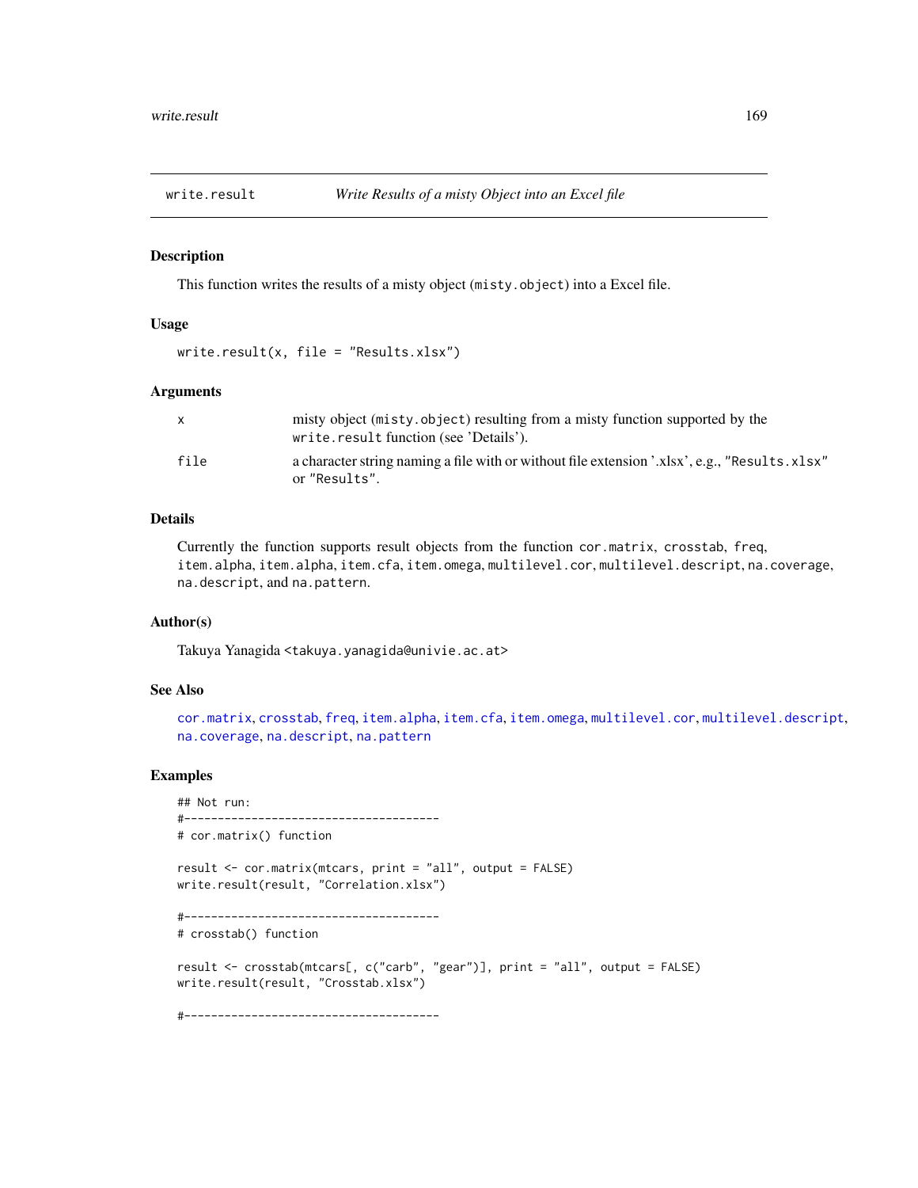## write.result *Write Results of a misty Object into an Excel file*

### Description

This function writes the results of a misty object (`misty.object`) into a Excel file.

### Usage

```
write.result(x, file = "Results.xlsx")
```

### Arguments

| | |
|---|---|
| `x` | misty object (`misty.object`) resulting from a misty function supported by the `write.result` function (see 'Details'). |
| `file` | a character string naming a file with or without file extension '.xlsx', e.g., `"Results.xlsx"` or `"Results"`. |

### Details

Currently the function supports result objects from the function `cor.matrix`, `crosstab`, `freq`, `item.alpha`, `item.alpha`, `item.cfa`, `item.omega`, `multilevel.cor`, `multilevel.descript`, `na.coverage`, `na.descript`, and `na.pattern`.

### Author(s)

Takuya Yanagida <takuya.yanagida@univie.ac.at>

### See Also

`cor.matrix`, `crosstab`, `freq`, `item.alpha`, `item.cfa`, `item.omega`, `multilevel.cor`, `multilevel.descript`, `na.coverage`, `na.descript`, `na.pattern`

### Examples

```
## Not run:
#--------------------------------------
# cor.matrix() function

result <- cor.matrix(mtcars, print = "all", output = FALSE)
write.result(result, "Correlation.xlsx")

#--------------------------------------
# crosstab() function

result <- crosstab(mtcars[, c("carb", "gear")], print = "all", output = FALSE)
write.result(result, "Crosstab.xlsx")

#--------------------------------------
```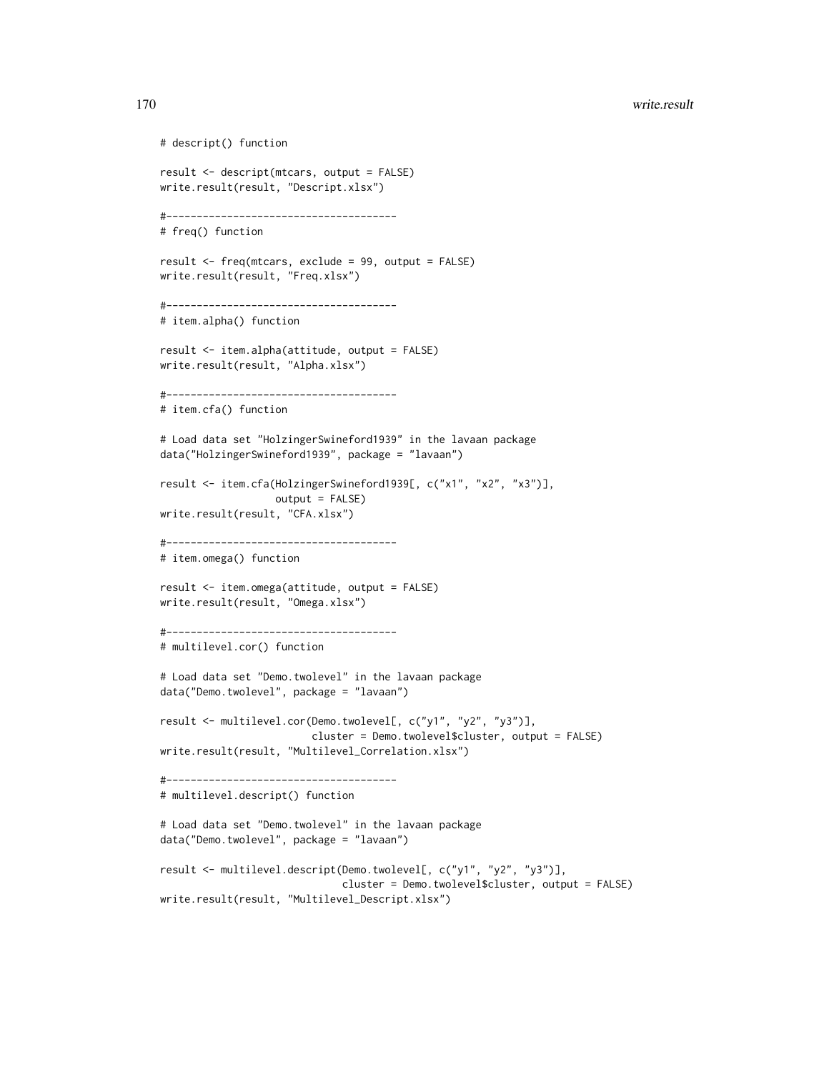```
# descript() function

result <- descript(mtcars, output = FALSE)
write.result(result, "Descript.xlsx")

#--------------------------------------
# freq() function

result <- freq(mtcars, exclude = 99, output = FALSE)
write.result(result, "Freq.xlsx")

#--------------------------------------
# item.alpha() function

result <- item.alpha(attitude, output = FALSE)
write.result(result, "Alpha.xlsx")

#--------------------------------------
# item.cfa() function

# Load data set "HolzingerSwineford1939" in the lavaan package
data("HolzingerSwineford1939", package = "lavaan")

result <- item.cfa(HolzingerSwineford1939[, c("x1", "x2", "x3")],
                   output = FALSE)
write.result(result, "CFA.xlsx")

#--------------------------------------
# item.omega() function

result <- item.omega(attitude, output = FALSE)
write.result(result, "Omega.xlsx")

#--------------------------------------
# multilevel.cor() function

# Load data set "Demo.twolevel" in the lavaan package
data("Demo.twolevel", package = "lavaan")

result <- multilevel.cor(Demo.twolevel[, c("y1", "y2", "y3")],
                         cluster = Demo.twolevel$cluster, output = FALSE)
write.result(result, "Multilevel_Correlation.xlsx")

#--------------------------------------
# multilevel.descript() function

# Load data set "Demo.twolevel" in the lavaan package
data("Demo.twolevel", package = "lavaan")

result <- multilevel.descript(Demo.twolevel[, c("y1", "y2", "y3")],
                              cluster = Demo.twolevel$cluster, output = FALSE)
write.result(result, "Multilevel_Descript.xlsx")
```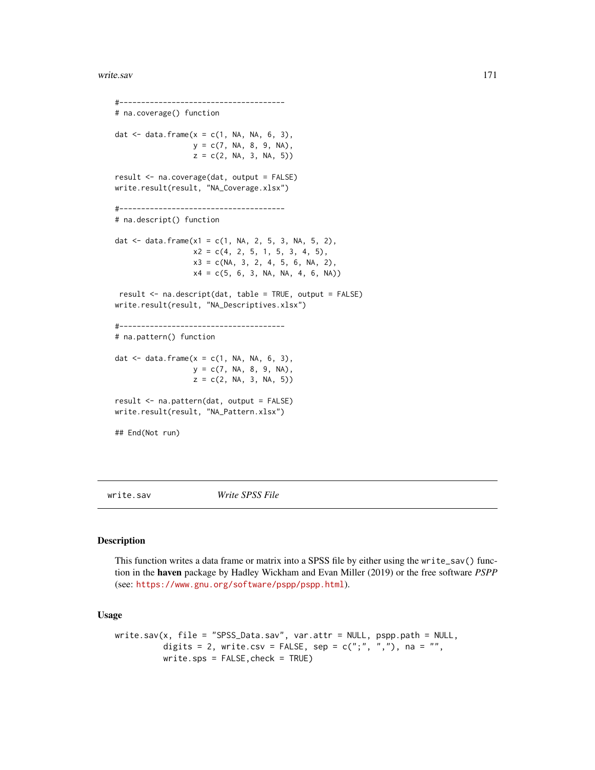```
#--------------------------------------
# na.coverage() function

dat <- data.frame(x = c(1, NA, NA, 6, 3),
                  y = c(7, NA, 8, 9, NA),
                  z = c(2, NA, 3, NA, 5))

result <- na.coverage(dat, output = FALSE)
write.result(result, "NA_Coverage.xlsx")

#--------------------------------------
# na.descript() function

dat <- data.frame(x1 = c(1, NA, 2, 5, 3, NA, 5, 2),
                  x2 = c(4, 2, 5, 1, 5, 3, 4, 5),
                  x3 = c(NA, 3, 2, 4, 5, 6, NA, 2),
                  x4 = c(5, 6, 3, NA, NA, 4, 6, NA))

 result <- na.descript(dat, table = TRUE, output = FALSE)
write.result(result, "NA_Descriptives.xlsx")

#--------------------------------------
# na.pattern() function

dat <- data.frame(x = c(1, NA, NA, 6, 3),
                  y = c(7, NA, 8, 9, NA),
                  z = c(2, NA, 3, NA, 5))

result <- na.pattern(dat, output = FALSE)
write.result(result, "NA_Pattern.xlsx")

## End(Not run)
```

## write.sav *Write SPSS File*

### Description

This function writes a data frame or matrix into a SPSS file by either using the `write_sav()` function in the **haven** package by Hadley Wickham and Evan Miller (2019) or the free software *PSPP* (see: https://www.gnu.org/software/pspp/pspp.html).

### Usage

```
write.sav(x, file = "SPSS_Data.sav", var.attr = NULL, pspp.path = NULL,
          digits = 2, write.csv = FALSE, sep = c(";", ","), na = "",
          write.sps = FALSE,check = TRUE)
```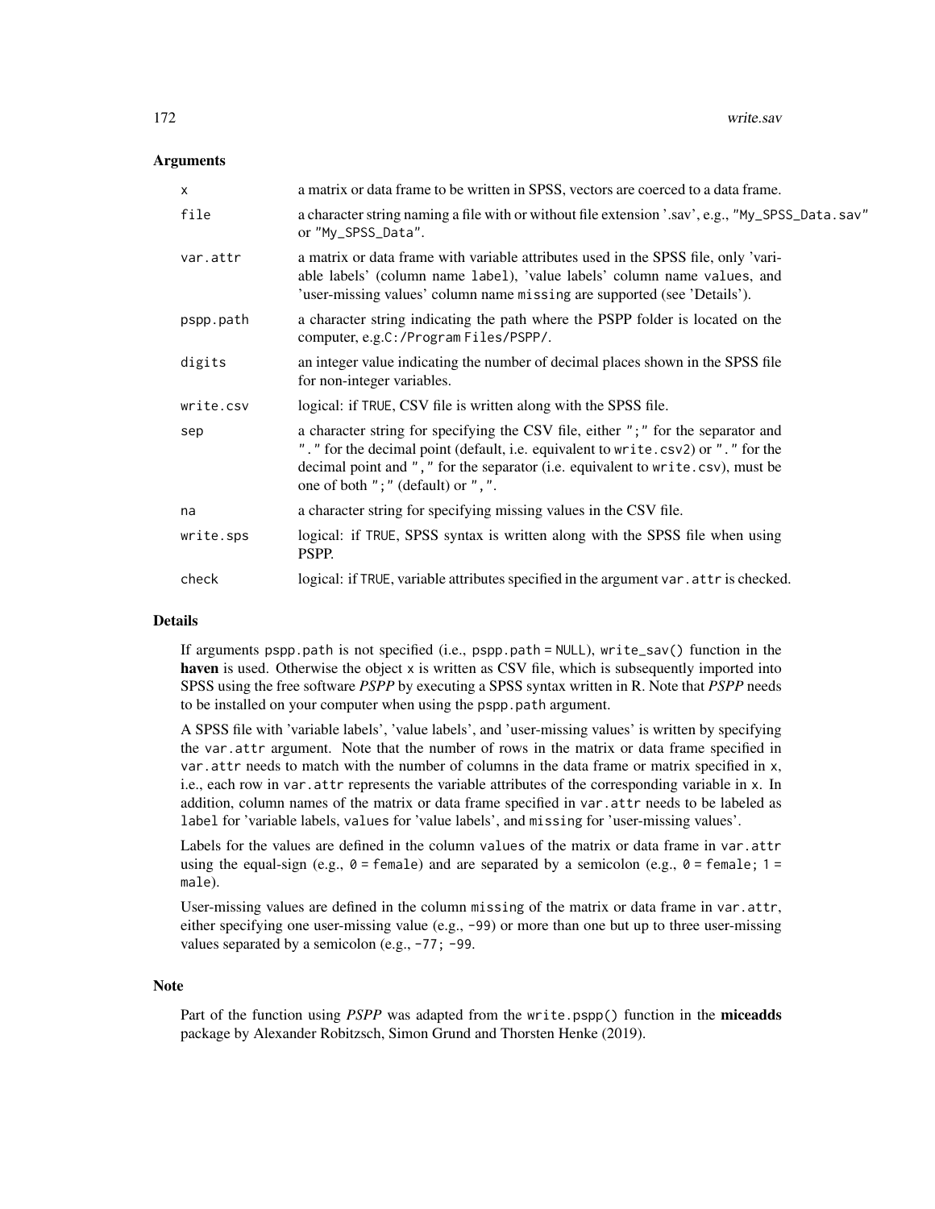## Arguments

| | |
|---|---|
| x | a matrix or data frame to be written in SPSS, vectors are coerced to a data frame. |
| file | a character string naming a file with or without file extension '.sav', e.g., "My_SPSS_Data.sav" or "My_SPSS_Data". |
| var.attr | a matrix or data frame with variable attributes used in the SPSS file, only 'variable labels' (column name label), 'value labels' column name values, and 'user-missing values' column name missing are supported (see 'Details'). |
| pspp.path | a character string indicating the path where the PSPP folder is located on the computer, e.g.C:/Program Files/PSPP/. |
| digits | an integer value indicating the number of decimal places shown in the SPSS file for non-integer variables. |
| write.csv | logical: if TRUE, CSV file is written along with the SPSS file. |
| sep | a character string for specifying the CSV file, either ";" for the separator and "." for the decimal point (default, i.e. equivalent to write.csv2) or "." for the decimal point and "," for the separator (i.e. equivalent to write.csv), must be one of both ";" (default) or ",". |
| na | a character string for specifying missing values in the CSV file. |
| write.sps | logical: if TRUE, SPSS syntax is written along with the SPSS file when using PSPP. |
| check | logical: if TRUE, variable attributes specified in the argument var.attr is checked. |

## Details

If arguments pspp.path is not specified (i.e., pspp.path = NULL), write_sav() function in the **haven** is used. Otherwise the object x is written as CSV file, which is subsequently imported into SPSS using the free software *PSPP* by executing a SPSS syntax written in R. Note that *PSPP* needs to be installed on your computer when using the pspp.path argument.

A SPSS file with 'variable labels', 'value labels', and 'user-missing values' is written by specifying the var.attr argument. Note that the number of rows in the matrix or data frame specified in var.attr needs to match with the number of columns in the data frame or matrix specified in x, i.e., each row in var.attr represents the variable attributes of the corresponding variable in x. In addition, column names of the matrix or data frame specified in var.attr needs to be labeled as label for 'variable labels, values for 'value labels', and missing for 'user-missing values'.

Labels for the values are defined in the column values of the matrix or data frame in var.attr using the equal-sign (e.g., 0 = female) and are separated by a semicolon (e.g., 0 = female; 1 = male).

User-missing values are defined in the column missing of the matrix or data frame in var.attr, either specifying one user-missing value (e.g., -99) or more than one but up to three user-missing values separated by a semicolon (e.g., -77; -99.

## Note

Part of the function using *PSPP* was adapted from the write.pspp() function in the **miceadds** package by Alexander Robitzsch, Simon Grund and Thorsten Henke (2019).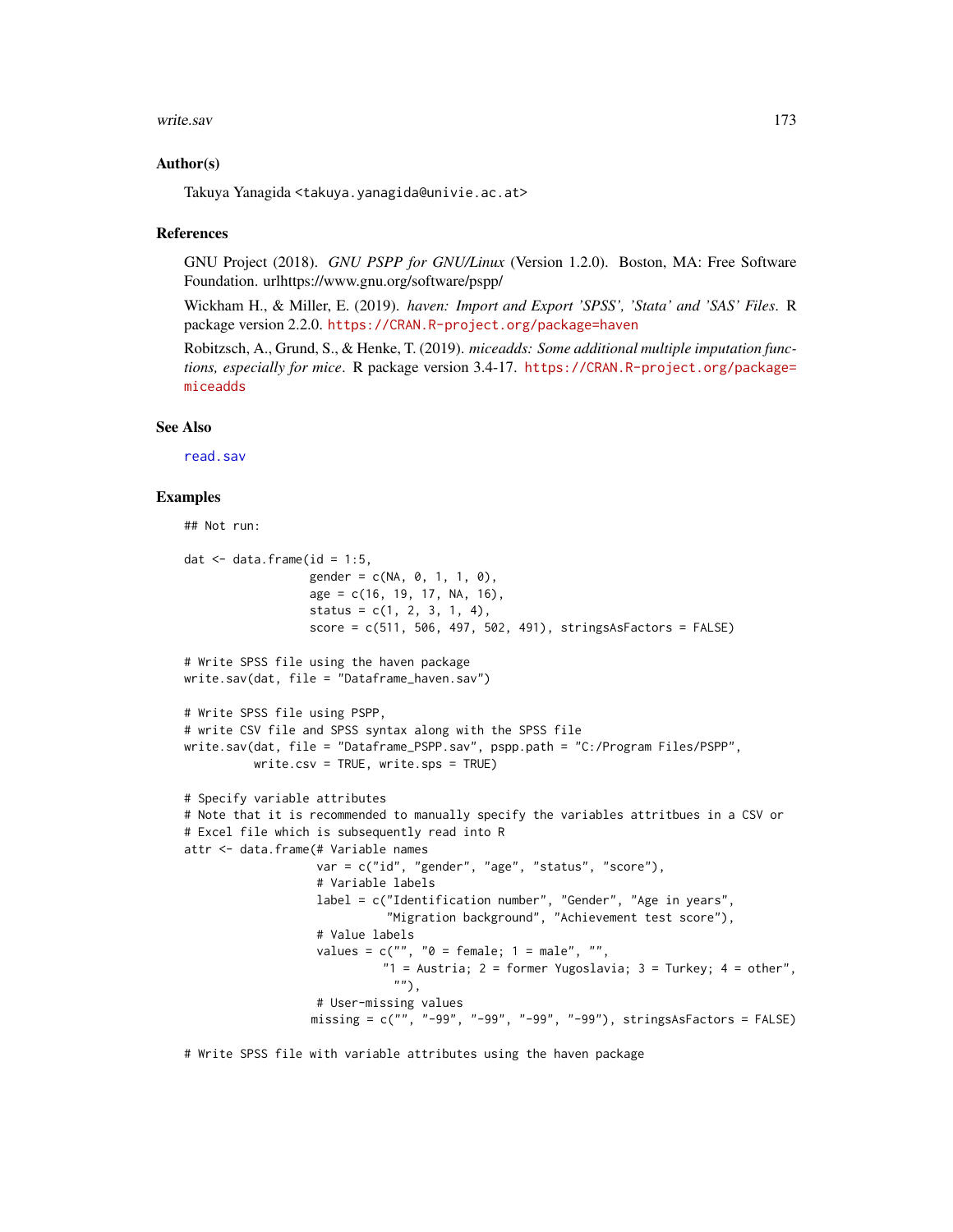## Author(s)

Takuya Yanagida <takuya.yanagida@univie.ac.at>

## References

GNU Project (2018). *GNU PSPP for GNU/Linux* (Version 1.2.0). Boston, MA: Free Software Foundation. urlhttps://www.gnu.org/software/pspp/

Wickham H., & Miller, E. (2019). *haven: Import and Export 'SPSS', 'Stata' and 'SAS' Files.* R package version 2.2.0. https://CRAN.R-project.org/package=haven

Robitzsch, A., Grund, S., & Henke, T. (2019). *miceadds: Some additional multiple imputation functions, especially for mice*. R package version 3.4-17. https://CRAN.R-project.org/package=miceadds

## See Also

read.sav

## Examples

```
## Not run:

dat <- data.frame(id = 1:5,
                  gender = c(NA, 0, 1, 1, 0),
                  age = c(16, 19, 17, NA, 16),
                  status = c(1, 2, 3, 1, 4),
                  score = c(511, 506, 497, 502, 491), stringsAsFactors = FALSE)

# Write SPSS file using the haven package
write.sav(dat, file = "Dataframe_haven.sav")

# Write SPSS file using PSPP,
# write CSV file and SPSS syntax along with the SPSS file
write.sav(dat, file = "Dataframe_PSPP.sav", pspp.path = "C:/Program Files/PSPP",
          write.csv = TRUE, write.sps = TRUE)

# Specify variable attributes
# Note that it is recommended to manually specify the variables attritbues in a CSV or
# Excel file which is subsequently read into R
attr <- data.frame(# Variable names
                   var = c("id", "gender", "age", "status", "score"),
                   # Variable labels
                   label = c("Identification number", "Gender", "Age in years",
                             "Migration background", "Achievement test score"),
                   # Value labels
                   values = c("", "0 = female; 1 = male", "",
                              "1 = Austria; 2 = former Yugoslavia; 3 = Turkey; 4 = other",
                               ""),
                   # User-missing values
                  missing = c("", "-99", "-99", "-99", "-99"), stringsAsFactors = FALSE)

# Write SPSS file with variable attributes using the haven package
```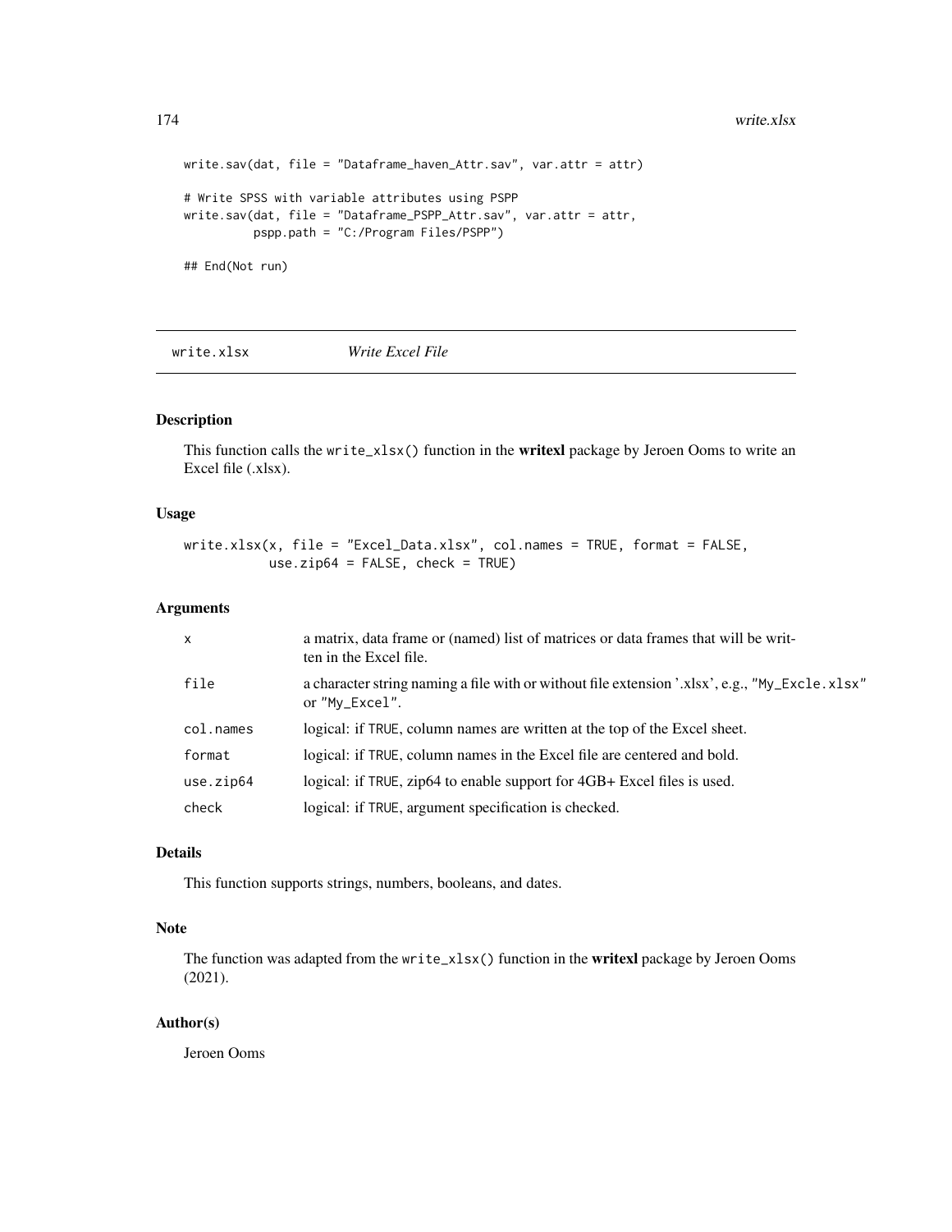```
write.sav(dat, file = "Dataframe_haven_Attr.sav", var.attr = attr)

# Write SPSS with variable attributes using PSPP
write.sav(dat, file = "Dataframe_PSPP_Attr.sav", var.attr = attr,
          pspp.path = "C:/Program Files/PSPP")

## End(Not run)
```

---

## write.xlsx *Write Excel File*

---

### Description

This function calls the write_xlsx() function in the **writexl** package by Jeroen Ooms to write an Excel file (.xlsx).

### Usage

```
write.xlsx(x, file = "Excel_Data.xlsx", col.names = TRUE, format = FALSE,
           use.zip64 = FALSE, check = TRUE)
```

### Arguments

| | |
|---|---|
| x | a matrix, data frame or (named) list of matrices or data frames that will be written in the Excel file. |
| file | a character string naming a file with or without file extension '.xlsx', e.g., "My_Excle.xlsx" or "My_Excel". |
| col.names | logical: if TRUE, column names are written at the top of the Excel sheet. |
| format | logical: if TRUE, column names in the Excel file are centered and bold. |
| use.zip64 | logical: if TRUE, zip64 to enable support for 4GB+ Excel files is used. |
| check | logical: if TRUE, argument specification is checked. |

### Details

This function supports strings, numbers, booleans, and dates.

### Note

The function was adapted from the write_xlsx() function in the **writexl** package by Jeroen Ooms (2021).

### Author(s)

Jeroen Ooms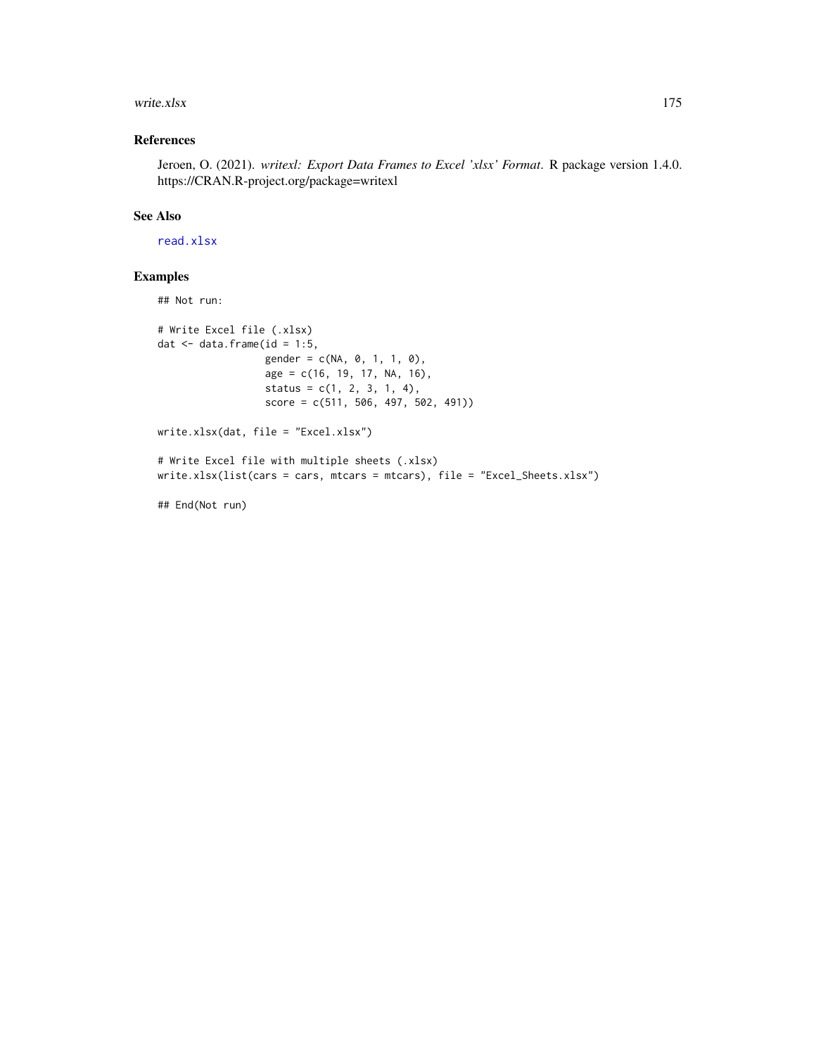### References

Jeroen, O. (2021). *writexl: Export Data Frames to Excel 'xlsx' Format*. R package version 1.4.0. https://CRAN.R-project.org/package=writexl

### See Also

read.xlsx

### Examples

```
## Not run:

# Write Excel file (.xlsx)
dat <- data.frame(id = 1:5,
                  gender = c(NA, 0, 1, 1, 0),
                  age = c(16, 19, 17, NA, 16),
                  status = c(1, 2, 3, 1, 4),
                  score = c(511, 506, 497, 502, 491))

write.xlsx(dat, file = "Excel.xlsx")

# Write Excel file with multiple sheets (.xlsx)
write.xlsx(list(cars = cars, mtcars = mtcars), file = "Excel_Sheets.xlsx")

## End(Not run)
```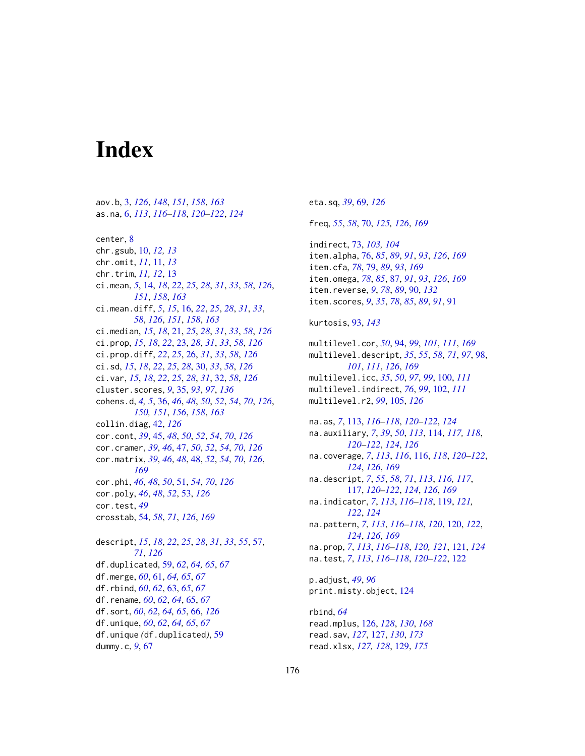# Index

aov.b, 3, *126*, *148*, *151*, *158*, *163*
as.na, 6, *113*, *116–118*, *120–122*, *124*

center, 8
chr.gsub, 10, *12, 13*
chr.omit, *11*, 11, *13*
chr.trim, *11, 12*, 13
ci.mean, *5*, 14, *18*, *22*, *25*, *28*, *31*, *33*, *58*, *126*, *151*, *158*, *163*
ci.mean.diff, *5*, *15*, 16, *22*, *25*, *28*, *31*, *33*, *58*, *126*, *151*, *158*, *163*
ci.median, *15*, *18*, 21, *25*, *28*, *31*, *33*, *58*, *126*
ci.prop, *15*, *18*, *22*, 23, *28*, *31*, *33*, *58*, *126*
ci.prop.diff, *22*, *25*, 26, *31*, *33*, *58*, *126*
ci.sd, *15*, *18*, *22*, *25*, *28*, 30, *33*, *58*, *126*
ci.var, *15*, *18*, *22*, *25*, *28*, *31*, 32, *58*, *126*
cluster.scores, *9*, *35*, *93*, *97*, *136*
cohens.d, *4, 5*, 36, *46*, *48*, *50*, *52*, *54*, *70*, *126*, *150, 151*, *156*, *158*, *163*
collin.diag, 42, *126*
cor.cont, *39*, 45, *48*, *50*, *52*, *54*, *70*, *126*
cor.cramer, *39*, *46*, 47, *50*, *52*, *54*, *70*, *126*
cor.matrix, *39*, *46*, *48*, 48, *52*, *54*, *70*, *126*, *169*
cor.phi, *46*, *48*, *50*, 51, *54*, *70*, *126*
cor.poly, *46*, *48*, *52*, 53, *126*
cor.test, *49*
crosstab, 54, *58*, *71*, *126*, *169*

descript, *15*, *18*, *22*, *25*, *28*, *31*, *33*, *55*, 57, *71*, *126*
df.duplicated, 59, *62*, *64, 65*, *67*
df.merge, *60*, 61, *64, 65*, *67*
df.rbind, *60*, *62*, 63, *65*, *67*
df.rename, *60*, *62*, *64*, 65, *67*
df.sort, *60*, *62*, *64, 65*, 66, *126*
df.unique, *60*, *62*, *64, 65*, *67*
df.unique (df.duplicated), 59
dummy.c, *9*, 67

eta.sq, *39*, 69, *126*

freq, *55*, *58*, 70, *125, 126*, *169*

indirect, 73, *103, 104*
item.alpha, 76, *85*, *89*, *91*, *93*, *126*, *169*
item.cfa, *78*, 79, *89*, *93*, *169*
item.omega, *78*, *85*, 87, *91*, *93*, *126*, *169*
item.reverse, *9*, *78*, *89*, 90, *132*
item.scores, *9*, *35*, *78*, *85*, *89*, *91*, 91

kurtosis, 93, *143*

multilevel.cor, *50*, 94, *99*, *101*, *111*, *169*
multilevel.descript, *35*, *55*, *58*, *71*, *97*, 98, *101*, *111*, *126*, *169*
multilevel.icc, *35*, *50*, *97*, *99*, 100, *111*
multilevel.indirect, *76*, *99*, 102, *111*
multilevel.r2, *99*, 105, *126*

na.as, *7*, 113, *116–118*, *120–122*, *124*
na.auxiliary, *7*, *39*, *50*, *113*, 114, *117, 118*, *120–122*, *124*, *126*
na.coverage, *7*, *113*, *116*, 116, *118*, *120–122*, *124*, *126*, *169*
na.descript, *7*, *55*, *58*, *71*, *113*, *116, 117*, 117, *120–122*, *124*, *126*, *169*
na.indicator, *7*, *113*, *116–118*, 119, *121, 122*, *124*
na.pattern, *7*, *113*, *116–118*, *120*, 120, *122*, *124*, *126*, *169*
na.prop, *7*, *113*, *116–118*, *120, 121*, 121, *124*
na.test, *7*, *113*, *116–118*, *120–122*, 122

p.adjust, *49*, *96*
print.misty.object, 124

rbind, *64*
read.mplus, 126, *128*, *130*, *168*
read.sav, *127*, 127, *130*, *173*
read.xlsx, *127, 128*, 129, *175*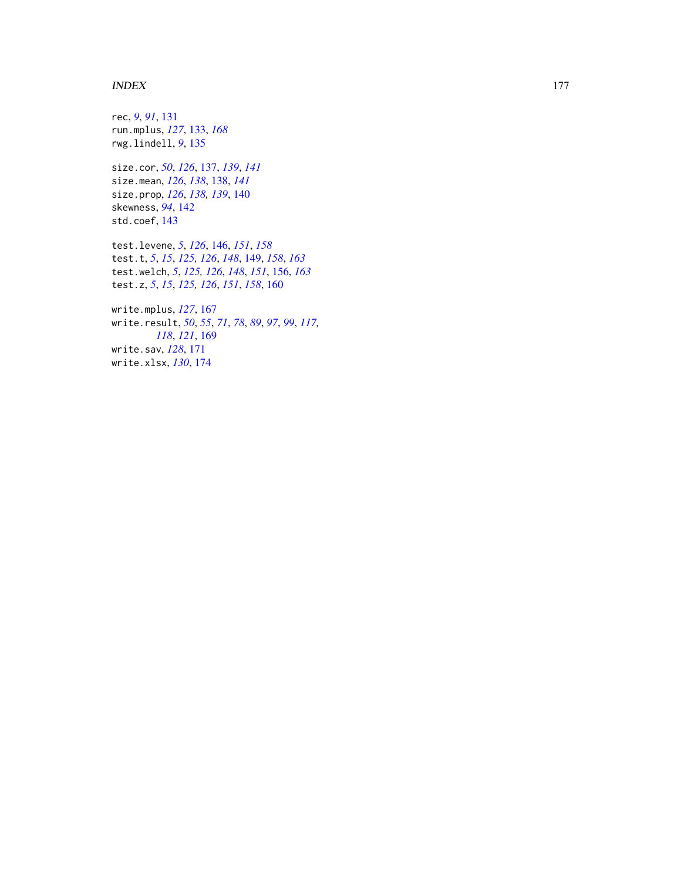rec, *9*, *91*, 131
run.mplus, *127*, 133, *168*
rwg.lindell, *9*, 135

size.cor, *50*, *126*, 137, *139*, *141*
size.mean, *126*, *138*, 138, *141*
size.prop, *126*, *138*, *139*, 140
skewness, *94*, 142
std.coef, 143

test.levene, *5*, *126*, 146, *151*, *158*
test.t, *5*, *15*, *125*, *126*, *148*, 149, *158*, *163*
test.welch, *5*, *125*, *126*, *148*, *151*, 156, *163*
test.z, *5*, *15*, *125*, *126*, *151*, *158*, 160

write.mplus, *127*, 167
write.result, *50*, *55*, *71*, *78*, *89*, *97*, *99*, *117*, *118*, *121*, 169
write.sav, *128*, 171
write.xlsx, *130*, 174